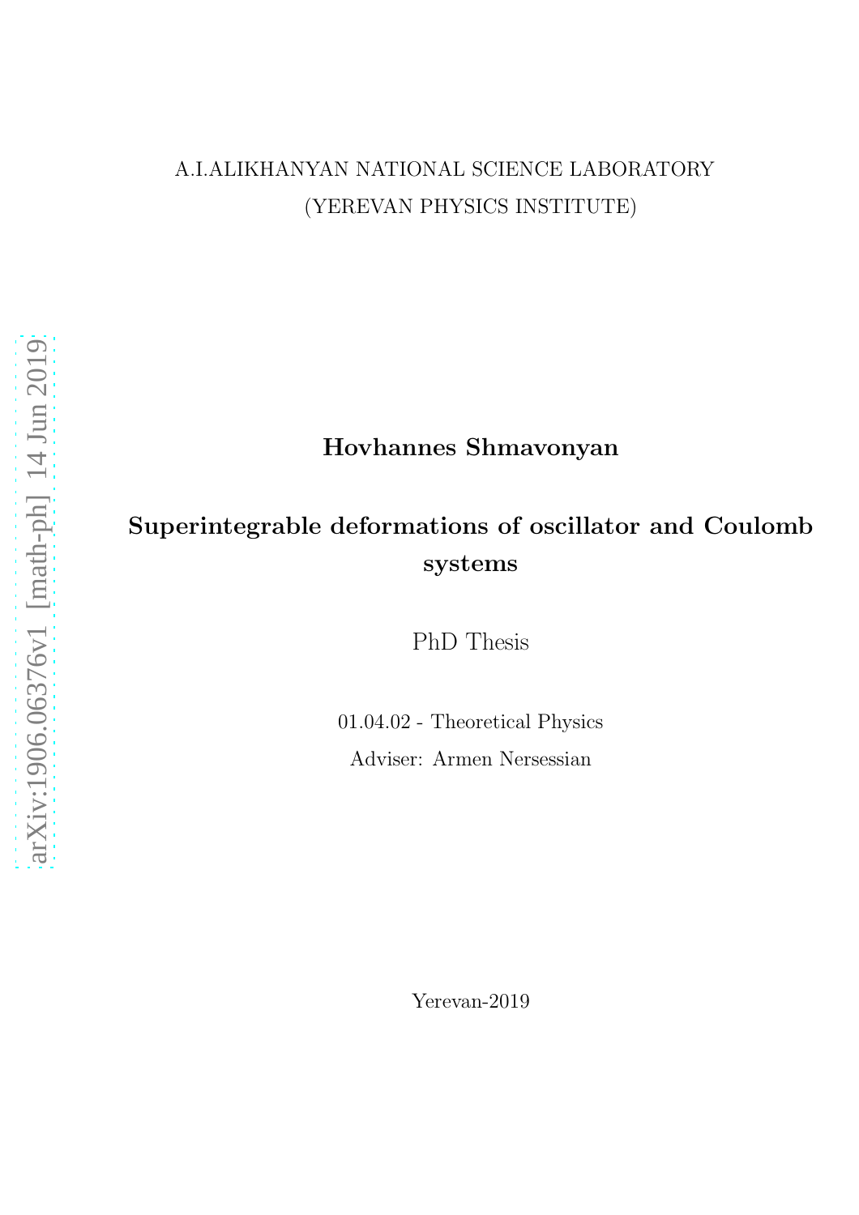A.I.ALIKHANYAN NATIONAL SCIENCE LABORATORY

(YEREVAN PHYSICS INSTITUTE)

**Hovhannes Shmavonyan**

# Superintegrable deformations of oscillator and Coulomb systems

PhD Thesis

01.04.02 - Theoretical Physics

Adviser: Armen Nersessian

Yerevan-2019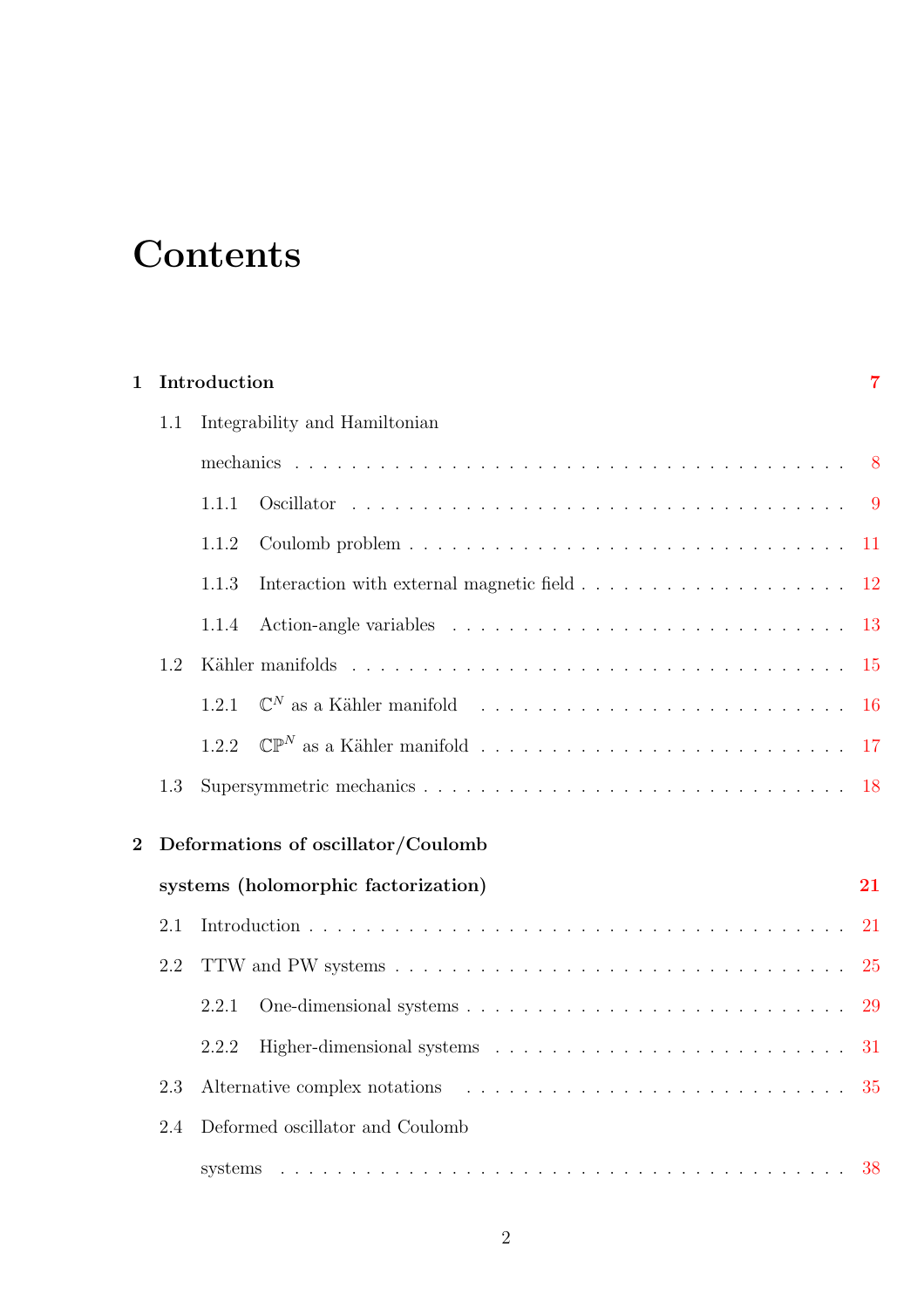# Contents

**1 Introduction** **7**

- 1.1 Integrability and Hamiltonian mechanics . . . 8
  - 1.1.1 Oscillator . . . 9
  - 1.1.2 Coulomb problem . . . 11
  - 1.1.3 Interaction with external magnetic field . . . 12
  - 1.1.4 Action-angle variables . . . 13
- 1.2 Kähler manifolds . . . 15
  - 1.2.1 $\mathbb{C}^N$ as a Kähler manifold . . . 16
  - 1.2.2 $\mathbb{CP}^N$ as a Kähler manifold . . . 17
- 1.3 Supersymmetric mechanics . . . 18

**2 Deformations of oscillator/Coulomb systems (holomorphic factorization)** **21**

- 2.1 Introduction . . . 21
- 2.2 TTW and PW systems . . . 25
  - 2.2.1 One-dimensional systems . . . 29
  - 2.2.2 Higher-dimensional systems . . . 31
- 2.3 Alternative complex notations . . . 35
- 2.4 Deformed oscillator and Coulomb systems . . . 38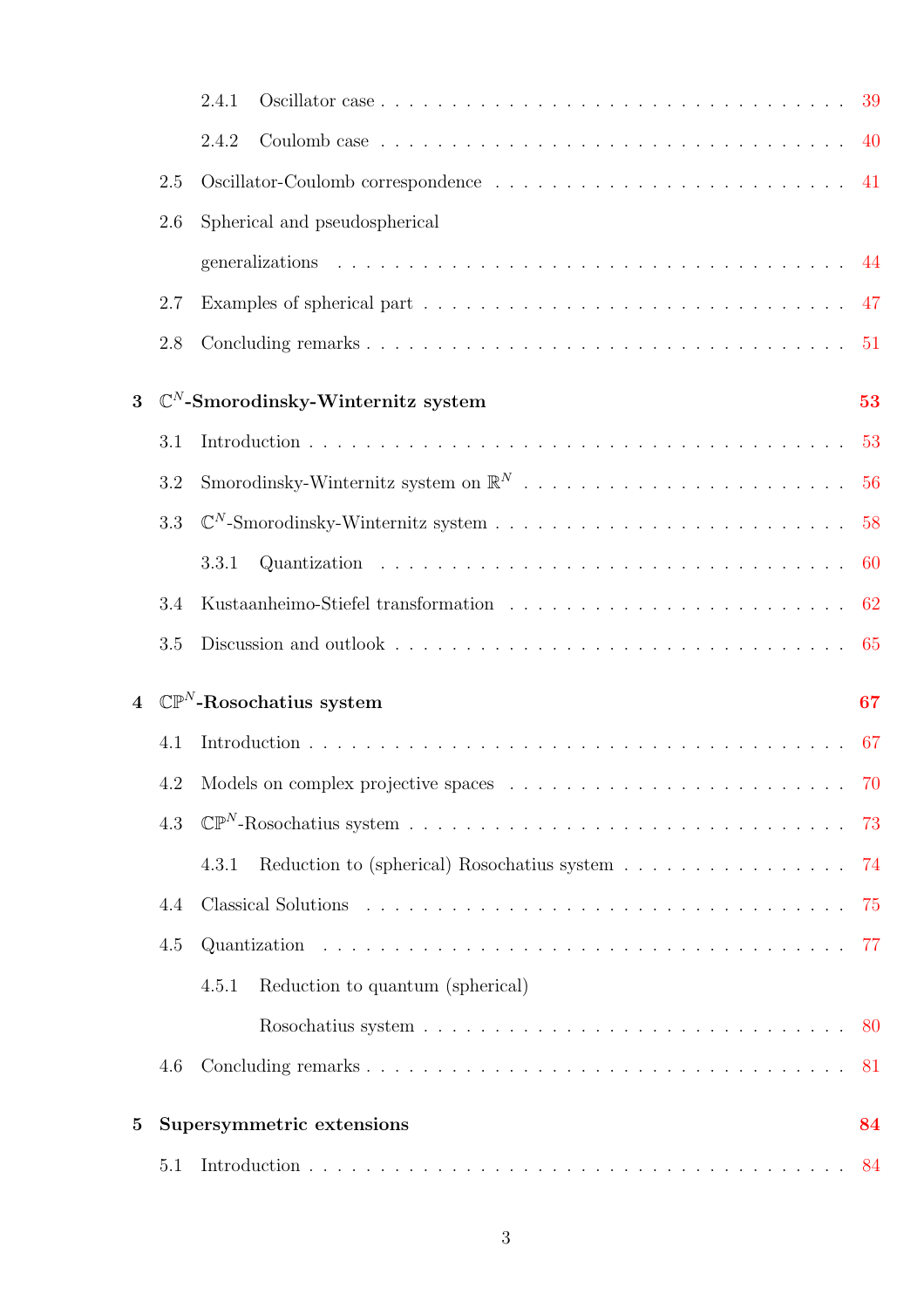- 2.4.1 Oscillator case . . . 39
- 2.4.2 Coulomb case . . . 40
- 2.5 Oscillator-Coulomb correspondence . . . 41
- 2.6 Spherical and pseudospherical generalizations . . . 44
- 2.7 Examples of spherical part . . . 47
- 2.8 Concluding remarks . . . 51

**3 $\mathbb{C}^N$-Smorodinsky-Winternitz system** **53**

- 3.1 Introduction . . . 53
- 3.2 Smorodinsky-Winternitz system on $\mathbb{R}^N$ . . . 56
- 3.3 $\mathbb{C}^N$-Smorodinsky-Winternitz system . . . 58
  - 3.3.1 Quantization . . . 60
- 3.4 Kustaanheimo-Stiefel transformation . . . 62
- 3.5 Discussion and outlook . . . 65

**4 $\mathbb{CP}^N$-Rosochatius system** **67**

- 4.1 Introduction . . . 67
- 4.2 Models on complex projective spaces . . . 70
- 4.3 $\mathbb{CP}^N$-Rosochatius system . . . 73
  - 4.3.1 Reduction to (spherical) Rosochatius system . . . 74
- 4.4 Classical Solutions . . . 75
- 4.5 Quantization . . . 77
  - 4.5.1 Reduction to quantum (spherical) Rosochatius system . . . 80
- 4.6 Concluding remarks . . . 81

**5 Supersymmetric extensions** **84**

- 5.1 Introduction . . . 84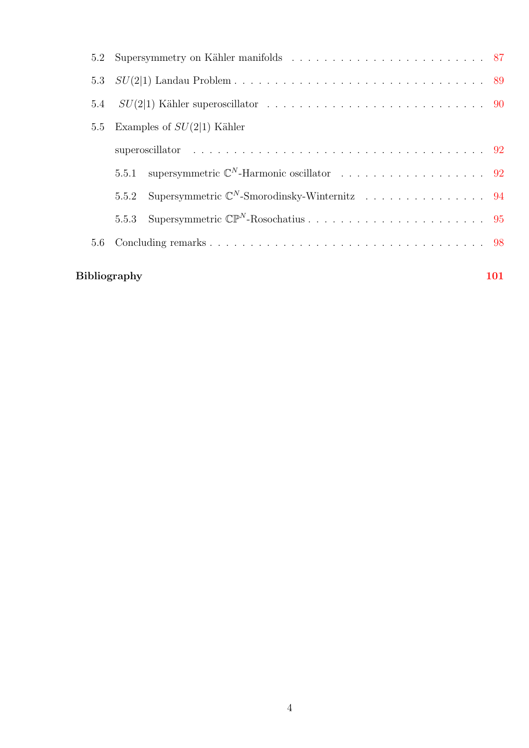5.2 Supersymmetry on Kähler manifolds . . . . . . . . . . . . . . . . . . . . . . . . 87

5.3 $SU(2|1)$ Landau Problem . . . . . . . . . . . . . . . . . . . . . . . . . . . . . 89

5.4 $SU(2|1)$ Kähler superoscillator . . . . . . . . . . . . . . . . . . . . . . . . . . 90

5.5 Examples of $SU(2|1)$ Kähler superoscillator . . . . . . . . . . . . . . . . . . . . . . . . . . . . . . . . . . . 92

5.5.1 supersymmetric $\mathbb{C}^N$-Harmonic oscillator . . . . . . . . . . . . . . . . . . . 92

5.5.2 Supersymmetric $\mathbb{C}^N$-Smorodinsky-Winternitz . . . . . . . . . . . . . . . . 94

5.5.3 Supersymmetric $\mathbb{CP}^N$-Rosochatius . . . . . . . . . . . . . . . . . . . . . . 95

5.6 Concluding remarks . . . . . . . . . . . . . . . . . . . . . . . . . . . . . . . . . 98

**Bibliography** **101**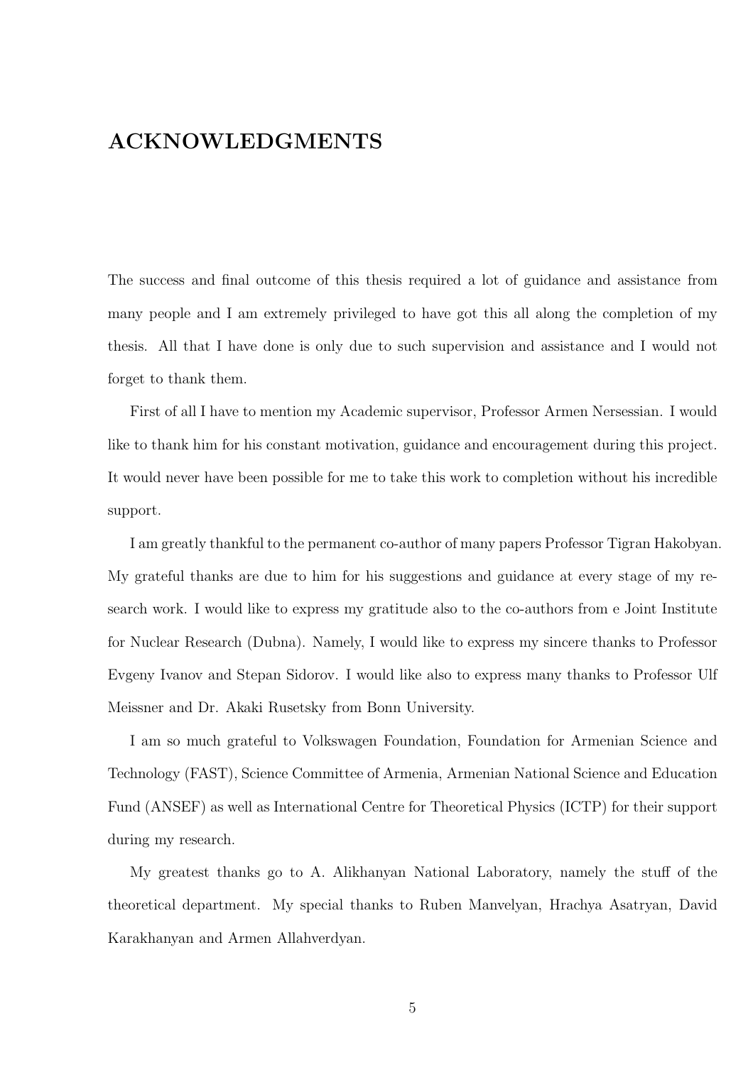# ACKNOWLEDGMENTS

The success and final outcome of this thesis required a lot of guidance and assistance from many people and I am extremely privileged to have got this all along the completion of my thesis. All that I have done is only due to such supervision and assistance and I would not forget to thank them.

First of all I have to mention my Academic supervisor, Professor Armen Nersessian. I would like to thank him for his constant motivation, guidance and encouragement during this project. It would never have been possible for me to take this work to completion without his incredible support.

I am greatly thankful to the permanent co-author of many papers Professor Tigran Hakobyan. My grateful thanks are due to him for his suggestions and guidance at every stage of my research work. I would like to express my gratitude also to the co-authors from e Joint Institute for Nuclear Research (Dubna). Namely, I would like to express my sincere thanks to Professor Evgeny Ivanov and Stepan Sidorov. I would like also to express many thanks to Professor Ulf Meissner and Dr. Akaki Rusetsky from Bonn University.

I am so much grateful to Volkswagen Foundation, Foundation for Armenian Science and Technology (FAST), Science Committee of Armenia, Armenian National Science and Education Fund (ANSEF) as well as International Centre for Theoretical Physics (ICTP) for their support during my research.

My greatest thanks go to A. Alikhanyan National Laboratory, namely the stuff of the theoretical department. My special thanks to Ruben Manvelyan, Hrachya Asatryan, David Karakhanyan and Armen Allahverdyan.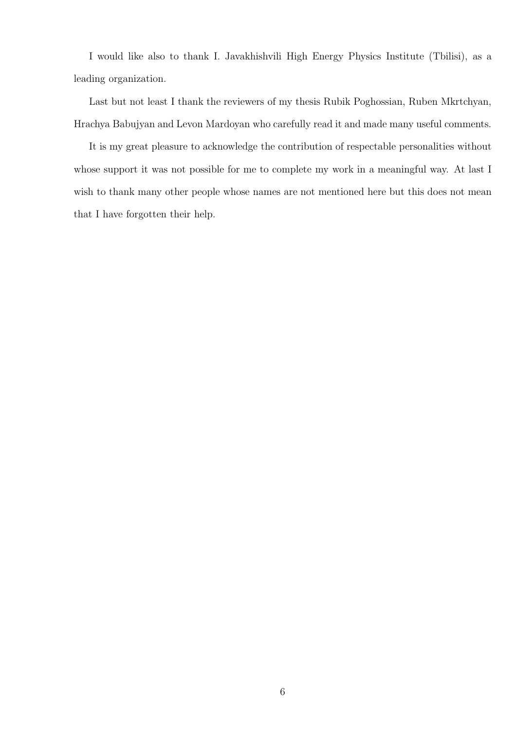I would like also to thank I. Javakhishvili High Energy Physics Institute (Tbilisi), as a leading organization.

Last but not least I thank the reviewers of my thesis Rubik Poghossian, Ruben Mkrtchyan, Hrachya Babujyan and Levon Mardoyan who carefully read it and made many useful comments.

It is my great pleasure to acknowledge the contribution of respectable personalities without whose support it was not possible for me to complete my work in a meaningful way. At last I wish to thank many other people whose names are not mentioned here but this does not mean that I have forgotten their help.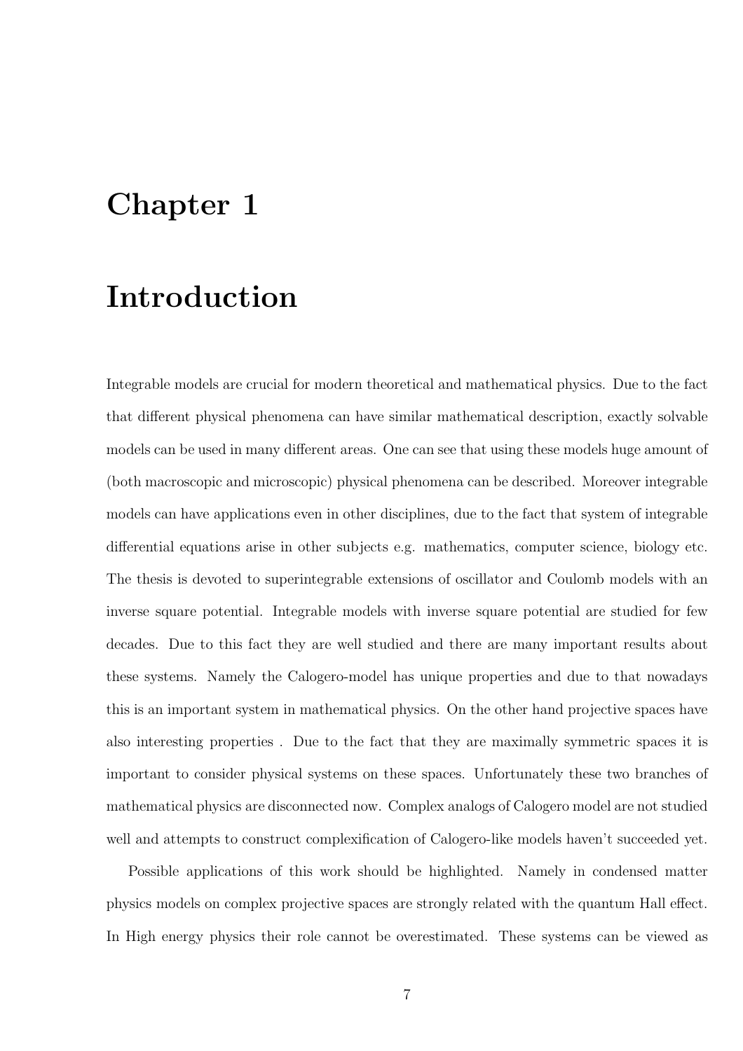# Chapter 1

# Introduction

Integrable models are crucial for modern theoretical and mathematical physics. Due to the fact that different physical phenomena can have similar mathematical description, exactly solvable models can be used in many different areas. One can see that using these models huge amount of (both macroscopic and microscopic) physical phenomena can be described. Moreover integrable models can have applications even in other disciplines, due to the fact that system of integrable differential equations arise in other subjects e.g. mathematics, computer science, biology etc. The thesis is devoted to superintegrable extensions of oscillator and Coulomb models with an inverse square potential. Integrable models with inverse square potential are studied for few decades. Due to this fact they are well studied and there are many important results about these systems. Namely the Calogero-model has unique properties and due to that nowadays this is an important system in mathematical physics. On the other hand projective spaces have also interesting properties . Due to the fact that they are maximally symmetric spaces it is important to consider physical systems on these spaces. Unfortunately these two branches of mathematical physics are disconnected now. Complex analogs of Calogero model are not studied well and attempts to construct complexification of Calogero-like models haven't succeeded yet.

Possible applications of this work should be highlighted. Namely in condensed matter physics models on complex projective spaces are strongly related with the quantum Hall effect. In High energy physics their role cannot be overestimated. These systems can be viewed as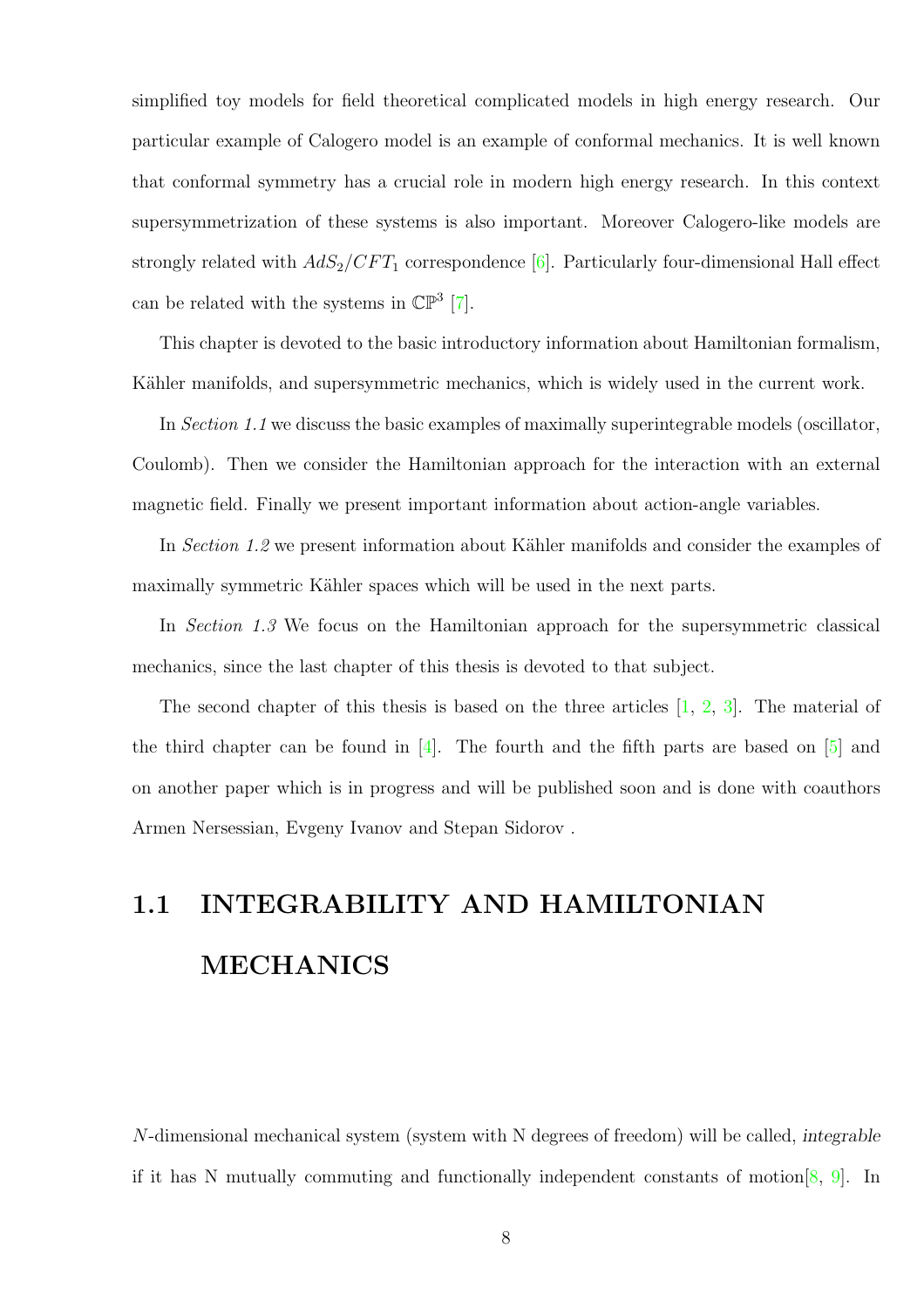simplified toy models for field theoretical complicated models in high energy research. Our particular example of Calogero model is an example of conformal mechanics. It is well known that conformal symmetry has a crucial role in modern high energy research. In this context supersymmetrization of these systems is also important. Moreover Calogero-like models are strongly related with $AdS_2/CFT_1$ correspondence [6]. Particularly four-dimensional Hall effect can be related with the systems in $\mathbb{CP}^3$ [7].

This chapter is devoted to the basic introductory information about Hamiltonian formalism, Kähler manifolds, and supersymmetric mechanics, which is widely used in the current work.

In *Section 1.1* we discuss the basic examples of maximally superintegrable models (oscillator, Coulomb). Then we consider the Hamiltonian approach for the interaction with an external magnetic field. Finally we present important information about action-angle variables.

In *Section 1.2* we present information about Kähler manifolds and consider the examples of maximally symmetric Kähler spaces which will be used in the next parts.

In *Section 1.3* We focus on the Hamiltonian approach for the supersymmetric classical mechanics, since the last chapter of this thesis is devoted to that subject.

The second chapter of this thesis is based on the three articles [1, 2, 3]. The material of the third chapter can be found in [4]. The fourth and the fifth parts are based on [5] and on another paper which is in progress and will be published soon and is done with coauthors Armen Nersessian, Evgeny Ivanov and Stepan Sidorov .

## 1.1 INTEGRABILITY AND HAMILTONIAN MECHANICS

$N$-dimensional mechanical system (system with N degrees of freedom) will be called, *integrable* if it has N mutually commuting and functionally independent constants of motion[8, 9]. In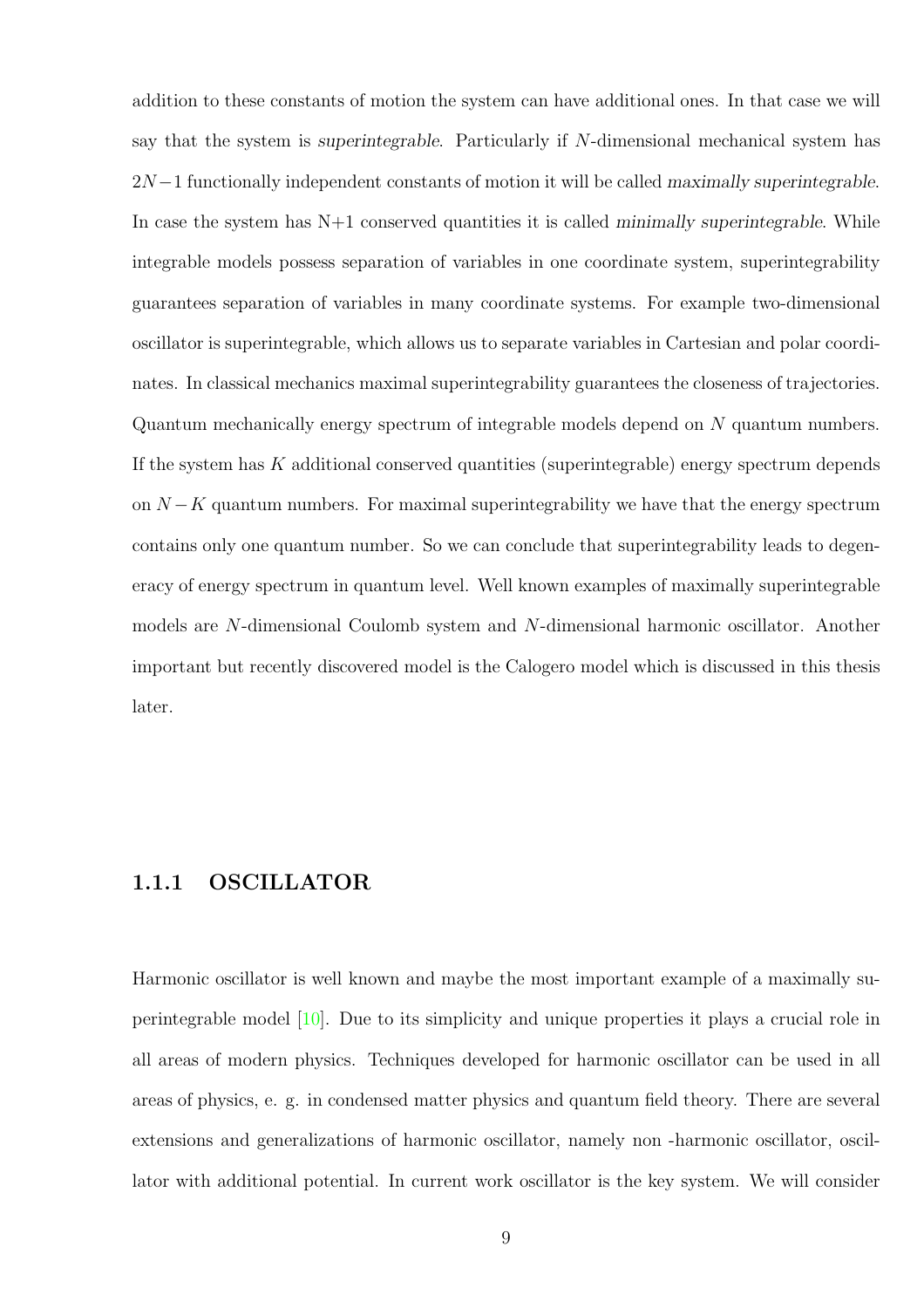addition to these constants of motion the system can have additional ones. In that case we will say that the system is *superintegrable*. Particularly if $N$-dimensional mechanical system has $2N-1$ functionally independent constants of motion it will be called *maximally superintegrable*. In case the system has N+1 conserved quantities it is called *minimally superintegrable*. While integrable models possess separation of variables in one coordinate system, superintegrability guarantees separation of variables in many coordinate systems. For example two-dimensional oscillator is superintegrable, which allows us to separate variables in Cartesian and polar coordinates. In classical mechanics maximal superintegrability guarantees the closeness of trajectories. Quantum mechanically energy spectrum of integrable models depend on $N$ quantum numbers. If the system has $K$ additional conserved quantities (superintegrable) energy spectrum depends on $N-K$ quantum numbers. For maximal superintegrability we have that the energy spectrum contains only one quantum number. So we can conclude that superintegrability leads to degeneracy of energy spectrum in quantum level. Well known examples of maximally superintegrable models are $N$-dimensional Coulomb system and $N$-dimensional harmonic oscillator. Another important but recently discovered model is the Calogero model which is discussed in this thesis later.

### 1.1.1 OSCILLATOR

Harmonic oscillator is well known and maybe the most important example of a maximally superintegrable model [10]. Due to its simplicity and unique properties it plays a crucial role in all areas of modern physics. Techniques developed for harmonic oscillator can be used in all areas of physics, e. g. in condensed matter physics and quantum field theory. There are several extensions and generalizations of harmonic oscillator, namely non -harmonic oscillator, oscillator with additional potential. In current work oscillator is the key system. We will consider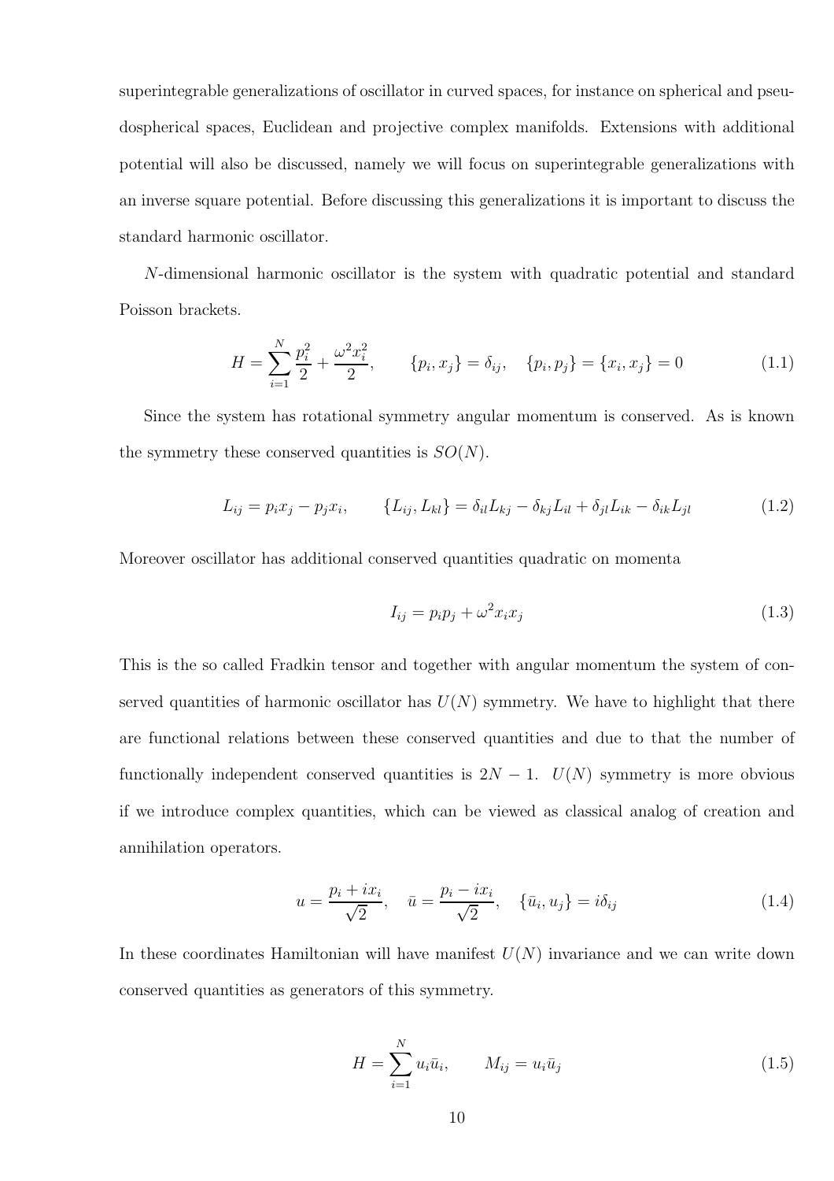superintegrable generalizations of oscillator in curved spaces, for instance on spherical and pseudospherical spaces, Euclidean and projective complex manifolds. Extensions with additional potential will also be discussed, namely we will focus on superintegrable generalizations with an inverse square potential. Before discussing this generalizations it is important to discuss the standard harmonic oscillator.

$N$-dimensional harmonic oscillator is the system with quadratic potential and standard Poisson brackets.

$$H = \sum_{i=1}^{N} \frac{p_i^2}{2} + \frac{\omega^2 x_i^2}{2}, \qquad \{p_i, x_j\} = \delta_{ij}, \quad \{p_i, p_j\} = \{x_i, x_j\} = 0 \tag{1.1}$$

Since the system has rotational symmetry angular momentum is conserved. As is known the symmetry these conserved quantities is $SO(N)$.

$$L_{ij} = p_i x_j - p_j x_i, \qquad \{L_{ij}, L_{kl}\} = \delta_{il} L_{kj} - \delta_{kj} L_{il} + \delta_{jl} L_{ik} - \delta_{ik} L_{jl} \tag{1.2}$$

Moreover oscillator has additional conserved quantities quadratic on momenta

$$I_{ij} = p_i p_j + \omega^2 x_i x_j \tag{1.3}$$

This is the so called Fradkin tensor and together with angular momentum the system of conserved quantities of harmonic oscillator has $U(N)$ symmetry. We have to highlight that there are functional relations between these conserved quantities and due to that the number of functionally independent conserved quantities is $2N-1$. $U(N)$ symmetry is more obvious if we introduce complex quantities, which can be viewed as classical analog of creation and annihilation operators.

$$u = \frac{p_i + i x_i}{\sqrt{2}}, \quad \bar{u} = \frac{p_i - i x_i}{\sqrt{2}}, \quad \{\bar{u}_i, u_j\} = i\delta_{ij} \tag{1.4}$$

In these coordinates Hamiltonian will have manifest $U(N)$ invariance and we can write down conserved quantities as generators of this symmetry.

$$H = \sum_{i=1}^{N} u_i \bar{u}_i, \qquad M_{ij} = u_i \bar{u}_j \tag{1.5}$$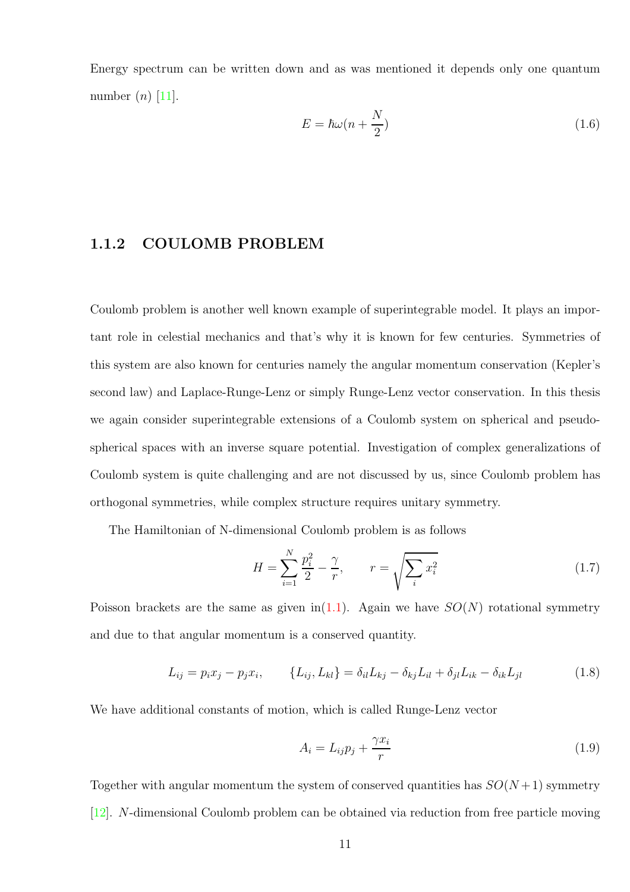Energy spectrum can be written down and as was mentioned it depends only one quantum number $(n)$ [11].

$$E = \hbar\omega(n + \frac{N}{2}) \tag{1.6}$$

### 1.1.2 COULOMB PROBLEM

Coulomb problem is another well known example of superintegrable model. It plays an important role in celestial mechanics and that's why it is known for few centuries. Symmetries of this system are also known for centuries namely the angular momentum conservation (Kepler's second law) and Laplace-Runge-Lenz or simply Runge-Lenz vector conservation. In this thesis we again consider superintegrable extensions of a Coulomb system on spherical and pseudo-spherical spaces with an inverse square potential. Investigation of complex generalizations of Coulomb system is quite challenging and are not discussed by us, since Coulomb problem has orthogonal symmetries, while complex structure requires unitary symmetry.

The Hamiltonian of N-dimensional Coulomb problem is as follows

$$H = \sum_{i=1}^{N} \frac{p_i^2}{2} - \frac{\gamma}{r}, \qquad r = \sqrt{\sum_i x_i^2} \tag{1.7}$$

Poisson brackets are the same as given in(1.1). Again we have $SO(N)$ rotational symmetry and due to that angular momentum is a conserved quantity.

$$L_{ij} = p_i x_j - p_j x_i, \qquad \{L_{ij}, L_{kl}\} = \delta_{il} L_{kj} - \delta_{kj} L_{il} + \delta_{jl} L_{ik} - \delta_{ik} L_{jl} \tag{1.8}$$

We have additional constants of motion, which is called Runge-Lenz vector

$$A_i = L_{ij} p_j + \frac{\gamma x_i}{r} \tag{1.9}$$

Together with angular momentum the system of conserved quantities has $SO(N+1)$ symmetry [12]. $N$-dimensional Coulomb problem can be obtained via reduction from free particle moving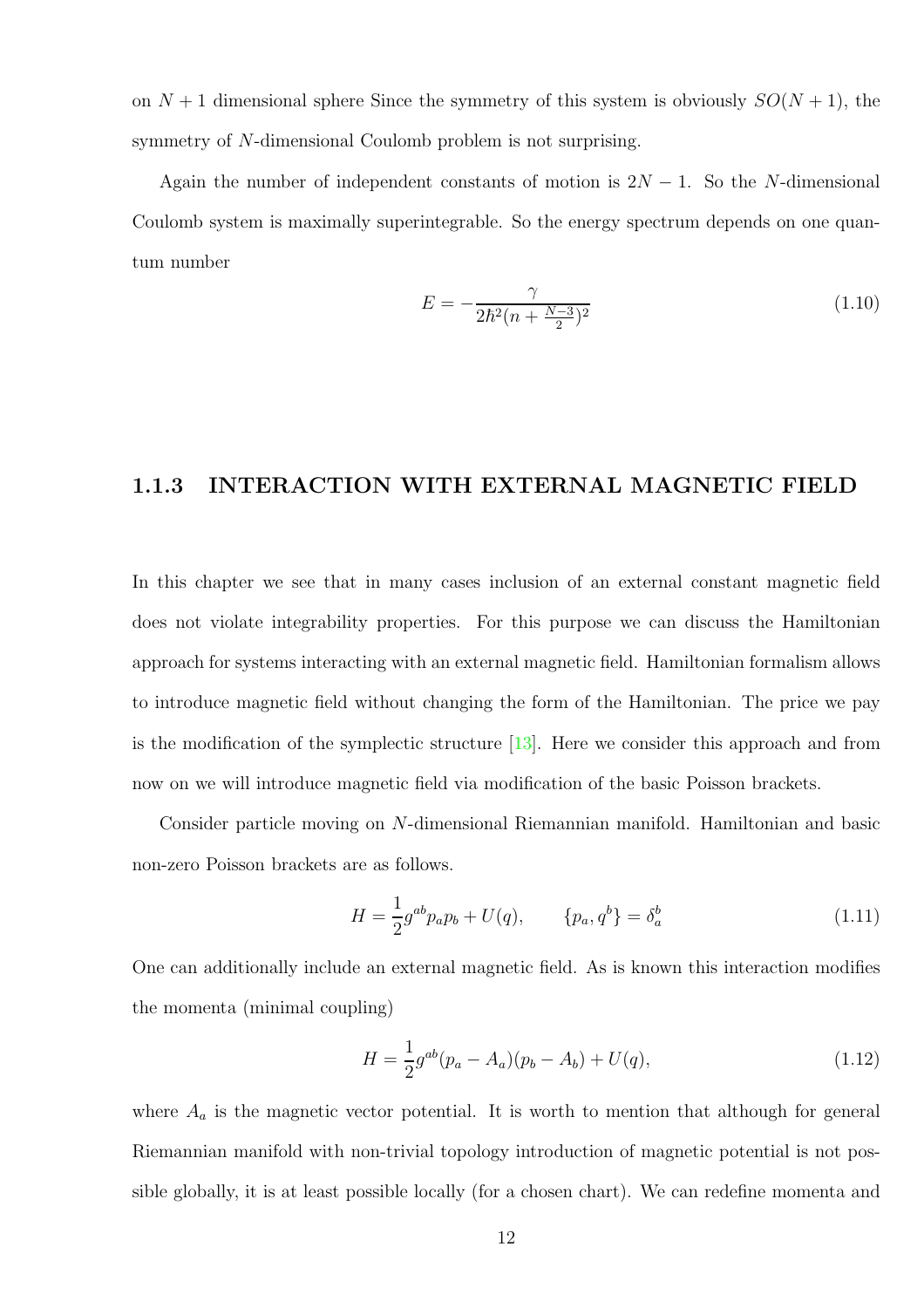on $N+1$ dimensional sphere Since the symmetry of this system is obviously $SO(N+1)$, the symmetry of $N$-dimensional Coulomb problem is not surprising.

Again the number of independent constants of motion is $2N-1$. So the $N$-dimensional Coulomb system is maximally superintegrable. So the energy spectrum depends on one quantum number

$$E = -\frac{\gamma}{2\hbar^2(n+\frac{N-3}{2})^2} \tag{1.10}$$

### 1.1.3 INTERACTION WITH EXTERNAL MAGNETIC FIELD

In this chapter we see that in many cases inclusion of an external constant magnetic field does not violate integrability properties. For this purpose we can discuss the Hamiltonian approach for systems interacting with an external magnetic field. Hamiltonian formalism allows to introduce magnetic field without changing the form of the Hamiltonian. The price we pay is the modification of the symplectic structure [13]. Here we consider this approach and from now on we will introduce magnetic field via modification of the basic Poisson brackets.

Consider particle moving on $N$-dimensional Riemannian manifold. Hamiltonian and basic non-zero Poisson brackets are as follows.

$$H = \frac{1}{2}g^{ab}p_a p_b + U(q), \qquad \{p_a, q^b\} = \delta_a^b \tag{1.11}$$

One can additionally include an external magnetic field. As is known this interaction modifies the momenta (minimal coupling)

$$H = \frac{1}{2}g^{ab}(p_a - A_a)(p_b - A_b) + U(q), \tag{1.12}$$

where $A_a$ is the magnetic vector potential. It is worth to mention that although for general Riemannian manifold with non-trivial topology introduction of magnetic potential is not possible globally, it is at least possible locally (for a chosen chart). We can redefine momenta and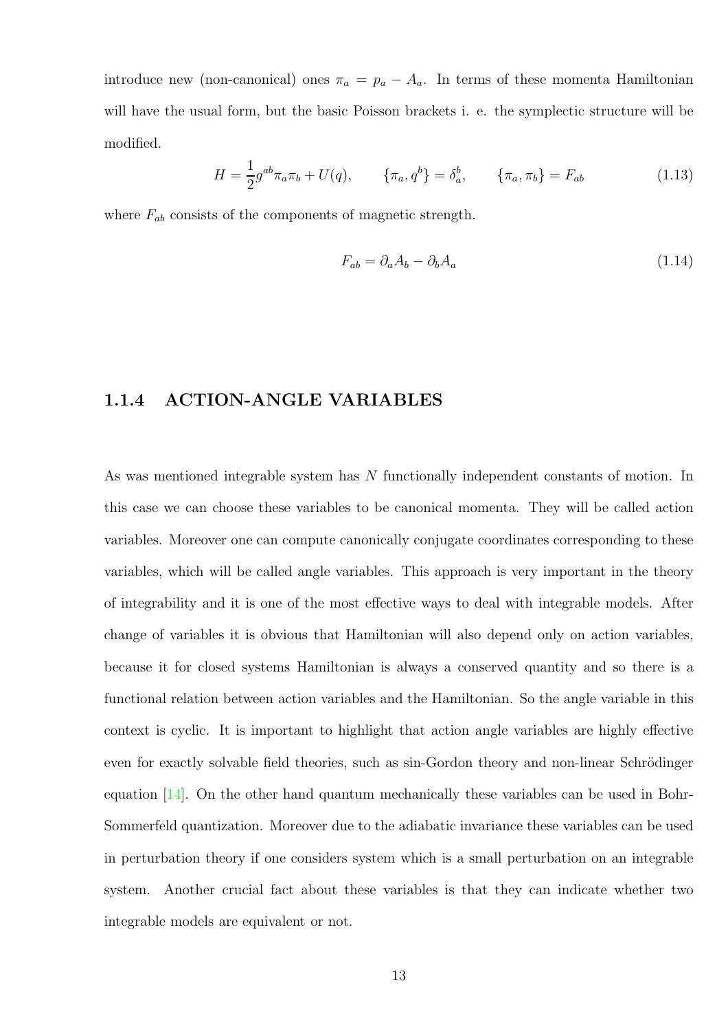introduce new (non-canonical) ones $\pi_a = p_a - A_a$. In terms of these momenta Hamiltonian will have the usual form, but the basic Poisson brackets i. e. the symplectic structure will be modified.

$$H = \frac{1}{2} g^{ab} \pi_a \pi_b + U(q), \qquad \{\pi_a, q^b\} = \delta_a^b, \qquad \{\pi_a, \pi_b\} = F_{ab} \tag{1.13}$$

where $F_{ab}$ consists of the components of magnetic strength.

$$F_{ab} = \partial_a A_b - \partial_b A_a \tag{1.14}$$

### 1.1.4 ACTION-ANGLE VARIABLES

As was mentioned integrable system has $N$ functionally independent constants of motion. In this case we can choose these variables to be canonical momenta. They will be called action variables. Moreover one can compute canonically conjugate coordinates corresponding to these variables, which will be called angle variables. This approach is very important in the theory of integrability and it is one of the most effective ways to deal with integrable models. After change of variables it is obvious that Hamiltonian will also depend only on action variables, because it for closed systems Hamiltonian is always a conserved quantity and so there is a functional relation between action variables and the Hamiltonian. So the angle variable in this context is cyclic. It is important to highlight that action angle variables are highly effective even for exactly solvable field theories, such as sin-Gordon theory and non-linear Schrödinger equation [14]. On the other hand quantum mechanically these variables can be used in Bohr-Sommerfeld quantization. Moreover due to the adiabatic invariance these variables can be used in perturbation theory if one considers system which is a small perturbation on an integrable system. Another crucial fact about these variables is that they can indicate whether two integrable models are equivalent or not.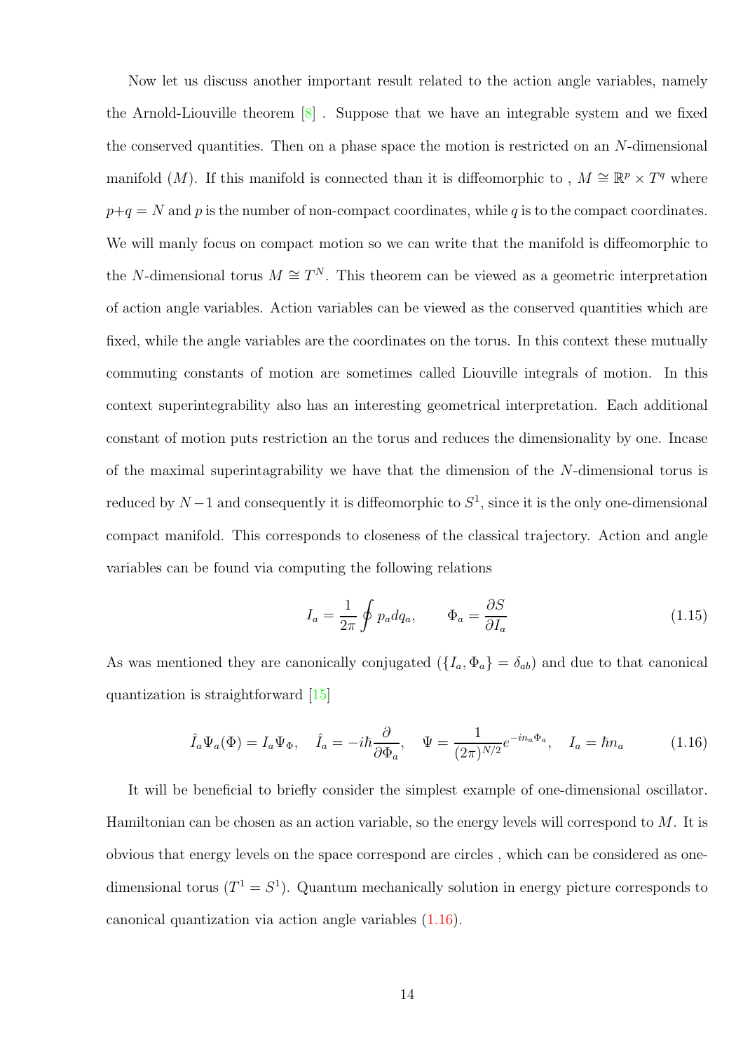Now let us discuss another important result related to the action angle variables, namely the Arnold-Liouville theorem [8] . Suppose that we have an integrable system and we fixed the conserved quantities. Then on a phase space the motion is restricted on an $N$-dimensional manifold $(M)$. If this manifold is connected than it is diffeomorphic to , $M \cong \mathbb{R}^p \times T^q$ where $p+q = N$ and $p$ is the number of non-compact coordinates, while $q$ is to the compact coordinates. We will manly focus on compact motion so we can write that the manifold is diffeomorphic to the $N$-dimensional torus $M \cong T^N$. This theorem can be viewed as a geometric interpretation of action angle variables. Action variables can be viewed as the conserved quantities which are fixed, while the angle variables are the coordinates on the torus. In this context these mutually commuting constants of motion are sometimes called Liouville integrals of motion. In this context superintegrability also has an interesting geometrical interpretation. Each additional constant of motion puts restriction an the torus and reduces the dimensionality by one. Incase of the maximal superintagrability we have that the dimension of the $N$-dimensional torus is reduced by $N-1$ and consequently it is diffeomorphic to $S^1$, since it is the only one-dimensional compact manifold. This corresponds to closeness of the classical trajectory. Action and angle variables can be found via computing the following relations

$$I_a = \frac{1}{2\pi} \oint p_a dq_a, \qquad \Phi_a = \frac{\partial S}{\partial I_a} \tag{1.15}$$

As was mentioned they are canonically conjugated ($\{I_a, \Phi_a\} = \delta_{ab}$) and due to that canonical quantization is straightforward [15]

$$\hat{I}_a \Psi_a(\Phi) = I_a \Psi_\Phi, \quad \hat{I}_a = -i\hbar \frac{\partial}{\partial \Phi_a}, \quad \Psi = \frac{1}{(2\pi)^{N/2}} e^{-in_a \Phi_a}, \quad I_a = \hbar n_a \tag{1.16}$$

It will be beneficial to briefly consider the simplest example of one-dimensional oscillator. Hamiltonian can be chosen as an action variable, so the energy levels will correspond to $M$. It is obvious that energy levels on the space correspond are circles , which can be considered as one-dimensional torus ($T^1 = S^1$). Quantum mechanically solution in energy picture corresponds to canonical quantization via action angle variables (1.16).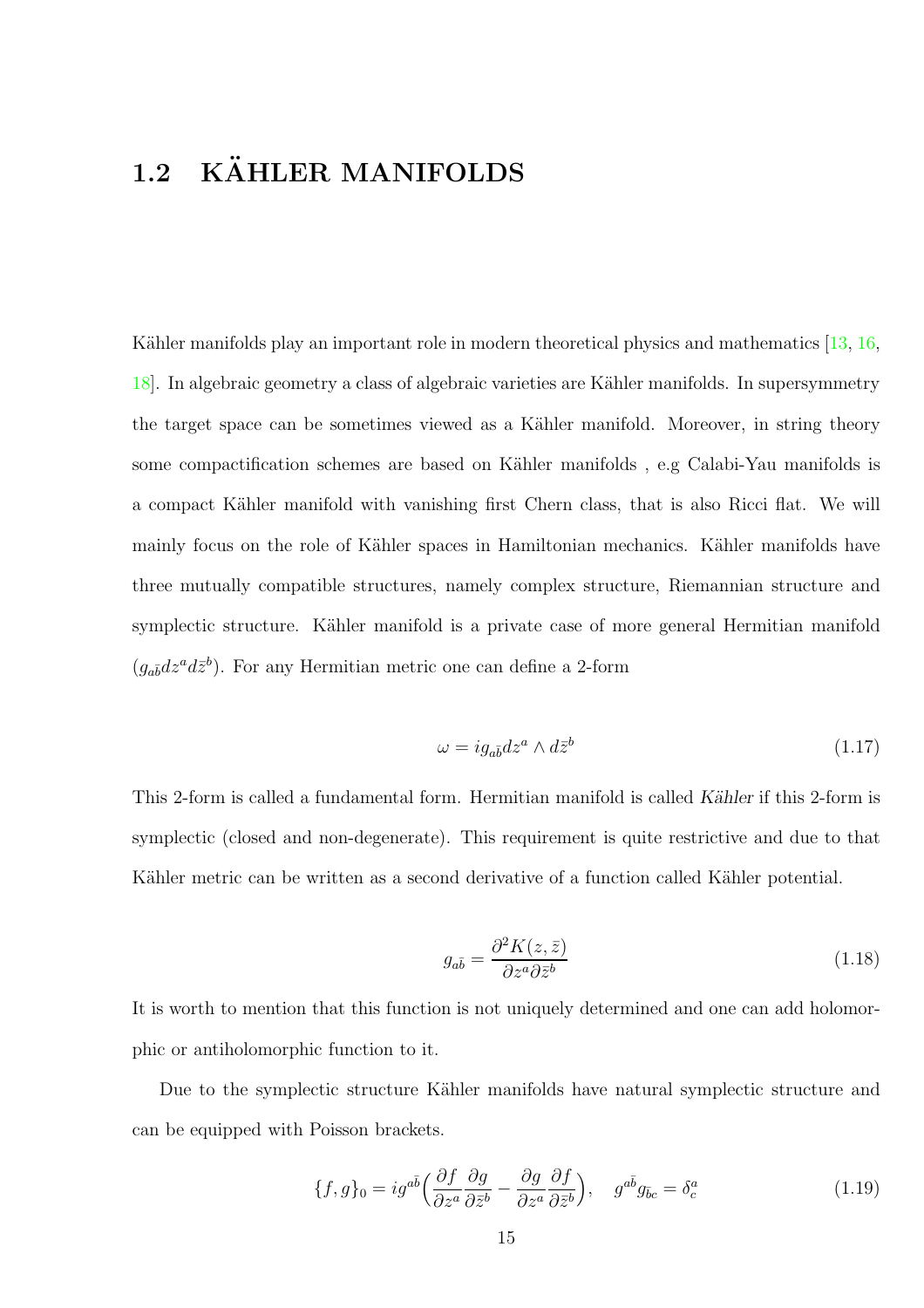## 1.2 KÄHLER MANIFOLDS

Kähler manifolds play an important role in modern theoretical physics and mathematics [13, 16, 18]. In algebraic geometry a class of algebraic varieties are Kähler manifolds. In supersymmetry the target space can be sometimes viewed as a Kähler manifold. Moreover, in string theory some compactification schemes are based on Kähler manifolds , e.g Calabi-Yau manifolds is a compact Kähler manifold with vanishing first Chern class, that is also Ricci flat. We will mainly focus on the role of Kähler spaces in Hamiltonian mechanics. Kähler manifolds have three mutually compatible structures, namely complex structure, Riemannian structure and symplectic structure. Kähler manifold is a private case of more general Hermitian manifold ($g_{a\bar{b}}dz^a d\bar{z}^b$). For any Hermitian metric one can define a 2-form

$$\omega = i g_{a\bar{b}} dz^a \wedge d\bar{z}^b \tag{1.17}$$

This 2-form is called a fundamental form. Hermitian manifold is called *Kähler* if this 2-form is symplectic (closed and non-degenerate). This requirement is quite restrictive and due to that Kähler metric can be written as a second derivative of a function called Kähler potential.

$$g_{a\bar{b}} = \frac{\partial^2 K(z,\bar{z})}{\partial z^a \partial \bar{z}^b} \tag{1.18}$$

It is worth to mention that this function is not uniquely determined and one can add holomorphic or antiholomorphic function to it.

Due to the symplectic structure Kähler manifolds have natural symplectic structure and can be equipped with Poisson brackets.

$$\{f,g\}_0 = i g^{a\bar{b}} \Big( \frac{\partial f}{\partial z^a} \frac{\partial g}{\partial \bar{z}^b} - \frac{\partial g}{\partial z^a} \frac{\partial f}{\partial \bar{z}^b} \Big), \quad g^{a\bar{b}} g_{\bar{b}c} = \delta^a_c \tag{1.19}$$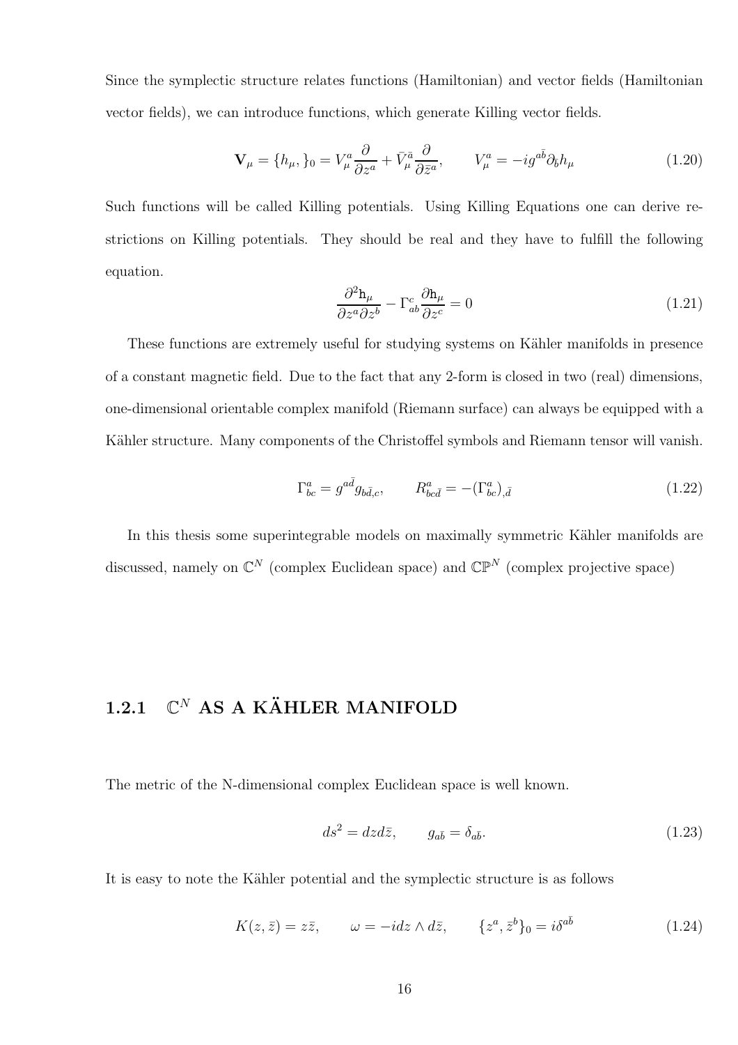Since the symplectic structure relates functions (Hamiltonian) and vector fields (Hamiltonian vector fields), we can introduce functions, which generate Killing vector fields.

$$\mathbf{V}_\mu = \{h_\mu, \}_0 = V^a_\mu \frac{\partial}{\partial z^a} + \bar{V}^{\bar{a}}_\mu \frac{\partial}{\partial \bar{z}^a}, \qquad V^a_\mu = -ig^{a\bar{b}}\partial_{\bar{b}} h_\mu \tag{1.20}$$

Such functions will be called Killing potentials. Using Killing Equations one can derive restrictions on Killing potentials. They should be real and they have to fulfill the following equation.

$$\frac{\partial^2 \mathtt{h}_\mu}{\partial z^a \partial z^b} - \Gamma^c_{ab} \frac{\partial \mathtt{h}_\mu}{\partial z^c} = 0 \tag{1.21}$$

These functions are extremely useful for studying systems on Kähler manifolds in presence of a constant magnetic field. Due to the fact that any 2-form is closed in two (real) dimensions, one-dimensional orientable complex manifold (Riemann surface) can always be equipped with a Kähler structure. Many components of the Christoffel symbols and Riemann tensor will vanish.

$$\Gamma^a_{bc} = g^{a\bar{d}} g_{b\bar{d},c}, \qquad R^a_{bc\bar{d}} = -(\Gamma^a_{bc})_{,\bar{d}} \tag{1.22}$$

In this thesis some superintegrable models on maximally symmetric Kähler manifolds are discussed, namely on $\mathbb{C}^N$ (complex Euclidean space) and $\mathbb{CP}^N$ (complex projective space)

### 1.2.1 $\mathbb{C}^N$ AS A KÄHLER MANIFOLD

The metric of the N-dimensional complex Euclidean space is well known.

$$ds^2 = dz d\bar{z}, \qquad g_{a\bar{b}} = \delta_{a\bar{b}}. \tag{1.23}$$

It is easy to note the Kähler potential and the symplectic structure is as follows

$$K(z, \bar{z}) = z\bar{z}, \qquad \omega = -idz \wedge d\bar{z}, \qquad \{z^a, \bar{z}^b\}_0 = i\delta^{a\bar{b}} \tag{1.24}$$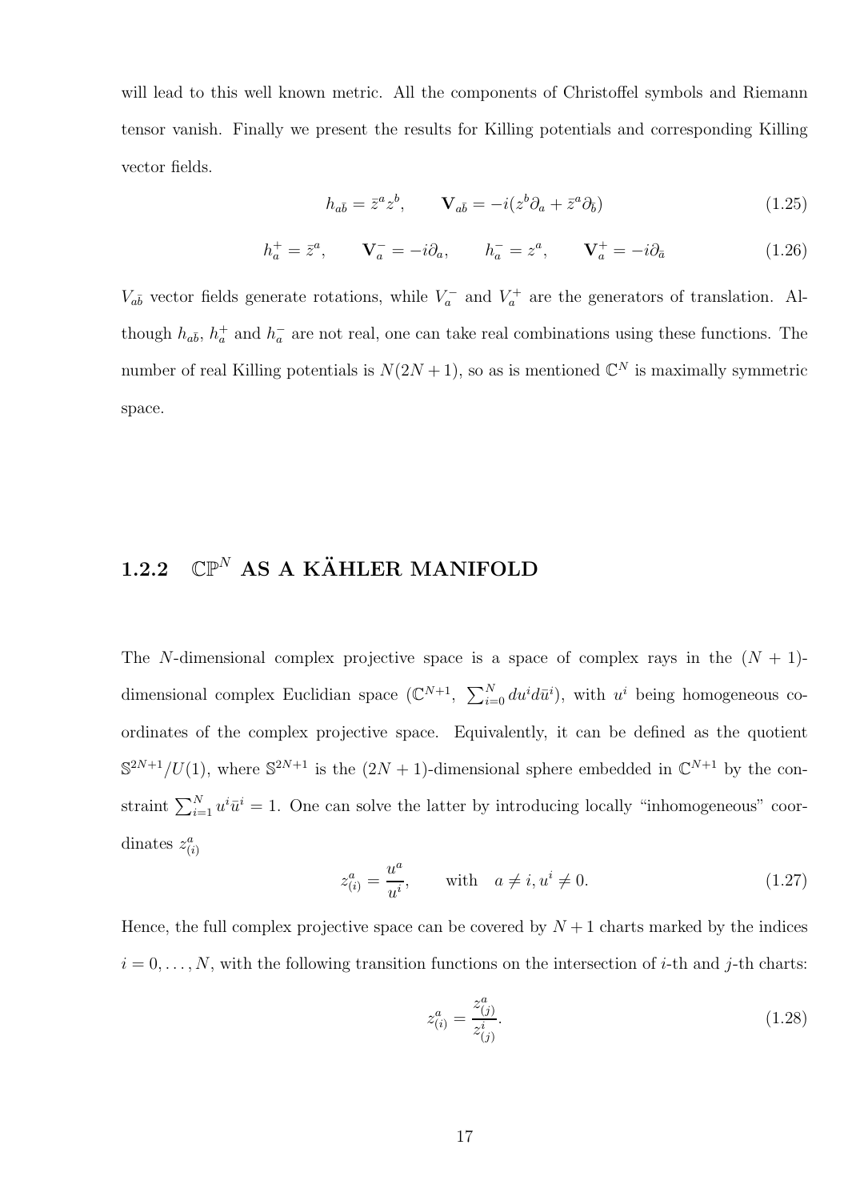will lead to this well known metric. All the components of Christoffel symbols and Riemann tensor vanish. Finally we present the results for Killing potentials and corresponding Killing vector fields.

$$h_{a\bar{b}} = \bar{z}^a z^b, \qquad \mathbf{V}_{a\bar{b}} = -i(z^b \partial_a + \bar{z}^a \partial_{\bar{b}}) \tag{1.25}$$

$$h_a^+ = \bar{z}^a, \qquad \mathbf{V}_a^- = -i\partial_a, \qquad h_a^- = z^a, \qquad \mathbf{V}_a^+ = -i\partial_{\bar{a}} \tag{1.26}$$

$V_{a\bar{b}}$ vector fields generate rotations, while $V_a^-$ and $V_a^+$ are the generators of translation. Although $h_{a\bar{b}}$, $h_a^+$ and $h_a^-$ are not real, one can take real combinations using these functions. The number of real Killing potentials is $N(2N+1)$, so as is mentioned $\mathbb{C}^N$ is maximally symmetric space.

### 1.2.2 $\mathbb{CP}^N$ AS A KÄHLER MANIFOLD

The $N$-dimensional complex projective space is a space of complex rays in the $(N+1)$-dimensional complex Euclidian space $(\mathbb{C}^{N+1}, \ \sum_{i=0}^{N} du^i d\bar{u}^i)$, with $u^i$ being homogeneous coordinates of the complex projective space. Equivalently, it can be defined as the quotient $\mathbb{S}^{2N+1}/U(1)$, where $\mathbb{S}^{2N+1}$ is the $(2N+1)$-dimensional sphere embedded in $\mathbb{C}^{N+1}$ by the constraint $\sum_{i=1}^{N} u^i \bar{u}^i = 1$. One can solve the latter by introducing locally "inhomogeneous" coordinates $z^a_{(i)}$

$$z^a_{(i)} = \frac{u^a}{u^i}, \qquad \text{with} \quad a \neq i, u^i \neq 0. \tag{1.27}$$

Hence, the full complex projective space can be covered by $N+1$ charts marked by the indices $i = 0, \ldots, N$, with the following transition functions on the intersection of $i$-th and $j$-th charts:

$$z^a_{(i)} = \frac{z^a_{(j)}}{z^i_{(j)}}. \tag{1.28}$$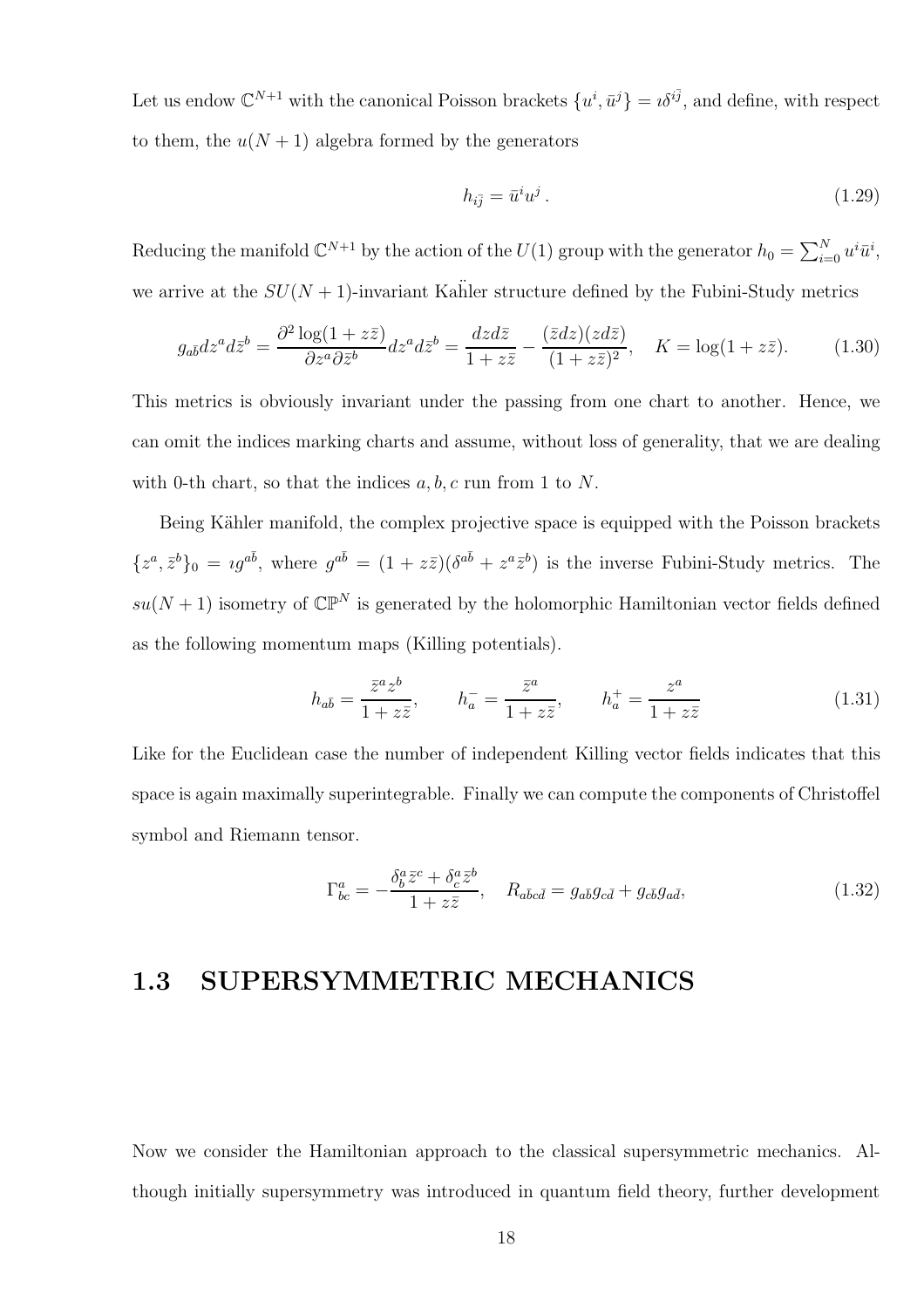Let us endow $\mathbb{C}^{N+1}$ with the canonical Poisson brackets $\{u^i, \bar{u}^j\} = \imath\delta^{i\bar{j}}$, and define, with respect to them, the $u(N+1)$ algebra formed by the generators

$$h_{i\bar{j}} = \bar{u}^i u^j \,. \tag{1.29}$$

Reducing the manifold $\mathbb{C}^{N+1}$ by the action of the $U(1)$ group with the generator $h_0 = \sum_{i=0}^N u^i \bar{u}^i$, we arrive at the $SU(N+1)$-invariant Kähler structure defined by the Fubini-Study metrics

$$g_{a\bar{b}} dz^a d\bar{z}^b = \frac{\partial^2 \log(1+z\bar{z})}{\partial z^a \partial \bar{z}^b} dz^a d\bar{z}^b = \frac{dz d\bar{z}}{1+z\bar{z}} - \frac{(\bar{z}dz)(zd\bar{z})}{(1+z\bar{z})^2}, \quad K = \log(1+z\bar{z}). \tag{1.30}$$

This metrics is obviously invariant under the passing from one chart to another. Hence, we can omit the indices marking charts and assume, without loss of generality, that we are dealing with 0-th chart, so that the indices $a, b, c$ run from 1 to $N$.

Being Kähler manifold, the complex projective space is equipped with the Poisson brackets $\{z^a, \bar{z}^b\}_0 = \imath g^{a\bar{b}}$, where $g^{a\bar{b}} = (1+z\bar{z})(\delta^{a\bar{b}} + z^a\bar{z}^b)$ is the inverse Fubini-Study metrics. The $su(N+1)$ isometry of $\mathbb{CP}^N$ is generated by the holomorphic Hamiltonian vector fields defined as the following momentum maps (Killing potentials).

$$h_{a\bar{b}} = \frac{\bar{z}^a z^b}{1+z\bar{z}}, \qquad h^-_a = \frac{\bar{z}^a}{1+z\bar{z}}, \qquad h^+_a = \frac{z^a}{1+z\bar{z}} \tag{1.31}$$

Like for the Euclidean case the number of independent Killing vector fields indicates that this space is again maximally superintegrable. Finally we can compute the components of Christoffel symbol and Riemann tensor.

$$\Gamma^a_{bc} = -\frac{\delta^a_b \bar{z}^c + \delta^a_c \bar{z}^b}{1+z\bar{z}}, \quad R_{a\bar{b}c\bar{d}} = g_{a\bar{b}} g_{c\bar{d}} + g_{c\bar{b}} g_{a\bar{d}}, \tag{1.32}$$

## 1.3 SUPERSYMMETRIC MECHANICS

Now we consider the Hamiltonian approach to the classical supersymmetric mechanics. Although initially supersymmetry was introduced in quantum field theory, further development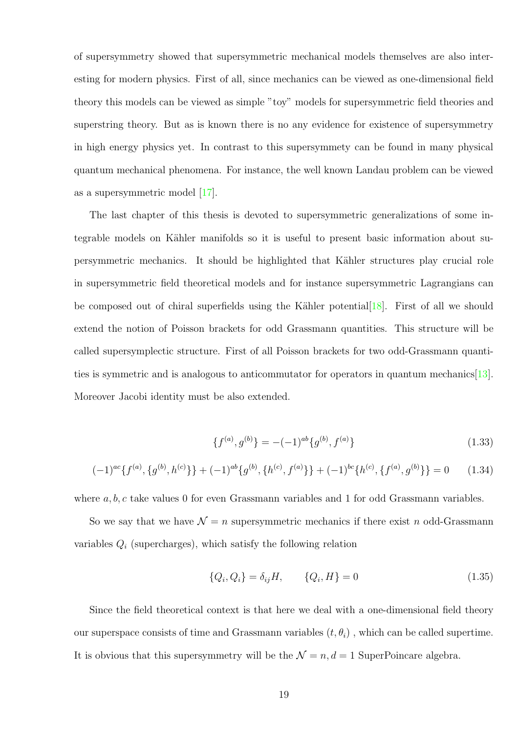of supersymmetry showed that supersymmetric mechanical models themselves are also interesting for modern physics. First of all, since mechanics can be viewed as one-dimensional field theory this models can be viewed as simple "toy" models for supersymmetric field theories and superstring theory. But as is known there is no any evidence for existence of supersymmetry in high energy physics yet. In contrast to this supersymmety can be found in many physical quantum mechanical phenomena. For instance, the well known Landau problem can be viewed as a supersymmetric model [17].

The last chapter of this thesis is devoted to supersymmetric generalizations of some integrable models on Kähler manifolds so it is useful to present basic information about supersymmetric mechanics. It should be highlighted that Kähler structures play crucial role in supersymmetric field theoretical models and for instance supersymmetric Lagrangians can be composed out of chiral superfields using the Kähler potential[18]. First of all we should extend the notion of Poisson brackets for odd Grassmann quantities. This structure will be called supersymplectic structure. First of all Poisson brackets for two odd-Grassmann quantities is symmetric and is analogous to anticommutator for operators in quantum mechanics[13]. Moreover Jacobi identity must be also extended.

$$\{f^{(a)}, g^{(b)}\} = -(-1)^{ab}\{g^{(b)}, f^{(a)}\} \tag{1.33}$$

$$(-1)^{ac}\{f^{(a)}, \{g^{(b)}, h^{(c)}\}\} + (-1)^{ab}\{g^{(b)}, \{h^{(c)}, f^{(a)}\}\} + (-1)^{bc}\{h^{(c)}, \{f^{(a)}, g^{(b)}\}\} = 0 \tag{1.34}$$

where $a, b, c$ take values 0 for even Grassmann variables and 1 for odd Grassmann variables.

So we say that we have $\mathcal{N} = n$ supersymmetric mechanics if there exist $n$ odd-Grassmann variables $Q_i$ (supercharges), which satisfy the following relation

$$\{Q_i, Q_i\} = \delta_{ij} H, \qquad \{Q_i, H\} = 0 \tag{1.35}$$

Since the field theoretical context is that here we deal with a one-dimensional field theory our superspace consists of time and Grassmann variables $(t, \theta_i)$ , which can be called supertime. It is obvious that this supersymmetry will be the $\mathcal{N} = n, d = 1$ SuperPoincare algebra.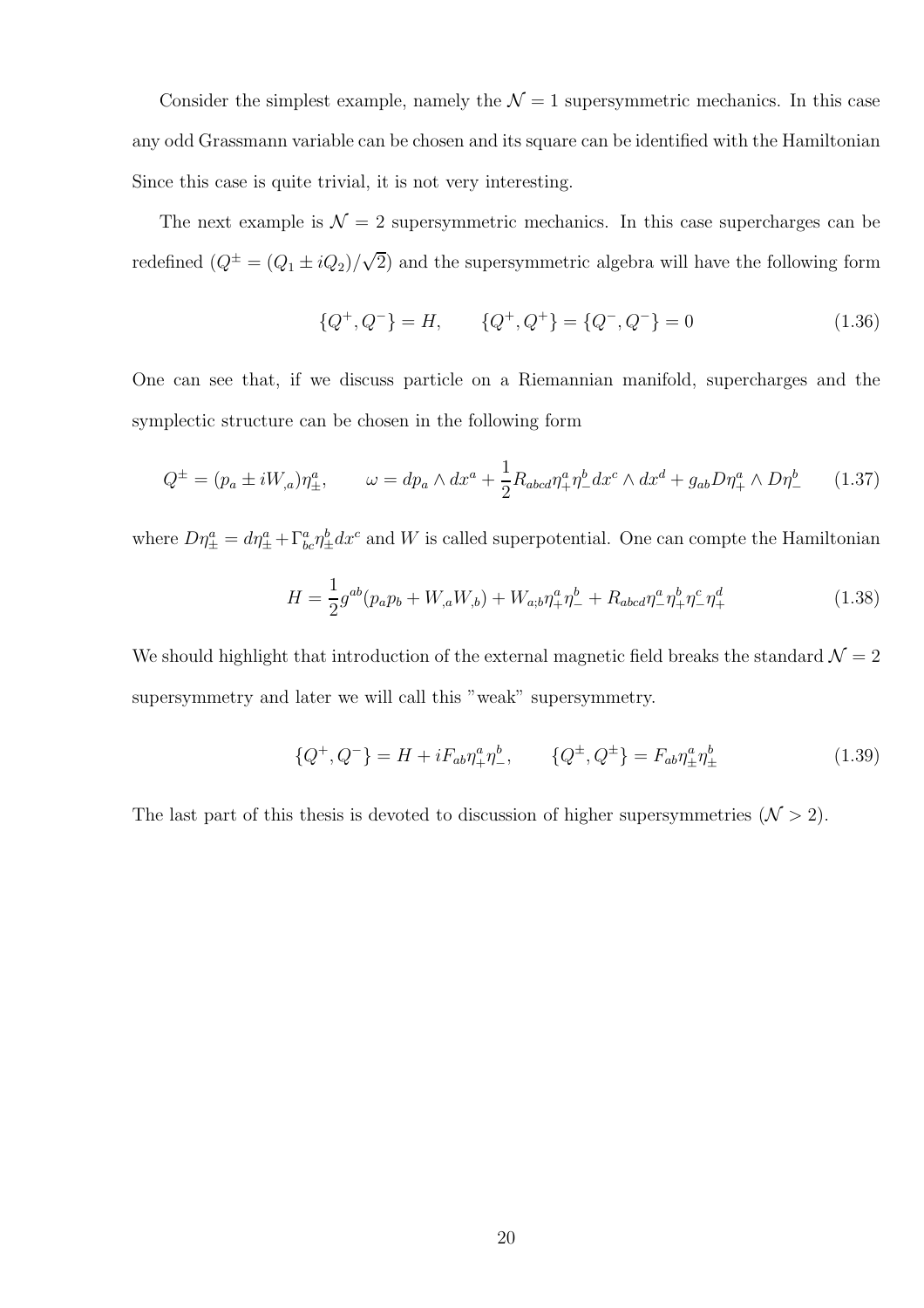Consider the simplest example, namely the $\mathcal{N}=1$ supersymmetric mechanics. In this case any odd Grassmann variable can be chosen and its square can be identified with the Hamiltonian Since this case is quite trivial, it is not very interesting.

The next example is $\mathcal{N}=2$ supersymmetric mechanics. In this case supercharges can be redefined ($Q^{\pm}=(Q_1 \pm iQ_2)/\sqrt{2}$) and the supersymmetric algebra will have the following form

$$\{Q^+, Q^-\} = H, \qquad \{Q^+, Q^+\} = \{Q^-, Q^-\} = 0 \tag{1.36}$$

One can see that, if we discuss particle on a Riemannian manifold, supercharges and the symplectic structure can be chosen in the following form

$$Q^{\pm} = (p_a \pm iW_{,a})\eta^a_{\pm}, \qquad \omega = dp_a \wedge dx^a + \frac{1}{2}R_{abcd}\eta^a_+\eta^b_- dx^c \wedge dx^d + g_{ab}D\eta^a_+ \wedge D\eta^b_- \tag{1.37}$$

where $D\eta^a_{\pm} = d\eta^a_{\pm} + \Gamma^a_{bc}\eta^b_{\pm}dx^c$ and $W$ is called superpotential. One can compte the Hamiltonian

$$H = \frac{1}{2}g^{ab}(p_a p_b + W_{,a}W_{,b}) + W_{a;b}\eta^a_+\eta^b_- + R_{abcd}\eta^a_-\eta^b_+\eta^c_-\eta^d_+ \tag{1.38}$$

We should highlight that introduction of the external magnetic field breaks the standard $\mathcal{N}=2$ supersymmetry and later we will call this "weak" supersymmetry.

$$\{Q^+, Q^-\} = H + iF_{ab}\eta^a_+\eta^b_-, \qquad \{Q^{\pm}, Q^{\pm}\} = F_{ab}\eta^a_{\pm}\eta^b_{\pm} \tag{1.39}$$

The last part of this thesis is devoted to discussion of higher supersymmetries ($\mathcal{N}>2$).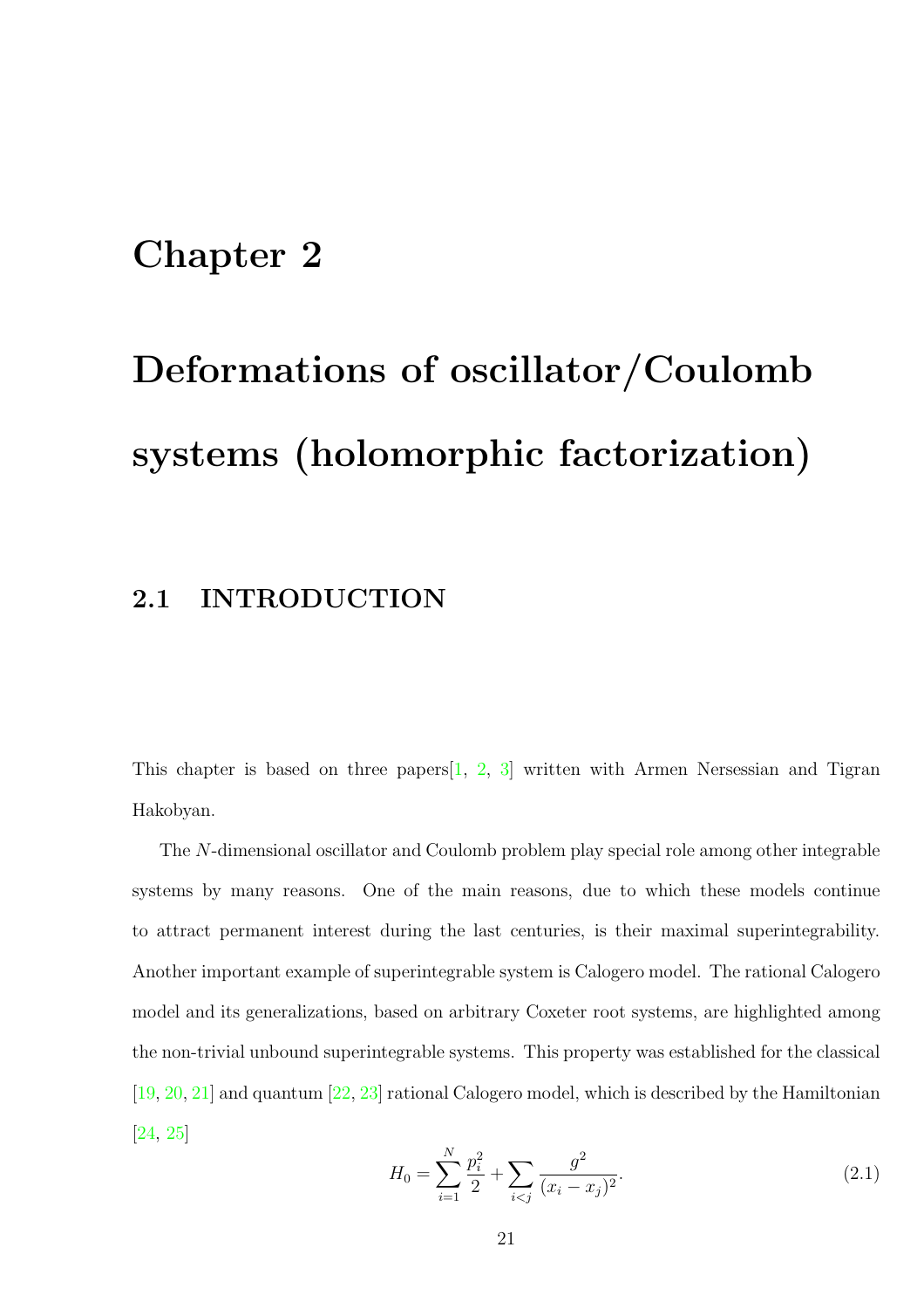# Chapter 2

# Deformations of oscillator/Coulomb systems (holomorphic factorization)

## 2.1 INTRODUCTION

This chapter is based on three papers[1, 2, 3] written with Armen Nersessian and Tigran Hakobyan.

The $N$-dimensional oscillator and Coulomb problem play special role among other integrable systems by many reasons. One of the main reasons, due to which these models continue to attract permanent interest during the last centuries, is their maximal superintegrability. Another important example of superintegrable system is Calogero model. The rational Calogero model and its generalizations, based on arbitrary Coxeter root systems, are highlighted among the non-trivial unbound superintegrable systems. This property was established for the classical [19, 20, 21] and quantum [22, 23] rational Calogero model, which is described by the Hamiltonian [24, 25]

$$H_0 = \sum_{i=1}^{N} \frac{p_i^2}{2} + \sum_{i<j} \frac{g^2}{(x_i - x_j)^2}. \tag{2.1}$$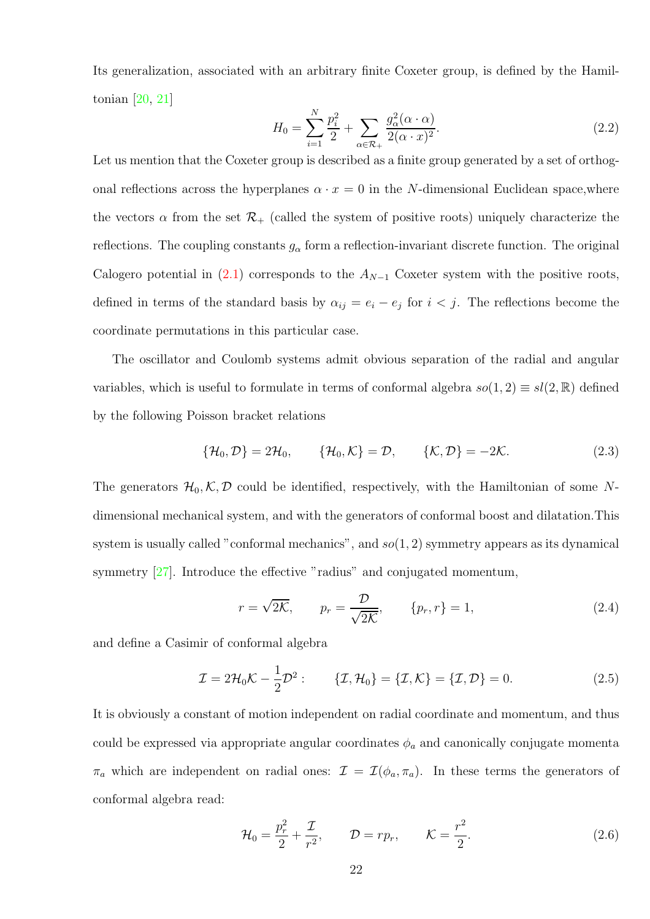Its generalization, associated with an arbitrary finite Coxeter group, is defined by the Hamiltonian [20, 21]

$$H_0 = \sum_{i=1}^{N} \frac{p_i^2}{2} + \sum_{\alpha \in \mathcal{R}_+} \frac{g_\alpha^2 (\alpha \cdot \alpha)}{2(\alpha \cdot x)^2}. \tag{2.2}$$

Let us mention that the Coxeter group is described as a finite group generated by a set of orthogonal reflections across the hyperplanes $\alpha \cdot x = 0$ in the $N$-dimensional Euclidean space,where the vectors $\alpha$ from the set $\mathcal{R}_+$ (called the system of positive roots) uniquely characterize the reflections. The coupling constants $g_\alpha$ form a reflection-invariant discrete function. The original Calogero potential in (2.1) corresponds to the $A_{N-1}$ Coxeter system with the positive roots, defined in terms of the standard basis by $\alpha_{ij} = e_i - e_j$ for $i < j$. The reflections become the coordinate permutations in this particular case.

The oscillator and Coulomb systems admit obvious separation of the radial and angular variables, which is useful to formulate in terms of conformal algebra $so(1,2) \equiv sl(2,\mathbb{R})$ defined by the following Poisson bracket relations

$$\{\mathcal{H}_0, \mathcal{D}\} = 2\mathcal{H}_0, \qquad \{\mathcal{H}_0, \mathcal{K}\} = \mathcal{D}, \qquad \{\mathcal{K}, \mathcal{D}\} = -2\mathcal{K}. \tag{2.3}$$

The generators $\mathcal{H}_0, \mathcal{K}, \mathcal{D}$ could be identified, respectively, with the Hamiltonian of some $N$-dimensional mechanical system, and with the generators of conformal boost and dilatation.This system is usually called "conformal mechanics", and $so(1,2)$ symmetry appears as its dynamical symmetry [27]. Introduce the effective "radius" and conjugated momentum,

$$r = \sqrt{2\mathcal{K}}, \qquad p_r = \frac{\mathcal{D}}{\sqrt{2\mathcal{K}}}, \qquad \{p_r, r\} = 1, \tag{2.4}$$

and define a Casimir of conformal algebra

$$\mathcal{I} = 2\mathcal{H}_0\mathcal{K} - \frac{1}{2}\mathcal{D}^2 : \qquad \{\mathcal{I}, \mathcal{H}_0\} = \{\mathcal{I}, \mathcal{K}\} = \{\mathcal{I}, \mathcal{D}\} = 0. \tag{2.5}$$

It is obviously a constant of motion independent on radial coordinate and momentum, and thus could be expressed via appropriate angular coordinates $\phi_a$ and canonically conjugate momenta $\pi_a$ which are independent on radial ones: $\mathcal{I} = \mathcal{I}(\phi_a, \pi_a)$. In these terms the generators of conformal algebra read:

$$\mathcal{H}_0 = \frac{p_r^2}{2} + \frac{\mathcal{I}}{r^2}, \qquad \mathcal{D} = r p_r, \qquad \mathcal{K} = \frac{r^2}{2}. \tag{2.6}$$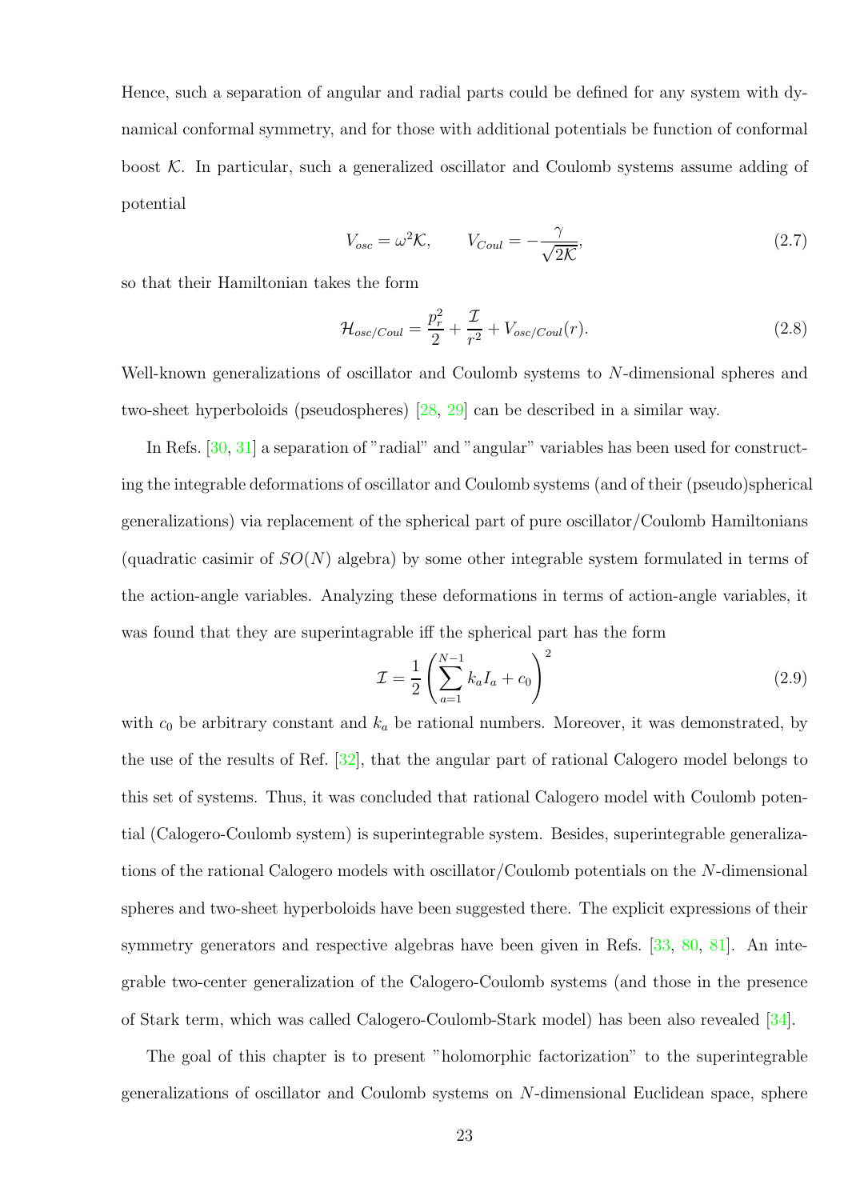Hence, such a separation of angular and radial parts could be defined for any system with dynamical conformal symmetry, and for those with additional potentials be function of conformal boost $\mathcal{K}$. In particular, such a generalized oscillator and Coulomb systems assume adding of potential

$$V_{osc} = \omega^2 \mathcal{K}, \qquad V_{Coul} = -\frac{\gamma}{\sqrt{2\mathcal{K}}}, \tag{2.7}$$

so that their Hamiltonian takes the form

$$\mathcal{H}_{osc/Coul} = \frac{p_r^2}{2} + \frac{\mathcal{I}}{r^2} + V_{osc/Coul}(r). \tag{2.8}$$

Well-known generalizations of oscillator and Coulomb systems to $N$-dimensional spheres and two-sheet hyperboloids (pseudospheres) [28, 29] can be described in a similar way.

In Refs. [30, 31] a separation of "radial" and "angular" variables has been used for constructing the integrable deformations of oscillator and Coulomb systems (and of their (pseudo)spherical generalizations) via replacement of the spherical part of pure oscillator/Coulomb Hamiltonians (quadratic casimir of $SO(N)$ algebra) by some other integrable system formulated in terms of the action-angle variables. Analyzing these deformations in terms of action-angle variables, it was found that they are superintagrable iff the spherical part has the form

$$\mathcal{I} = \frac{1}{2}\left(\sum_{a=1}^{N-1} k_a I_a + c_0\right)^2 \tag{2.9}$$

with $c_0$ be arbitrary constant and $k_a$ be rational numbers. Moreover, it was demonstrated, by the use of the results of Ref. [32], that the angular part of rational Calogero model belongs to this set of systems. Thus, it was concluded that rational Calogero model with Coulomb potential (Calogero-Coulomb system) is superintegrable system. Besides, superintegrable generalizations of the rational Calogero models with oscillator/Coulomb potentials on the $N$-dimensional spheres and two-sheet hyperboloids have been suggested there. The explicit expressions of their symmetry generators and respective algebras have been given in Refs. [33, 80, 81]. An integrable two-center generalization of the Calogero-Coulomb systems (and those in the presence of Stark term, which was called Calogero-Coulomb-Stark model) has been also revealed [34].

The goal of this chapter is to present "holomorphic factorization" to the superintegrable generalizations of oscillator and Coulomb systems on $N$-dimensional Euclidean space, sphere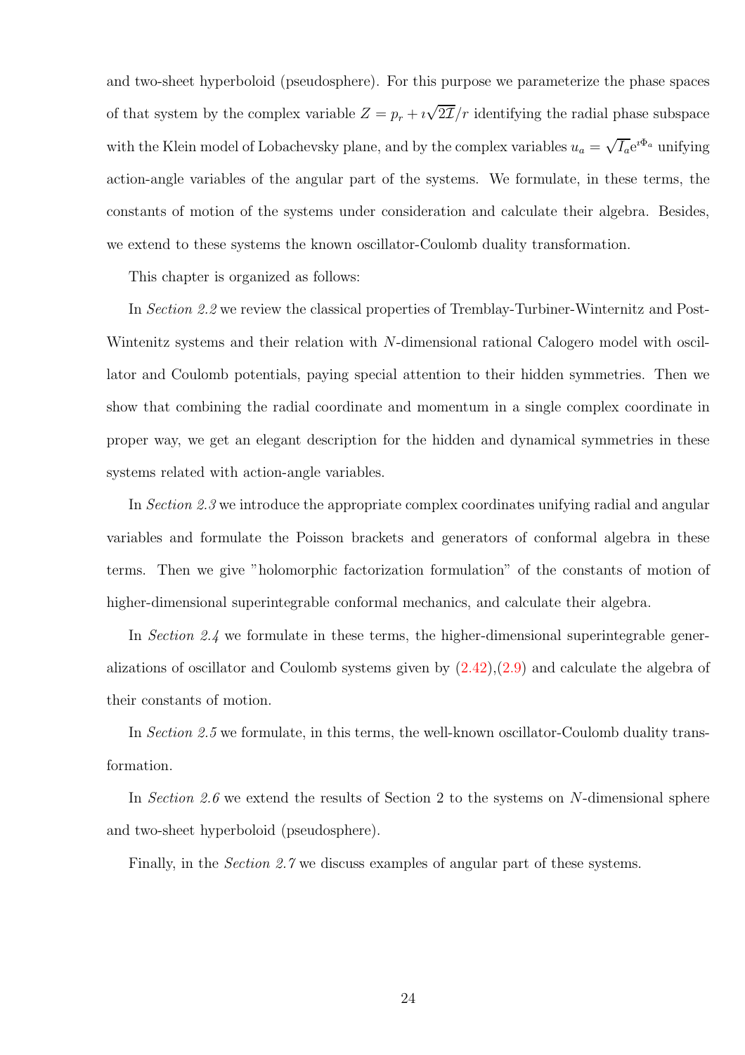and two-sheet hyperboloid (pseudosphere). For this purpose we parameterize the phase spaces of that system by the complex variable $Z = p_r + \imath\sqrt{2\mathcal{I}}/r$ identifying the radial phase subspace with the Klein model of Lobachevsky plane, and by the complex variables $u_a = \sqrt{I_a}e^{\imath\Phi_a}$ unifying action-angle variables of the angular part of the systems. We formulate, in these terms, the constants of motion of the systems under consideration and calculate their algebra. Besides, we extend to these systems the known oscillator-Coulomb duality transformation.

This chapter is organized as follows:

In *Section 2.2* we review the classical properties of Tremblay-Turbiner-Winternitz and Post-Wintenitz systems and their relation with $N$-dimensional rational Calogero model with oscillator and Coulomb potentials, paying special attention to their hidden symmetries. Then we show that combining the radial coordinate and momentum in a single complex coordinate in proper way, we get an elegant description for the hidden and dynamical symmetries in these systems related with action-angle variables.

In *Section 2.3* we introduce the appropriate complex coordinates unifying radial and angular variables and formulate the Poisson brackets and generators of conformal algebra in these terms. Then we give "holomorphic factorization formulation" of the constants of motion of higher-dimensional superintegrable conformal mechanics, and calculate their algebra.

In *Section 2.4* we formulate in these terms, the higher-dimensional superintegrable generalizations of oscillator and Coulomb systems given by (2.42),(2.9) and calculate the algebra of their constants of motion.

In *Section 2.5* we formulate, in this terms, the well-known oscillator-Coulomb duality transformation.

In *Section 2.6* we extend the results of Section 2 to the systems on $N$-dimensional sphere and two-sheet hyperboloid (pseudosphere).

Finally, in the *Section 2.7* we discuss examples of angular part of these systems.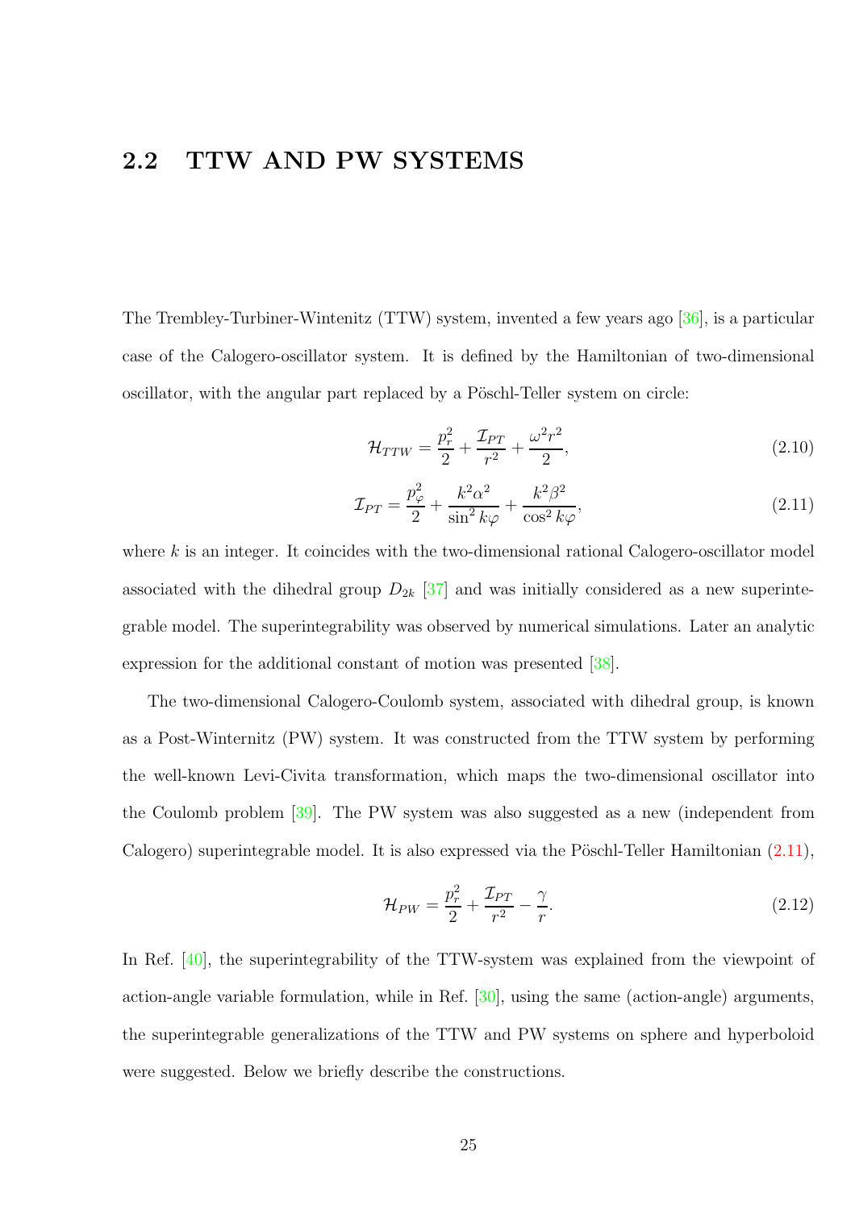## 2.2 TTW AND PW SYSTEMS

The Trembley-Turbiner-Wintenitz (TTW) system, invented a few years ago [36], is a particular case of the Calogero-oscillator system. It is defined by the Hamiltonian of two-dimensional oscillator, with the angular part replaced by a Pöschl-Teller system on circle:

$$\mathcal{H}_{TTW} = \frac{p_r^2}{2} + \frac{\mathcal{I}_{PT}}{r^2} + \frac{\omega^2 r^2}{2}, \tag{2.10}$$

$$\mathcal{I}_{PT} = \frac{p_\varphi^2}{2} + \frac{k^2\alpha^2}{\sin^2 k\varphi} + \frac{k^2\beta^2}{\cos^2 k\varphi}, \tag{2.11}$$

where $k$ is an integer. It coincides with the two-dimensional rational Calogero-oscillator model associated with the dihedral group $D_{2k}$ [37] and was initially considered as a new superintegrable model. The superintegrability was observed by numerical simulations. Later an analytic expression for the additional constant of motion was presented [38].

The two-dimensional Calogero-Coulomb system, associated with dihedral group, is known as a Post-Winternitz (PW) system. It was constructed from the TTW system by performing the well-known Levi-Civita transformation, which maps the two-dimensional oscillator into the Coulomb problem [39]. The PW system was also suggested as a new (independent from Calogero) superintegrable model. It is also expressed via the Pöschl-Teller Hamiltonian (2.11),

$$\mathcal{H}_{PW} = \frac{p_r^2}{2} + \frac{\mathcal{I}_{PT}}{r^2} - \frac{\gamma}{r}. \tag{2.12}$$

In Ref. [40], the superintegrability of the TTW-system was explained from the viewpoint of action-angle variable formulation, while in Ref. [30], using the same (action-angle) arguments, the superintegrable generalizations of the TTW and PW systems on sphere and hyperboloid were suggested. Below we briefly describe the constructions.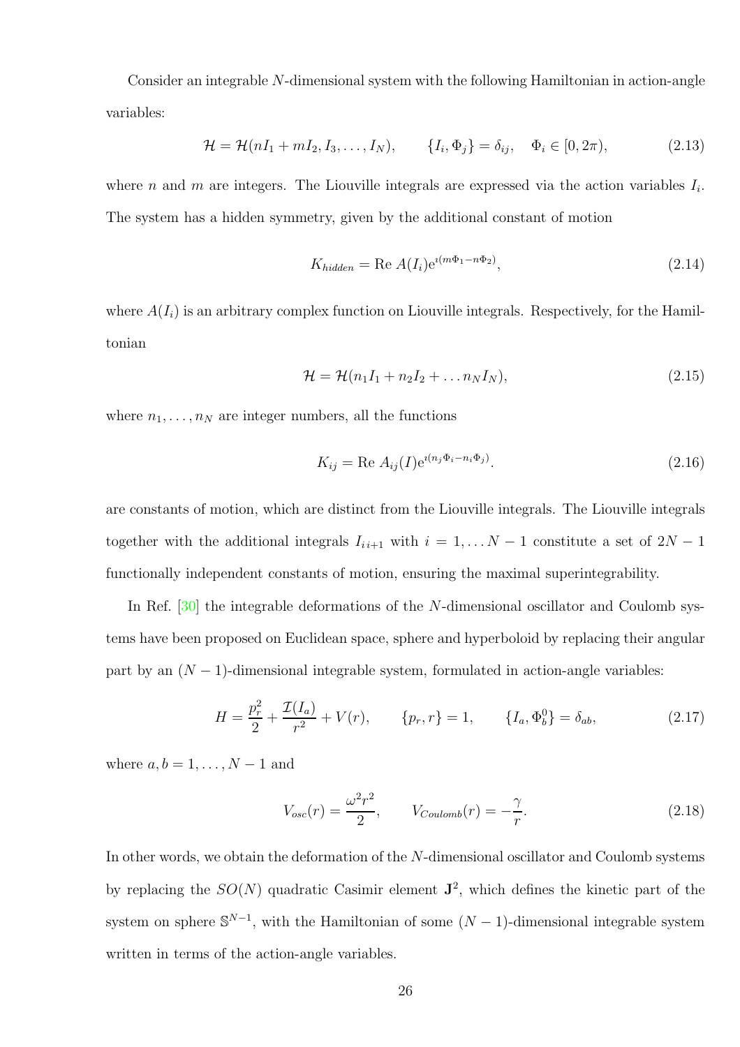Consider an integrable $N$-dimensional system with the following Hamiltonian in action-angle variables:

$$\mathcal{H} = \mathcal{H}(nI_1 + mI_2, I_3, \ldots, I_N), \qquad \{I_i, \Phi_j\} = \delta_{ij}, \quad \Phi_i \in [0, 2\pi), \tag{2.13}$$

where $n$ and $m$ are integers. The Liouville integrals are expressed via the action variables $I_i$. The system has a hidden symmetry, given by the additional constant of motion

$$K_{hidden} = \text{Re } A(I_i) \mathrm{e}^{\imath(m\Phi_1 - n\Phi_2)}, \tag{2.14}$$

where $A(I_i)$ is an arbitrary complex function on Liouville integrals. Respectively, for the Hamiltonian

$$\mathcal{H} = \mathcal{H}(n_1 I_1 + n_2 I_2 + \ldots n_N I_N), \tag{2.15}$$

where $n_1, \ldots, n_N$ are integer numbers, all the functions

$$K_{ij} = \text{Re } A_{ij}(I) \mathrm{e}^{\imath(n_j \Phi_i - n_i \Phi_j)}. \tag{2.16}$$

are constants of motion, which are distinct from the Liouville integrals. The Liouville integrals together with the additional integrals $I_{i\,i+1}$ with $i = 1, \ldots N-1$ constitute a set of $2N-1$ functionally independent constants of motion, ensuring the maximal superintegrability.

In Ref. [30] the integrable deformations of the $N$-dimensional oscillator and Coulomb systems have been proposed on Euclidean space, sphere and hyperboloid by replacing their angular part by an $(N-1)$-dimensional integrable system, formulated in action-angle variables:

$$H = \frac{p_r^2}{2} + \frac{\mathcal{I}(I_a)}{r^2} + V(r), \qquad \{p_r, r\} = 1, \qquad \{I_a, \Phi_b^0\} = \delta_{ab}, \tag{2.17}$$

where $a, b = 1, \ldots, N-1$ and

$$V_{osc}(r) = \frac{\omega^2 r^2}{2}, \qquad V_{Coulomb}(r) = -\frac{\gamma}{r}. \tag{2.18}$$

In other words, we obtain the deformation of the $N$-dimensional oscillator and Coulomb systems by replacing the $SO(N)$ quadratic Casimir element $\mathbf{J}^2$, which defines the kinetic part of the system on sphere $\mathbb{S}^{N-1}$, with the Hamiltonian of some $(N-1)$-dimensional integrable system written in terms of the action-angle variables.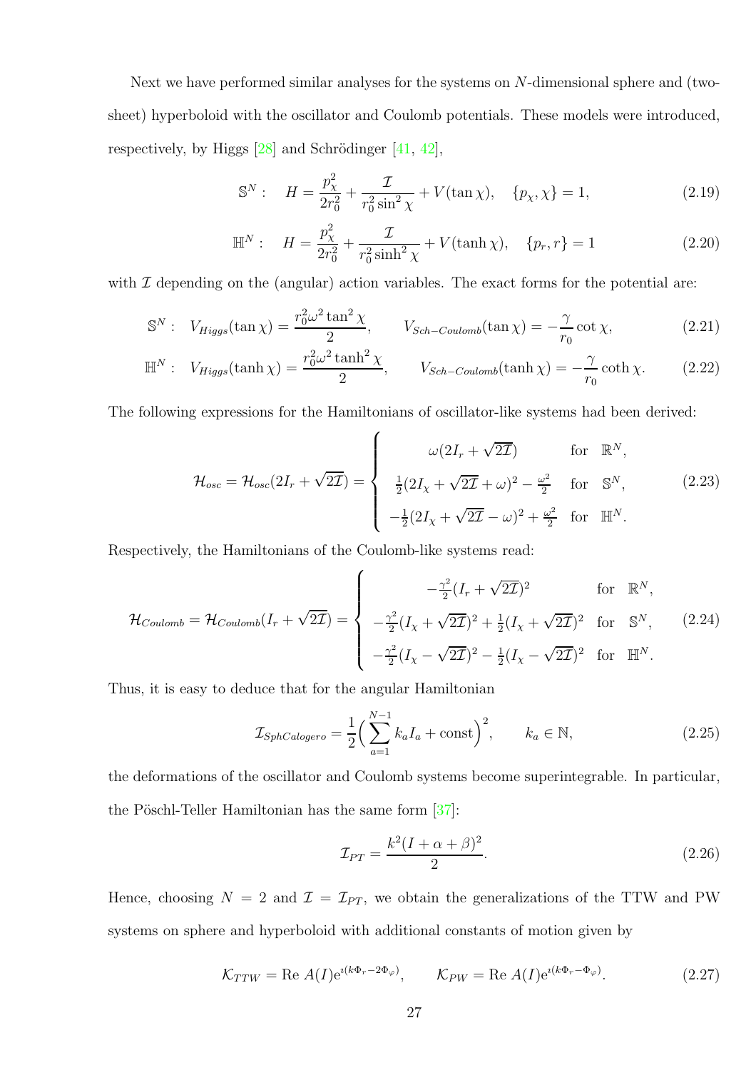Next we have performed similar analyses for the systems on $N$-dimensional sphere and (two-sheet) hyperboloid with the oscillator and Coulomb potentials. These models were introduced, respectively, by Higgs [28] and Schrödinger [41, 42],

$$\mathbb{S}^N: \quad H = \frac{p_\chi^2}{2r_0^2} + \frac{\mathcal{I}}{r_0^2 \sin^2\chi} + V(\tan\chi), \quad \{p_\chi, \chi\} = 1, \tag{2.19}$$

$$\mathbb{H}^N: \quad H = \frac{p_\chi^2}{2r_0^2} + \frac{\mathcal{I}}{r_0^2 \sinh^2\chi} + V(\tanh\chi), \quad \{p_r, r\} = 1 \tag{2.20}$$

with $\mathcal{I}$ depending on the (angular) action variables. The exact forms for the potential are:

$$\mathbb{S}^N: \quad V_{Higgs}(\tan\chi) = \frac{r_0^2\omega^2\tan^2\chi}{2}, \qquad V_{Sch-Coulomb}(\tan\chi) = -\frac{\gamma}{r_0}\cot\chi, \tag{2.21}$$

$$\mathbb{H}^N: \quad V_{Higgs}(\tanh\chi) = \frac{r_0^2\omega^2\tanh^2\chi}{2}, \qquad V_{Sch-Coulomb}(\tanh\chi) = -\frac{\gamma}{r_0}\coth\chi. \tag{2.22}$$

The following expressions for the Hamiltonians of oscillator-like systems had been derived:

$$\mathcal{H}_{osc} = \mathcal{H}_{osc}(2I_r + \sqrt{2\mathcal{I}}) = \begin{cases} \omega(2I_r + \sqrt{2\mathcal{I}}) & \text{for } \mathbb{R}^N, \\ \frac{1}{2}(2I_\chi + \sqrt{2\mathcal{I}} + \omega)^2 - \frac{\omega^2}{2} & \text{for } \mathbb{S}^N, \\ -\frac{1}{2}(2I_\chi + \sqrt{2\mathcal{I}} - \omega)^2 + \frac{\omega^2}{2} & \text{for } \mathbb{H}^N. \end{cases} \tag{2.23}$$

Respectively, the Hamiltonians of the Coulomb-like systems read:

$$\mathcal{H}_{Coulomb} = \mathcal{H}_{Coulomb}(I_r + \sqrt{2\mathcal{I}}) = \begin{cases} -\frac{\gamma^2}{2}(I_r + \sqrt{2\mathcal{I}})^2 & \text{for } \mathbb{R}^N, \\ -\frac{\gamma^2}{2}(I_\chi + \sqrt{2\mathcal{I}})^2 + \frac{1}{2}(I_\chi + \sqrt{2\mathcal{I}})^2 & \text{for } \mathbb{S}^N, \\ -\frac{\gamma^2}{2}(I_\chi - \sqrt{2\mathcal{I}})^2 - \frac{1}{2}(I_\chi - \sqrt{2\mathcal{I}})^2 & \text{for } \mathbb{H}^N. \end{cases} \tag{2.24}$$

Thus, it is easy to deduce that for the angular Hamiltonian

$$\mathcal{I}_{SphCalogero} = \frac{1}{2}\Big(\sum_{a=1}^{N-1} k_a I_a + \text{const}\Big)^2, \qquad k_a \in \mathbb{N}, \tag{2.25}$$

the deformations of the oscillator and Coulomb systems become superintegrable. In particular, the Pöschl-Teller Hamiltonian has the same form [37]:

$$\mathcal{I}_{PT} = \frac{k^2(I + \alpha + \beta)^2}{2}. \tag{2.26}$$

Hence, choosing $N = 2$ and $\mathcal{I} = \mathcal{I}_{PT}$, we obtain the generalizations of the TTW and PW systems on sphere and hyperboloid with additional constants of motion given by

$$\mathcal{K}_{TTW} = \text{Re}\, A(I)\mathrm{e}^{\imath(k\Phi_r - 2\Phi_\varphi)}, \qquad \mathcal{K}_{PW} = \text{Re}\, A(I)\mathrm{e}^{\imath(k\Phi_r - \Phi_\varphi)}. \tag{2.27}$$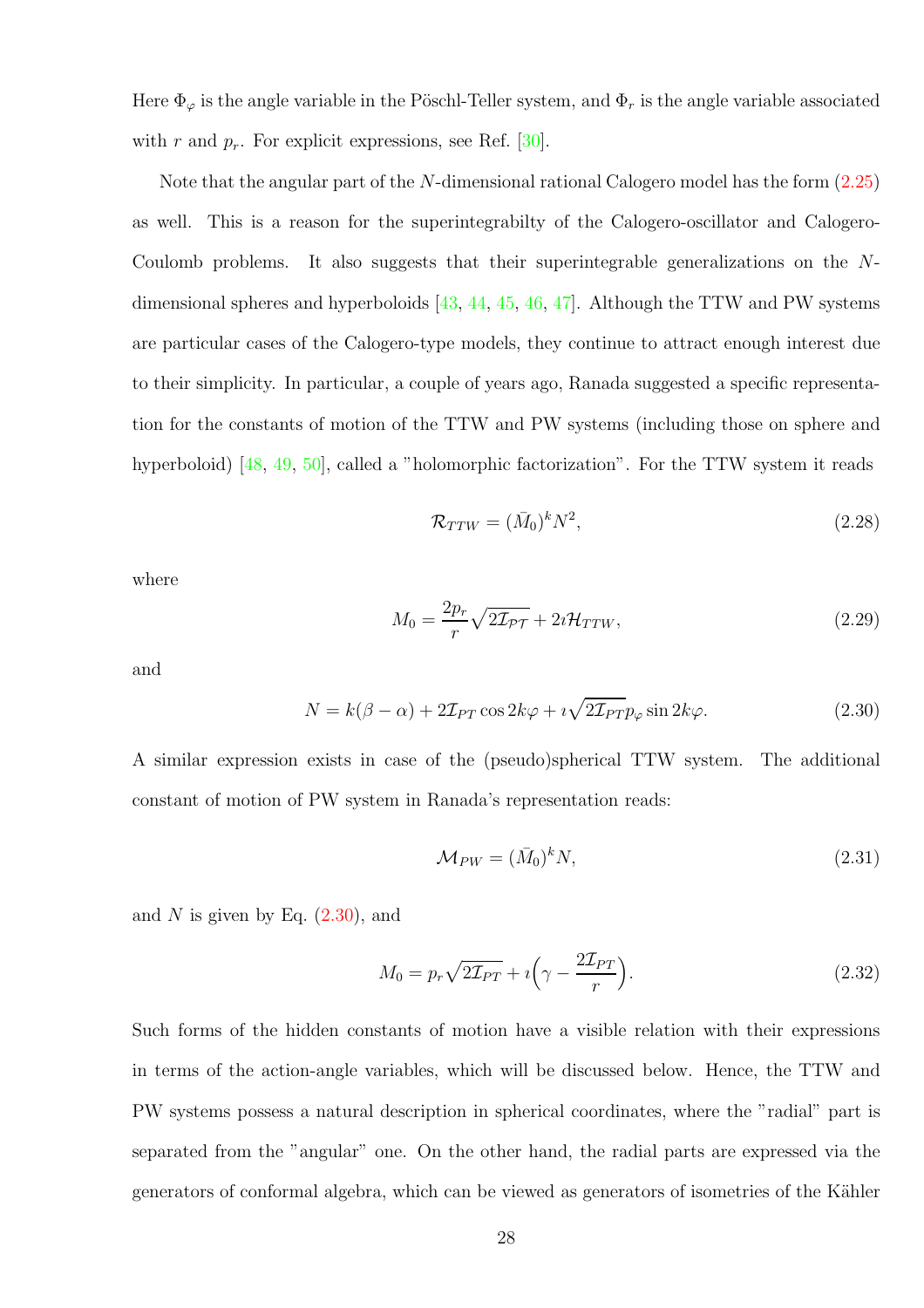Here $\Phi_\varphi$ is the angle variable in the Pöschl-Teller system, and $\Phi_r$ is the angle variable associated with $r$ and $p_r$. For explicit expressions, see Ref. [30].

Note that the angular part of the $N$-dimensional rational Calogero model has the form (2.25) as well. This is a reason for the superintegrabilty of the Calogero-oscillator and Calogero-Coulomb problems. It also suggests that their superintegrable generalizations on the $N$-dimensional spheres and hyperboloids [43, 44, 45, 46, 47]. Although the TTW and PW systems are particular cases of the Calogero-type models, they continue to attract enough interest due to their simplicity. In particular, a couple of years ago, Ranada suggested a specific representation for the constants of motion of the TTW and PW systems (including those on sphere and hyperboloid) [48, 49, 50], called a "holomorphic factorization". For the TTW system it reads

$$\mathcal{R}_{TTW} = (\bar{M}_0)^k N^2, \tag{2.28}$$

where

$$M_0 = \frac{2p_r}{r}\sqrt{2\mathcal{I}_{\mathcal{PT}}} + 2\imath\mathcal{H}_{TTW}, \tag{2.29}$$

and

$$N = k(\beta - \alpha) + 2\mathcal{I}_{PT}\cos 2k\varphi + \imath\sqrt{2\mathcal{I}_{PT}}p_\varphi \sin 2k\varphi. \tag{2.30}$$

A similar expression exists in case of the (pseudo)spherical TTW system. The additional constant of motion of PW system in Ranada's representation reads:

$$\mathcal{M}_{PW} = (\bar{M}_0)^k N, \tag{2.31}$$

and $N$ is given by Eq. (2.30), and

$$M_0 = p_r\sqrt{2\mathcal{I}_{PT}} + \imath\Big(\gamma - \frac{2\mathcal{I}_{PT}}{r}\Big). \tag{2.32}$$

Such forms of the hidden constants of motion have a visible relation with their expressions in terms of the action-angle variables, which will be discussed below. Hence, the TTW and PW systems possess a natural description in spherical coordinates, where the "radial" part is separated from the "angular" one. On the other hand, the radial parts are expressed via the generators of conformal algebra, which can be viewed as generators of isometries of the Kähler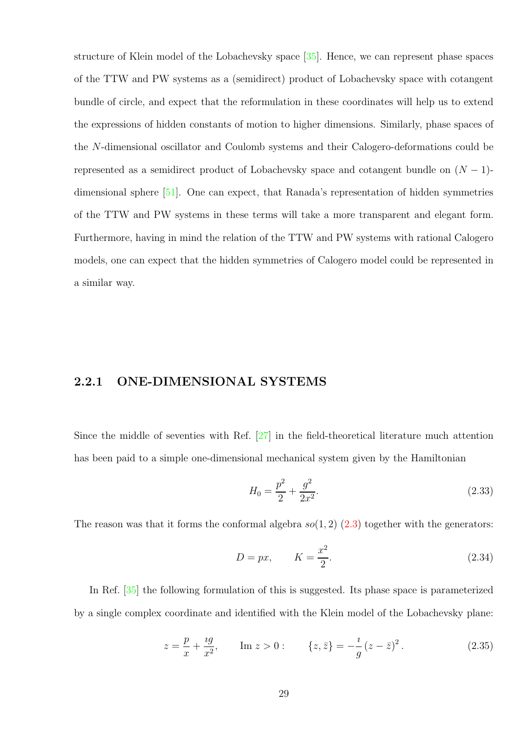structure of Klein model of the Lobachevsky space [35]. Hence, we can represent phase spaces of the TTW and PW systems as a (semidirect) product of Lobachevsky space with cotangent bundle of circle, and expect that the reformulation in these coordinates will help us to extend the expressions of hidden constants of motion to higher dimensions. Similarly, phase spaces of the $N$-dimensional oscillator and Coulomb systems and their Calogero-deformations could be represented as a semidirect product of Lobachevsky space and cotangent bundle on $(N-1)$-dimensional sphere [51]. One can expect, that Ranada's representation of hidden symmetries of the TTW and PW systems in these terms will take a more transparent and elegant form. Furthermore, having in mind the relation of the TTW and PW systems with rational Calogero models, one can expect that the hidden symmetries of Calogero model could be represented in a similar way.

### 2.2.1 ONE-DIMENSIONAL SYSTEMS

Since the middle of seventies with Ref. [27] in the field-theoretical literature much attention has been paid to a simple one-dimensional mechanical system given by the Hamiltonian

$$H_0 = \frac{p^2}{2} + \frac{g^2}{2x^2}. \tag{2.33}$$

The reason was that it forms the conformal algebra $so(1,2)$ (2.3) together with the generators:

$$D = px, \qquad K = \frac{x^2}{2}. \tag{2.34}$$

In Ref. [35] the following formulation of this is suggested. Its phase space is parameterized by a single complex coordinate and identified with the Klein model of the Lobachevsky plane:

$$z = \frac{p}{x} + \frac{\imath g}{x^2}, \qquad \mathrm{Im}\ z > 0: \qquad \{z, \bar{z}\} = -\frac{\imath}{g}\left(z - \bar{z}\right)^2. \tag{2.35}$$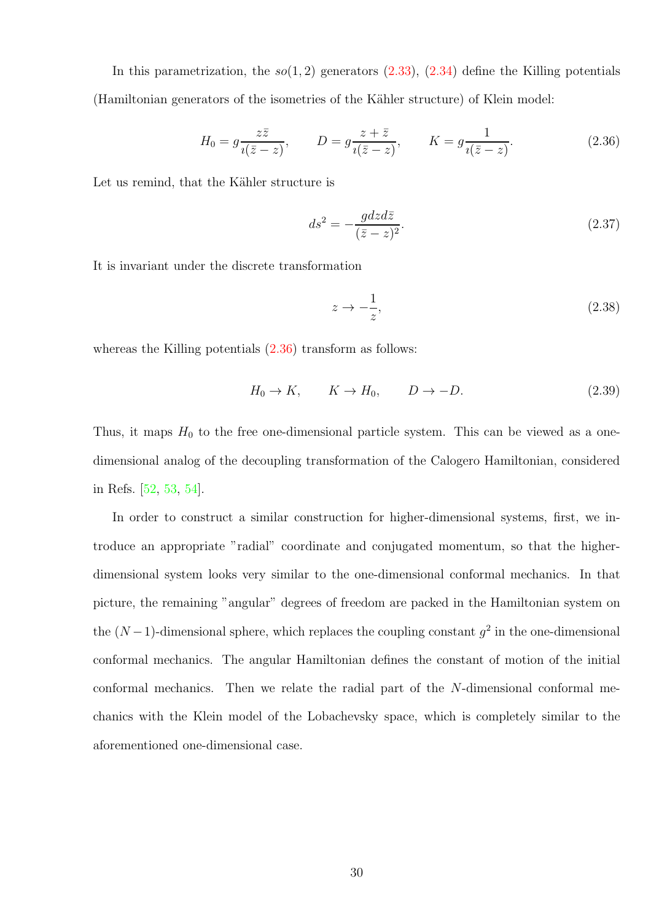In this parametrization, the $so(1,2)$ generators (2.33), (2.34) define the Killing potentials (Hamiltonian generators of the isometries of the Kähler structure) of Klein model:

$$
H_0 = g\frac{z\bar{z}}{\imath(\bar{z}-z)}, \qquad D = g\frac{z+\bar{z}}{\imath(\bar{z}-z)}, \qquad K = g\frac{1}{\imath(\bar{z}-z)}. \tag{2.36}
$$

Let us remind, that the Kähler structure is

$$
ds^2 = -\frac{g dz d\bar{z}}{(\bar{z}-z)^2}. \tag{2.37}
$$

It is invariant under the discrete transformation

$$
z \to -\frac{1}{z}, \tag{2.38}
$$

whereas the Killing potentials (2.36) transform as follows:

$$
H_0 \to K, \qquad K \to H_0, \qquad D \to -D. \tag{2.39}
$$

Thus, it maps $H_0$ to the free one-dimensional particle system. This can be viewed as a one-dimensional analog of the decoupling transformation of the Calogero Hamiltonian, considered in Refs. [52, 53, 54].

In order to construct a similar construction for higher-dimensional systems, first, we introduce an appropriate "radial" coordinate and conjugated momentum, so that the higher-dimensional system looks very similar to the one-dimensional conformal mechanics. In that picture, the remaining "angular" degrees of freedom are packed in the Hamiltonian system on the $(N-1)$-dimensional sphere, which replaces the coupling constant $g^2$ in the one-dimensional conformal mechanics. The angular Hamiltonian defines the constant of motion of the initial conformal mechanics. Then we relate the radial part of the $N$-dimensional conformal mechanics with the Klein model of the Lobachevsky space, which is completely similar to the aforementioned one-dimensional case.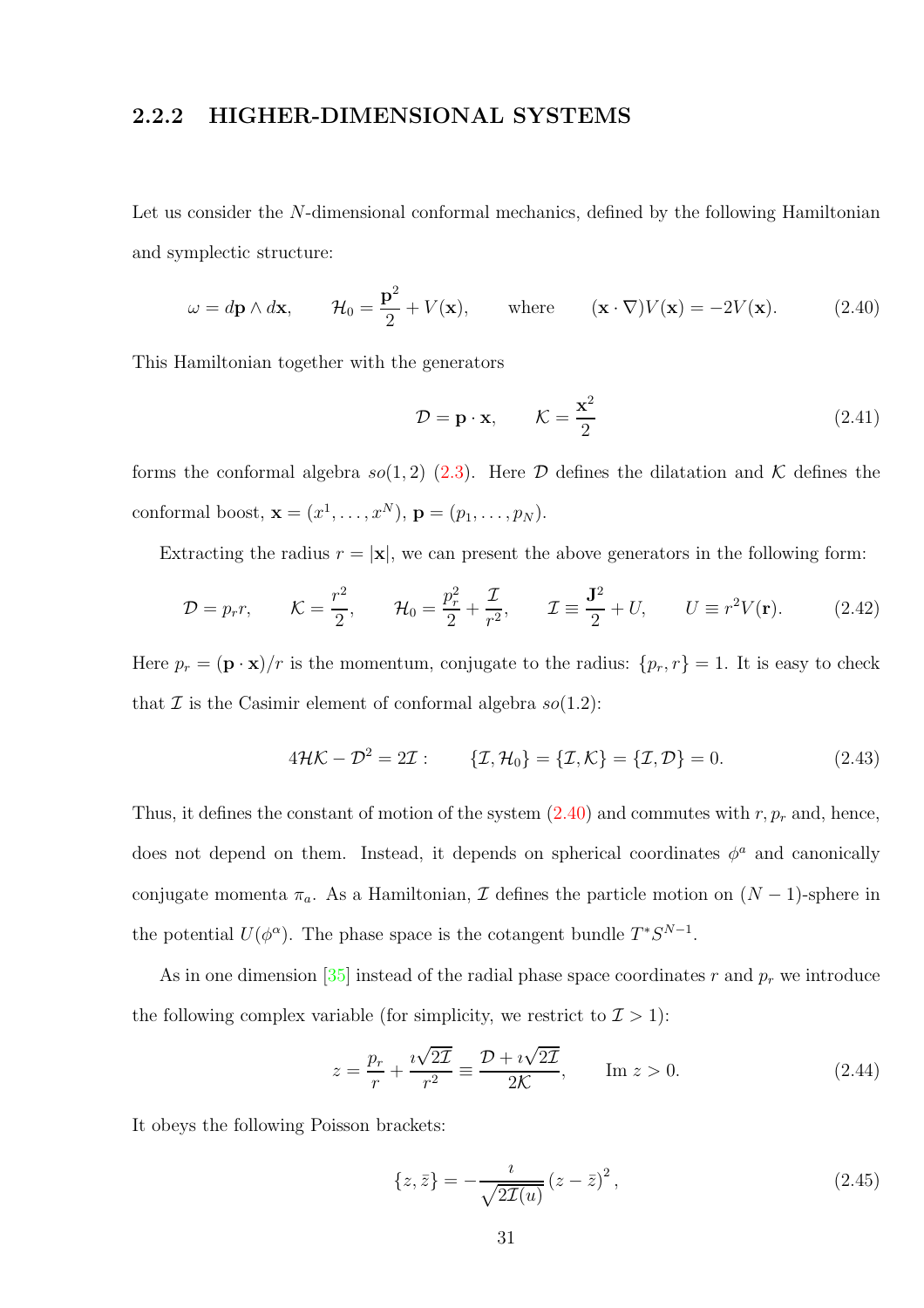### 2.2.2 HIGHER-DIMENSIONAL SYSTEMS

Let us consider the $N$-dimensional conformal mechanics, defined by the following Hamiltonian and symplectic structure:

$$\omega = d\mathbf{p} \wedge d\mathbf{x}, \qquad \mathcal{H}_0 = \frac{\mathbf{p}^2}{2} + V(\mathbf{x}), \qquad \text{where} \qquad (\mathbf{x}\cdot\nabla)V(\mathbf{x}) = -2V(\mathbf{x}). \tag{2.40}$$

This Hamiltonian together with the generators

$$\mathcal{D} = \mathbf{p}\cdot\mathbf{x}, \qquad \mathcal{K} = \frac{\mathbf{x}^2}{2} \tag{2.41}$$

forms the conformal algebra $so(1,2)$ (2.3). Here $\mathcal{D}$ defines the dilatation and $\mathcal{K}$ defines the conformal boost, $\mathbf{x} = (x^1, \ldots, x^N)$, $\mathbf{p} = (p_1, \ldots, p_N)$.

Extracting the radius $r = |\mathbf{x}|$, we can present the above generators in the following form:

$$\mathcal{D} = p_r r, \qquad \mathcal{K} = \frac{r^2}{2}, \qquad \mathcal{H}_0 = \frac{p_r^2}{2} + \frac{\mathcal{I}}{r^2}, \qquad \mathcal{I} \equiv \frac{\mathbf{J}^2}{2} + U, \qquad U \equiv r^2 V(\mathbf{r}). \tag{2.42}$$

Here $p_r = (\mathbf{p}\cdot\mathbf{x})/r$ is the momentum, conjugate to the radius: $\{p_r, r\} = 1$. It is easy to check that $\mathcal{I}$ is the Casimir element of conformal algebra $so(1.2)$:

$$4\mathcal{H}\mathcal{K} - \mathcal{D}^2 = 2\mathcal{I}: \qquad \{\mathcal{I}, \mathcal{H}_0\} = \{\mathcal{I}, \mathcal{K}\} = \{\mathcal{I}, \mathcal{D}\} = 0. \tag{2.43}$$

Thus, it defines the constant of motion of the system (2.40) and commutes with $r, p_r$ and, hence, does not depend on them. Instead, it depends on spherical coordinates $\phi^a$ and canonically conjugate momenta $\pi_a$. As a Hamiltonian, $\mathcal{I}$ defines the particle motion on $(N-1)$-sphere in the potential $U(\phi^\alpha)$. The phase space is the cotangent bundle $T^*S^{N-1}$.

As in one dimension [35] instead of the radial phase space coordinates $r$ and $p_r$ we introduce the following complex variable (for simplicity, we restrict to $\mathcal{I} > 1$):

$$z = \frac{p_r}{r} + \frac{\imath\sqrt{2\mathcal{I}}}{r^2} \equiv \frac{\mathcal{D} + \imath\sqrt{2\mathcal{I}}}{2\mathcal{K}}, \qquad \operatorname{Im} z > 0. \tag{2.44}$$

It obeys the following Poisson brackets:

$$\{z, \bar{z}\} = -\frac{\imath}{\sqrt{2\mathcal{I}(u)}}\left(z - \bar{z}\right)^2, \tag{2.45}$$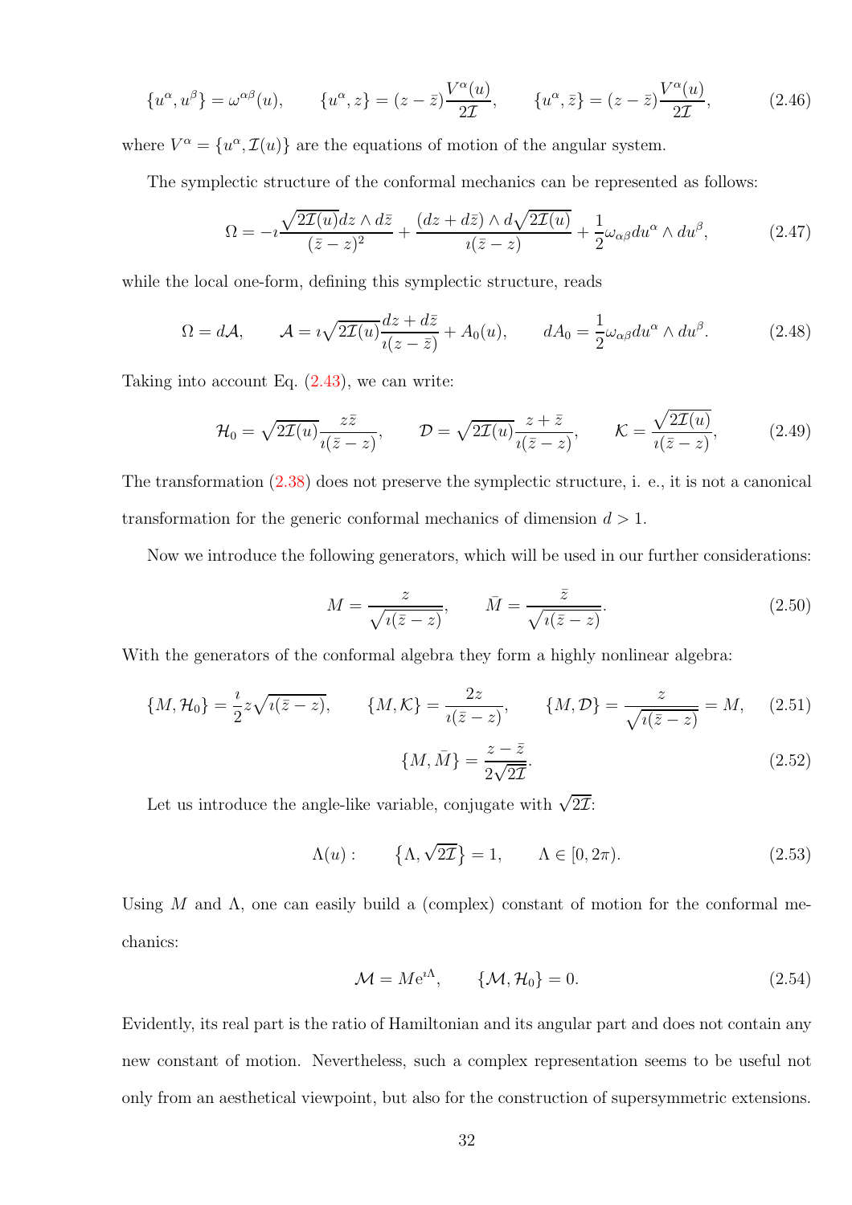$$\{u^\alpha, u^\beta\} = \omega^{\alpha\beta}(u), \qquad \{u^\alpha, z\} = (z - \bar{z})\frac{V^\alpha(u)}{2\mathcal{I}}, \qquad \{u^\alpha, \bar{z}\} = (z - \bar{z})\frac{V^\alpha(u)}{2\mathcal{I}}, \tag{2.46}$$

where $V^\alpha = \{u^\alpha, \mathcal{I}(u)\}$ are the equations of motion of the angular system.

The symplectic structure of the conformal mechanics can be represented as follows:

$$\Omega = -\imath\frac{\sqrt{2\mathcal{I}(u)}dz \wedge d\bar{z}}{(\bar{z} - z)^2} + \frac{(dz + d\bar{z}) \wedge d\sqrt{2\mathcal{I}(u)}}{\imath(\bar{z} - z)} + \frac{1}{2}\omega_{\alpha\beta}du^\alpha \wedge du^\beta, \tag{2.47}$$

while the local one-form, defining this symplectic structure, reads

$$\Omega = d\mathcal{A}, \qquad \mathcal{A} = \imath\sqrt{2\mathcal{I}(u)}\frac{dz + d\bar{z}}{\imath(z - \bar{z})} + A_0(u), \qquad dA_0 = \frac{1}{2}\omega_{\alpha\beta}du^\alpha \wedge du^\beta. \tag{2.48}$$

Taking into account Eq. (2.43), we can write:

$$\mathcal{H}_0 = \sqrt{2\mathcal{I}(u)}\frac{z\bar{z}}{\imath(\bar{z} - z)}, \qquad \mathcal{D} = \sqrt{2\mathcal{I}(u)}\frac{z + \bar{z}}{\imath(\bar{z} - z)}, \qquad \mathcal{K} = \frac{\sqrt{2\mathcal{I}(u)}}{\imath(\bar{z} - z)}, \tag{2.49}$$

The transformation (2.38) does not preserve the symplectic structure, i. e., it is not a canonical transformation for the generic conformal mechanics of dimension $d > 1$.

Now we introduce the following generators, which will be used in our further considerations:

$$M = \frac{z}{\sqrt{\imath(\bar{z} - z)}}, \qquad \bar{M} = \frac{\bar{z}}{\sqrt{\imath(\bar{z} - z)}}. \tag{2.50}$$

With the generators of the conformal algebra they form a highly nonlinear algebra:

$$\{M, \mathcal{H}_0\} = \frac{\imath}{2}z\sqrt{\imath(\bar{z} - z)}, \qquad \{M, \mathcal{K}\} = \frac{2z}{\imath(\bar{z} - z)}, \qquad \{M, \mathcal{D}\} = \frac{z}{\sqrt{\imath(\bar{z} - z)}} = M, \tag{2.51}$$

$$\{M, \bar{M}\} = \frac{z - \bar{z}}{2\sqrt{2\mathcal{I}}}. \tag{2.52}$$

Let us introduce the angle-like variable, conjugate with $\sqrt{2\mathcal{I}}$:

$$\Lambda(u): \qquad \left\{\Lambda, \sqrt{2\mathcal{I}}\right\} = 1, \qquad \Lambda \in [0, 2\pi). \tag{2.53}$$

Using $M$ and $\Lambda$, one can easily build a (complex) constant of motion for the conformal mechanics:

$$\mathcal{M} = M e^{\imath\Lambda}, \qquad \{\mathcal{M}, \mathcal{H}_0\} = 0. \tag{2.54}$$

Evidently, its real part is the ratio of Hamiltonian and its angular part and does not contain any new constant of motion. Nevertheless, such a complex representation seems to be useful not only from an aesthetical viewpoint, but also for the construction of supersymmetric extensions.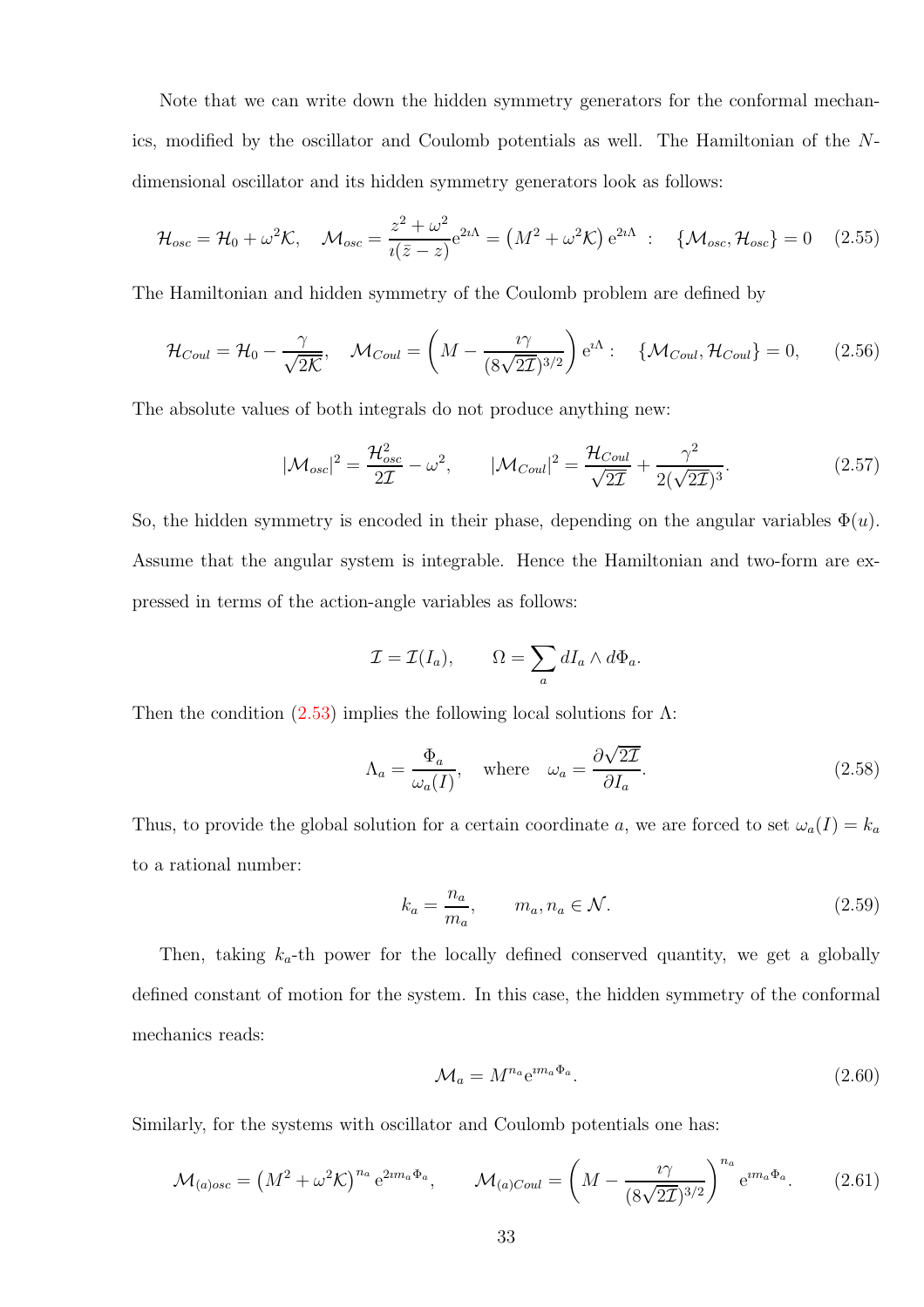Note that we can write down the hidden symmetry generators for the conformal mechanics, modified by the oscillator and Coulomb potentials as well. The Hamiltonian of the $N$-dimensional oscillator and its hidden symmetry generators look as follows:

$$\mathcal{H}_{osc} = \mathcal{H}_0 + \omega^2\mathcal{K}, \quad \mathcal{M}_{osc} = \frac{z^2+\omega^2}{\imath(\bar{z}-z)}\mathrm{e}^{2\imath\Lambda} = \left(M^2+\omega^2\mathcal{K}\right)\mathrm{e}^{2\imath\Lambda} \ : \quad \{\mathcal{M}_{osc}, \mathcal{H}_{osc}\} = 0 \qquad (2.55)$$

The Hamiltonian and hidden symmetry of the Coulomb problem are defined by

$$\mathcal{H}_{Coul} = \mathcal{H}_0 - \frac{\gamma}{\sqrt{2\mathcal{K}}}, \quad \mathcal{M}_{Coul} = \left(M - \frac{\imath\gamma}{(8\sqrt{2\mathcal{I}})^{3/2}}\right)\mathrm{e}^{\imath\Lambda} : \quad \{\mathcal{M}_{Coul}, \mathcal{H}_{Coul}\} = 0, \qquad (2.56)$$

The absolute values of both integrals do not produce anything new:

$$|\mathcal{M}_{osc}|^2 = \frac{\mathcal{H}_{osc}^2}{2\mathcal{I}} - \omega^2, \qquad |\mathcal{M}_{Coul}|^2 = \frac{\mathcal{H}_{Coul}}{\sqrt{2\mathcal{I}}} + \frac{\gamma^2}{2(\sqrt{2\mathcal{I}})^3}. \qquad (2.57)$$

So, the hidden symmetry is encoded in their phase, depending on the angular variables $\Phi(u)$. Assume that the angular system is integrable. Hence the Hamiltonian and two-form are expressed in terms of the action-angle variables as follows:

$$\mathcal{I} = \mathcal{I}(I_a), \qquad \Omega = \sum_a dI_a \wedge d\Phi_a.$$

Then the condition (2.53) implies the following local solutions for $\Lambda$:

$$\Lambda_a = \frac{\Phi_a}{\omega_a(I)}, \quad \text{where} \quad \omega_a = \frac{\partial\sqrt{2\mathcal{I}}}{\partial I_a}. \qquad (2.58)$$

Thus, to provide the global solution for a certain coordinate $a$, we are forced to set $\omega_a(I) = k_a$ to a rational number:

$$k_a = \frac{n_a}{m_a}, \qquad m_a, n_a \in \mathcal{N}. \qquad (2.59)$$

Then, taking $k_a$-th power for the locally defined conserved quantity, we get a globally defined constant of motion for the system. In this case, the hidden symmetry of the conformal mechanics reads:

$$\mathcal{M}_a = M^{n_a}\mathrm{e}^{\imath m_a\Phi_a}. \qquad (2.60)$$

Similarly, for the systems with oscillator and Coulomb potentials one has:

$$\mathcal{M}_{(a)osc} = \left(M^2+\omega^2\mathcal{K}\right)^{n_a}\mathrm{e}^{2\imath m_a\Phi_a}, \qquad \mathcal{M}_{(a)Coul} = \left(M - \frac{\imath\gamma}{(8\sqrt{2\mathcal{I}})^{3/2}}\right)^{n_a}\mathrm{e}^{\imath m_a\Phi_a}. \qquad (2.61)$$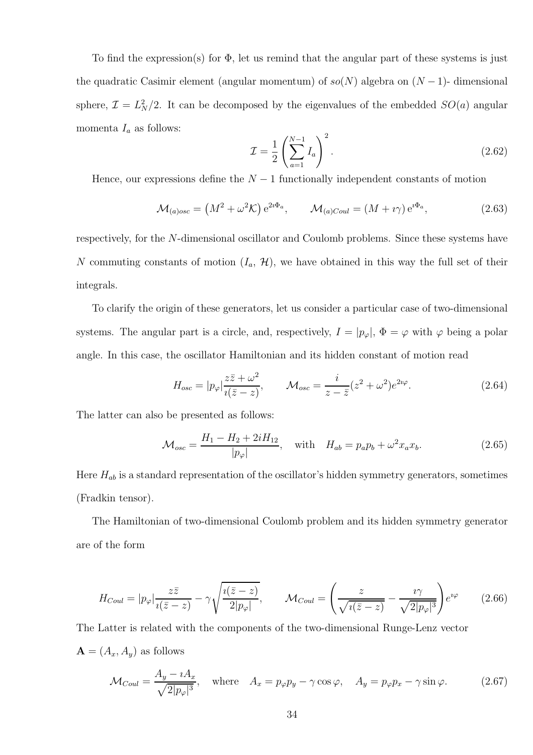To find the expression(s) for $\Phi$, let us remind that the angular part of these systems is just the quadratic Casimir element (angular momentum) of $so(N)$ algebra on $(N-1)$- dimensional sphere, $\mathcal{I} = L_N^2/2$. It can be decomposed by the eigenvalues of the embedded $SO(a)$ angular momenta $I_a$ as follows:

$$\mathcal{I} = \frac{1}{2}\left(\sum_{a=1}^{N-1} I_a\right)^2. \tag{2.62}$$

Hence, our expressions define the $N-1$ functionally independent constants of motion

$$\mathcal{M}_{(a)osc} = \left(M^2 + \omega^2\mathcal{K}\right)\mathrm{e}^{2\imath\Phi_a}, \qquad \mathcal{M}_{(a)Coul} = (M + \imath\gamma)\,\mathrm{e}^{\imath\Phi_a}, \tag{2.63}$$

respectively, for the $N$-dimensional oscillator and Coulomb problems. Since these systems have $N$ commuting constants of motion ($I_a$, $\mathcal{H}$), we have obtained in this way the full set of their integrals.

To clarify the origin of these generators, let us consider a particular case of two-dimensional systems. The angular part is a circle, and, respectively, $I = |p_\varphi|$, $\Phi = \varphi$ with $\varphi$ being a polar angle. In this case, the oscillator Hamiltonian and its hidden constant of motion read

$$H_{osc} = |p_\varphi|\frac{z\bar{z} + \omega^2}{\imath(\bar{z} - z)}, \qquad \mathcal{M}_{osc} = \frac{i}{z - \bar{z}}(z^2 + \omega^2)e^{2\imath\varphi}. \tag{2.64}$$

The latter can also be presented as follows:

$$\mathcal{M}_{osc} = \frac{H_1 - H_2 + 2iH_{12}}{|p_\varphi|}, \quad \text{with} \quad H_{ab} = p_a p_b + \omega^2 x_a x_b. \tag{2.65}$$

Here $H_{ab}$ is a standard representation of the oscillator's hidden symmetry generators, sometimes (Fradkin tensor).

The Hamiltonian of two-dimensional Coulomb problem and its hidden symmetry generator are of the form

$$H_{Coul} = |p_\varphi|\frac{z\bar{z}}{\imath(\bar{z} - z)} - \gamma\sqrt{\frac{\imath(\bar{z} - z)}{2|p_\varphi|}}, \qquad \mathcal{M}_{Coul} = \left(\frac{z}{\sqrt{\imath(\bar{z} - z)}} - \frac{\imath\gamma}{\sqrt{2|p_\varphi|^3}}\right)e^{\imath\varphi} \tag{2.66}$$

The Latter is related with the components of the two-dimensional Runge-Lenz vector $\mathbf{A} = (A_x, A_y)$ as follows

$$\mathcal{M}_{Coul} = \frac{A_y - \imath A_x}{\sqrt{2|p_\varphi|^3}}, \quad \text{where} \quad A_x = p_\varphi p_y - \gamma\cos\varphi, \quad A_y = p_\varphi p_x - \gamma\sin\varphi. \tag{2.67}$$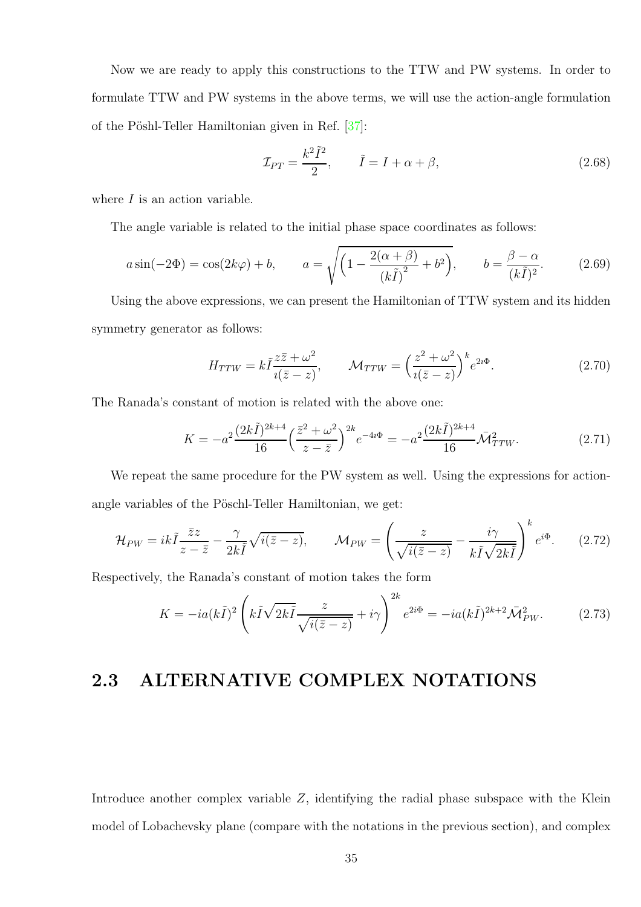Now we are ready to apply this constructions to the TTW and PW systems. In order to formulate TTW and PW systems in the above terms, we will use the action-angle formulation of the Pöshl-Teller Hamiltonian given in Ref. [37]:

$$
\mathcal{I}_{PT} = \frac{k^2 \tilde{I}^2}{2}, \qquad \tilde{I} = I + \alpha + \beta, \tag{2.68}
$$

where $I$ is an action variable.

The angle variable is related to the initial phase space coordinates as follows:

$$
a\sin(-2\Phi) = \cos(2k\varphi) + b, \qquad a = \sqrt{\Big(1 - \frac{2(\alpha+\beta)}{(k\tilde{I})^2} + b^2\Big)}, \qquad b = \frac{\beta - \alpha}{(k\tilde{I})^2}. \tag{2.69}
$$

Using the above expressions, we can present the Hamiltonian of TTW system and its hidden symmetry generator as follows:

$$
H_{TTW} = k\tilde{I}\frac{z\bar{z} + \omega^2}{\imath(\bar{z} - z)}, \qquad \mathcal{M}_{TTW} = \Big(\frac{z^2 + \omega^2}{\imath(\bar{z} - z)}\Big)^k e^{2\imath\Phi}. \tag{2.70}
$$

The Ranada's constant of motion is related with the above one:

$$
K = -a^2 \frac{(2k\tilde{I})^{2k+4}}{16}\Big(\frac{\bar{z}^2 + \omega^2}{z - \bar{z}}\Big)^{2k} e^{-4\imath\Phi} = -a^2\frac{(2k\tilde{I})^{2k+4}}{16}\bar{\mathcal{M}}^2_{TTW}. \tag{2.71}
$$

We repeat the same procedure for the PW system as well. Using the expressions for action-angle variables of the Pöschl-Teller Hamiltonian, we get:

$$
\mathcal{H}_{PW} = ik\tilde{I}\frac{\bar{z}z}{z - \bar{z}} - \frac{\gamma}{2k\tilde{I}}\sqrt{i(\bar{z} - z)}, \qquad \mathcal{M}_{PW} = \left(\frac{z}{\sqrt{i(\bar{z} - z)}} - \frac{i\gamma}{k\tilde{I}\sqrt{2k\tilde{I}}}\right)^k e^{i\Phi}. \tag{2.72}
$$

Respectively, the Ranada's constant of motion takes the form

$$
K = -ia(k\tilde{I})^2\left(k\tilde{I}\sqrt{2k\tilde{I}}\frac{z}{\sqrt{i(\bar{z} - z)}} + i\gamma\right)^{2k} e^{2i\Phi} = -ia(k\tilde{I})^{2k+2}\bar{\mathcal{M}}^2_{PW}. \tag{2.73}
$$

## 2.3 ALTERNATIVE COMPLEX NOTATIONS

Introduce another complex variable $Z$, identifying the radial phase subspace with the Klein model of Lobachevsky plane (compare with the notations in the previous section), and complex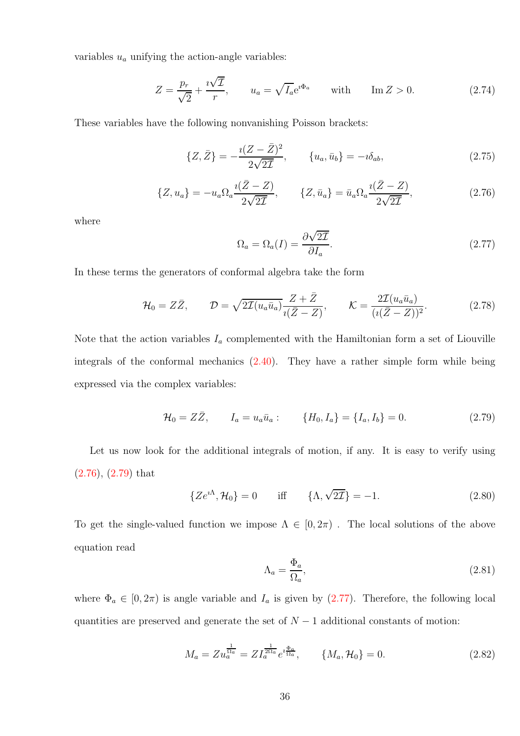variables $u_a$ unifying the action-angle variables:

$$Z = \frac{p_r}{\sqrt{2}} + \frac{\imath\sqrt{\mathcal{I}}}{r}, \qquad u_a = \sqrt{I_a}\mathrm{e}^{\imath\Phi_a} \qquad \text{with} \qquad \mathrm{Im}\, Z > 0. \tag{2.74}$$

These variables have the following nonvanishing Poisson brackets:

$$\{Z,\bar{Z}\} = -\frac{\imath(Z-\bar{Z})^2}{2\sqrt{2\mathcal{I}}}, \qquad \{u_a,\bar{u}_b\} = -\imath\delta_{ab}, \tag{2.75}$$

$$\{Z,u_a\} = -u_a\Omega_a\frac{\imath(\bar{Z}-Z)}{2\sqrt{2\mathcal{I}}}, \qquad \{Z,\bar{u}_a\} = \bar{u}_a\Omega_a\frac{\imath(\bar{Z}-Z)}{2\sqrt{2\mathcal{I}}}, \tag{2.76}$$

where

$$\Omega_a = \Omega_a(I) = \frac{\partial\sqrt{2\mathcal{I}}}{\partial I_a}. \tag{2.77}$$

In these terms the generators of conformal algebra take the form

$$\mathcal{H}_0 = Z\bar{Z}, \qquad \mathcal{D} = \sqrt{2\mathcal{I}(u_a\bar{u}_a)}\frac{Z+\bar{Z}}{\imath(\bar{Z}-Z)}, \qquad \mathcal{K} = \frac{2\mathcal{I}(u_a\bar{u}_a)}{(\imath(\bar{Z}-Z))^2}. \tag{2.78}$$

Note that the action variables $I_a$ complemented with the Hamiltonian form a set of Liouville integrals of the conformal mechanics (2.40). They have a rather simple form while being expressed via the complex variables:

$$\mathcal{H}_0 = Z\bar{Z}, \qquad I_a = u_a\bar{u}_a: \qquad \{H_0, I_a\} = \{I_a, I_b\} = 0. \tag{2.79}$$

Let us now look for the additional integrals of motion, if any. It is easy to verify using (2.76), (2.79) that

$$\{Ze^{\imath\Lambda},\mathcal{H}_0\} = 0 \qquad \text{iff} \qquad \{\Lambda,\sqrt{2\mathcal{I}}\} = -1. \tag{2.80}$$

To get the single-valued function we impose $\Lambda \in [0, 2\pi)$ . The local solutions of the above equation read

$$\Lambda_a = \frac{\Phi_a}{\Omega_a}, \tag{2.81}$$

where $\Phi_a \in [0, 2\pi)$ is angle variable and $I_a$ is given by (2.77). Therefore, the following local quantities are preserved and generate the set of $N-1$ additional constants of motion:

$$M_a = Zu_a^{\frac{1}{\Omega_a}} = ZI_a^{\frac{1}{2\Omega_a}}e^{\imath\frac{\Phi_a}{\Omega_a}}, \qquad \{M_a,\mathcal{H}_0\} = 0. \tag{2.82}$$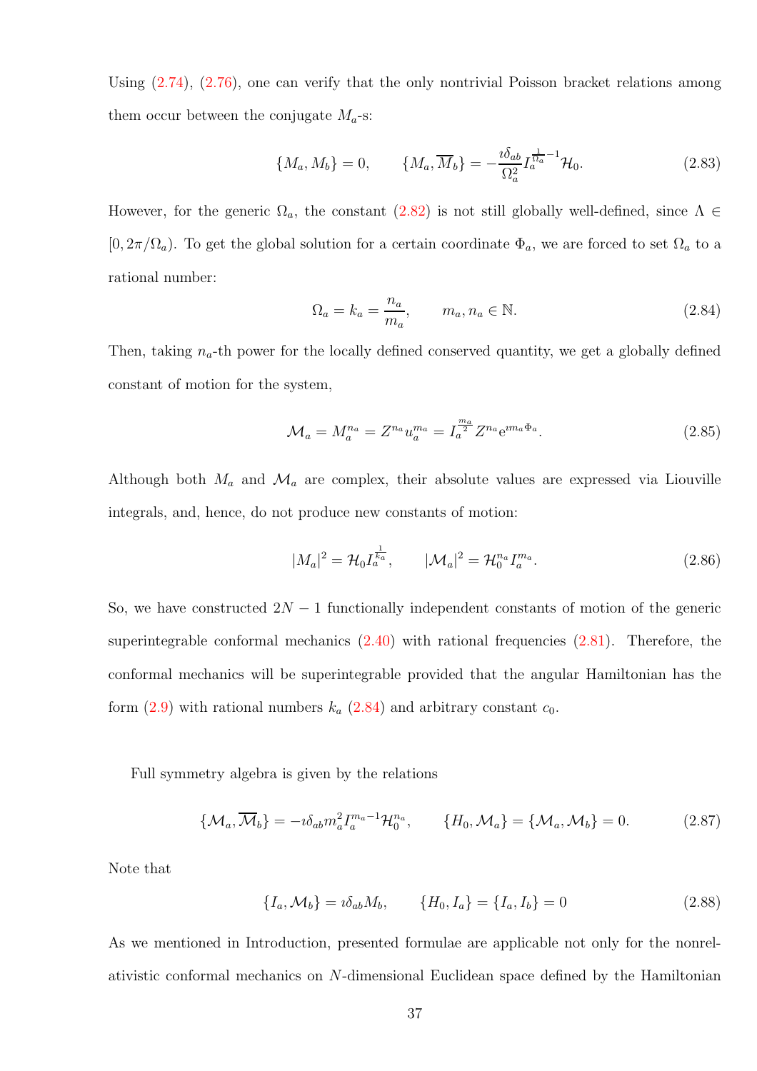Using (2.74), (2.76), one can verify that the only nontrivial Poisson bracket relations among them occur between the conjugate $M_a$-s:

$$\{M_a, M_b\} = 0, \qquad \{M_a, \overline{M}_b\} = -\frac{\imath\delta_{ab}}{\Omega_a^2} I_a^{\frac{1}{\Omega_a}-1}\mathcal{H}_0. \tag{2.83}$$

However, for the generic $\Omega_a$, the constant (2.82) is not still globally well-defined, since $\Lambda \in [0, 2\pi/\Omega_a)$. To get the global solution for a certain coordinate $\Phi_a$, we are forced to set $\Omega_a$ to a rational number:

$$\Omega_a = k_a = \frac{n_a}{m_a}, \qquad m_a, n_a \in \mathbb{N}. \tag{2.84}$$

Then, taking $n_a$-th power for the locally defined conserved quantity, we get a globally defined constant of motion for the system,

$$\mathcal{M}_a = M_a^{n_a} = Z^{n_a} u_a^{m_a} = I_a^{\frac{m_a}{2}} Z^{n_a} \mathrm{e}^{\imath m_a \Phi_a}. \tag{2.85}$$

Although both $M_a$ and $\mathcal{M}_a$ are complex, their absolute values are expressed via Liouville integrals, and, hence, do not produce new constants of motion:

$$|M_a|^2 = \mathcal{H}_0 I_a^{\frac{1}{k_a}}, \qquad |\mathcal{M}_a|^2 = \mathcal{H}_0^{n_a} I_a^{m_a}. \tag{2.86}$$

So, we have constructed $2N-1$ functionally independent constants of motion of the generic superintegrable conformal mechanics (2.40) with rational frequencies (2.81). Therefore, the conformal mechanics will be superintegrable provided that the angular Hamiltonian has the form (2.9) with rational numbers $k_a$ (2.84) and arbitrary constant $c_0$.

Full symmetry algebra is given by the relations

$$\{\mathcal{M}_a, \overline{\mathcal{M}}_b\} = -\imath\delta_{ab} m_a^2 I_a^{m_a-1}\mathcal{H}_0^{n_a}, \qquad \{H_0, \mathcal{M}_a\} = \{\mathcal{M}_a, \mathcal{M}_b\} = 0. \tag{2.87}$$

Note that

$$\{I_a, \mathcal{M}_b\} = \imath\delta_{ab} M_b, \qquad \{H_0, I_a\} = \{I_a, I_b\} = 0 \tag{2.88}$$

As we mentioned in Introduction, presented formulae are applicable not only for the nonrelativistic conformal mechanics on $N$-dimensional Euclidean space defined by the Hamiltonian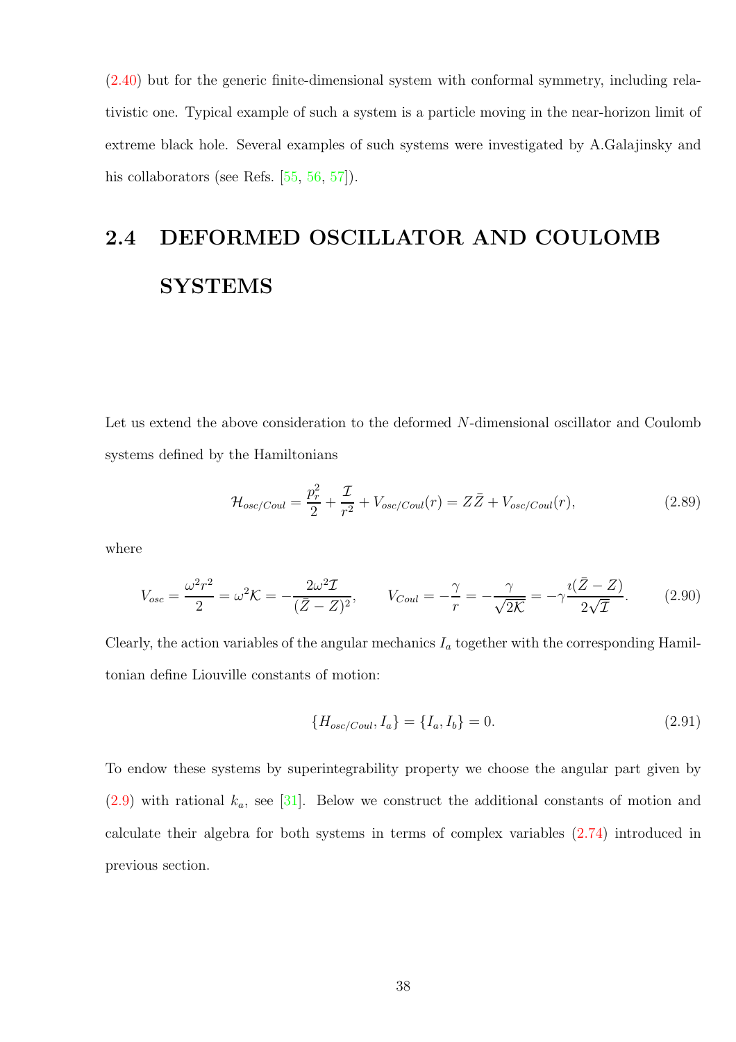(2.40) but for the generic finite-dimensional system with conformal symmetry, including relativistic one. Typical example of such a system is a particle moving in the near-horizon limit of extreme black hole. Several examples of such systems were investigated by A.Galajinsky and his collaborators (see Refs. [55, 56, 57]).

## 2.4 DEFORMED OSCILLATOR AND COULOMB SYSTEMS

Let us extend the above consideration to the deformed $N$-dimensional oscillator and Coulomb systems defined by the Hamiltonians

$$\mathcal{H}_{osc/Coul} = \frac{p_r^2}{2} + \frac{\mathcal{I}}{r^2} + V_{osc/Coul}(r) = Z\bar{Z} + V_{osc/Coul}(r), \tag{2.89}$$

where

$$V_{osc} = \frac{\omega^2 r^2}{2} = \omega^2 \mathcal{K} = -\frac{2\omega^2 \mathcal{I}}{(\bar{Z} - Z)^2}, \qquad V_{Coul} = -\frac{\gamma}{r} = -\frac{\gamma}{\sqrt{2\mathcal{K}}} = -\gamma \frac{\imath(\bar{Z} - Z)}{2\sqrt{\mathcal{I}}}. \tag{2.90}$$

Clearly, the action variables of the angular mechanics $I_a$ together with the corresponding Hamiltonian define Liouville constants of motion:

$$\{H_{osc/Coul}, I_a\} = \{I_a, I_b\} = 0. \tag{2.91}$$

To endow these systems by superintegrability property we choose the angular part given by (2.9) with rational $k_a$, see [31]. Below we construct the additional constants of motion and calculate their algebra for both systems in terms of complex variables (2.74) introduced in previous section.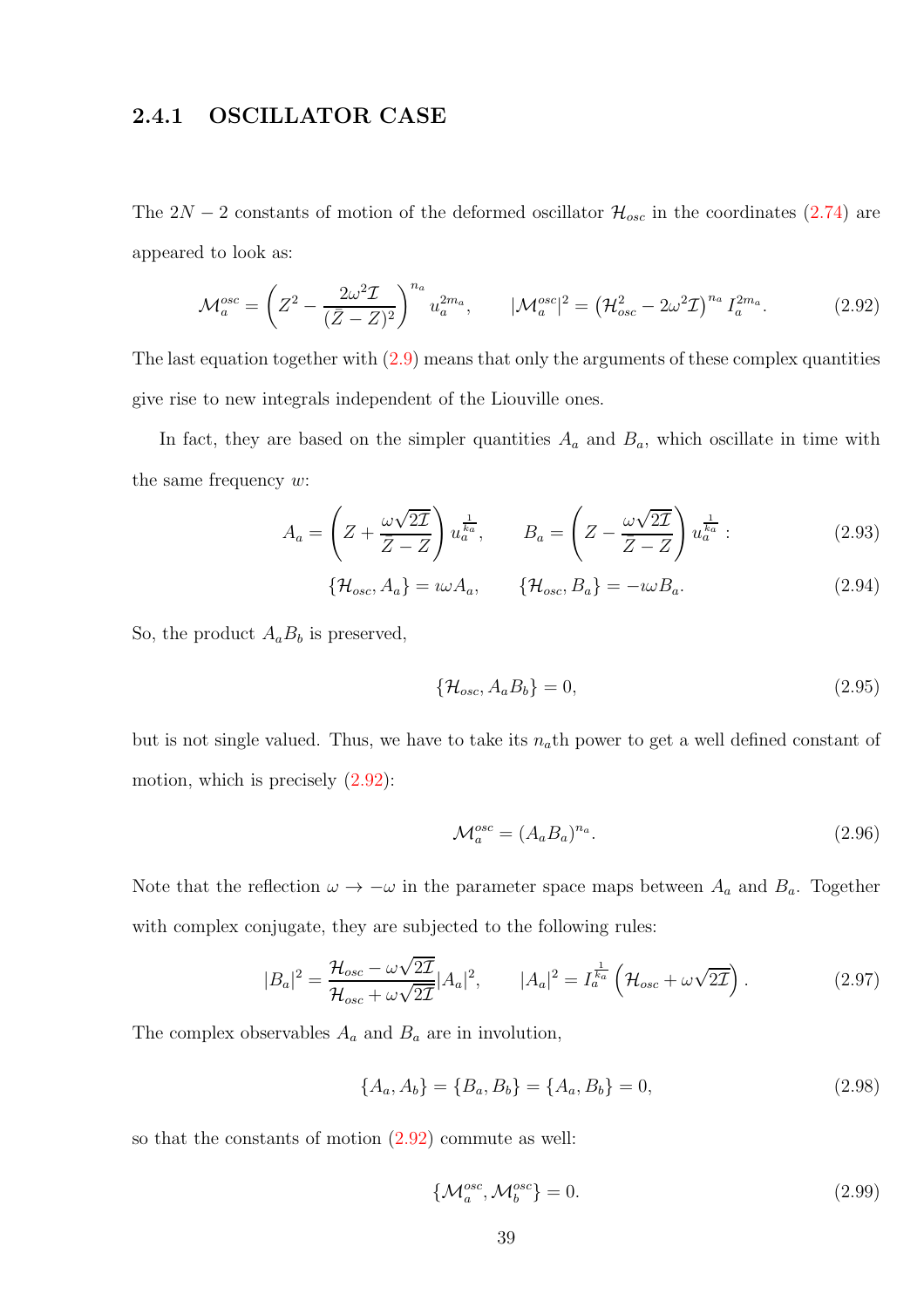### 2.4.1 OSCILLATOR CASE

The $2N-2$ constants of motion of the deformed oscillator $\mathcal{H}_{osc}$ in the coordinates (2.74) are appeared to look as:

$$\mathcal{M}_a^{osc} = \left( Z^2 - \frac{2\omega^2 \mathcal{I}}{(\bar{Z}-Z)^2} \right)^{n_a} u_a^{2m_a}, \qquad |\mathcal{M}_a^{osc}|^2 = \left( \mathcal{H}_{osc}^2 - 2\omega^2 \mathcal{I} \right)^{n_a} I_a^{2m_a}. \tag{2.92}$$

The last equation together with (2.9) means that only the arguments of these complex quantities give rise to new integrals independent of the Liouville ones.

In fact, they are based on the simpler quantities $A_a$ and $B_a$, which oscillate in time with the same frequency $w$:

$$A_a = \left( Z + \frac{\omega\sqrt{2\mathcal{I}}}{\bar{Z}-Z} \right) u_a^{\frac{1}{k_a}}, \qquad B_a = \left( Z - \frac{\omega\sqrt{2\mathcal{I}}}{\bar{Z}-Z} \right) u_a^{\frac{1}{k_a}} : \tag{2.93}$$

$$\{\mathcal{H}_{osc}, A_a\} = \imath\omega A_a, \qquad \{\mathcal{H}_{osc}, B_a\} = -\imath\omega B_a. \tag{2.94}$$

So, the product $A_a B_b$ is preserved,

$$\{\mathcal{H}_{osc}, A_a B_b\} = 0, \tag{2.95}$$

but is not single valued. Thus, we have to take its $n_a$th power to get a well defined constant of motion, which is precisely (2.92):

$$\mathcal{M}_a^{osc} = (A_a B_a)^{n_a}. \tag{2.96}$$

Note that the reflection $\omega \to -\omega$ in the parameter space maps between $A_a$ and $B_a$. Together with complex conjugate, they are subjected to the following rules:

$$|B_a|^2 = \frac{\mathcal{H}_{osc} - \omega\sqrt{2\mathcal{I}}}{\mathcal{H}_{osc} + \omega\sqrt{2\mathcal{I}}} |A_a|^2, \qquad |A_a|^2 = I_a^{\frac{1}{k_a}} \left( \mathcal{H}_{osc} + \omega\sqrt{2\mathcal{I}} \right). \tag{2.97}$$

The complex observables $A_a$ and $B_a$ are in involution,

$$\{A_a, A_b\} = \{B_a, B_b\} = \{A_a, B_b\} = 0, \tag{2.98}$$

so that the constants of motion (2.92) commute as well:

$$\{\mathcal{M}_a^{osc}, \mathcal{M}_b^{osc}\} = 0. \tag{2.99}$$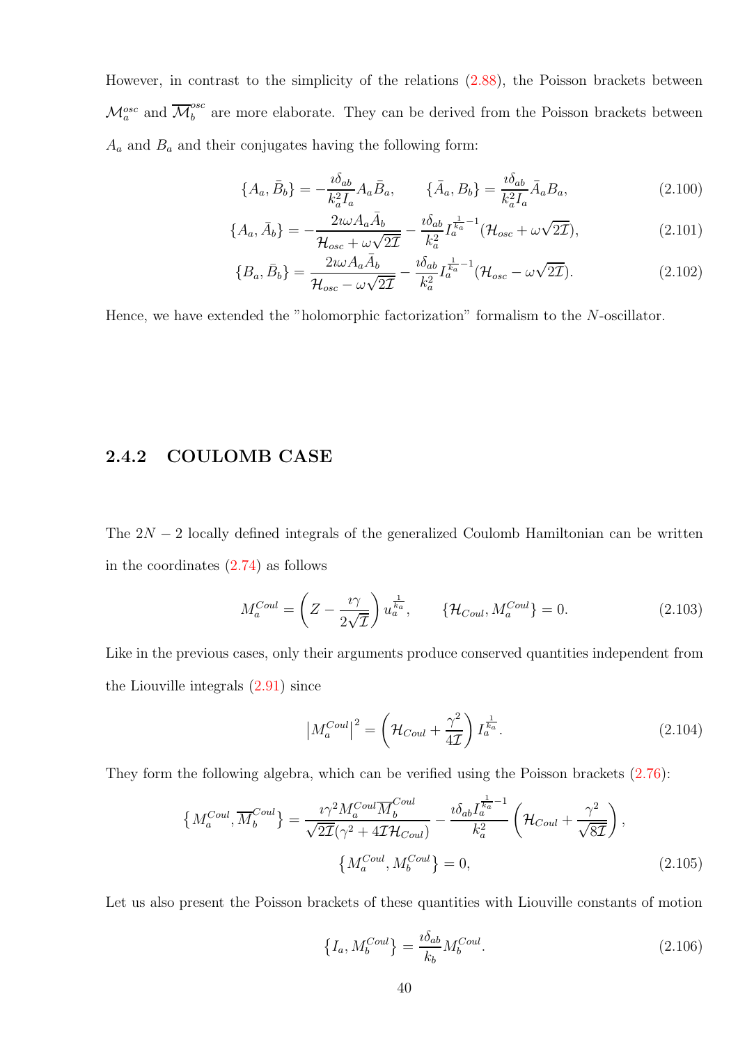However, in contrast to the simplicity of the relations (2.88), the Poisson brackets between $\mathcal{M}_a^{osc}$ and $\overline{\mathcal{M}}_b^{osc}$ are more elaborate. They can be derived from the Poisson brackets between $A_a$ and $B_a$ and their conjugates having the following form:

$$\{A_a, \bar{B}_b\} = -\frac{\imath\delta_{ab}}{k_a^2 I_a} A_a \bar{B}_a, \qquad \{\bar{A}_a, B_b\} = \frac{\imath\delta_{ab}}{k_a^2 I_a} \bar{A}_a B_a, \tag{2.100}$$

$$\{A_a, \bar{A}_b\} = -\frac{2\imath\omega A_a \bar{A}_b}{\mathcal{H}_{osc} + \omega\sqrt{2\mathcal{I}}} - \frac{\imath\delta_{ab}}{k_a^2} I_a^{\frac{1}{k_a}-1}(\mathcal{H}_{osc} + \omega\sqrt{2\mathcal{I}}), \tag{2.101}$$

$$\{B_a, \bar{B}_b\} = \frac{2\imath\omega A_a \bar{A}_b}{\mathcal{H}_{osc} - \omega\sqrt{2\mathcal{I}}} - \frac{\imath\delta_{ab}}{k_a^2} I_a^{\frac{1}{k_a}-1}(\mathcal{H}_{osc} - \omega\sqrt{2\mathcal{I}}). \tag{2.102}$$

Hence, we have extended the "holomorphic factorization" formalism to the $N$-oscillator.

### 2.4.2 COULOMB CASE

The $2N-2$ locally defined integrals of the generalized Coulomb Hamiltonian can be written in the coordinates (2.74) as follows

$$M_a^{Coul} = \left(Z - \frac{\imath\gamma}{2\sqrt{\mathcal{I}}}\right) u_a^{\frac{1}{k_a}}, \qquad \{\mathcal{H}_{Coul}, M_a^{Coul}\} = 0. \tag{2.103}$$

Like in the previous cases, only their arguments produce conserved quantities independent from the Liouville integrals (2.91) since

$$\left|M_a^{Coul}\right|^2 = \left(\mathcal{H}_{Coul} + \frac{\gamma^2}{4\mathcal{I}}\right) I_a^{\frac{1}{k_a}}. \tag{2.104}$$

They form the following algebra, which can be verified using the Poisson brackets (2.76):

$$\left\{M_a^{Coul}, \overline{M}_b^{Coul}\right\} = \frac{\imath\gamma^2 M_a^{Coul}\overline{M}_b^{Coul}}{\sqrt{2\mathcal{I}}(\gamma^2 + 4\mathcal{I}\mathcal{H}_{Coul})} - \frac{\imath\delta_{ab} I_a^{\frac{1}{k_a}-1}}{k_a^2}\left(\mathcal{H}_{Coul} + \frac{\gamma^2}{\sqrt{8\mathcal{I}}}\right),$$
$$\left\{M_a^{Coul}, M_b^{Coul}\right\} = 0, \tag{2.105}$$

Let us also present the Poisson brackets of these quantities with Liouville constants of motion

$$\left\{I_a, M_b^{Coul}\right\} = \frac{\imath\delta_{ab}}{k_b} M_b^{Coul}. \tag{2.106}$$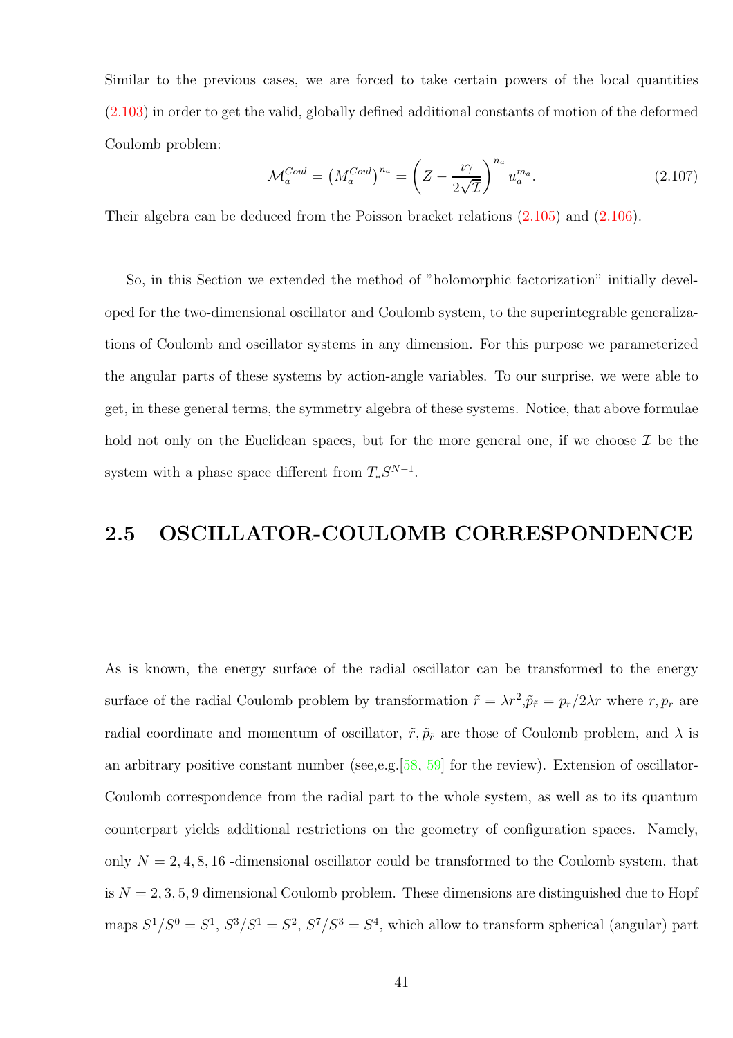Similar to the previous cases, we are forced to take certain powers of the local quantities (2.103) in order to get the valid, globally defined additional constants of motion of the deformed Coulomb problem:

$$\mathcal{M}_a^{Coul} = \left(M_a^{Coul}\right)^{n_a} = \left(Z - \frac{\imath\gamma}{2\sqrt{\mathcal{I}}}\right)^{n_a} u_a^{m_a}. \tag{2.107}$$

Their algebra can be deduced from the Poisson bracket relations (2.105) and (2.106).

So, in this Section we extended the method of "holomorphic factorization" initially developed for the two-dimensional oscillator and Coulomb system, to the superintegrable generalizations of Coulomb and oscillator systems in any dimension. For this purpose we parameterized the angular parts of these systems by action-angle variables. To our surprise, we were able to get, in these general terms, the symmetry algebra of these systems. Notice, that above formulae hold not only on the Euclidean spaces, but for the more general one, if we choose $\mathcal{I}$ be the system with a phase space different from $T_*S^{N-1}$.

## 2.5 OSCILLATOR-COULOMB CORRESPONDENCE

As is known, the energy surface of the radial oscillator can be transformed to the energy surface of the radial Coulomb problem by transformation $\tilde{r} = \lambda r^2, \tilde{p}_{\tilde{r}} = p_r/2\lambda r$ where $r, p_r$ are radial coordinate and momentum of oscillator, $\tilde{r}, \tilde{p}_{\tilde{r}}$ are those of Coulomb problem, and $\lambda$ is an arbitrary positive constant number (see,e.g.[58, 59] for the review). Extension of oscillator-Coulomb correspondence from the radial part to the whole system, as well as to its quantum counterpart yields additional restrictions on the geometry of configuration spaces. Namely, only $N = 2, 4, 8, 16$ -dimensional oscillator could be transformed to the Coulomb system, that is $N = 2, 3, 5, 9$ dimensional Coulomb problem. These dimensions are distinguished due to Hopf maps $S^1/S^0 = S^1$, $S^3/S^1 = S^2$, $S^7/S^3 = S^4$, which allow to transform spherical (angular) part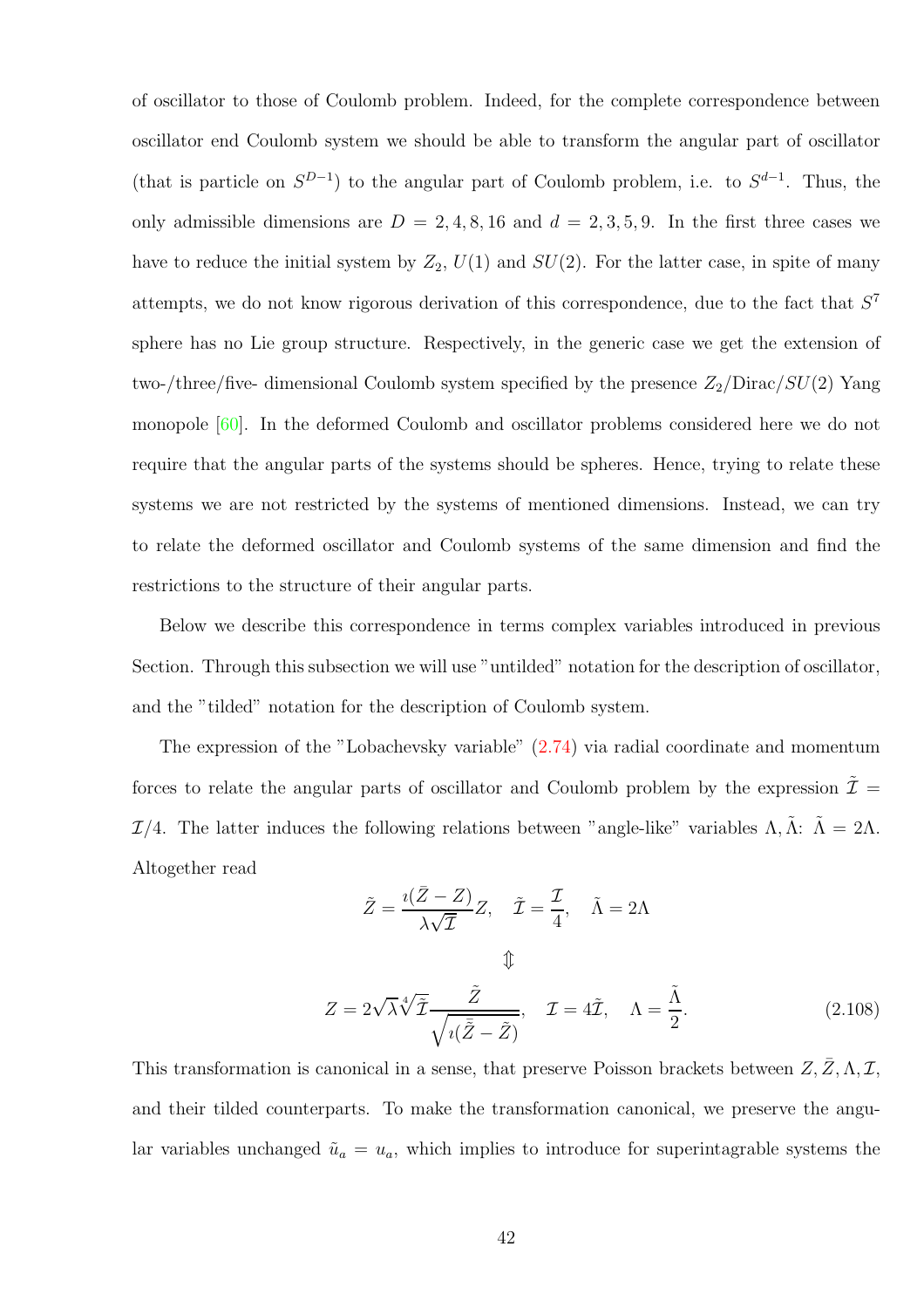of oscillator to those of Coulomb problem. Indeed, for the complete correspondence between oscillator end Coulomb system we should be able to transform the angular part of oscillator (that is particle on $S^{D-1}$) to the angular part of Coulomb problem, i.e. to $S^{d-1}$. Thus, the only admissible dimensions are $D = 2, 4, 8, 16$ and $d = 2, 3, 5, 9$. In the first three cases we have to reduce the initial system by $Z_2$, $U(1)$ and $SU(2)$. For the latter case, in spite of many attempts, we do not know rigorous derivation of this correspondence, due to the fact that $S^7$ sphere has no Lie group structure. Respectively, in the generic case we get the extension of two-/three/five- dimensional Coulomb system specified by the presence $Z_2$/Dirac/$SU(2)$ Yang monopole [60]. In the deformed Coulomb and oscillator problems considered here we do not require that the angular parts of the systems should be spheres. Hence, trying to relate these systems we are not restricted by the systems of mentioned dimensions. Instead, we can try to relate the deformed oscillator and Coulomb systems of the same dimension and find the restrictions to the structure of their angular parts.

Below we describe this correspondence in terms complex variables introduced in previous Section. Through this subsection we will use "untilded" notation for the description of oscillator, and the "tilded" notation for the description of Coulomb system.

The expression of the "Lobachevsky variable" (2.74) via radial coordinate and momentum forces to relate the angular parts of oscillator and Coulomb problem by the expression $\tilde{\mathcal{I}} = \mathcal{I}/4$. The latter induces the following relations between "angle-like" variables $\Lambda, \tilde{\Lambda}$: $\tilde{\Lambda} = 2\Lambda$. Altogether read

$$\tilde{Z} = \frac{\imath(\bar{Z} - Z)}{\lambda\sqrt{\mathcal{I}}}Z, \quad \tilde{\mathcal{I}} = \frac{\mathcal{I}}{4}, \quad \tilde{\Lambda} = 2\Lambda$$

$$\Updownarrow$$

$$Z = 2\sqrt{\lambda}\sqrt[4]{\tilde{\mathcal{I}}}\frac{\tilde{Z}}{\sqrt{\imath(\bar{\tilde{Z}} - \tilde{Z})}}, \quad \mathcal{I} = 4\tilde{\mathcal{I}}, \quad \Lambda = \frac{\tilde{\Lambda}}{2}. \tag{2.108}$$

This transformation is canonical in a sense, that preserve Poisson brackets between $Z, \bar{Z}, \Lambda, \mathcal{I}$, and their tilded counterparts. To make the transformation canonical, we preserve the angular variables unchanged $\tilde{u}_a = u_a$, which implies to introduce for superintagrable systems the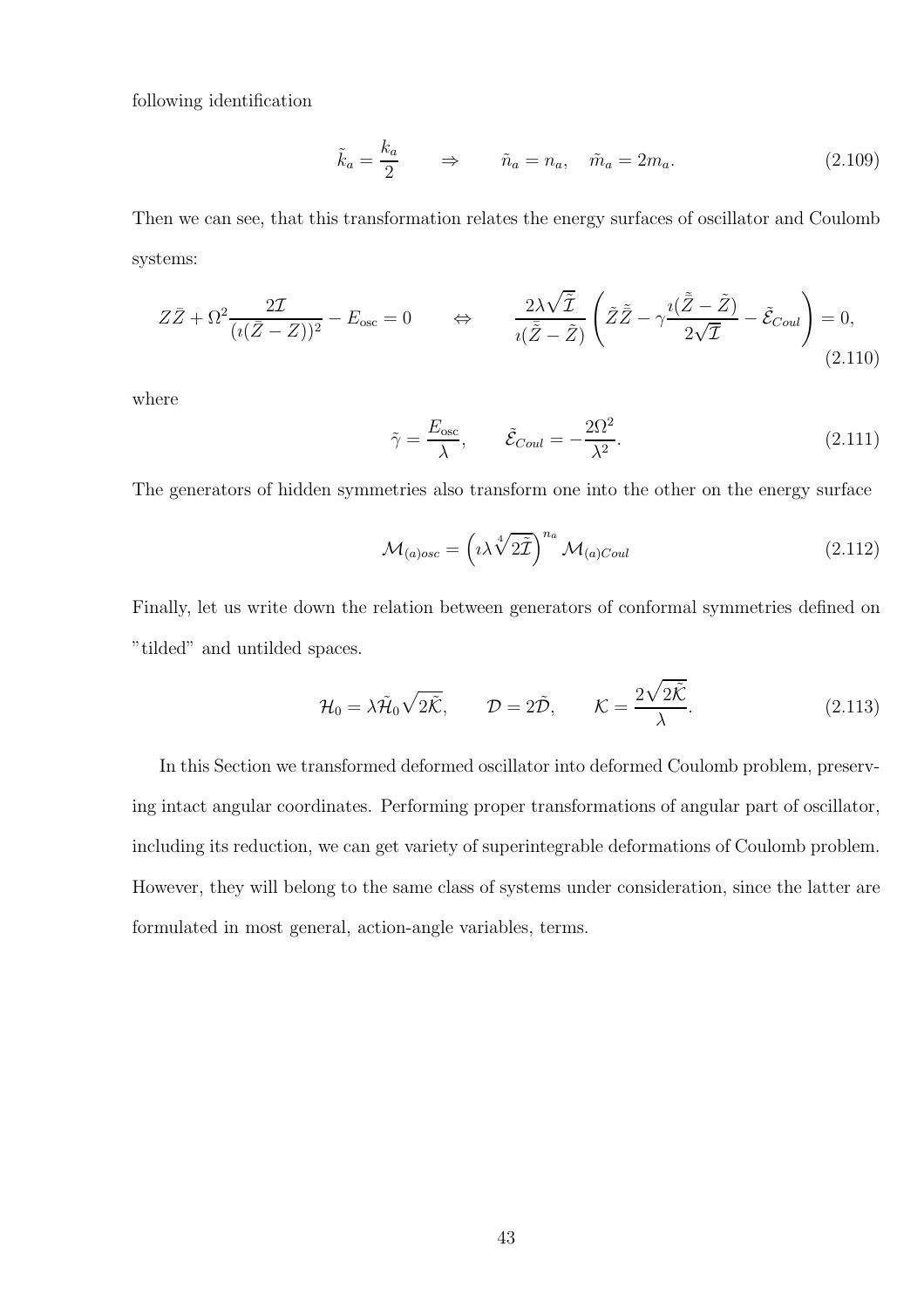following identification

$$\tilde{k}_a = \frac{k_a}{2} \qquad \Rightarrow \qquad \tilde{n}_a = n_a, \quad \tilde{m}_a = 2m_a. \tag{2.109}$$

Then we can see, that this transformation relates the energy surfaces of oscillator and Coulomb systems:

$$Z\bar{Z} + \Omega^2 \frac{2\mathcal{I}}{(\imath(\bar{Z} - Z))^2} - E_{\rm osc} = 0 \qquad \Leftrightarrow \qquad \frac{2\lambda\sqrt{\tilde{\mathcal{I}}}}{\imath(\tilde{\bar{Z}} - \tilde{Z})}\left(\tilde{Z}\tilde{\bar{Z}} - \gamma\frac{\imath(\tilde{\bar{Z}} - \tilde{Z})}{2\sqrt{\tilde{\mathcal{I}}}} - \tilde{\mathcal{E}}_{Coul}\right) = 0, \tag{2.110}$$

where

$$\tilde{\gamma} = \frac{E_{\rm osc}}{\lambda}, \qquad \tilde{\mathcal{E}}_{Coul} = -\frac{2\Omega^2}{\lambda^2}. \tag{2.111}$$

The generators of hidden symmetries also transform one into the other on the energy surface

$$\mathcal{M}_{(a)osc} = \left(\imath\lambda\sqrt[4]{2\tilde{\mathcal{I}}}\right)^{n_a}\mathcal{M}_{(a)Coul} \tag{2.112}$$

Finally, let us write down the relation between generators of conformal symmetries defined on "tilded" and untilded spaces.

$$\mathcal{H}_0 = \lambda\tilde{\mathcal{H}}_0\sqrt{2\tilde{\mathcal{K}}}, \qquad \mathcal{D} = 2\tilde{\mathcal{D}}, \qquad \mathcal{K} = \frac{2\sqrt{2\tilde{\mathcal{K}}}}{\lambda}. \tag{2.113}$$

In this Section we transformed deformed oscillator into deformed Coulomb problem, preserving intact angular coordinates. Performing proper transformations of angular part of oscillator, including its reduction, we can get variety of superintegrable deformations of Coulomb problem. However, they will belong to the same class of systems under consideration, since the latter are formulated in most general, action-angle variables, terms.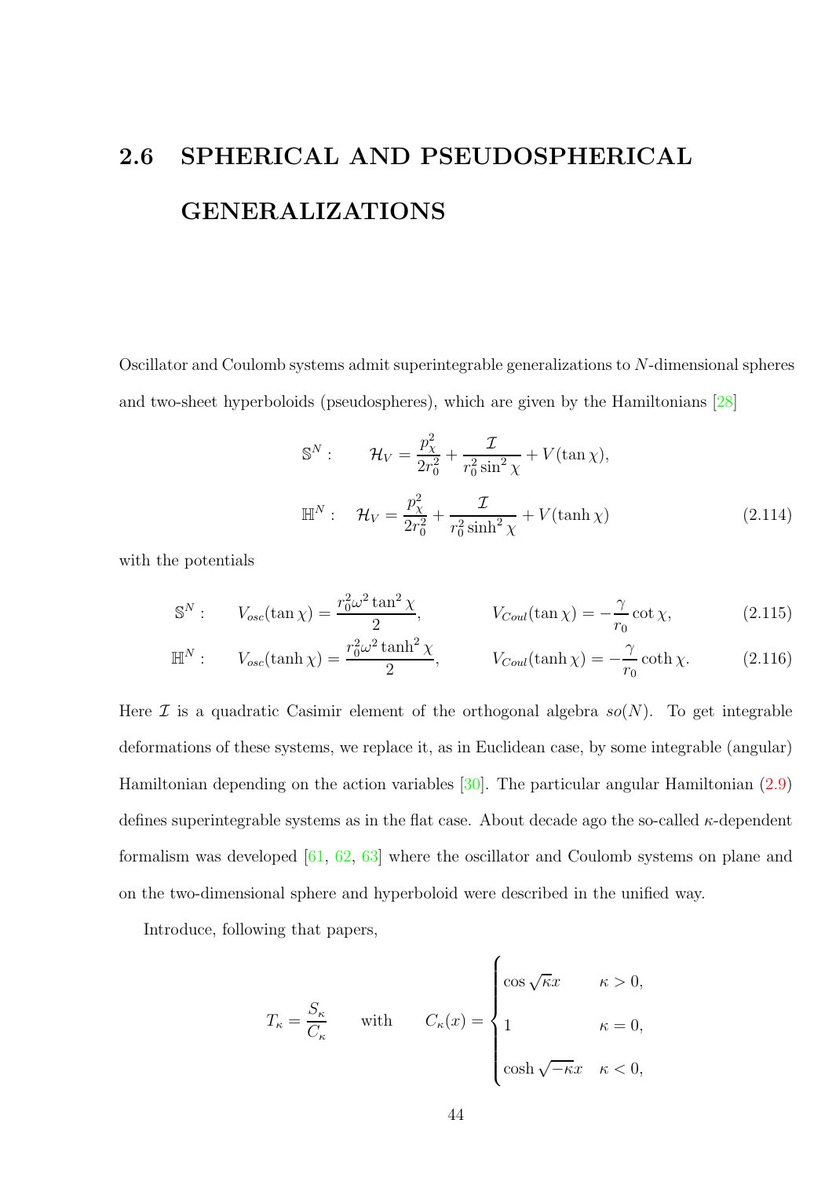## 2.6 SPHERICAL AND PSEUDOSPHERICAL GENERALIZATIONS

Oscillator and Coulomb systems admit superintegrable generalizations to $N$-dimensional spheres and two-sheet hyperboloids (pseudospheres), which are given by the Hamiltonians [28]

$$
\begin{aligned}
\mathbb{S}^N: \qquad \mathcal{H}_V &= \frac{p_\chi^2}{2r_0^2} + \frac{\mathcal{I}}{r_0^2 \sin^2\chi} + V(\tan\chi), \\
\mathbb{H}^N: \quad \mathcal{H}_V &= \frac{p_\chi^2}{2r_0^2} + \frac{\mathcal{I}}{r_0^2 \sinh^2\chi} + V(\tanh\chi)
\end{aligned}
\tag{2.114}
$$

with the potentials

$$
\mathbb{S}^N: \qquad V_{osc}(\tan\chi) = \frac{r_0^2\omega^2 \tan^2\chi}{2}, \qquad\qquad V_{Coul}(\tan\chi) = -\frac{\gamma}{r_0}\cot\chi, \tag{2.115}
$$

$$
\mathbb{H}^N: \qquad V_{osc}(\tanh\chi) = \frac{r_0^2\omega^2 \tanh^2\chi}{2}, \qquad\qquad V_{Coul}(\tanh\chi) = -\frac{\gamma}{r_0}\coth\chi. \tag{2.116}
$$

Here $\mathcal{I}$ is a quadratic Casimir element of the orthogonal algebra $so(N)$. To get integrable deformations of these systems, we replace it, as in Euclidean case, by some integrable (angular) Hamiltonian depending on the action variables [30]. The particular angular Hamiltonian (2.9) defines superintegrable systems as in the flat case. About decade ago the so-called $\kappa$-dependent formalism was developed [61, 62, 63] where the oscillator and Coulomb systems on plane and on the two-dimensional sphere and hyperboloid were described in the unified way.

Introduce, following that papers,

$$
T_\kappa = \frac{S_\kappa}{C_\kappa} \qquad \text{with} \qquad C_\kappa(x) = \begin{cases} \cos\sqrt{\kappa}x & \kappa > 0, \\ 1 & \kappa = 0, \\ \cosh\sqrt{-\kappa}x & \kappa < 0, \end{cases}
$$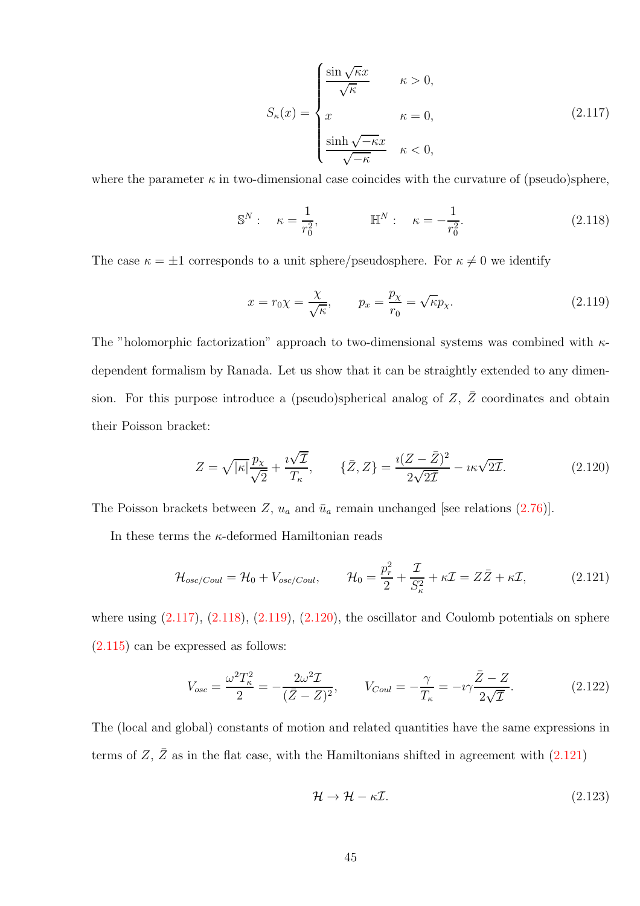$$
S_\kappa(x) = \begin{cases} \dfrac{\sin\sqrt{\kappa}x}{\sqrt{\kappa}} & \kappa > 0, \\ x & \kappa = 0, \\ \dfrac{\sinh\sqrt{-\kappa}x}{\sqrt{-\kappa}} & \kappa < 0, \end{cases} \tag{2.117}
$$

where the parameter $\kappa$ in two-dimensional case coincides with the curvature of (pseudo)sphere,

$$
\mathbb{S}^N: \quad \kappa = \frac{1}{r_0^2}, \qquad\qquad \mathbb{H}^N: \quad \kappa = -\frac{1}{r_0^2}. \tag{2.118}
$$

The case $\kappa = \pm 1$ corresponds to a unit sphere/pseudosphere. For $\kappa \neq 0$ we identify

$$
x = r_0\chi = \frac{\chi}{\sqrt{\kappa}}, \qquad p_x = \frac{p_\chi}{r_0} = \sqrt{\kappa}p_\chi. \tag{2.119}
$$

The "holomorphic factorization" approach to two-dimensional systems was combined with $\kappa$-dependent formalism by Ranada. Let us show that it can be straightly extended to any dimension. For this purpose introduce a (pseudo)spherical analog of $Z$, $\bar{Z}$ coordinates and obtain their Poisson bracket:

$$
Z = \sqrt{|\kappa|}\frac{p_\chi}{\sqrt{2}} + \frac{\imath\sqrt{\mathcal{I}}}{T_\kappa}, \qquad \{\bar{Z}, Z\} = \frac{\imath(Z-\bar{Z})^2}{2\sqrt{2\mathcal{I}}} - \imath\kappa\sqrt{2\mathcal{I}}. \tag{2.120}
$$

The Poisson brackets between $Z$, $u_a$ and $\bar{u}_a$ remain unchanged [see relations (2.76)].

In these terms the $\kappa$-deformed Hamiltonian reads

$$
\mathcal{H}_{osc/Coul} = \mathcal{H}_0 + V_{osc/Coul}, \qquad \mathcal{H}_0 = \frac{p_r^2}{2} + \frac{\mathcal{I}}{S_\kappa^2} + \kappa\mathcal{I} = Z\bar{Z} + \kappa\mathcal{I}, \tag{2.121}
$$

where using (2.117), (2.118), (2.119), (2.120), the oscillator and Coulomb potentials on sphere (2.115) can be expressed as follows:

$$
V_{osc} = \frac{\omega^2 T_\kappa^2}{2} = -\frac{2\omega^2\mathcal{I}}{(\bar{Z}-Z)^2}, \qquad V_{Coul} = -\frac{\gamma}{T_\kappa} = -\imath\gamma\frac{\bar{Z}-Z}{2\sqrt{\mathcal{I}}}. \tag{2.122}
$$

The (local and global) constants of motion and related quantities have the same expressions in terms of $Z$, $\bar{Z}$ as in the flat case, with the Hamiltonians shifted in agreement with (2.121)

$$
\mathcal{H} \to \mathcal{H} - \kappa\mathcal{I}. \tag{2.123}
$$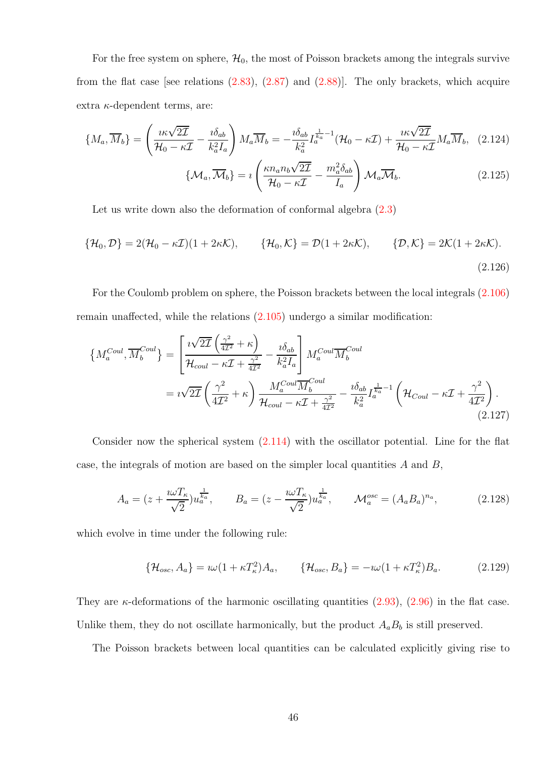For the free system on sphere, $\mathcal{H}_0$, the most of Poisson brackets among the integrals survive from the flat case [see relations (2.83), (2.87) and (2.88)]. The only brackets, which acquire extra $\kappa$-dependent terms, are:

$$\{M_a, \overline{M}_b\} = \left(\frac{\imath\kappa\sqrt{2\mathcal{I}}}{\mathcal{H}_0 - \kappa\mathcal{I}} - \frac{\imath\delta_{ab}}{k_a^2 I_a}\right) M_a \overline{M}_b = -\frac{\imath\delta_{ab}}{k_a^2} I_a^{\frac{1}{k_a}-1}(\mathcal{H}_0 - \kappa\mathcal{I}) + \frac{\imath\kappa\sqrt{2\mathcal{I}}}{\mathcal{H}_0 - \kappa\mathcal{I}} M_a \overline{M}_b, \quad (2.124)$$

$$\{\mathcal{M}_a, \overline{\mathcal{M}}_b\} = \imath\left(\frac{\kappa n_a n_b\sqrt{2\mathcal{I}}}{\mathcal{H}_0 - \kappa\mathcal{I}} - \frac{m_a^2\delta_{ab}}{I_a}\right)\mathcal{M}_a\overline{\mathcal{M}}_b. \quad (2.125)$$

Let us write down also the deformation of conformal algebra (2.3)

$$\{\mathcal{H}_0, \mathcal{D}\} = 2(\mathcal{H}_0 - \kappa\mathcal{I})(1 + 2\kappa\mathcal{K}), \qquad \{\mathcal{H}_0, \mathcal{K}\} = \mathcal{D}(1 + 2\kappa\mathcal{K}), \qquad \{\mathcal{D}, \mathcal{K}\} = 2\mathcal{K}(1 + 2\kappa\mathcal{K}). \quad (2.126)$$

For the Coulomb problem on sphere, the Poisson brackets between the local integrals (2.106) remain unaffected, while the relations (2.105) undergo a similar modification:

$$\begin{aligned}\left\{M_a^{Coul}, \overline{M}_b^{Coul}\right\} &= \left[\frac{\imath\sqrt{2\mathcal{I}}\left(\frac{\gamma^2}{4\mathcal{I}^2} + \kappa\right)}{\mathcal{H}_{coul} - \kappa\mathcal{I} + \frac{\gamma^2}{4\mathcal{I}^2}} - \frac{\imath\delta_{ab}}{k_a^2 I_a}\right] M_a^{Coul}\overline{M}_b^{Coul} \\ &= \imath\sqrt{2\mathcal{I}}\left(\frac{\gamma^2}{4\mathcal{I}^2} + \kappa\right)\frac{M_a^{Coul}\overline{M}_b^{Coul}}{\mathcal{H}_{coul} - \kappa\mathcal{I} + \frac{\gamma^2}{4\mathcal{I}^2}} - \frac{\imath\delta_{ab}}{k_a^2} I_a^{\frac{1}{k_a}-1}\left(\mathcal{H}_{Coul} - \kappa\mathcal{I} + \frac{\gamma^2}{4\mathcal{I}^2}\right).\end{aligned} \quad (2.127)$$

Consider now the spherical system (2.114) with the oscillator potential. Line for the flat case, the integrals of motion are based on the simpler local quantities $A$ and $B$,

$$A_a = (z + \frac{\imath\omega T_\kappa}{\sqrt{2}})u_a^{\frac{1}{k_a}}, \qquad B_a = (z - \frac{\imath\omega T_\kappa}{\sqrt{2}})u_a^{\frac{1}{k_a}}, \qquad \mathcal{M}_a^{osc} = (A_a B_a)^{n_a}, \quad (2.128)$$

which evolve in time under the following rule:

$$\{\mathcal{H}_{osc}, A_a\} = \imath\omega(1 + \kappa T_\kappa^2)A_a, \qquad \{\mathcal{H}_{osc}, B_a\} = -\imath\omega(1 + \kappa T_\kappa^2)B_a. \quad (2.129)$$

They are $\kappa$-deformations of the harmonic oscillating quantities (2.93), (2.96) in the flat case. Unlike them, they do not oscillate harmonically, but the product $A_a B_b$ is still preserved.

The Poisson brackets between local quantities can be calculated explicitly giving rise to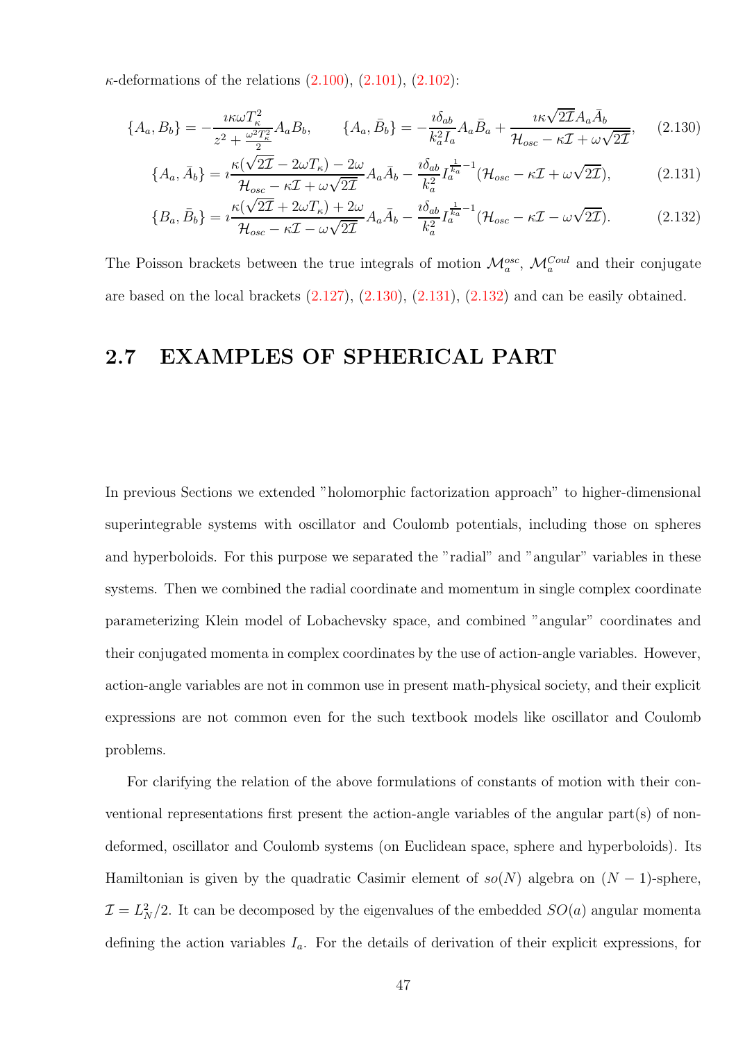$\kappa$-deformations of the relations (2.100), (2.101), (2.102):

$$\{A_a, B_b\} = -\frac{\imath\kappa\omega T_\kappa^2}{z^2 + \frac{\omega^2 T_\kappa^2}{2}} A_a B_b, \qquad \{A_a, \bar{B}_b\} = -\frac{\imath\delta_{ab}}{k_a^2 I_a} A_a \bar{B}_a + \frac{\imath\kappa\sqrt{2\mathcal{I}} A_a \bar{A}_b}{\mathcal{H}_{osc} - \kappa\mathcal{I} + \omega\sqrt{2\mathcal{I}}}, \tag{2.130}$$

$$\{A_a, \bar{A}_b\} = \imath\frac{\kappa(\sqrt{2\mathcal{I}} - 2\omega T_\kappa) - 2\omega}{\mathcal{H}_{osc} - \kappa\mathcal{I} + \omega\sqrt{2\mathcal{I}}} A_a \bar{A}_b - \frac{\imath\delta_{ab}}{k_a^2} I_a^{\frac{1}{k_a}-1} (\mathcal{H}_{osc} - \kappa\mathcal{I} + \omega\sqrt{2\mathcal{I}}), \tag{2.131}$$

$$\{B_a, \bar{B}_b\} = \imath\frac{\kappa(\sqrt{2\mathcal{I}} + 2\omega T_\kappa) + 2\omega}{\mathcal{H}_{osc} - \kappa\mathcal{I} - \omega\sqrt{2\mathcal{I}}} A_a \bar{A}_b - \frac{\imath\delta_{ab}}{k_a^2} I_a^{\frac{1}{k_a}-1} (\mathcal{H}_{osc} - \kappa\mathcal{I} - \omega\sqrt{2\mathcal{I}}). \tag{2.132}$$

The Poisson brackets between the true integrals of motion $\mathcal{M}_a^{osc}$, $\mathcal{M}_a^{Coul}$ and their conjugate are based on the local brackets (2.127), (2.130), (2.131), (2.132) and can be easily obtained.

## 2.7 EXAMPLES OF SPHERICAL PART

In previous Sections we extended "holomorphic factorization approach" to higher-dimensional superintegrable systems with oscillator and Coulomb potentials, including those on spheres and hyperboloids. For this purpose we separated the "radial" and "angular" variables in these systems. Then we combined the radial coordinate and momentum in single complex coordinate parameterizing Klein model of Lobachevsky space, and combined "angular" coordinates and their conjugated momenta in complex coordinates by the use of action-angle variables. However, action-angle variables are not in common use in present math-physical society, and their explicit expressions are not common even for the such textbook models like oscillator and Coulomb problems.

For clarifying the relation of the above formulations of constants of motion with their conventional representations first present the action-angle variables of the angular part(s) of non-deformed, oscillator and Coulomb systems (on Euclidean space, sphere and hyperboloids). Its Hamiltonian is given by the quadratic Casimir element of $so(N)$ algebra on $(N-1)$-sphere, $\mathcal{I} = L_N^2/2$. It can be decomposed by the eigenvalues of the embedded $SO(a)$ angular momenta defining the action variables $I_a$. For the details of derivation of their explicit expressions, for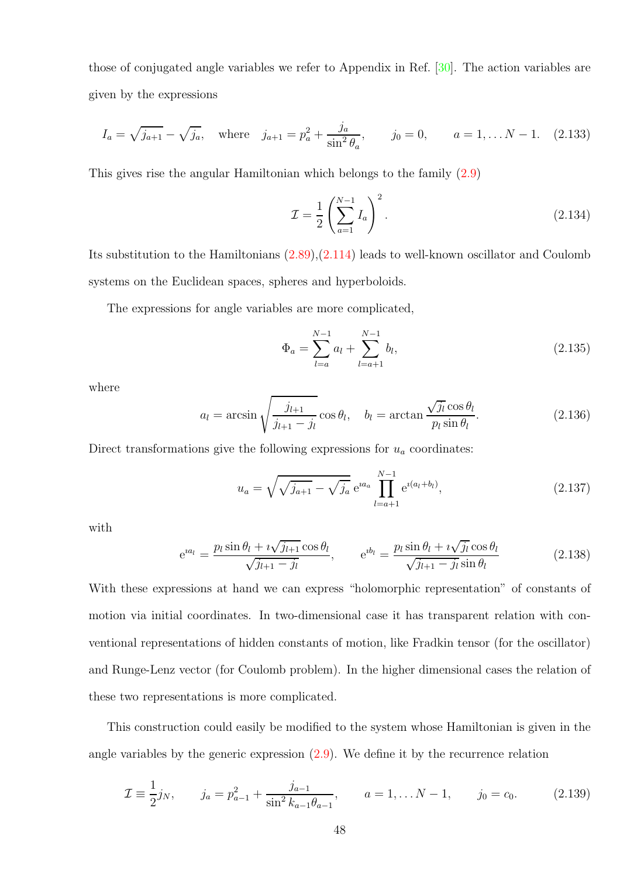those of conjugated angle variables we refer to Appendix in Ref. [30]. The action variables are given by the expressions

$$I_a = \sqrt{j_{a+1}} - \sqrt{j_a}, \quad \text{where} \quad j_{a+1} = p_a^2 + \frac{j_a}{\sin^2\theta_a}, \qquad j_0 = 0, \qquad a = 1, \dots N-1. \quad (2.133)$$

This gives rise the angular Hamiltonian which belongs to the family (2.9)

$$\mathcal{I} = \frac{1}{2}\left(\sum_{a=1}^{N-1} I_a\right)^2. \quad (2.134)$$

Its substitution to the Hamiltonians (2.89),(2.114) leads to well-known oscillator and Coulomb systems on the Euclidean spaces, spheres and hyperboloids.

The expressions for angle variables are more complicated,

$$\Phi_a = \sum_{l=a}^{N-1} a_l + \sum_{l=a+1}^{N-1} b_l, \quad (2.135)$$

where

$$a_l = \arcsin\sqrt{\frac{j_{l+1}}{j_{l+1} - j_l}}\cos\theta_l, \quad b_l = \arctan\frac{\sqrt{j_l}\cos\theta_l}{p_l\sin\theta_l}. \quad (2.136)$$

Direct transformations give the following expressions for $u_a$ coordinates:

$$u_a = \sqrt{\sqrt{j_{a+1}} - \sqrt{j_a}}\, \mathrm{e}^{\imath a_a} \prod_{l=a+1}^{N-1} \mathrm{e}^{\imath(a_l + b_l)}, \quad (2.137)$$

with

$$\mathrm{e}^{\imath a_l} = \frac{p_l \sin\theta_l + \imath\sqrt{j_{l+1}}\cos\theta_l}{\sqrt{j_{l+1} - j_l}}, \qquad \mathrm{e}^{\imath b_l} = \frac{p_l\sin\theta_l + \imath\sqrt{j_l}\cos\theta_l}{\sqrt{j_{l+1} - j_l}\sin\theta_l} \quad (2.138)$$

With these expressions at hand we can express "holomorphic representation" of constants of motion via initial coordinates. In two-dimensional case it has transparent relation with conventional representations of hidden constants of motion, like Fradkin tensor (for the oscillator) and Runge-Lenz vector (for Coulomb problem). In the higher dimensional cases the relation of these two representations is more complicated.

This construction could easily be modified to the system whose Hamiltonian is given in the angle variables by the generic expression (2.9). We define it by the recurrence relation

$$\mathcal{I} \equiv \frac{1}{2} j_N, \qquad j_a = p_{a-1}^2 + \frac{j_{a-1}}{\sin^2 k_{a-1}\theta_{a-1}}, \qquad a = 1, \dots N-1, \qquad j_0 = c_0. \quad (2.139)$$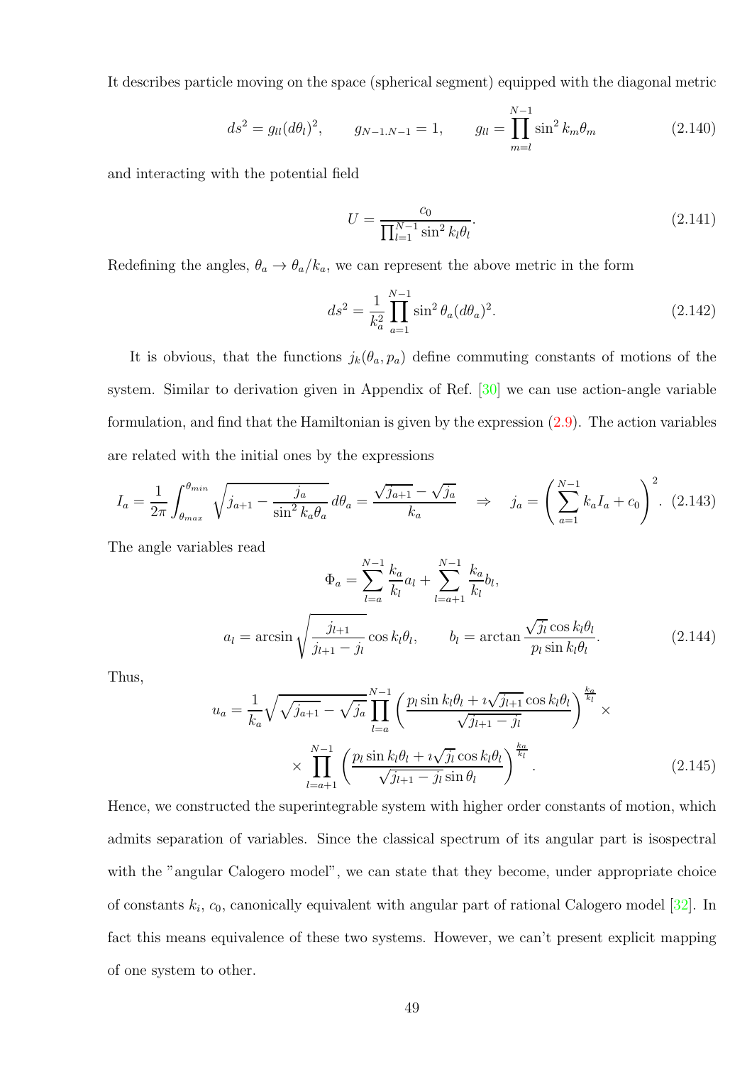It describes particle moving on the space (spherical segment) equipped with the diagonal metric

$$ds^2 = g_{ll}(d\theta_l)^2, \qquad g_{N-1.N-1} = 1, \qquad g_{ll} = \prod_{m=l}^{N-1} \sin^2 k_m\theta_m \tag{2.140}$$

and interacting with the potential field

$$U = \frac{c_0}{\prod_{l=1}^{N-1} \sin^2 k_l\theta_l}. \tag{2.141}$$

Redefining the angles, $\theta_a \to \theta_a/k_a$, we can represent the above metric in the form

$$ds^2 = \frac{1}{k_a^2}\prod_{a=1}^{N-1} \sin^2\theta_a (d\theta_a)^2. \tag{2.142}$$

It is obvious, that the functions $j_k(\theta_a, p_a)$ define commuting constants of motions of the system. Similar to derivation given in Appendix of Ref. [30] we can use action-angle variable formulation, and find that the Hamiltonian is given by the expression (2.9). The action variables are related with the initial ones by the expressions

$$I_a = \frac{1}{2\pi}\int_{\theta_{max}}^{\theta_{min}} \sqrt{j_{a+1} - \frac{j_a}{\sin^2 k_a\theta_a}}\, d\theta_a = \frac{\sqrt{j_{a+1}} - \sqrt{j_a}}{k_a} \quad \Rightarrow \quad j_a = \left(\sum_{a=1}^{N-1} k_a I_a + c_0\right)^2. \tag{2.143}$$

The angle variables read

$$\Phi_a = \sum_{l=a}^{N-1}\frac{k_a}{k_l}a_l + \sum_{l=a+1}^{N-1}\frac{k_a}{k_l}b_l,$$
$$a_l = \arcsin\sqrt{\frac{j_{l+1}}{j_{l+1} - j_l}}\cos k_l\theta_l, \qquad b_l = \arctan\frac{\sqrt{j_l}\cos k_l\theta_l}{p_l\sin k_l\theta_l}. \tag{2.144}$$

Thus,

$$u_a = \frac{1}{k_a}\sqrt{\sqrt{j_{a+1}} - \sqrt{j_a}}\prod_{l=a}^{N-1}\left(\frac{p_l\sin k_l\theta_l + \imath\sqrt{j_{l+1}}\cos k_l\theta_l}{\sqrt{j_{l+1} - j_l}}\right)^{\frac{k_a}{k_l}} \times$$
$$\times \prod_{l=a+1}^{N-1}\left(\frac{p_l\sin k_l\theta_l + \imath\sqrt{j_l}\cos k_l\theta_l}{\sqrt{j_{l+1} - j_l}\sin\theta_l}\right)^{\frac{k_a}{k_l}}. \tag{2.145}$$

Hence, we constructed the superintegrable system with higher order constants of motion, which admits separation of variables. Since the classical spectrum of its angular part is isospectral with the "angular Calogero model", we can state that they become, under appropriate choice of constants $k_i$, $c_0$, canonically equivalent with angular part of rational Calogero model [32]. In fact this means equivalence of these two systems. However, we can't present explicit mapping of one system to other.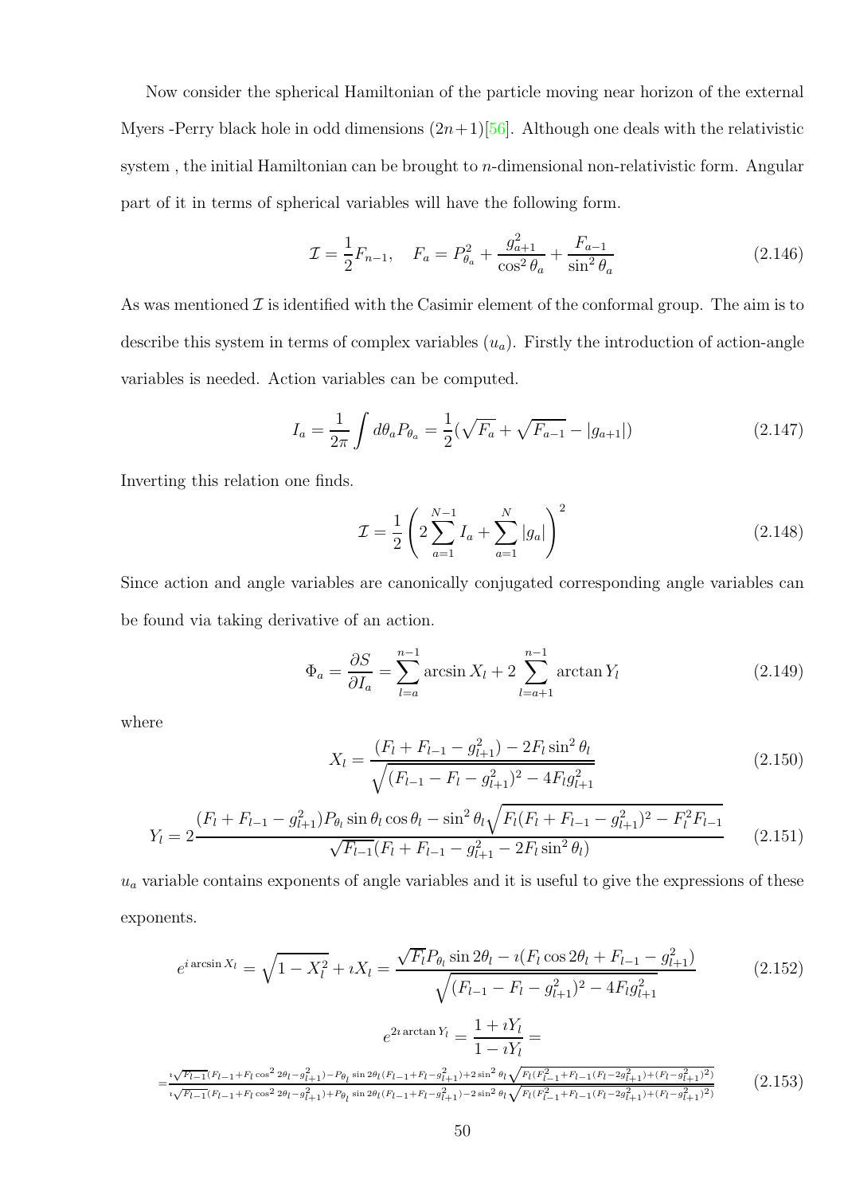Now consider the spherical Hamiltonian of the particle moving near horizon of the external Myers -Perry black hole in odd dimensions $(2n+1)$[56]. Although one deals with the relativistic system , the initial Hamiltonian can be brought to $n$-dimensional non-relativistic form. Angular part of it in terms of spherical variables will have the following form.

$$
\mathcal{I} = \frac{1}{2}F_{n-1}, \quad F_a = P_{\theta_a}^2 + \frac{g_{a+1}^2}{\cos^2\theta_a} + \frac{F_{a-1}}{\sin^2\theta_a} \tag{2.146}
$$

As was mentioned $\mathcal{I}$ is identified with the Casimir element of the conformal group. The aim is to describe this system in terms of complex variables $(u_a)$. Firstly the introduction of action-angle variables is needed. Action variables can be computed.

$$
I_a = \frac{1}{2\pi}\int d\theta_a P_{\theta_a} = \frac{1}{2}(\sqrt{F_a} + \sqrt{F_{a-1}} - |g_{a+1}|) \tag{2.147}
$$

Inverting this relation one finds.

$$
\mathcal{I} = \frac{1}{2}\left(2\sum_{a=1}^{N-1} I_a + \sum_{a=1}^{N}|g_a|\right)^2 \tag{2.148}
$$

Since action and angle variables are canonically conjugated corresponding angle variables can be found via taking derivative of an action.

$$
\Phi_a = \frac{\partial S}{\partial I_a} = \sum_{l=a}^{n-1}\arcsin X_l + 2\sum_{l=a+1}^{n-1}\arctan Y_l \tag{2.149}
$$

where

$$
X_l = \frac{(F_l + F_{l-1} - g_{l+1}^2) - 2F_l\sin^2\theta_l}{\sqrt{(F_{l-1} - F_l - g_{l+1}^2)^2 - 4F_l g_{l+1}^2}} \tag{2.150}
$$

$$
Y_l = 2\frac{(F_l + F_{l-1} - g_{l+1}^2)P_{\theta_l}\sin\theta_l\cos\theta_l - \sin^2\theta_l\sqrt{F_l(F_l + F_{l-1} - g_{l+1}^2)^2 - F_l^2 F_{l-1}}}{\sqrt{F_{l-1}}(F_l + F_{l-1} - g_{l+1}^2 - 2F_l\sin^2\theta_l)} \tag{2.151}
$$

$u_a$ variable contains exponents of angle variables and it is useful to give the expressions of these exponents.

$$
e^{i\arcsin X_l} = \sqrt{1 - X_l^2} + \imath X_l = \frac{\sqrt{F_l}P_{\theta_l}\sin 2\theta_l - \imath(F_l\cos 2\theta_l + F_{l-1} - g_{l+1}^2)}{\sqrt{(F_{l-1} - F_l - g_{l+1}^2)^2 - 4F_l g_{l+1}^2}} \tag{2.152}
$$

$$
e^{2\imath\arctan Y_l} = \frac{1 + \imath Y_l}{1 - \imath Y_l} =
$$

$$
= \frac{\imath\sqrt{F_{l-1}}(F_{l-1} + F_l\cos^2 2\theta_l - g_{l+1}^2) - P_{\theta_l}\sin 2\theta_l(F_{l-1} + F_l - g_{l+1}^2) + 2\sin^2\theta_l\sqrt{F_l(F_{l-1}^2 + F_{l-1}(F_l - 2g_{l+1}^2) + (F_l - g_{l+1}^2)^2)}}{\imath\sqrt{F_{l-1}}(F_{l-1} + F_l\cos^2 2\theta_l - g_{l+1}^2) + P_{\theta_l}\sin 2\theta_l(F_{l-1} + F_l - g_{l+1}^2) - 2\sin^2\theta_l\sqrt{F_l(F_{l-1}^2 + F_{l-1}(F_l - 2g_{l+1}^2) + (F_l - g_{l+1}^2)^2)}} \tag{2.153}
$$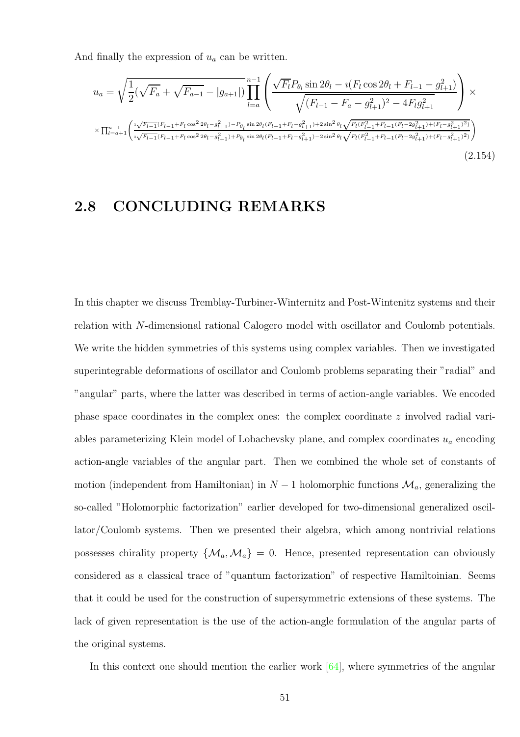And finally the expression of $u_a$ can be written.

$$u_a = \sqrt{\frac{1}{2}(\sqrt{F_a} + \sqrt{F_{a-1}} - |g_{a+1}|)} \prod_{l=a}^{n-1} \left( \frac{\sqrt{F_l} P_{\theta_l} \sin 2\theta_l - \imath(F_l \cos 2\theta_l + F_{l-1} - g_{l+1}^2)}{\sqrt{(F_{l-1} - F_a - g_{l+1}^2)^2 - 4F_l g_{l+1}^2}} \right) \times$$
$$\times \prod_{l=a+1}^{n-1} \left( \frac{\imath\sqrt{F_{l-1}}(F_{l-1} + F_l \cos^2 2\theta_l - g_{l+1}^2) - P_{\theta_l} \sin 2\theta_l (F_{l-1} + F_l - g_{l+1}^2) + 2\sin^2\theta_l \sqrt{F_l(F_{l-1}^2 + F_{l-1}(F_l - 2g_{l+1}^2) + (F_l - g_{l+1}^2)^2)}}{\imath\sqrt{F_{l-1}}(F_{l-1} + F_l \cos^2 2\theta_l - g_{l+1}^2) + P_{\theta_l} \sin 2\theta_l (F_{l-1} + F_l - g_{l+1}^2) - 2\sin^2\theta_l \sqrt{F_l(F_{l-1}^2 + F_{l-1}(F_l - 2g_{l+1}^2) + (F_l - g_{l+1}^2)^2)}} \right) \tag{2.154}$$

## 2.8 CONCLUDING REMARKS

In this chapter we discuss Tremblay-Turbiner-Winternitz and Post-Wintenitz systems and their relation with $N$-dimensional rational Calogero model with oscillator and Coulomb potentials. We write the hidden symmetries of this systems using complex variables. Then we investigated superintegrable deformations of oscillator and Coulomb problems separating their "radial" and "angular" parts, where the latter was described in terms of action-angle variables. We encoded phase space coordinates in the complex ones: the complex coordinate $z$ involved radial variables parameterizing Klein model of Lobachevsky plane, and complex coordinates $u_a$ encoding action-angle variables of the angular part. Then we combined the whole set of constants of motion (independent from Hamiltonian) in $N-1$ holomorphic functions $\mathcal{M}_a$, generalizing the so-called "Holomorphic factorization" earlier developed for two-dimensional generalized oscillator/Coulomb systems. Then we presented their algebra, which among nontrivial relations possesses chirality property $\{\mathcal{M}_a, \mathcal{M}_a\} = 0$. Hence, presented representation can obviously considered as a classical trace of "quantum factorization" of respective Hamiltoinian. Seems that it could be used for the construction of supersymmetric extensions of these systems. The lack of given representation is the use of the action-angle formulation of the angular parts of the original systems.

In this context one should mention the earlier work [64], where symmetries of the angular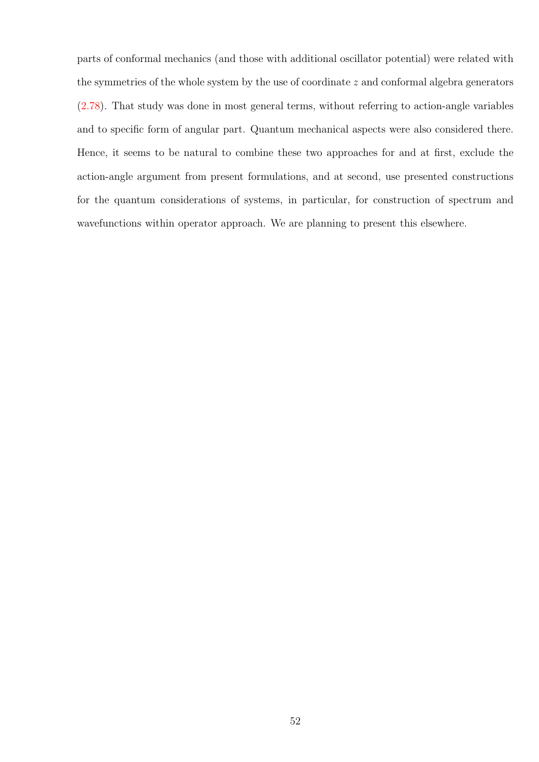parts of conformal mechanics (and those with additional oscillator potential) were related with the symmetries of the whole system by the use of coordinate $z$ and conformal algebra generators (2.78). That study was done in most general terms, without referring to action-angle variables and to specific form of angular part. Quantum mechanical aspects were also considered there. Hence, it seems to be natural to combine these two approaches for and at first, exclude the action-angle argument from present formulations, and at second, use presented constructions for the quantum considerations of systems, in particular, for construction of spectrum and wavefunctions within operator approach. We are planning to present this elsewhere.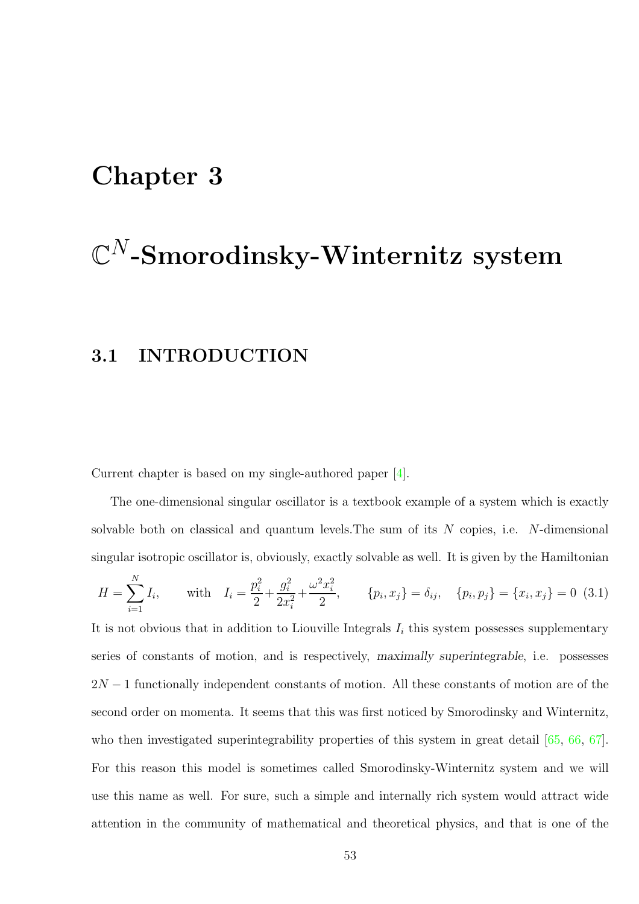# Chapter 3

# $\mathbb{C}^N$-Smorodinsky-Winternitz system

## 3.1 INTRODUCTION

Current chapter is based on my single-authored paper [4].

The one-dimensional singular oscillator is a textbook example of a system which is exactly solvable both on classical and quantum levels.The sum of its $N$ copies, i.e. $N$-dimensional singular isotropic oscillator is, obviously, exactly solvable as well. It is given by the Hamiltonian

$$H = \sum_{i=1}^{N} I_i, \qquad \text{with} \quad I_i = \frac{p_i^2}{2} + \frac{g_i^2}{2x_i^2} + \frac{\omega^2 x_i^2}{2}, \qquad \{p_i, x_j\} = \delta_{ij}, \quad \{p_i, p_j\} = \{x_i, x_j\} = 0 \quad (3.1)$$

It is not obvious that in addition to Liouville Integrals $I_i$ this system possesses supplementary series of constants of motion, and is respectively, *maximally superintegrable*, i.e. possesses $2N - 1$ functionally independent constants of motion. All these constants of motion are of the second order on momenta. It seems that this was first noticed by Smorodinsky and Winternitz, who then investigated superintegrability properties of this system in great detail [65, 66, 67]. For this reason this model is sometimes called Smorodinsky-Winternitz system and we will use this name as well. For sure, such a simple and internally rich system would attract wide attention in the community of mathematical and theoretical physics, and that is one of the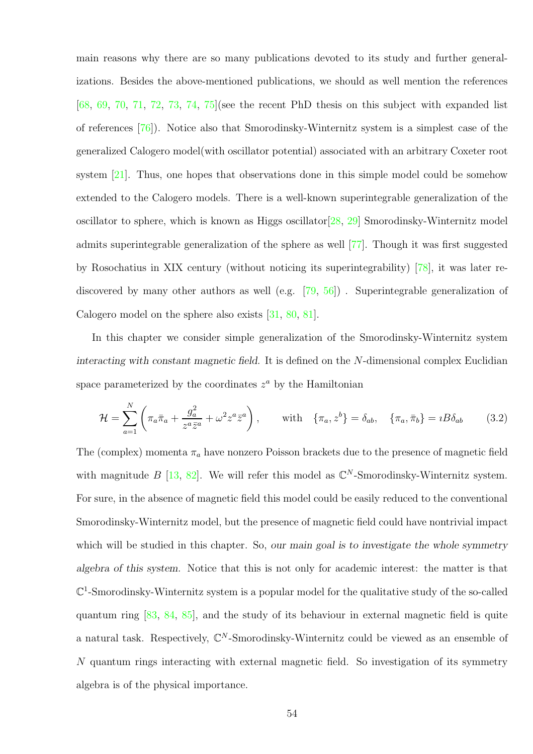main reasons why there are so many publications devoted to its study and further generalizations. Besides the above-mentioned publications, we should as well mention the references [68, 69, 70, 71, 72, 73, 74, 75](see the recent PhD thesis on this subject with expanded list of references [76]). Notice also that Smorodinsky-Winternitz system is a simplest case of the generalized Calogero model(with oscillator potential) associated with an arbitrary Coxeter root system [21]. Thus, one hopes that observations done in this simple model could be somehow extended to the Calogero models. There is a well-known superintegrable generalization of the oscillator to sphere, which is known as Higgs oscillator[28, 29] Smorodinsky-Winternitz model admits superintegrable generalization of the sphere as well [77]. Though it was first suggested by Rosochatius in XIX century (without noticing its superintegrability) [78], it was later rediscovered by many other authors as well (e.g. [79, 56]) . Superintegrable generalization of Calogero model on the sphere also exists [31, 80, 81].

In this chapter we consider simple generalization of the Smorodinsky-Winternitz system *interacting with constant magnetic field*. It is defined on the $N$-dimensional complex Euclidian space parameterized by the coordinates $z^a$ by the Hamiltonian

$$\mathcal{H} = \sum_{a=1}^{N} \left( \pi_a \bar{\pi}_a + \frac{g_a^2}{z^a \bar{z}^a} + \omega^2 z^a \bar{z}^a \right), \qquad \text{with} \quad \{\pi_a, z^b\} = \delta_{ab}, \quad \{\pi_a, \bar{\pi}_b\} = \imath B \delta_{ab} \tag{3.2}$$

The (complex) momenta $\pi_a$ have nonzero Poisson brackets due to the presence of magnetic field with magnitude $B$ [13, 82]. We will refer this model as $\mathbb{C}^N$-Smorodinsky-Winternitz system. For sure, in the absence of magnetic field this model could be easily reduced to the conventional Smorodinsky-Winternitz model, but the presence of magnetic field could have nontrivial impact which will be studied in this chapter. So, *our main goal is to investigate the whole symmetry algebra of this system.* Notice that this is not only for academic interest: the matter is that $\mathbb{C}^1$-Smorodinsky-Winternitz system is a popular model for the qualitative study of the so-called quantum ring [83, 84, 85], and the study of its behaviour in external magnetic field is quite a natural task. Respectively, $\mathbb{C}^N$-Smorodinsky-Winternitz could be viewed as an ensemble of $N$ quantum rings interacting with external magnetic field. So investigation of its symmetry algebra is of the physical importance.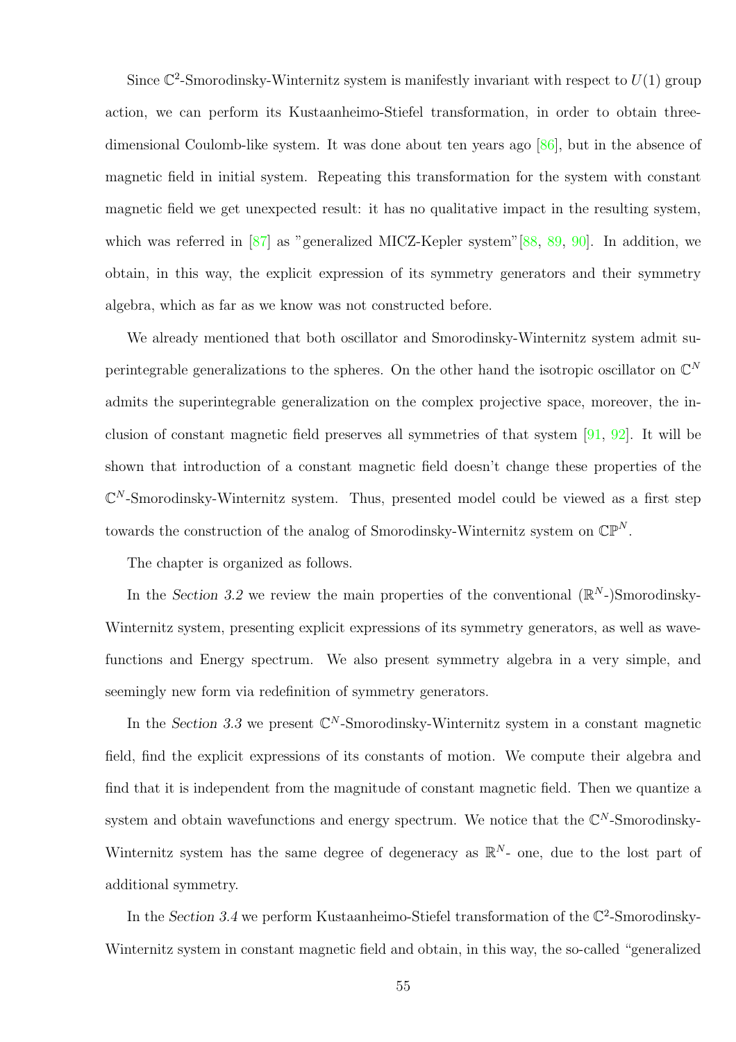Since $\mathbb{C}^2$-Smorodinsky-Winternitz system is manifestly invariant with respect to $U(1)$ group action, we can perform its Kustaanheimo-Stiefel transformation, in order to obtain three-dimensional Coulomb-like system. It was done about ten years ago [86], but in the absence of magnetic field in initial system. Repeating this transformation for the system with constant magnetic field we get unexpected result: it has no qualitative impact in the resulting system, which was referred in [87] as "generalized MICZ-Kepler system"[88, 89, 90]. In addition, we obtain, in this way, the explicit expression of its symmetry generators and their symmetry algebra, which as far as we know was not constructed before.

We already mentioned that both oscillator and Smorodinsky-Winternitz system admit superintegrable generalizations to the spheres. On the other hand the isotropic oscillator on $\mathbb{C}^N$ admits the superintegrable generalization on the complex projective space, moreover, the inclusion of constant magnetic field preserves all symmetries of that system [91, 92]. It will be shown that introduction of a constant magnetic field doesn't change these properties of the $\mathbb{C}^N$-Smorodinsky-Winternitz system. Thus, presented model could be viewed as a first step towards the construction of the analog of Smorodinsky-Winternitz system on $\mathbb{CP}^N$.

The chapter is organized as follows.

In the *Section 3.2* we review the main properties of the conventional ($\mathbb{R}^N$-)Smorodinsky-Winternitz system, presenting explicit expressions of its symmetry generators, as well as wavefunctions and Energy spectrum. We also present symmetry algebra in a very simple, and seemingly new form via redefinition of symmetry generators.

In the *Section 3.3* we present $\mathbb{C}^N$-Smorodinsky-Winternitz system in a constant magnetic field, find the explicit expressions of its constants of motion. We compute their algebra and find that it is independent from the magnitude of constant magnetic field. Then we quantize a system and obtain wavefunctions and energy spectrum. We notice that the $\mathbb{C}^N$-Smorodinsky-Winternitz system has the same degree of degeneracy as $\mathbb{R}^N$- one, due to the lost part of additional symmetry.

In the *Section 3.4* we perform Kustaanheimo-Stiefel transformation of the $\mathbb{C}^2$-Smorodinsky-Winternitz system in constant magnetic field and obtain, in this way, the so-called "generalized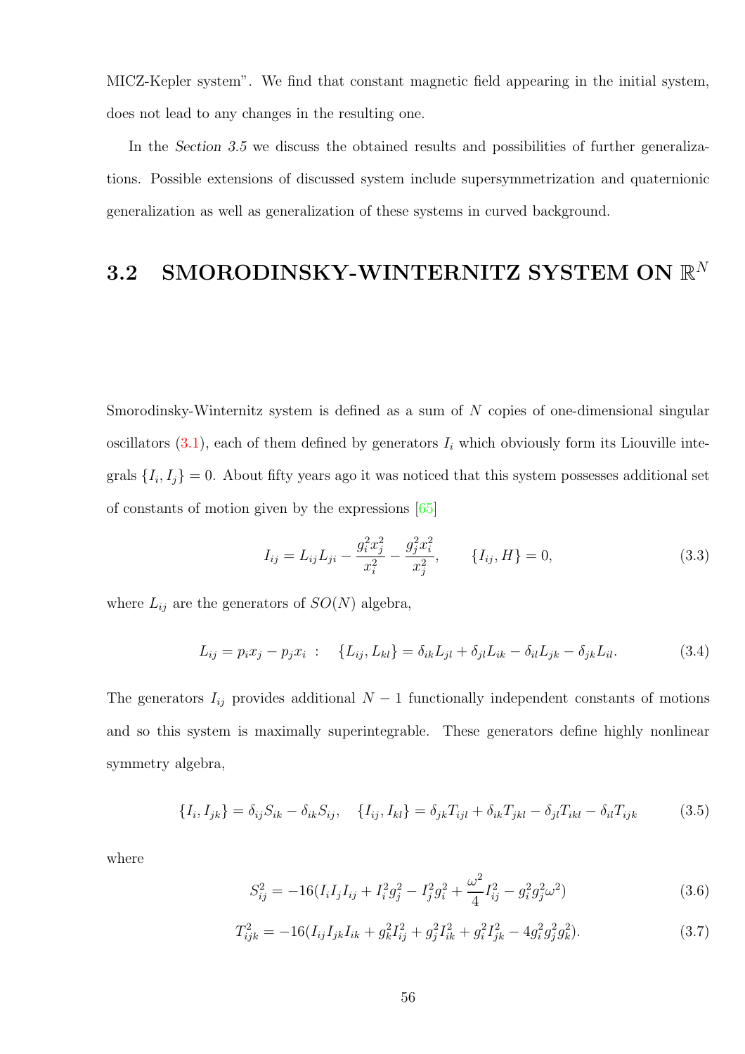MICZ-Kepler system". We find that constant magnetic field appearing in the initial system, does not lead to any changes in the resulting one.

In the *Section 3.5* we discuss the obtained results and possibilities of further generalizations. Possible extensions of discussed system include supersymmetrization and quaternionic generalization as well as generalization of these systems in curved background.

## 3.2 SMORODINSKY-WINTERNITZ SYSTEM ON $\mathbb{R}^N$

Smorodinsky-Winternitz system is defined as a sum of $N$ copies of one-dimensional singular oscillators (3.1), each of them defined by generators $I_i$ which obviously form its Liouville integrals $\{I_i, I_j\} = 0$. About fifty years ago it was noticed that this system possesses additional set of constants of motion given by the expressions [65]

$$I_{ij} = L_{ij}L_{ji} - \frac{g_i^2 x_j^2}{x_i^2} - \frac{g_j^2 x_i^2}{x_j^2}, \qquad \{I_{ij}, H\} = 0, \tag{3.3}$$

where $L_{ij}$ are the generators of $SO(N)$ algebra,

$$L_{ij} = p_i x_j - p_j x_i \ : \quad \{L_{ij}, L_{kl}\} = \delta_{ik}L_{jl} + \delta_{jl}L_{ik} - \delta_{il}L_{jk} - \delta_{jk}L_{il}. \tag{3.4}$$

The generators $I_{ij}$ provides additional $N-1$ functionally independent constants of motions and so this system is maximally superintegrable. These generators define highly nonlinear symmetry algebra,

$$\{I_i, I_{jk}\} = \delta_{ij}S_{ik} - \delta_{ik}S_{ij}, \quad \{I_{ij}, I_{kl}\} = \delta_{jk}T_{ijl} + \delta_{ik}T_{jkl} - \delta_{jl}T_{ikl} - \delta_{il}T_{ijk} \tag{3.5}$$

where

$$S_{ij}^2 = -16(I_i I_j I_{ij} + I_i^2 g_j^2 - I_j^2 g_i^2 + \frac{\omega^2}{4} I_{ij}^2 - g_i^2 g_j^2 \omega^2) \tag{3.6}$$

$$T_{ijk}^2 = -16(I_{ij} I_{jk} I_{ik} + g_k^2 I_{ij}^2 + g_j^2 I_{ik}^2 + g_i^2 I_{jk}^2 - 4 g_i^2 g_j^2 g_k^2). \tag{3.7}$$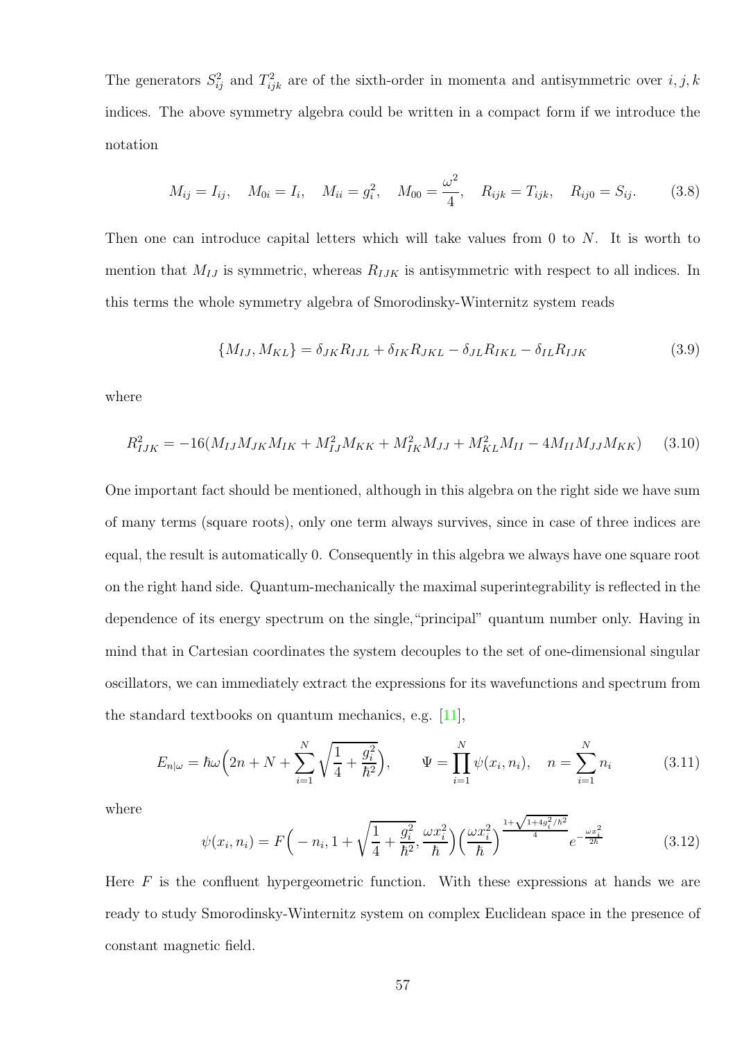The generators $S_{ij}^2$ and $T_{ijk}^2$ are of the sixth-order in momenta and antisymmetric over $i, j, k$ indices. The above symmetry algebra could be written in a compact form if we introduce the notation

$$M_{ij} = I_{ij}, \quad M_{0i} = I_i, \quad M_{ii} = g_i^2, \quad M_{00} = \frac{\omega^2}{4}, \quad R_{ijk} = T_{ijk}, \quad R_{ij0} = S_{ij}. \tag{3.8}$$

Then one can introduce capital letters which will take values from 0 to $N$. It is worth to mention that $M_{IJ}$ is symmetric, whereas $R_{IJK}$ is antisymmetric with respect to all indices. In this terms the whole symmetry algebra of Smorodinsky-Winternitz system reads

$$\{M_{IJ}, M_{KL}\} = \delta_{JK} R_{IJL} + \delta_{IK} R_{JKL} - \delta_{JL} R_{IKL} - \delta_{IL} R_{IJK} \tag{3.9}$$

where

$$R_{IJK}^2 = -16(M_{IJ} M_{JK} M_{IK} + M_{IJ}^2 M_{KK} + M_{IK}^2 M_{JJ} + M_{KL}^2 M_{II} - 4 M_{II} M_{JJ} M_{KK}) \tag{3.10}$$

One important fact should be mentioned, although in this algebra on the right side we have sum of many terms (square roots), only one term always survives, since in case of three indices are equal, the result is automatically 0. Consequently in this algebra we always have one square root on the right hand side. Quantum-mechanically the maximal superintegrability is reflected in the dependence of its energy spectrum on the single,"principal" quantum number only. Having in mind that in Cartesian coordinates the system decouples to the set of one-dimensional singular oscillators, we can immediately extract the expressions for its wavefunctions and spectrum from the standard textbooks on quantum mechanics, e.g. [11],

$$E_{n|\omega} = \hbar\omega\Big(2n + N + \sum_{i=1}^{N} \sqrt{\frac{1}{4} + \frac{g_i^2}{\hbar^2}}\Big), \qquad \Psi = \prod_{i=1}^{N} \psi(x_i, n_i), \quad n = \sum_{i=1}^{N} n_i \tag{3.11}$$

where

$$\psi(x_i, n_i) = F\Big(-n_i, 1 + \sqrt{\frac{1}{4} + \frac{g_i^2}{\hbar^2}}, \frac{\omega x_i^2}{\hbar}\Big)\Big(\frac{\omega x_i^2}{\hbar}\Big)^{\frac{1+\sqrt{1+4g_i^2/\hbar^2}}{4}} e^{-\frac{\omega x_i^2}{2\hbar}} \tag{3.12}$$

Here $F$ is the confluent hypergeometric function. With these expressions at hands we are ready to study Smorodinsky-Winternitz system on complex Euclidean space in the presence of constant magnetic field.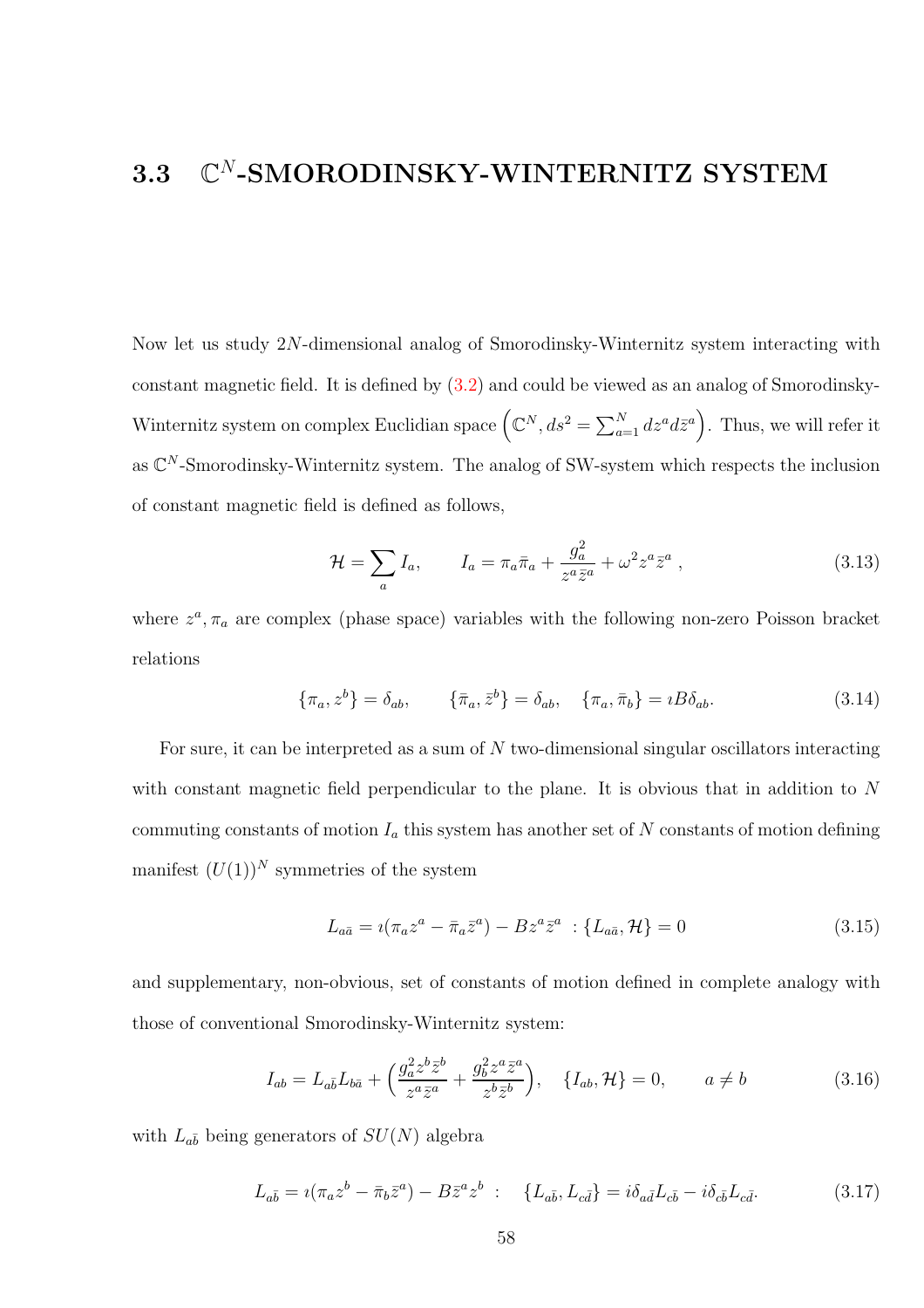## 3.3 $\mathbb{C}^N$-SMORODINSKY-WINTERNITZ SYSTEM

Now let us study $2N$-dimensional analog of Smorodinsky-Winternitz system interacting with constant magnetic field. It is defined by (3.2) and could be viewed as an analog of Smorodinsky-Winternitz system on complex Euclidian space $\left(\mathbb{C}^N, ds^2 = \sum_{a=1}^N dz^a d\bar{z}^a\right)$. Thus, we will refer it as $\mathbb{C}^N$-Smorodinsky-Winternitz system. The analog of SW-system which respects the inclusion of constant magnetic field is defined as follows,

$$\mathcal{H} = \sum_a I_a, \qquad I_a = \pi_a \bar{\pi}_a + \frac{g_a^2}{z^a \bar{z}^a} + \omega^2 z^a \bar{z}^a \,, \tag{3.13}$$

where $z^a, \pi_a$ are complex (phase space) variables with the following non-zero Poisson bracket relations

$$\{\pi_a, z^b\} = \delta_{ab}, \qquad \{\bar{\pi}_a, \bar{z}^b\} = \delta_{ab}, \quad \{\pi_a, \bar{\pi}_b\} = \imath B \delta_{ab}. \tag{3.14}$$

For sure, it can be interpreted as a sum of $N$ two-dimensional singular oscillators interacting with constant magnetic field perpendicular to the plane. It is obvious that in addition to $N$ commuting constants of motion $I_a$ this system has another set of $N$ constants of motion defining manifest $(U(1))^N$ symmetries of the system

$$L_{a\bar{a}} = \imath(\pi_a z^a - \bar{\pi}_a \bar{z}^a) - B z^a \bar{z}^a \ : \{L_{a\bar{a}}, \mathcal{H}\} = 0 \tag{3.15}$$

and supplementary, non-obvious, set of constants of motion defined in complete analogy with those of conventional Smorodinsky-Winternitz system:

$$I_{ab} = L_{a\bar{b}} L_{b\bar{a}} + \left(\frac{g_a^2 z^b \bar{z}^b}{z^a \bar{z}^a} + \frac{g_b^2 z^a \bar{z}^a}{z^b \bar{z}^b}\right), \quad \{I_{ab}, \mathcal{H}\} = 0, \qquad a \neq b \tag{3.16}$$

with $L_{a\bar{b}}$ being generators of $SU(N)$ algebra

$$L_{a\bar{b}} = \imath(\pi_a z^b - \bar{\pi}_b \bar{z}^a) - B \bar{z}^a z^b \ : \quad \{L_{a\bar{b}}, L_{c\bar{d}}\} = i\delta_{a\bar{d}} L_{c\bar{b}} - i\delta_{c\bar{b}} L_{c\bar{d}}. \tag{3.17}$$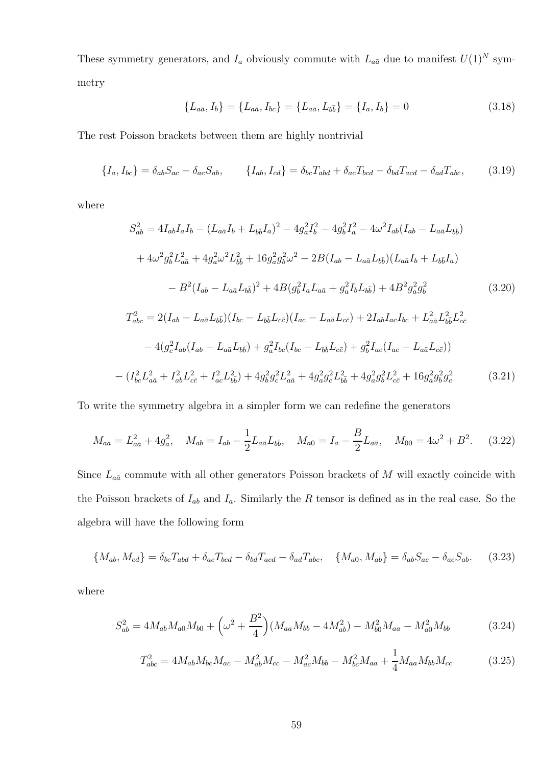These symmetry generators, and $I_a$ obviously commute with $L_{a\bar{a}}$ due to manifest $U(1)^N$ symmetry

$$
\{L_{a\bar{a}}, I_b\} = \{L_{a\bar{a}}, I_{bc}\} = \{L_{a\bar{a}}, L_{b\bar{b}}\} = \{I_a, I_b\} = 0 \tag{3.18}
$$

The rest Poisson brackets between them are highly nontrivial

$$
\{I_a, I_{bc}\} = \delta_{ab} S_{ac} - \delta_{ac} S_{ab}, \qquad \{I_{ab}, I_{cd}\} = \delta_{bc} T_{abd} + \delta_{ac} T_{bcd} - \delta_{bd} T_{acd} - \delta_{ad} T_{abc}, \tag{3.19}
$$

where

$$
\begin{aligned}
S_{ab}^2 &= 4I_{ab} I_a I_b - (L_{a\bar{a}} I_b + L_{b\bar{b}} I_a)^2 - 4g_a^2 I_b^2 - 4g_b^2 I_a^2 - 4\omega^2 I_{ab}(I_{ab} - L_{a\bar{a}} L_{b\bar{b}}) \\
&+ 4\omega^2 g_b^2 L_{a\bar{a}}^2 + 4g_a^2 \omega^2 L_{b\bar{b}}^2 + 16 g_a^2 g_b^2 \omega^2 - 2B(I_{ab} - L_{a\bar{a}} L_{b\bar{b}})(L_{a\bar{a}} I_b + L_{b\bar{b}} I_a) \\
&- B^2 (I_{ab} - L_{a\bar{a}} L_{b\bar{b}})^2 + 4B(g_b^2 I_a L_{a\bar{a}} + g_a^2 I_b L_{b\bar{b}}) + 4B^2 g_a^2 g_b^2
\end{aligned} \tag{3.20}
$$

$$
\begin{aligned}
T_{abc}^2 &= 2(I_{ab} - L_{a\bar{a}} L_{b\bar{b}})(I_{bc} - L_{b\bar{b}} L_{c\bar{c}})(I_{ac} - L_{a\bar{a}} L_{c\bar{c}}) + 2I_{ab} I_{ac} I_{bc} + L_{a\bar{a}}^2 L_{b\bar{b}}^2 L_{c\bar{c}}^2 \\
&- 4(g_c^2 I_{ab}(I_{ab} - L_{a\bar{a}} L_{b\bar{b}}) + g_a^2 I_{bc}(I_{bc} - L_{b\bar{b}} L_{c\bar{c}}) + g_b^2 I_{ac}(I_{ac} - L_{a\bar{a}} L_{c\bar{c}})) \\
&- (I_{bc}^2 L_{a\bar{a}}^2 + I_{ab}^2 L_{c\bar{c}}^2 + I_{ac}^2 L_{b\bar{b}}^2) + 4g_b^2 g_c^2 L_{a\bar{a}}^2 + 4g_a^2 g_c^2 L_{b\bar{b}}^2 + 4g_a^2 g_b^2 L_{c\bar{c}}^2 + 16 g_a^2 g_b^2 g_c^2
\end{aligned} \tag{3.21}
$$

To write the symmetry algebra in a simpler form we can redefine the generators

$$
M_{aa} = L_{a\bar{a}}^2 + 4g_a^2, \quad M_{ab} = I_{ab} - \frac{1}{2} L_{a\bar{a}} L_{b\bar{b}}, \quad M_{a0} = I_a - \frac{B}{2} L_{a\bar{a}}, \quad M_{00} = 4\omega^2 + B^2. \tag{3.22}
$$

Since $L_{a\bar{a}}$ commute with all other generators Poisson brackets of $M$ will exactly coincide with the Poisson brackets of $I_{ab}$ and $I_a$. Similarly the $R$ tensor is defined as in the real case. So the algebra will have the following form

$$
\{M_{ab}, M_{cd}\} = \delta_{bc} T_{abd} + \delta_{ac} T_{bcd} - \delta_{bd} T_{acd} - \delta_{ad} T_{abc}, \quad \{M_{a0}, M_{ab}\} = \delta_{ab} S_{ac} - \delta_{ac} S_{ab}. \tag{3.23}
$$

where

$$
S_{ab}^2 = 4M_{ab} M_{a0} M_{b0} + \left(\omega^2 + \frac{B^2}{4}\right)(M_{aa} M_{bb} - 4M_{ab}^2) - M_{b0}^2 M_{aa} - M_{a0}^2 M_{bb} \tag{3.24}
$$

$$
T_{abc}^2 = 4M_{ab} M_{bc} M_{ac} - M_{ab}^2 M_{cc} - M_{ac}^2 M_{bb} - M_{bc}^2 M_{aa} + \frac{1}{4} M_{aa} M_{bb} M_{cc} \tag{3.25}
$$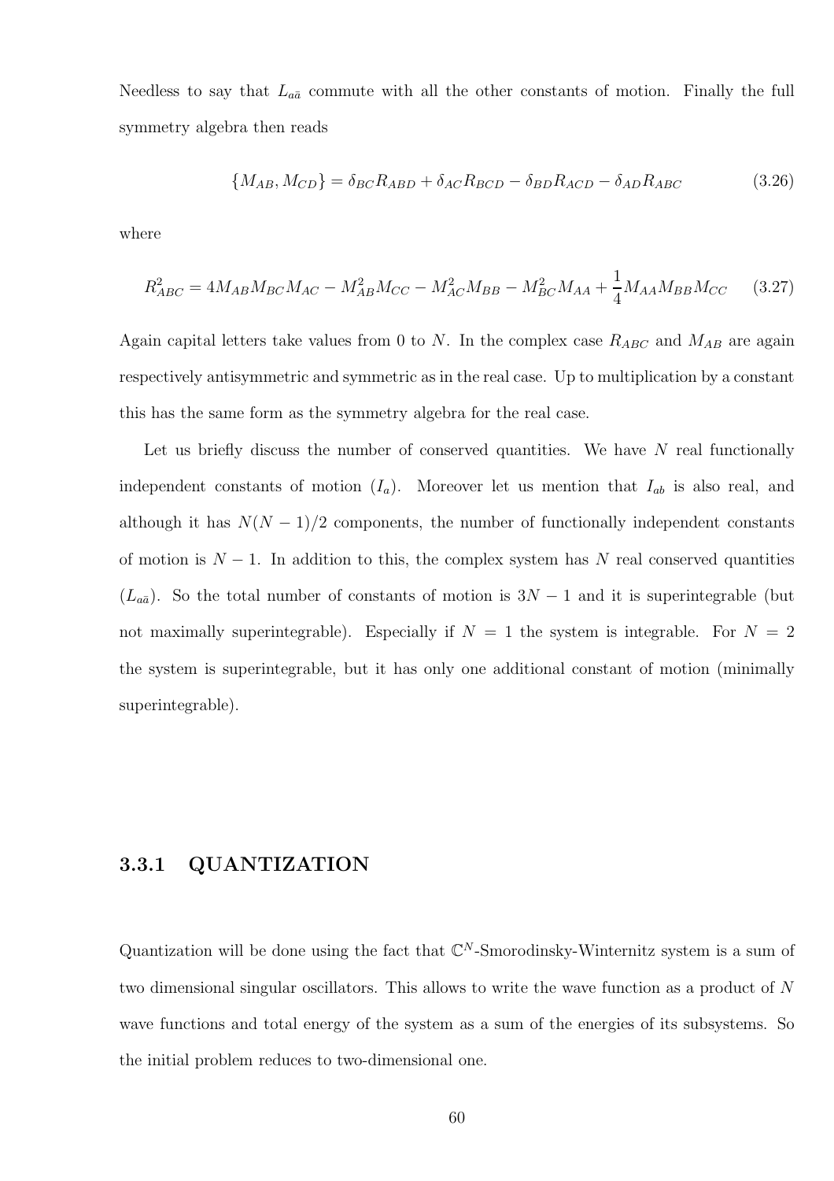Needless to say that $L_{a\bar{a}}$ commute with all the other constants of motion. Finally the full symmetry algebra then reads

$$\{M_{AB}, M_{CD}\} = \delta_{BC} R_{ABD} + \delta_{AC} R_{BCD} - \delta_{BD} R_{ACD} - \delta_{AD} R_{ABC} \tag{3.26}$$

where

$$R_{ABC}^2 = 4 M_{AB} M_{BC} M_{AC} - M_{AB}^2 M_{CC} - M_{AC}^2 M_{BB} - M_{BC}^2 M_{AA} + \frac{1}{4} M_{AA} M_{BB} M_{CC} \tag{3.27}$$

Again capital letters take values from 0 to $N$. In the complex case $R_{ABC}$ and $M_{AB}$ are again respectively antisymmetric and symmetric as in the real case. Up to multiplication by a constant this has the same form as the symmetry algebra for the real case.

Let us briefly discuss the number of conserved quantities. We have $N$ real functionally independent constants of motion ($I_a$). Moreover let us mention that $I_{ab}$ is also real, and although it has $N(N-1)/2$ components, the number of functionally independent constants of motion is $N-1$. In addition to this, the complex system has $N$ real conserved quantities ($L_{a\bar{a}}$). So the total number of constants of motion is $3N-1$ and it is superintegrable (but not maximally superintegrable). Especially if $N = 1$ the system is integrable. For $N = 2$ the system is superintegrable, but it has only one additional constant of motion (minimally superintegrable).

### 3.3.1 QUANTIZATION

Quantization will be done using the fact that $\mathbb{C}^N$-Smorodinsky-Winternitz system is a sum of two dimensional singular oscillators. This allows to write the wave function as a product of $N$ wave functions and total energy of the system as a sum of the energies of its subsystems. So the initial problem reduces to two-dimensional one.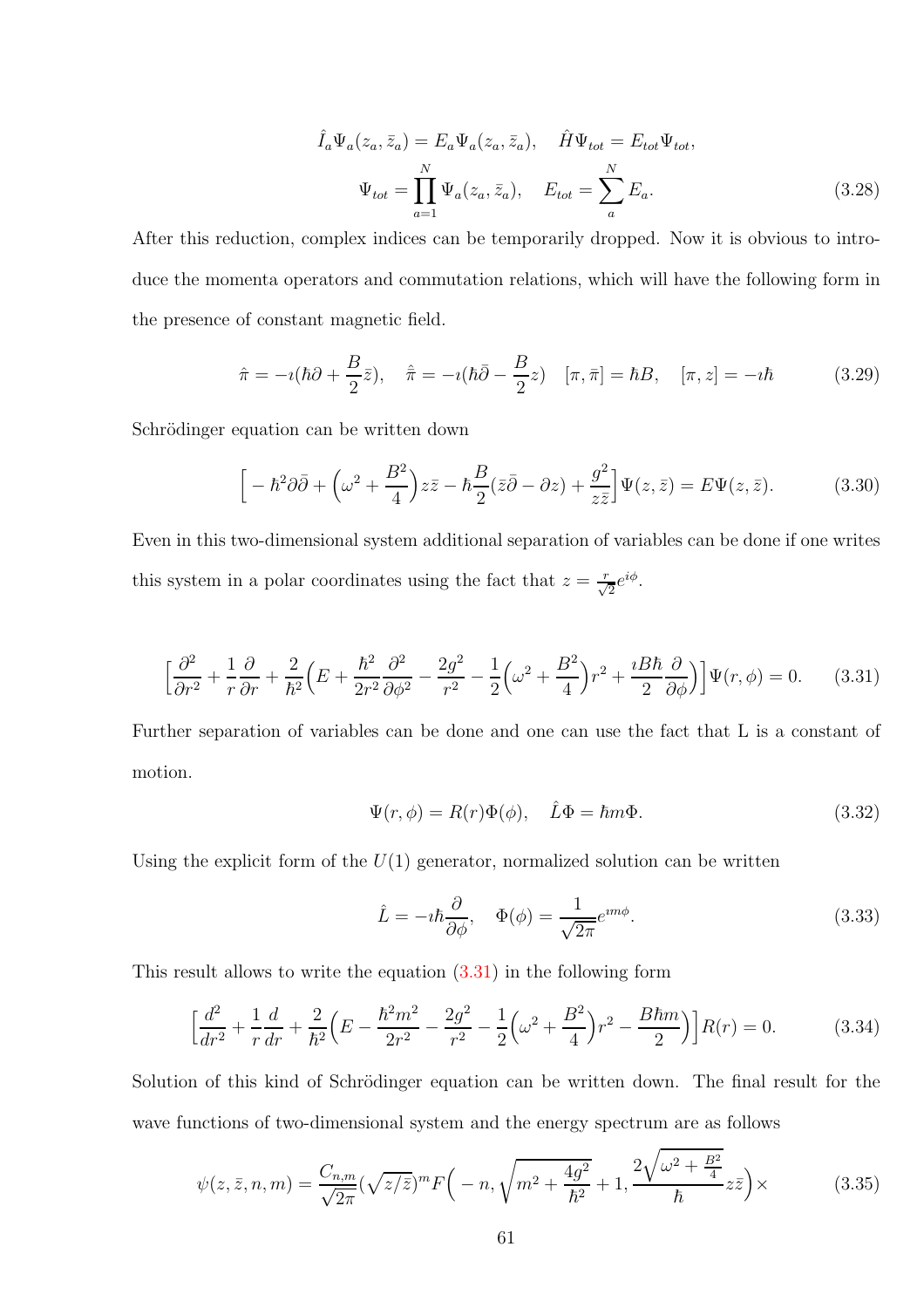$$\hat{I}_a \Psi_a(z_a, \bar{z}_a) = E_a \Psi_a(z_a, \bar{z}_a), \quad \hat{H}\Psi_{tot} = E_{tot}\Psi_{tot},$$
$$\Psi_{tot} = \prod_{a=1}^{N} \Psi_a(z_a, \bar{z}_a), \quad E_{tot} = \sum_{a}^{N} E_a. \tag{3.28}$$

After this reduction, complex indices can be temporarily dropped. Now it is obvious to introduce the momenta operators and commutation relations, which will have the following form in the presence of constant magnetic field.

$$\hat{\pi} = -\imath(\hbar\partial + \frac{B}{2}\bar{z}), \quad \hat{\bar{\pi}} = -\imath(\hbar\bar{\partial} - \frac{B}{2}z) \quad [\pi, \bar{\pi}] = \hbar B, \quad [\pi, z] = -\imath\hbar \tag{3.29}$$

Schrödinger equation can be written down

$$\Big[ -\hbar^2\partial\bar{\partial} + \Big(\omega^2 + \frac{B^2}{4}\Big)z\bar{z} - \hbar\frac{B}{2}(\bar{z}\bar{\partial} - \partial z) + \frac{g^2}{z\bar{z}}\Big]\Psi(z,\bar{z}) = E\Psi(z,\bar{z}). \tag{3.30}$$

Even in this two-dimensional system additional separation of variables can be done if one writes this system in a polar coordinates using the fact that $z = \frac{r}{\sqrt{2}}e^{i\phi}$.

$$\Big[\frac{\partial^2}{\partial r^2} + \frac{1}{r}\frac{\partial}{\partial r} + \frac{2}{\hbar^2}\Big(E + \frac{\hbar^2}{2r^2}\frac{\partial^2}{\partial\phi^2} - \frac{2g^2}{r^2} - \frac{1}{2}\Big(\omega^2 + \frac{B^2}{4}\Big)r^2 + \frac{\imath B\hbar}{2}\frac{\partial}{\partial\phi}\Big)\Big]\Psi(r,\phi) = 0. \tag{3.31}$$

Further separation of variables can be done and one can use the fact that L is a constant of motion.

$$\Psi(r,\phi) = R(r)\Phi(\phi), \quad \hat{L}\Phi = \hbar m\Phi. \tag{3.32}$$

Using the explicit form of the $U(1)$ generator, normalized solution can be written

$$\hat{L} = -\imath\hbar\frac{\partial}{\partial\phi}, \quad \Phi(\phi) = \frac{1}{\sqrt{2\pi}}e^{\imath m\phi}. \tag{3.33}$$

This result allows to write the equation (3.31) in the following form

$$\Big[\frac{d^2}{dr^2} + \frac{1}{r}\frac{d}{dr} + \frac{2}{\hbar^2}\Big(E - \frac{\hbar^2 m^2}{2r^2} - \frac{2g^2}{r^2} - \frac{1}{2}\Big(\omega^2 + \frac{B^2}{4}\Big)r^2 - \frac{B\hbar m}{2}\Big)\Big]R(r) = 0. \tag{3.34}$$

Solution of this kind of Schrödinger equation can be written down. The final result for the wave functions of two-dimensional system and the energy spectrum are as follows

$$\psi(z,\bar{z},n,m) = \frac{C_{n,m}}{\sqrt{2\pi}}(\sqrt{z/\bar{z}})^m F\Big(-n, \sqrt{m^2 + \frac{4g^2}{\hbar^2}} + 1, \frac{2\sqrt{\omega^2 + \frac{B^2}{4}}}{\hbar}z\bar{z}\Big)\times \tag{3.35}$$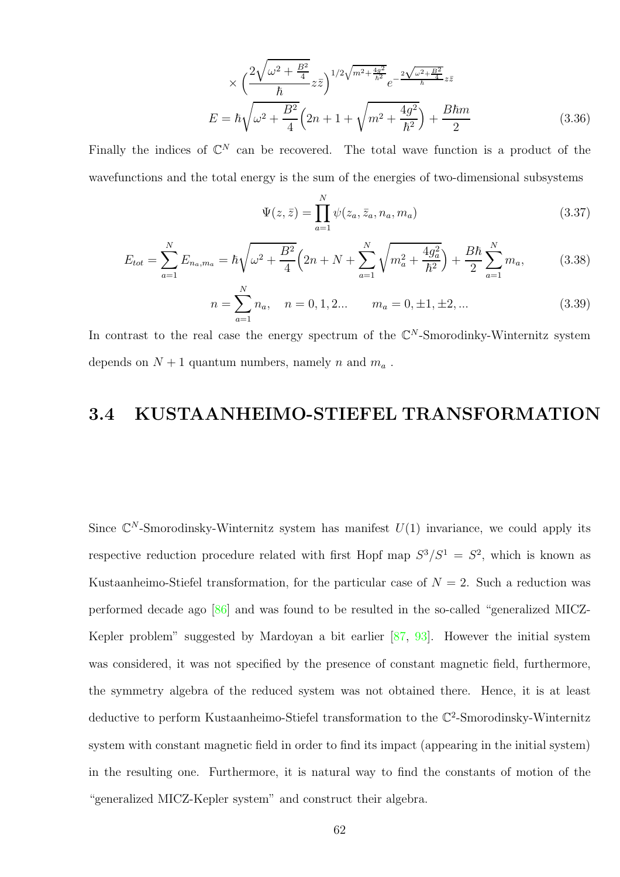$$\times \Big(\frac{2\sqrt{\omega^2+\frac{B^2}{4}}}{\hbar}z\bar{z}\Big)^{1/2\sqrt{m^2+\frac{4g^2}{\hbar^2}}}e^{-\frac{2\sqrt{\omega^2+\frac{B^2}{4}}}{\hbar}z\bar{z}}$$

$$E = \hbar\sqrt{\omega^2+\frac{B^2}{4}}\Big(2n+1+\sqrt{m^2+\frac{4g^2}{\hbar^2}}\Big)+\frac{B\hbar m}{2} \tag{3.36}$$

Finally the indices of $\mathbb{C}^N$ can be recovered. The total wave function is a product of the wavefunctions and the total energy is the sum of the energies of two-dimensional subsystems

$$\Psi(z,\bar{z}) = \prod_{a=1}^{N}\psi(z_a,\bar{z}_a,n_a,m_a) \tag{3.37}$$

$$E_{tot} = \sum_{a=1}^{N}E_{n_a,m_a} = \hbar\sqrt{\omega^2+\frac{B^2}{4}}\Big(2n+N+\sum_{a=1}^{N}\sqrt{m_a^2+\frac{4g_a^2}{\hbar^2}}\Big)+\frac{B\hbar}{2}\sum_{a=1}^{N}m_a, \tag{3.38}$$

$$n=\sum_{a=1}^{N}n_a, \quad n=0,1,2... \qquad m_a=0,\pm1,\pm2,... \tag{3.39}$$

In contrast to the real case the energy spectrum of the $\mathbb{C}^N$-Smorodinky-Winternitz system depends on $N+1$ quantum numbers, namely $n$ and $m_a$ .

## 3.4 KUSTAANHEIMO-STIEFEL TRANSFORMATION

Since $\mathbb{C}^N$-Smorodinsky-Winternitz system has manifest $U(1)$ invariance, we could apply its respective reduction procedure related with first Hopf map $S^3/S^1 = S^2$, which is known as Kustaanheimo-Stiefel transformation, for the particular case of $N=2$. Such a reduction was performed decade ago [86] and was found to be resulted in the so-called "generalized MICZ-Kepler problem" suggested by Mardoyan a bit earlier [87, 93]. However the initial system was considered, it was not specified by the presence of constant magnetic field, furthermore, the symmetry algebra of the reduced system was not obtained there. Hence, it is at least deductive to perform Kustaanheimo-Stiefel transformation to the $\mathbb{C}^2$-Smorodinsky-Winternitz system with constant magnetic field in order to find its impact (appearing in the initial system) in the resulting one. Furthermore, it is natural way to find the constants of motion of the "generalized MICZ-Kepler system" and construct their algebra.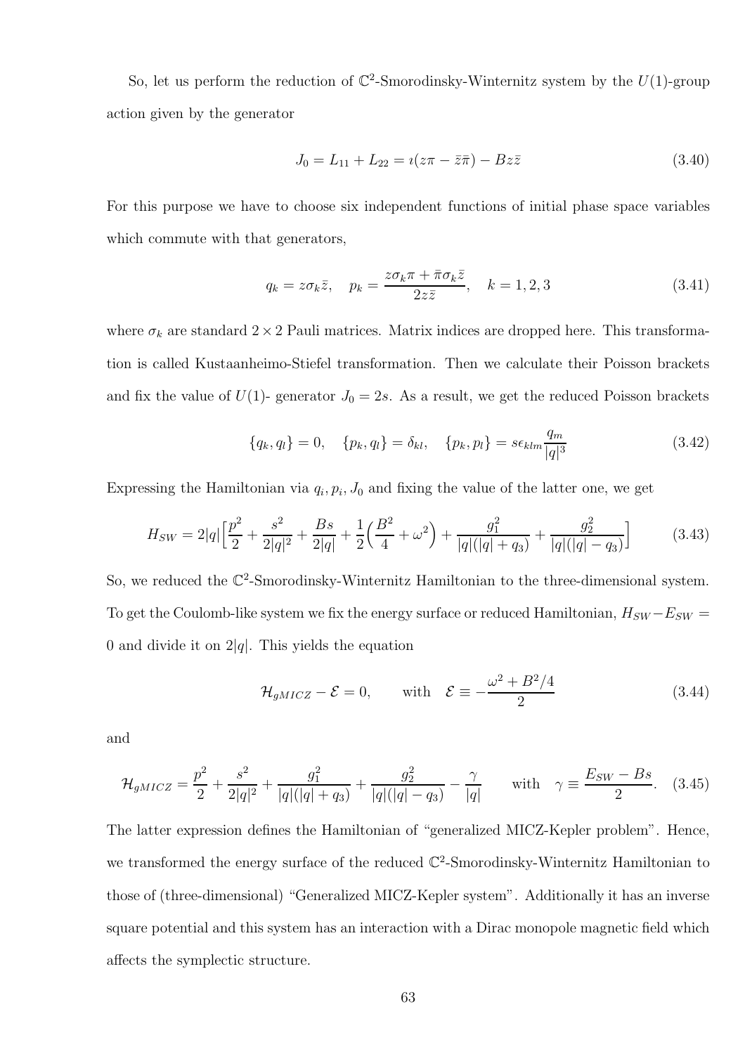So, let us perform the reduction of $\mathbb{C}^2$-Smorodinsky-Winternitz system by the $U(1)$-group action given by the generator

$$J_0 = L_{11} + L_{22} = \imath(z\pi - \bar{z}\bar{\pi}) - Bz\bar{z} \tag{3.40}$$

For this purpose we have to choose six independent functions of initial phase space variables which commute with that generators,

$$q_k = z\sigma_k\bar{z}, \quad p_k = \frac{z\sigma_k\pi + \bar{\pi}\sigma_k\bar{z}}{2z\bar{z}}, \quad k = 1, 2, 3 \tag{3.41}$$

where $\sigma_k$ are standard $2 \times 2$ Pauli matrices. Matrix indices are dropped here. This transformation is called Kustaanheimo-Stiefel transformation. Then we calculate their Poisson brackets and fix the value of $U(1)$- generator $J_0 = 2s$. As a result, we get the reduced Poisson brackets

$$\{q_k, q_l\} = 0, \quad \{p_k, q_l\} = \delta_{kl}, \quad \{p_k, p_l\} = s\epsilon_{klm}\frac{q_m}{|q|^3} \tag{3.42}$$

Expressing the Hamiltonian via $q_i, p_i, J_0$ and fixing the value of the latter one, we get

$$H_{SW} = 2|q|\Big[\frac{p^2}{2} + \frac{s^2}{2|q|^2} + \frac{Bs}{2|q|} + \frac{1}{2}\Big(\frac{B^2}{4} + \omega^2\Big) + \frac{g_1^2}{|q|(|q| + q_3)} + \frac{g_2^2}{|q|(|q| - q_3)}\Big] \tag{3.43}$$

So, we reduced the $\mathbb{C}^2$-Smorodinsky-Winternitz Hamiltonian to the three-dimensional system. To get the Coulomb-like system we fix the energy surface or reduced Hamiltonian, $H_{SW} - E_{SW} = 0$ and divide it on $2|q|$. This yields the equation

$$\mathcal{H}_{gMICZ} - \mathcal{E} = 0, \qquad \text{with} \quad \mathcal{E} \equiv -\frac{\omega^2 + B^2/4}{2} \tag{3.44}$$

and

$$\mathcal{H}_{gMICZ} = \frac{p^2}{2} + \frac{s^2}{2|q|^2} + \frac{g_1^2}{|q|(|q| + q_3)} + \frac{g_2^2}{|q|(|q| - q_3)} - \frac{\gamma}{|q|} \qquad \text{with} \quad \gamma \equiv \frac{E_{SW} - Bs}{2}. \tag{3.45}$$

The latter expression defines the Hamiltonian of "generalized MICZ-Kepler problem". Hence, we transformed the energy surface of the reduced $\mathbb{C}^2$-Smorodinsky-Winternitz Hamiltonian to those of (three-dimensional) "Generalized MICZ-Kepler system". Additionally it has an inverse square potential and this system has an interaction with a Dirac monopole magnetic field which affects the symplectic structure.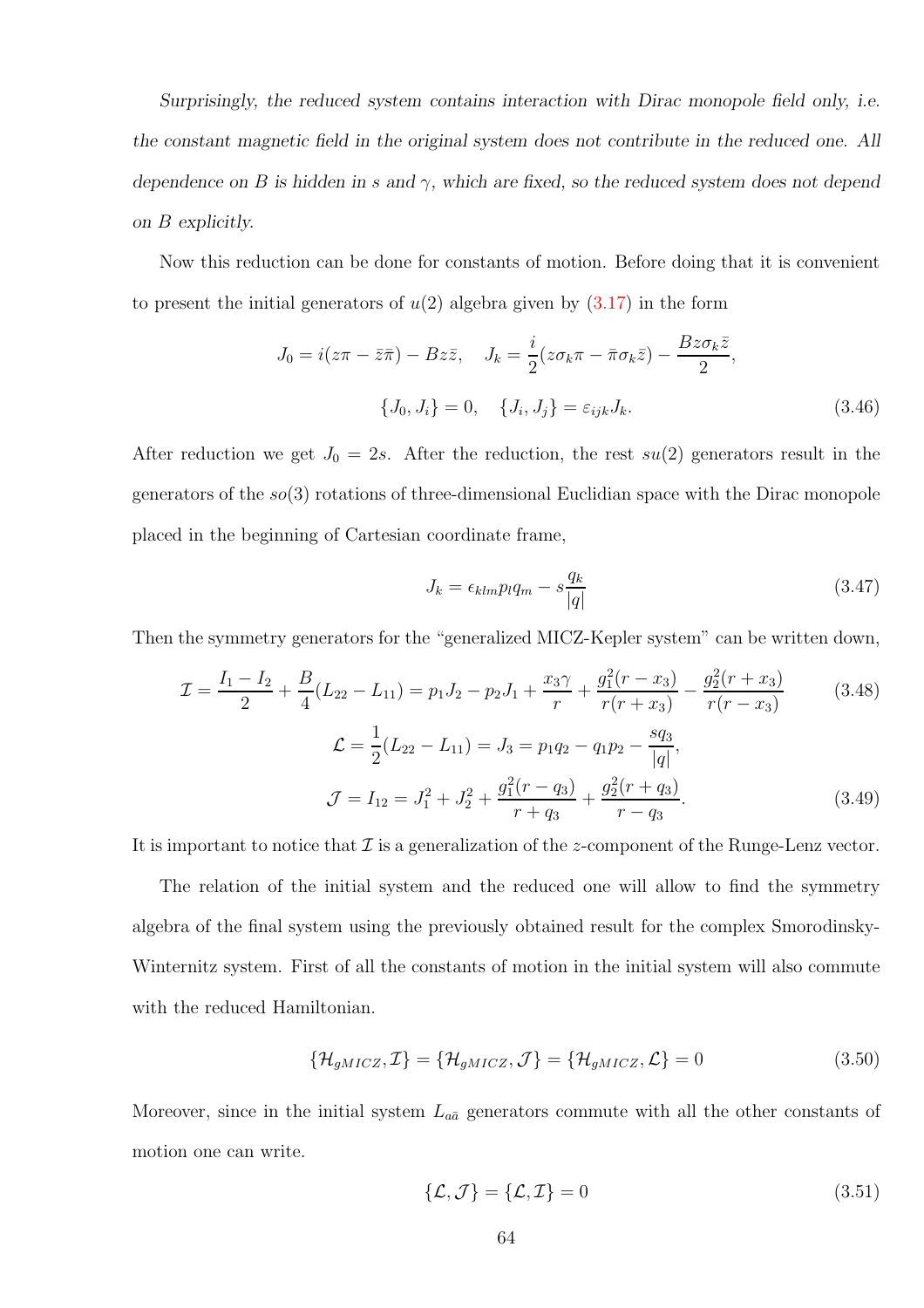*Surprisingly, the reduced system contains interaction with Dirac monopole field only, i.e. the constant magnetic field in the original system does not contribute in the reduced one. All dependence on $B$ is hidden in $s$ and $\gamma$, which are fixed, so the reduced system does not depend on $B$ explicitly.*

Now this reduction can be done for constants of motion. Before doing that it is convenient to present the initial generators of $u(2)$ algebra given by (3.17) in the form

$$
J_0 = i(z\pi - \bar{z}\bar{\pi}) - Bz\bar{z}, \quad J_k = \frac{i}{2}(z\sigma_k\pi - \bar{\pi}\sigma_k\bar{z}) - \frac{Bz\sigma_k\bar{z}}{2},
$$

$$
\{J_0, J_i\} = 0, \quad \{J_i, J_j\} = \varepsilon_{ijk}J_k. \tag{3.46}
$$

After reduction we get $J_0 = 2s$. After the reduction, the rest $su(2)$ generators result in the generators of the $so(3)$ rotations of three-dimensional Euclidian space with the Dirac monopole placed in the beginning of Cartesian coordinate frame,

$$
J_k = \epsilon_{klm}p_l q_m - s\frac{q_k}{|q|} \tag{3.47}
$$

Then the symmetry generators for the "generalized MICZ-Kepler system" can be written down,

$$
\mathcal{I} = \frac{I_1 - I_2}{2} + \frac{B}{4}(L_{22} - L_{11}) = p_1 J_2 - p_2 J_1 + \frac{x_3\gamma}{r} + \frac{g_1^2(r - x_3)}{r(r + x_3)} - \frac{g_2^2(r + x_3)}{r(r - x_3)} \tag{3.48}
$$

$$
\mathcal{L} = \frac{1}{2}(L_{22} - L_{11}) = J_3 = p_1 q_2 - q_1 p_2 - \frac{sq_3}{|q|},
$$

$$
\mathcal{J} = I_{12} = J_1^2 + J_2^2 + \frac{g_1^2(r - q_3)}{r + q_3} + \frac{g_2^2(r + q_3)}{r - q_3}. \tag{3.49}
$$

It is important to notice that $\mathcal{I}$ is a generalization of the $z$-component of the Runge-Lenz vector.

The relation of the initial system and the reduced one will allow to find the symmetry algebra of the final system using the previously obtained result for the complex Smorodinsky-Winternitz system. First of all the constants of motion in the initial system will also commute with the reduced Hamiltonian.

$$
\{\mathcal{H}_{gMICZ}, \mathcal{I}\} = \{\mathcal{H}_{gMICZ}, \mathcal{J}\} = \{\mathcal{H}_{gMICZ}, \mathcal{L}\} = 0 \tag{3.50}
$$

Moreover, since in the initial system $L_{a\bar{a}}$ generators commute with all the other constants of motion one can write.

$$
\{\mathcal{L}, \mathcal{J}\} = \{\mathcal{L}, \mathcal{I}\} = 0 \tag{3.51}
$$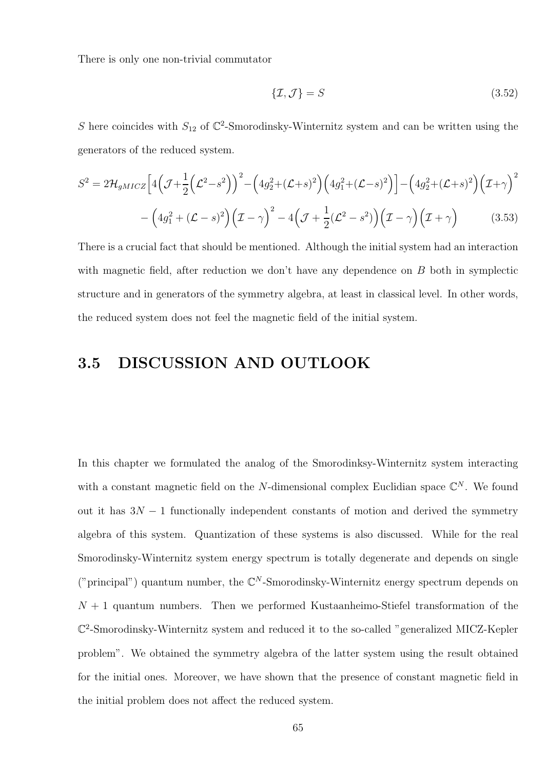There is only one non-trivial commutator

$$\{\mathcal{I}, \mathcal{J}\} = S \tag{3.52}$$

$S$ here coincides with $S_{12}$ of $\mathbb{C}^2$-Smorodinsky-Winternitz system and can be written using the generators of the reduced system.

$$S^2 = 2\mathcal{H}_{gMICZ}\Big[4\Big(\mathcal{J}+\frac{1}{2}\Big(\mathcal{L}^2-s^2\Big)\Big)^2-\Big(4g_2^2+(\mathcal{L}+s)^2\Big)\Big(4g_1^2+(\mathcal{L}-s)^2\Big)\Big]-\Big(4g_2^2+(\mathcal{L}+s)^2\Big)\Big(\mathcal{I}+\gamma\Big)^2$$
$$-\Big(4g_1^2+(\mathcal{L}-s)^2\Big)\Big(\mathcal{I}-\gamma\Big)^2-4\Big(\mathcal{J}+\frac{1}{2}(\mathcal{L}^2-s^2)\Big)\Big(\mathcal{I}-\gamma\Big)\Big(\mathcal{I}+\gamma\Big) \tag{3.53}$$

There is a crucial fact that should be mentioned. Although the initial system had an interaction with magnetic field, after reduction we don't have any dependence on $B$ both in symplectic structure and in generators of the symmetry algebra, at least in classical level. In other words, the reduced system does not feel the magnetic field of the initial system.

## 3.5 DISCUSSION AND OUTLOOK

In this chapter we formulated the analog of the Smorodinksy-Winternitz system interacting with a constant magnetic field on the $N$-dimensional complex Euclidian space $\mathbb{C}^N$. We found out it has $3N-1$ functionally independent constants of motion and derived the symmetry algebra of this system. Quantization of these systems is also discussed. While for the real Smorodinsky-Winternitz system energy spectrum is totally degenerate and depends on single ("principal") quantum number, the $\mathbb{C}^N$-Smorodinsky-Winternitz energy spectrum depends on $N+1$ quantum numbers. Then we performed Kustaanheimo-Stiefel transformation of the $\mathbb{C}^2$-Smorodinsky-Winternitz system and reduced it to the so-called "generalized MICZ-Kepler problem". We obtained the symmetry algebra of the latter system using the result obtained for the initial ones. Moreover, we have shown that the presence of constant magnetic field in the initial problem does not affect the reduced system.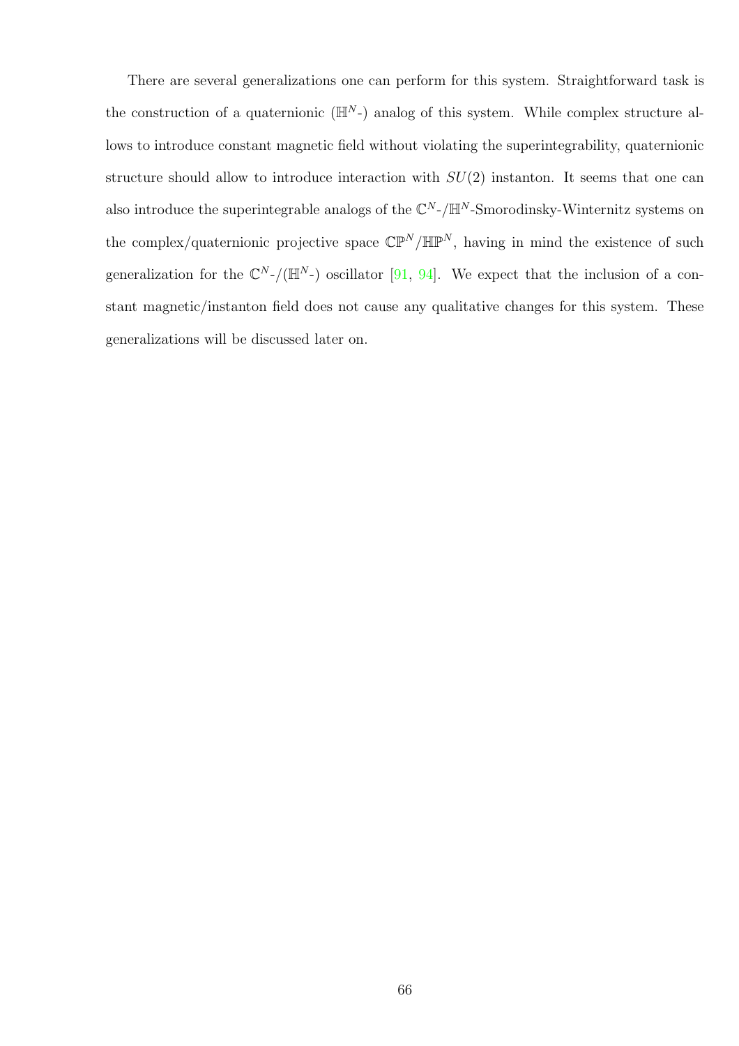There are several generalizations one can perform for this system. Straightforward task is the construction of a quaternionic ($\mathbb{H}^N$-) analog of this system. While complex structure allows to introduce constant magnetic field without violating the superintegrability, quaternionic structure should allow to introduce interaction with $SU(2)$ instanton. It seems that one can also introduce the superintegrable analogs of the $\mathbb{C}^N$-/$\mathbb{H}^N$-Smorodinsky-Winternitz systems on the complex/quaternionic projective space $\mathbb{CP}^N/\mathbb{HP}^N$, having in mind the existence of such generalization for the $\mathbb{C}^N$-/($\mathbb{H}^N$-) oscillator [91, 94]. We expect that the inclusion of a constant magnetic/instanton field does not cause any qualitative changes for this system. These generalizations will be discussed later on.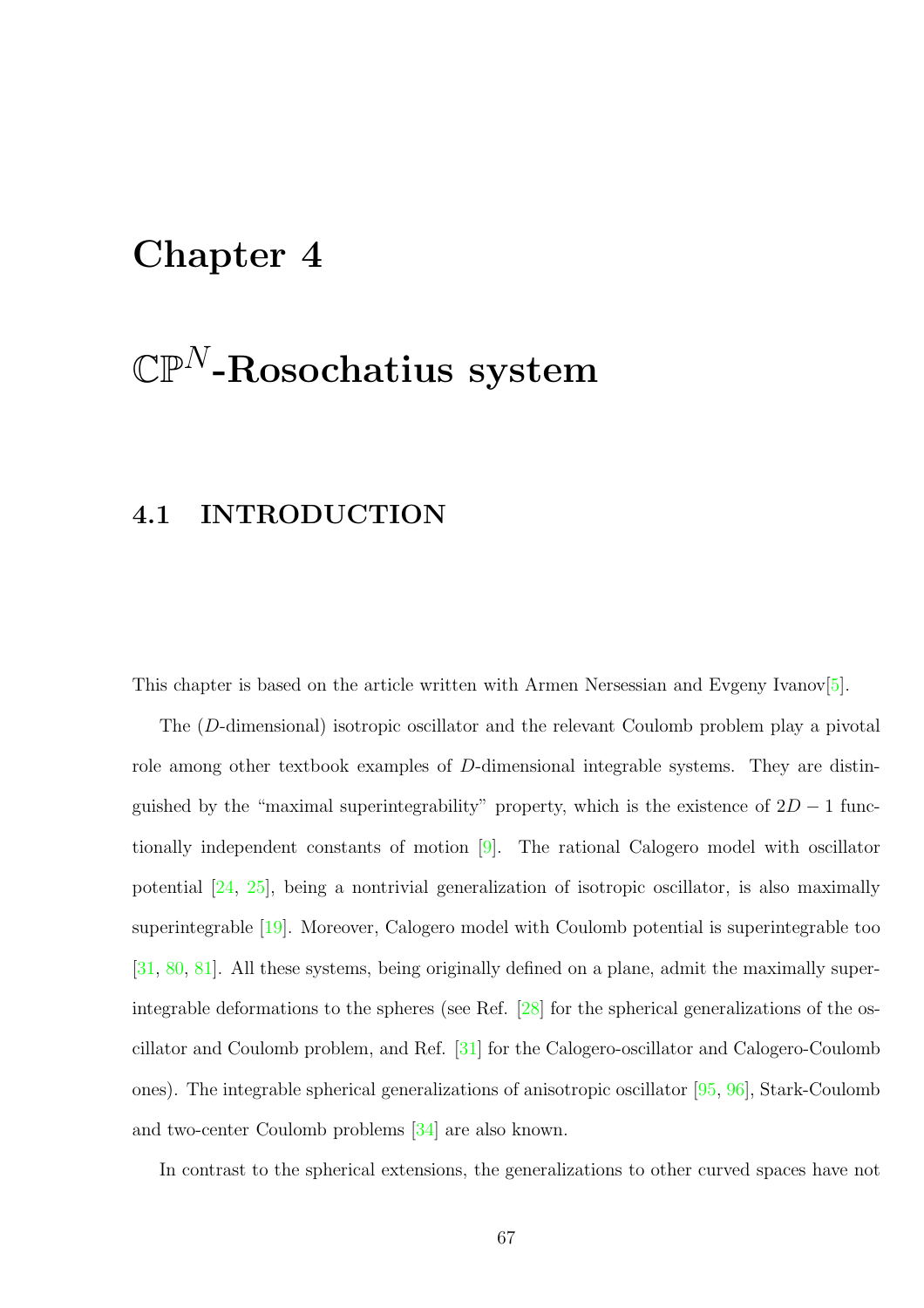# Chapter 4

# $\mathbb{CP}^N$-Rosochatius system

## 4.1 INTRODUCTION

This chapter is based on the article written with Armen Nersessian and Evgeny Ivanov[5].

The ($D$-dimensional) isotropic oscillator and the relevant Coulomb problem play a pivotal role among other textbook examples of $D$-dimensional integrable systems. They are distinguished by the "maximal superintegrability" property, which is the existence of $2D-1$ functionally independent constants of motion [9]. The rational Calogero model with oscillator potential [24, 25], being a nontrivial generalization of isotropic oscillator, is also maximally superintegrable [19]. Moreover, Calogero model with Coulomb potential is superintegrable too [31, 80, 81]. All these systems, being originally defined on a plane, admit the maximally superintegrable deformations to the spheres (see Ref. [28] for the spherical generalizations of the oscillator and Coulomb problem, and Ref. [31] for the Calogero-oscillator and Calogero-Coulomb ones). The integrable spherical generalizations of anisotropic oscillator [95, 96], Stark-Coulomb and two-center Coulomb problems [34] are also known.

In contrast to the spherical extensions, the generalizations to other curved spaces have not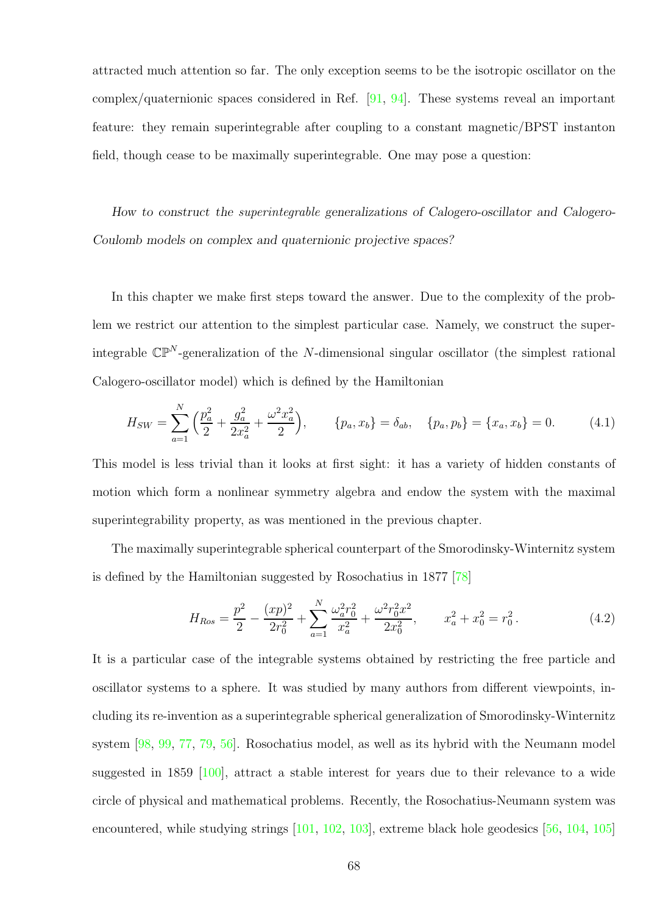attracted much attention so far. The only exception seems to be the isotropic oscillator on the complex/quaternionic spaces considered in Ref. [91, 94]. These systems reveal an important feature: they remain superintegrable after coupling to a constant magnetic/BPST instanton field, though cease to be maximally superintegrable. One may pose a question:

*How to construct the superintegrable generalizations of Calogero-oscillator and Calogero-Coulomb models on complex and quaternionic projective spaces?*

In this chapter we make first steps toward the answer. Due to the complexity of the problem we restrict our attention to the simplest particular case. Namely, we construct the superintegrable $\mathbb{CP}^N$-generalization of the $N$-dimensional singular oscillator (the simplest rational Calogero-oscillator model) which is defined by the Hamiltonian

$$H_{SW} = \sum_{a=1}^{N}\Big(\frac{p_a^2}{2} + \frac{g_a^2}{2x_a^2} + \frac{\omega^2 x_a^2}{2}\Big), \qquad \{p_a, x_b\} = \delta_{ab}, \quad \{p_a, p_b\} = \{x_a, x_b\} = 0. \tag{4.1}$$

This model is less trivial than it looks at first sight: it has a variety of hidden constants of motion which form a nonlinear symmetry algebra and endow the system with the maximal superintegrability property, as was mentioned in the previous chapter.

The maximally superintegrable spherical counterpart of the Smorodinsky-Winternitz system is defined by the Hamiltonian suggested by Rosochatius in 1877 [78]

$$H_{Ros} = \frac{p^2}{2} - \frac{(xp)^2}{2r_0^2} + \sum_{a=1}^{N}\frac{\omega_a^2 r_0^2}{x_a^2} + \frac{\omega^2 r_0^2 x^2}{2x_0^2}, \qquad x_a^2 + x_0^2 = r_0^2\,. \tag{4.2}$$

It is a particular case of the integrable systems obtained by restricting the free particle and oscillator systems to a sphere. It was studied by many authors from different viewpoints, including its re-invention as a superintegrable spherical generalization of Smorodinsky-Winternitz system [98, 99, 77, 79, 56]. Rosochatius model, as well as its hybrid with the Neumann model suggested in 1859 [100], attract a stable interest for years due to their relevance to a wide circle of physical and mathematical problems. Recently, the Rosochatius-Neumann system was encountered, while studying strings [101, 102, 103], extreme black hole geodesics [56, 104, 105]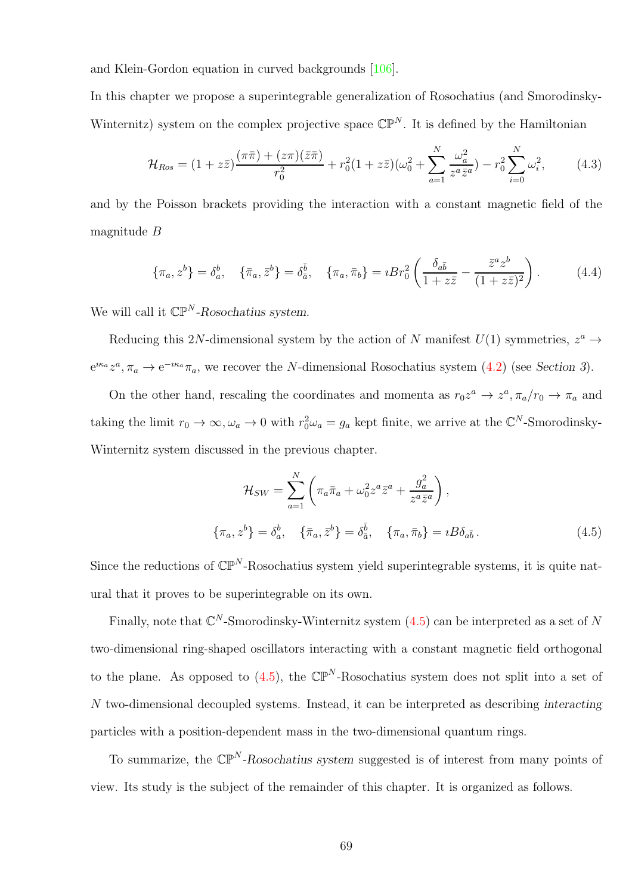and Klein-Gordon equation in curved backgrounds [106].

In this chapter we propose a superintegrable generalization of Rosochatius (and Smorodinsky-Winternitz) system on the complex projective space $\mathbb{CP}^N$. It is defined by the Hamiltonian

$$\mathcal{H}_{Ros} = (1 + z\bar{z})\frac{(\pi\bar{\pi}) + (z\pi)(\bar{z}\bar{\pi})}{r_0^2} + r_0^2(1 + z\bar{z})(\omega_0^2 + \sum_{a=1}^{N} \frac{\omega_a^2}{z^a \bar{z}^a}) - r_0^2 \sum_{i=0}^{N} \omega_i^2, \tag{4.3}$$

and by the Poisson brackets providing the interaction with a constant magnetic field of the magnitude $B$

$$\{\pi_a, z^b\} = \delta_a^b, \quad \{\bar{\pi}_a, \bar{z}^b\} = \delta_{\bar{a}}^{\bar{b}}, \quad \{\pi_a, \bar{\pi}_b\} = \imath B r_0^2 \left( \frac{\delta_{a\bar{b}}}{1 + z\bar{z}} - \frac{\bar{z}^a z^b}{(1 + z\bar{z})^2} \right). \tag{4.4}$$

We will call it $\mathbb{CP}^N$-*Rosochatius system*.

Reducing this $2N$-dimensional system by the action of $N$ manifest $U(1)$ symmetries, $z^a \to \mathrm{e}^{\imath\kappa_a} z^a, \pi_a \to \mathrm{e}^{-\imath\kappa_a}\pi_a$, we recover the $N$-dimensional Rosochatius system (4.2) (see *Section 3*).

On the other hand, rescaling the coordinates and momenta as $r_0 z^a \to z^a, \pi_a/r_0 \to \pi_a$ and taking the limit $r_0 \to \infty, \omega_a \to 0$ with $r_0^2\omega_a = g_a$ kept finite, we arrive at the $\mathbb{C}^N$-Smorodinsky-Winternitz system discussed in the previous chapter.

$$\mathcal{H}_{SW} = \sum_{a=1}^{N} \left( \pi_a \bar{\pi}_a + \omega_0^2 z^a \bar{z}^a + \frac{g_a^2}{z^a \bar{z}^a} \right),$$
$$\{\pi_a, z^b\} = \delta_a^b, \quad \{\bar{\pi}_a, \bar{z}^b\} = \delta_{\bar{a}}^{\bar{b}}, \quad \{\pi_a, \bar{\pi}_b\} = \imath B \delta_{a\bar{b}}\,. \tag{4.5}$$

Since the reductions of $\mathbb{CP}^N$-Rosochatius system yield superintegrable systems, it is quite natural that it proves to be superintegrable on its own.

Finally, note that $\mathbb{C}^N$-Smorodinsky-Winternitz system (4.5) can be interpreted as a set of $N$ two-dimensional ring-shaped oscillators interacting with a constant magnetic field orthogonal to the plane. As opposed to (4.5), the $\mathbb{CP}^N$-Rosochatius system does not split into a set of $N$ two-dimensional decoupled systems. Instead, it can be interpreted as describing *interacting* particles with a position-dependent mass in the two-dimensional quantum rings.

To summarize, the $\mathbb{CP}^N$-*Rosochatius system* suggested is of interest from many points of view. Its study is the subject of the remainder of this chapter. It is organized as follows.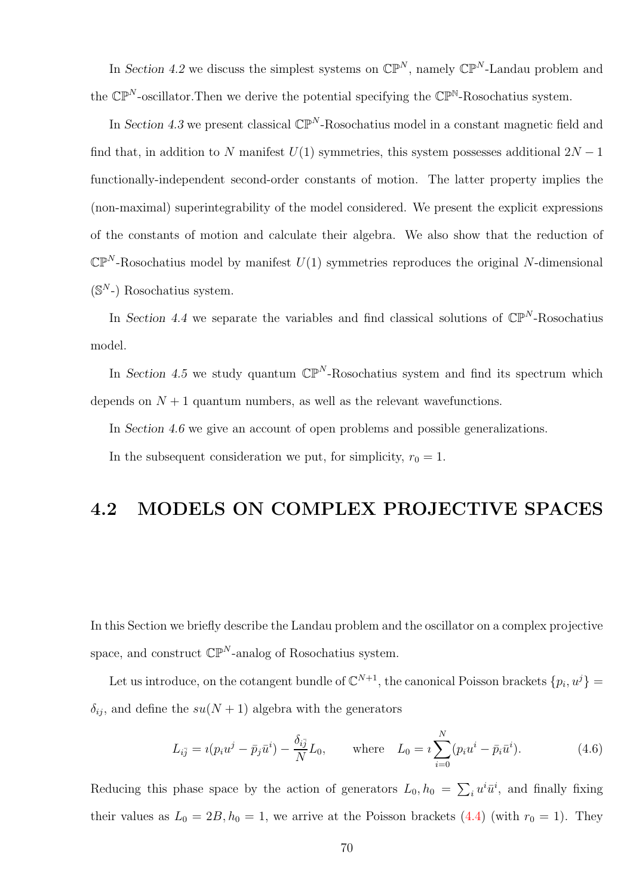In *Section 4.2* we discuss the simplest systems on $\mathbb{CP}^N$, namely $\mathbb{CP}^N$-Landau problem and the $\mathbb{CP}^N$-oscillator.Then we derive the potential specifying the $\mathbb{CP}^{\mathbb{N}}$-Rosochatius system.

In *Section 4.3* we present classical $\mathbb{CP}^N$-Rosochatius model in a constant magnetic field and find that, in addition to $N$ manifest $U(1)$ symmetries, this system possesses additional $2N-1$ functionally-independent second-order constants of motion. The latter property implies the (non-maximal) superintegrability of the model considered. We present the explicit expressions of the constants of motion and calculate their algebra. We also show that the reduction of $\mathbb{CP}^N$-Rosochatius model by manifest $U(1)$ symmetries reproduces the original $N$-dimensional ($\mathbb{S}^N$-) Rosochatius system.

In *Section 4.4* we separate the variables and find classical solutions of $\mathbb{CP}^N$-Rosochatius model.

In *Section 4.5* we study quantum $\mathbb{CP}^N$-Rosochatius system and find its spectrum which depends on $N+1$ quantum numbers, as well as the relevant wavefunctions.

In *Section 4.6* we give an account of open problems and possible generalizations.

In the subsequent consideration we put, for simplicity, $r_0 = 1$.

## 4.2 MODELS ON COMPLEX PROJECTIVE SPACES

In this Section we briefly describe the Landau problem and the oscillator on a complex projective space, and construct $\mathbb{CP}^N$-analog of Rosochatius system.

Let us introduce, on the cotangent bundle of $\mathbb{C}^{N+1}$, the canonical Poisson brackets $\{p_i, u^j\} = \delta_{ij}$, and define the $su(N+1)$ algebra with the generators

$$L_{i\bar{j}} = \imath(p_i u^j - \bar{p}_j \bar{u}^i) - \frac{\delta_{i\bar{j}}}{N} L_0, \qquad \text{where} \quad L_0 = \imath \sum_{i=0}^{N} (p_i u^i - \bar{p}_i \bar{u}^i). \tag{4.6}$$

Reducing this phase space by the action of generators $L_0, h_0 = \sum_i u^i \bar{u}^i$, and finally fixing their values as $L_0 = 2B, h_0 = 1$, we arrive at the Poisson brackets (4.4) (with $r_0 = 1$). They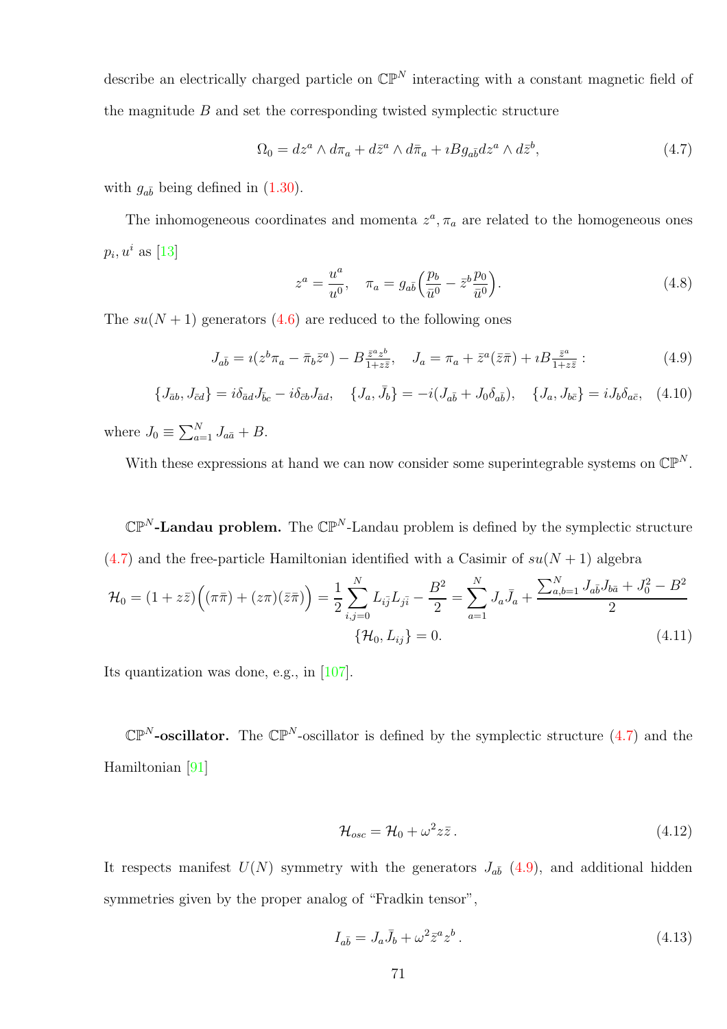describe an electrically charged particle on $\mathbb{CP}^N$ interacting with a constant magnetic field of the magnitude $B$ and set the corresponding twisted symplectic structure

$$\Omega_0 = dz^a \wedge d\pi_a + d\bar{z}^a \wedge d\bar{\pi}_a + \imath B g_{a\bar{b}} dz^a \wedge d\bar{z}^b, \tag{4.7}$$

with $g_{a\bar{b}}$ being defined in (1.30).

The inhomogeneous coordinates and momenta $z^a, \pi_a$ are related to the homogeneous ones $p_i, u^i$ as [13]

$$z^a = \frac{u^a}{u^0}, \quad \pi_a = g_{a\bar{b}}\Big(\frac{p_b}{\bar{u}^0} - \bar{z}^b \frac{p_0}{\bar{u}^0}\Big). \tag{4.8}$$

The $su(N+1)$ generators (4.6) are reduced to the following ones

$$J_{a\bar{b}} = \imath(z^b \pi_a - \bar{\pi}_b \bar{z}^a) - B\tfrac{\bar{z}^a z^b}{1+z\bar{z}}, \quad J_a = \pi_a + \bar{z}^a(\bar{z}\bar{\pi}) + \imath B \tfrac{\bar{z}^a}{1+z\bar{z}} : \tag{4.9}$$

$$\{J_{\bar{a}b}, J_{\bar{c}d}\} = i\delta_{\bar{a}d} J_{\bar{b}c} - i\delta_{\bar{c}b} J_{\bar{a}d}, \quad \{J_a, \bar{J}_b\} = -i(J_{a\bar{b}} + J_0 \delta_{a\bar{b}}), \quad \{J_a, J_{b\bar{c}}\} = iJ_b \delta_{a\bar{c}}, \tag{4.10}$$

where $J_0 \equiv \sum_{a=1}^N J_{a\bar{a}} + B$.

With these expressions at hand we can now consider some superintegrable systems on $\mathbb{CP}^N$.

**$\mathbb{CP}^N$-Landau problem.** The $\mathbb{CP}^N$-Landau problem is defined by the symplectic structure (4.7) and the free-particle Hamiltonian identified with a Casimir of $su(N+1)$ algebra

$$\mathcal{H}_0 = (1+z\bar{z})\Big((\pi\bar{\pi}) + (z\pi)(\bar{z}\bar{\pi})\Big) = \frac{1}{2}\sum_{i,j=0}^{N} L_{i\bar{j}} L_{j\bar{i}} - \frac{B^2}{2} = \sum_{a=1}^{N} J_a \bar{J}_a + \frac{\sum_{a,b=1}^N J_{a\bar{b}} J_{b\bar{a}} + J_0^2 - B^2}{2}$$
$$\{\mathcal{H}_0, L_{ij}\} = 0. \tag{4.11}$$

Its quantization was done, e.g., in [107].

**$\mathbb{CP}^N$-oscillator.** The $\mathbb{CP}^N$-oscillator is defined by the symplectic structure (4.7) and the Hamiltonian [91]

$$\mathcal{H}_{osc} = \mathcal{H}_0 + \omega^2 z\bar{z}\,. \tag{4.12}$$

It respects manifest $U(N)$ symmetry with the generators $J_{a\bar{b}}$ (4.9), and additional hidden symmetries given by the proper analog of "Fradkin tensor",

$$I_{a\bar{b}} = J_a \bar{J}_b + \omega^2 \bar{z}^a z^b\,. \tag{4.13}$$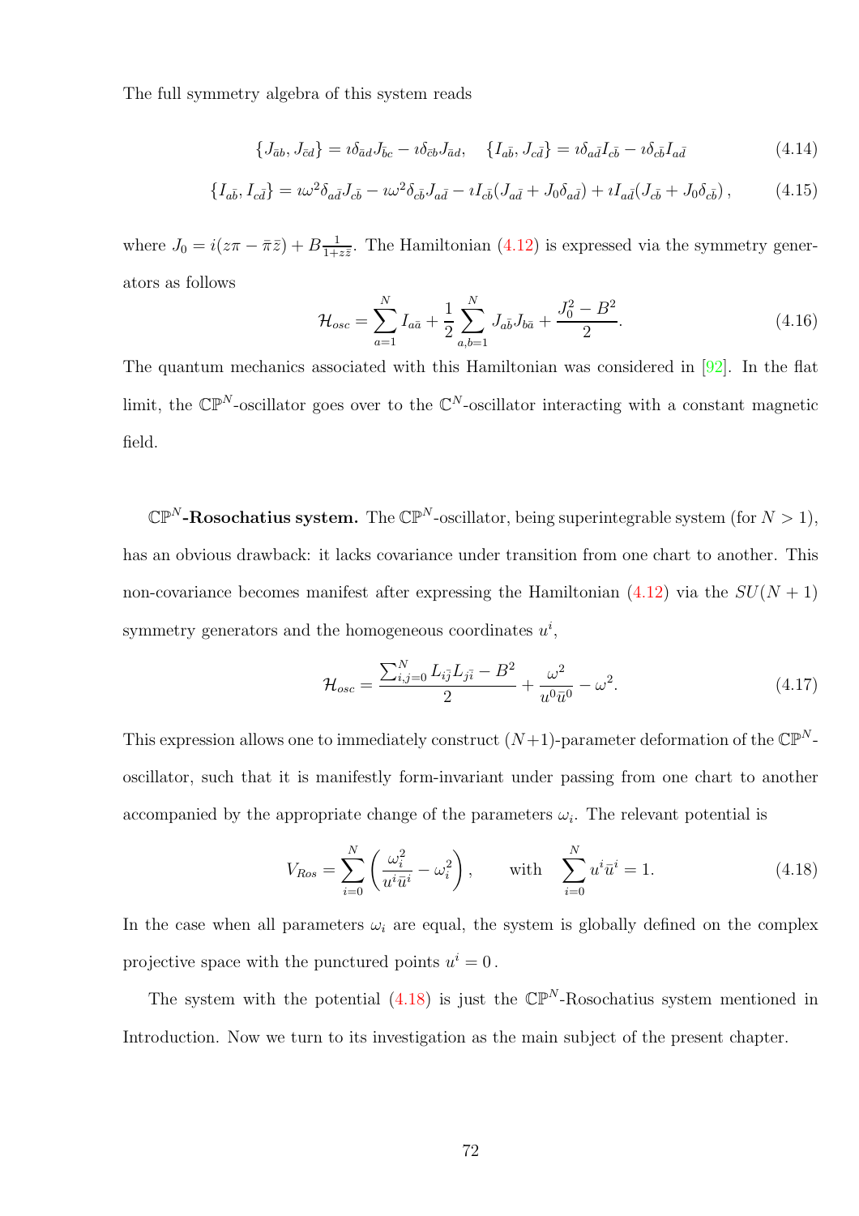The full symmetry algebra of this system reads

$$\{J_{\bar{a}b}, J_{\bar{c}d}\} = \imath\delta_{\bar{a}d}J_{\bar{b}c} - \imath\delta_{\bar{c}b}J_{\bar{a}d}, \quad \{I_{a\bar{b}}, J_{c\bar{d}}\} = \imath\delta_{a\bar{d}}I_{c\bar{b}} - \imath\delta_{c\bar{b}}I_{a\bar{d}} \tag{4.14}$$

$$\{I_{a\bar{b}}, I_{c\bar{d}}\} = \imath\omega^2\delta_{a\bar{d}}J_{c\bar{b}} - \imath\omega^2\delta_{c\bar{b}}J_{a\bar{d}} - \imath I_{c\bar{b}}(J_{a\bar{d}} + J_0\delta_{a\bar{d}}) + \imath I_{a\bar{d}}(J_{c\bar{b}} + J_0\delta_{c\bar{b}}), \tag{4.15}$$

where $J_0 = i(z\pi - \bar{\pi}\bar{z}) + B\frac{1}{1+z\bar{z}}$. The Hamiltonian (4.12) is expressed via the symmetry generators as follows

$$\mathcal{H}_{osc} = \sum_{a=1}^{N} I_{a\bar{a}} + \frac{1}{2}\sum_{a,b=1}^{N} J_{a\bar{b}}J_{b\bar{a}} + \frac{J_0^2 - B^2}{2}. \tag{4.16}$$

The quantum mechanics associated with this Hamiltonian was considered in [92]. In the flat limit, the $\mathbb{CP}^N$-oscillator goes over to the $\mathbb{C}^N$-oscillator interacting with a constant magnetic field.

**$\mathbb{CP}^N$-Rosochatius system.** The $\mathbb{CP}^N$-oscillator, being superintegrable system (for $N > 1$), has an obvious drawback: it lacks covariance under transition from one chart to another. This non-covariance becomes manifest after expressing the Hamiltonian (4.12) via the $SU(N+1)$ symmetry generators and the homogeneous coordinates $u^i$,

$$\mathcal{H}_{osc} = \frac{\sum_{i,j=0}^{N} L_{i\bar{j}}L_{j\bar{i}} - B^2}{2} + \frac{\omega^2}{u^0\bar{u}^0} - \omega^2. \tag{4.17}$$

This expression allows one to immediately construct $(N+1)$-parameter deformation of the $\mathbb{CP}^N$-oscillator, such that it is manifestly form-invariant under passing from one chart to another accompanied by the appropriate change of the parameters $\omega_i$. The relevant potential is

$$V_{Ros} = \sum_{i=0}^{N}\left(\frac{\omega_i^2}{u^i\bar{u}^i} - \omega_i^2\right), \qquad \text{with} \quad \sum_{i=0}^{N} u^i\bar{u}^i = 1. \tag{4.18}$$

In the case when all parameters $\omega_i$ are equal, the system is globally defined on the complex projective space with the punctured points $u^i = 0$.

The system with the potential (4.18) is just the $\mathbb{CP}^N$-Rosochatius system mentioned in Introduction. Now we turn to its investigation as the main subject of the present chapter.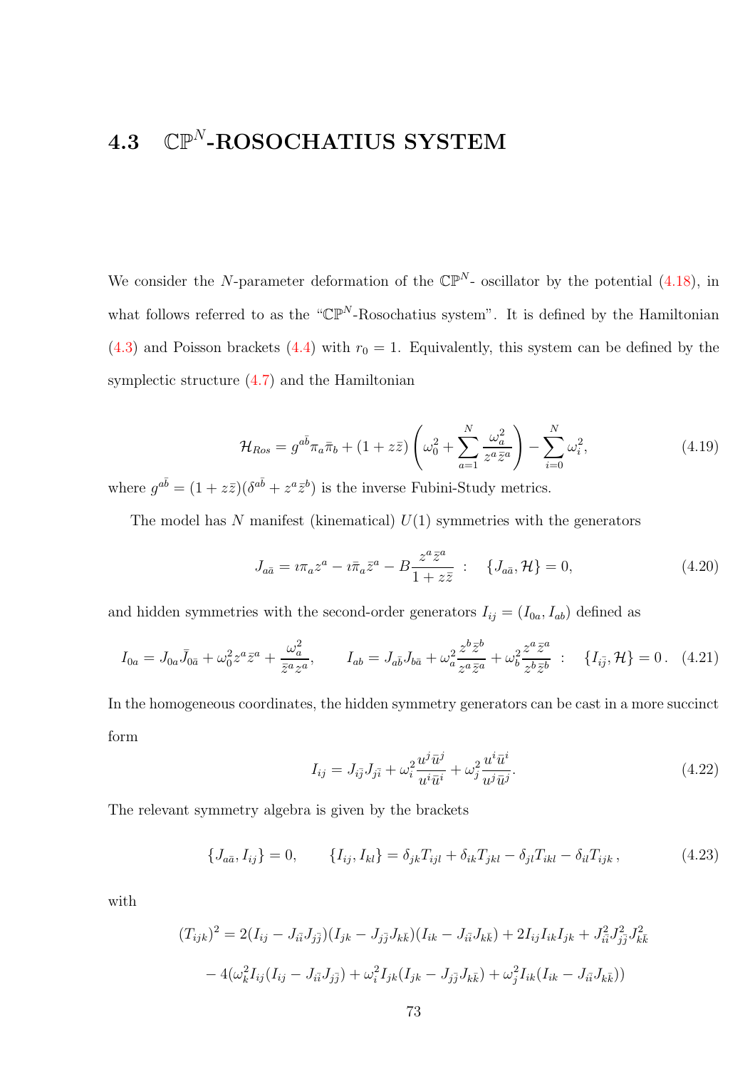## 4.3 $\mathbb{CP}^N$-ROSOCHATIUS SYSTEM

We consider the $N$-parameter deformation of the $\mathbb{CP}^N$- oscillator by the potential (4.18), in what follows referred to as the "$\mathbb{CP}^N$-Rosochatius system". It is defined by the Hamiltonian (4.3) and Poisson brackets (4.4) with $r_0 = 1$. Equivalently, this system can be defined by the symplectic structure (4.7) and the Hamiltonian

$$\mathcal{H}_{Ros} = g^{a\bar{b}}\pi_a\bar{\pi}_b + (1+z\bar{z})\left(\omega_0^2 + \sum_{a=1}^{N}\frac{\omega_a^2}{z^a\bar{z}^a}\right) - \sum_{i=0}^{N}\omega_i^2, \tag{4.19}$$

where $g^{a\bar{b}} = (1+z\bar{z})(\delta^{a\bar{b}} + z^a\bar{z}^b)$ is the inverse Fubini-Study metrics.

The model has $N$ manifest (kinematical) $U(1)$ symmetries with the generators

$$J_{a\bar{a}} = \imath\pi_a z^a - \imath\bar{\pi}_a\bar{z}^a - B\frac{z^a\bar{z}^a}{1+z\bar{z}} \;:\quad \{J_{a\bar{a}}, \mathcal{H}\} = 0, \tag{4.20}$$

and hidden symmetries with the second-order generators $I_{ij} = (I_{0a}, I_{ab})$ defined as

$$I_{0a} = J_{0a}\bar{J}_{0\bar{a}} + \omega_0^2 z^a\bar{z}^a + \frac{\omega_a^2}{\bar{z}^a z^a}, \qquad I_{ab} = J_{a\bar{b}}J_{b\bar{a}} + \omega_a^2\frac{z^b\bar{z}^b}{z^a\bar{z}^a} + \omega_b^2\frac{z^a\bar{z}^a}{z^b\bar{z}^b} \;:\quad \{I_{i\bar{j}}, \mathcal{H}\} = 0\,. \tag{4.21}$$

In the homogeneous coordinates, the hidden symmetry generators can be cast in a more succinct form

$$I_{ij} = J_{i\bar{j}}J_{j\bar{i}} + \omega_i^2\frac{u^j\bar{u}^j}{u^i\bar{u}^i} + \omega_j^2\frac{u^i\bar{u}^i}{u^j\bar{u}^j}. \tag{4.22}$$

The relevant symmetry algebra is given by the brackets

$$\{J_{a\bar{a}}, I_{ij}\} = 0, \qquad \{I_{ij}, I_{kl}\} = \delta_{jk}T_{ijl} + \delta_{ik}T_{jkl} - \delta_{jl}T_{ikl} - \delta_{il}T_{ijk}\,, \tag{4.23}$$

with

$$\begin{aligned}(T_{ijk})^2 = {}& 2(I_{ij} - J_{i\bar{i}}J_{j\bar{j}})(I_{jk} - J_{j\bar{j}}J_{k\bar{k}})(I_{ik} - J_{i\bar{i}}J_{k\bar{k}}) + 2I_{ij}I_{ik}I_{jk} + J_{i\bar{i}}^2J_{j\bar{j}}^2J_{k\bar{k}}^2 \\ & - 4(\omega_k^2 I_{ij}(I_{ij} - J_{i\bar{i}}J_{j\bar{j}}) + \omega_i^2 I_{jk}(I_{jk} - J_{j\bar{j}}J_{k\bar{k}}) + \omega_j^2 I_{ik}(I_{ik} - J_{i\bar{i}}J_{k\bar{k}}))\end{aligned}$$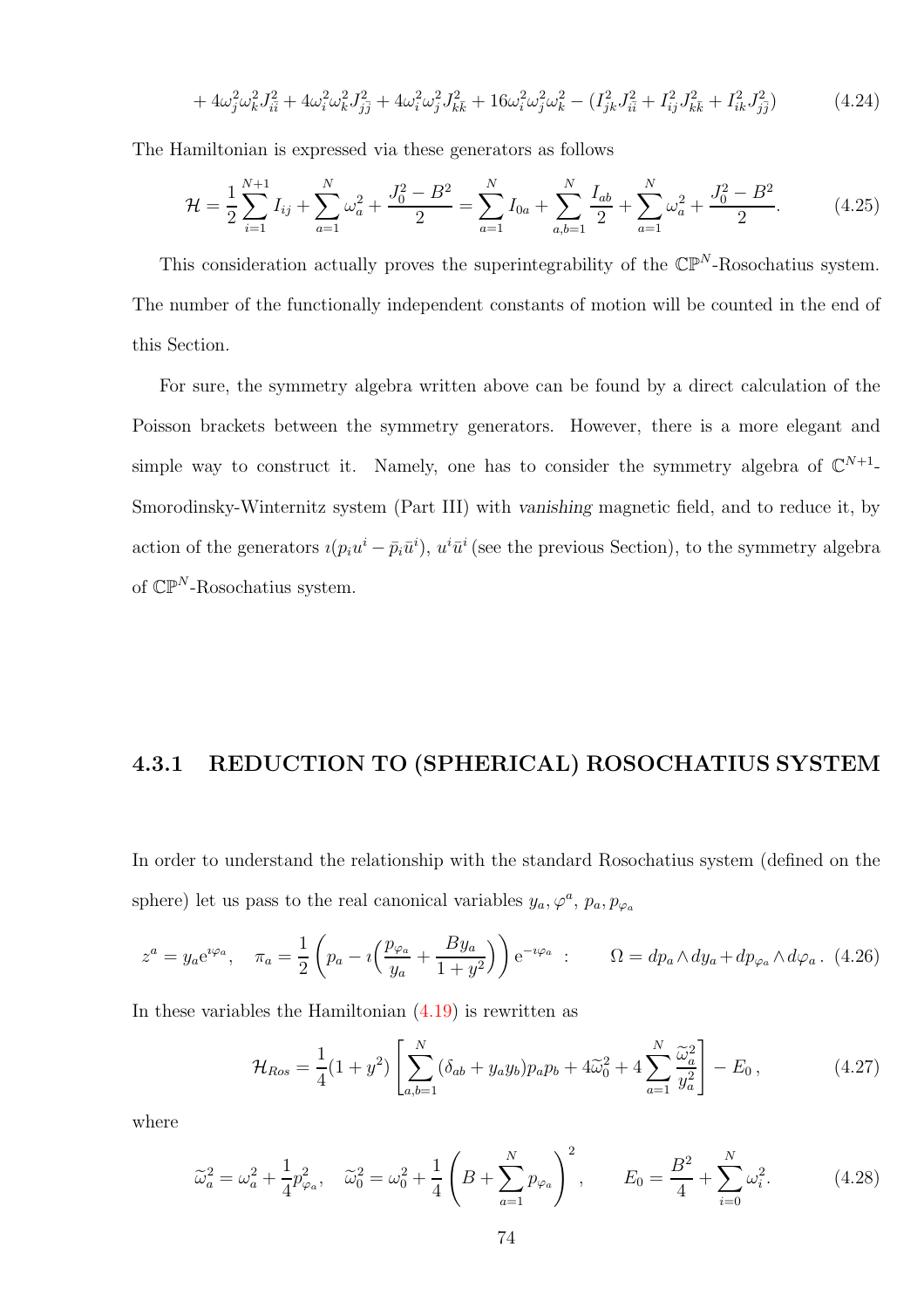$$+4\omega_j^2\omega_k^2 J_{i\bar{i}}^2 + 4\omega_i^2\omega_k^2 J_{j\bar{j}}^2 + 4\omega_i^2\omega_j^2 J_{k\bar{k}}^2 + 16\omega_i^2\omega_j^2\omega_k^2 - (I_{jk}^2 J_{i\bar{i}}^2 + I_{ij}^2 J_{k\bar{k}}^2 + I_{ik}^2 J_{j\bar{j}}^2) \qquad (4.24)$$

The Hamiltonian is expressed via these generators as follows

$$\mathcal{H} = \frac{1}{2}\sum_{i=1}^{N+1} I_{ij} + \sum_{a=1}^{N}\omega_a^2 + \frac{J_0^2 - B^2}{2} = \sum_{a=1}^{N} I_{0a} + \sum_{a,b=1}^{N}\frac{I_{ab}}{2} + \sum_{a=1}^{N}\omega_a^2 + \frac{J_0^2 - B^2}{2}. \qquad (4.25)$$

This consideration actually proves the superintegrability of the $\mathbb{CP}^N$-Rosochatius system. The number of the functionally independent constants of motion will be counted in the end of this Section.

For sure, the symmetry algebra written above can be found by a direct calculation of the Poisson brackets between the symmetry generators. However, there is a more elegant and simple way to construct it. Namely, one has to consider the symmetry algebra of $\mathbb{C}^{N+1}$-Smorodinsky-Winternitz system (Part III) with *vanishing* magnetic field, and to reduce it, by action of the generators $\imath(p_i u^i - \bar{p}_i \bar{u}^i)$, $u^i \bar{u}^i$ (see the previous Section), to the symmetry algebra of $\mathbb{CP}^N$-Rosochatius system.

### 4.3.1 REDUCTION TO (SPHERICAL) ROSOCHATIUS SYSTEM

In order to understand the relationship with the standard Rosochatius system (defined on the sphere) let us pass to the real canonical variables $y_a, \varphi^a$, $p_a, p_{\varphi_a}$

$$z^a = y_a \mathrm{e}^{\imath\varphi_a}, \quad \pi_a = \frac{1}{2}\left(p_a - \imath\Big(\frac{p_{\varphi_a}}{y_a} + \frac{B y_a}{1+y^2}\Big)\right)\mathrm{e}^{-\imath\varphi_a} \;\; : \qquad \Omega = dp_a \wedge dy_a + dp_{\varphi_a}\wedge d\varphi_a\,. \quad (4.26)$$

In these variables the Hamiltonian (4.19) is rewritten as

$$\mathcal{H}_{Ros} = \frac{1}{4}(1+y^2)\left[\sum_{a,b=1}^{N}(\delta_{ab} + y_a y_b)p_a p_b + 4\widetilde{\omega}_0^2 + 4\sum_{a=1}^{N}\frac{\widetilde{\omega}_a^2}{y_a^2}\right] - E_0\,, \qquad (4.27)$$

where

$$\widetilde{\omega}_a^2 = \omega_a^2 + \frac{1}{4}p_{\varphi_a}^2, \quad \widetilde{\omega}_0^2 = \omega_0^2 + \frac{1}{4}\left(B + \sum_{a=1}^{N}p_{\varphi_a}\right)^2, \qquad E_0 = \frac{B^2}{4} + \sum_{i=0}^{N}\omega_i^2. \qquad (4.28)$$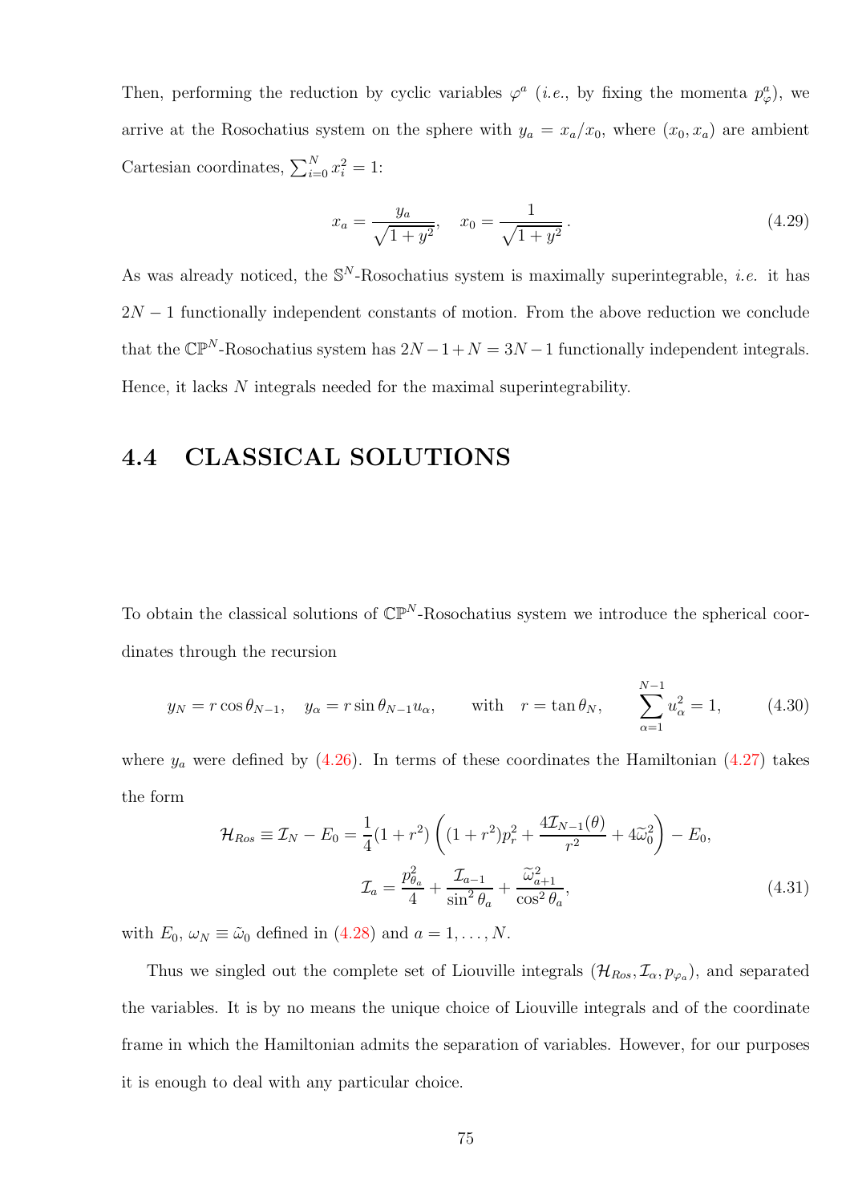Then, performing the reduction by cyclic variables $\varphi^a$ (*i.e.*, by fixing the momenta $p^a_\varphi$), we arrive at the Rosochatius system on the sphere with $y_a = x_a/x_0$, where $(x_0, x_a)$ are ambient Cartesian coordinates, $\sum_{i=0}^N x_i^2 = 1$:

$$x_a = \frac{y_a}{\sqrt{1+y^2}}, \quad x_0 = \frac{1}{\sqrt{1+y^2}}\,. \tag{4.29}$$

As was already noticed, the $\mathbb{S}^N$-Rosochatius system is maximally superintegrable, *i.e.* it has $2N-1$ functionally independent constants of motion. From the above reduction we conclude that the $\mathbb{CP}^N$-Rosochatius system has $2N-1+N = 3N-1$ functionally independent integrals. Hence, it lacks $N$ integrals needed for the maximal superintegrability.

## 4.4 CLASSICAL SOLUTIONS

To obtain the classical solutions of $\mathbb{CP}^N$-Rosochatius system we introduce the spherical coordinates through the recursion

$$y_N = r\cos\theta_{N-1}, \quad y_\alpha = r\sin\theta_{N-1}u_\alpha, \qquad \text{with} \quad r = \tan\theta_N, \qquad \sum_{\alpha=1}^{N-1} u_\alpha^2 = 1, \tag{4.30}$$

where $y_a$ were defined by (4.26). In terms of these coordinates the Hamiltonian (4.27) takes the form

$$\begin{aligned}
\mathcal{H}_{Ros} \equiv \mathcal{I}_N - E_0 = \frac{1}{4}(1+r^2)\left((1+r^2)p_r^2 + \frac{4\mathcal{I}_{N-1}(\theta)}{r^2} + 4\widetilde{\omega}_0^2\right) - E_0, \\
\mathcal{I}_a = \frac{p_{\theta_a}^2}{4} + \frac{\mathcal{I}_{a-1}}{\sin^2\theta_a} + \frac{\widetilde{\omega}_{a+1}^2}{\cos^2\theta_a},
\end{aligned} \tag{4.31}$$

with $E_0$, $\omega_N \equiv \tilde{\omega}_0$ defined in (4.28) and $a = 1, \ldots, N$.

Thus we singled out the complete set of Liouville integrals $(\mathcal{H}_{Ros}, \mathcal{I}_\alpha, p_{\varphi_a})$, and separated the variables. It is by no means the unique choice of Liouville integrals and of the coordinate frame in which the Hamiltonian admits the separation of variables. However, for our purposes it is enough to deal with any particular choice.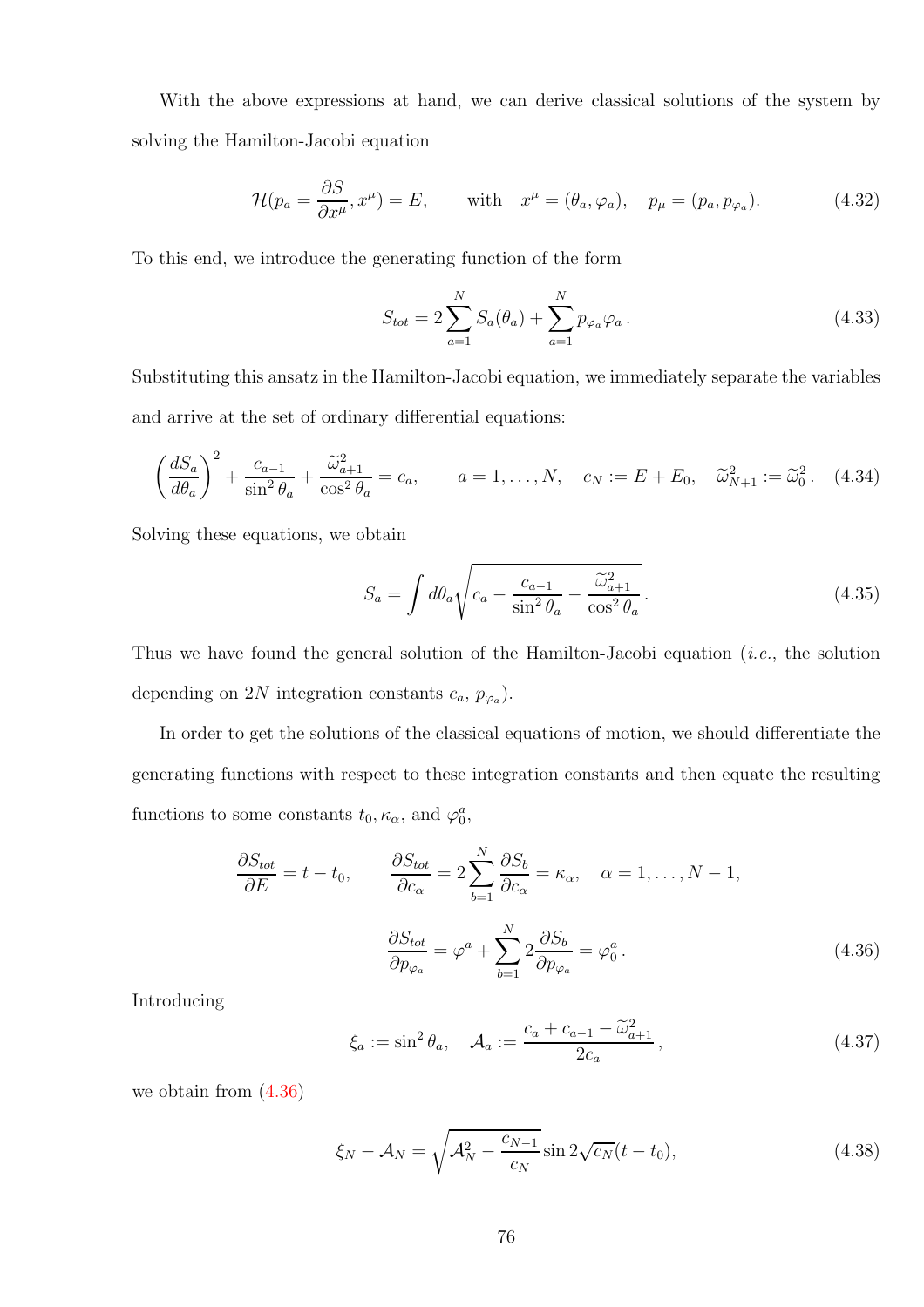With the above expressions at hand, we can derive classical solutions of the system by solving the Hamilton-Jacobi equation

$$\mathcal{H}(p_a = \frac{\partial S}{\partial x^\mu}, x^\mu) = E, \qquad \text{with} \quad x^\mu = (\theta_a, \varphi_a), \quad p_\mu = (p_a, p_{\varphi_a}). \tag{4.32}$$

To this end, we introduce the generating function of the form

$$S_{tot} = 2\sum_{a=1}^{N} S_a(\theta_a) + \sum_{a=1}^{N} p_{\varphi_a}\varphi_a\,. \tag{4.33}$$

Substituting this ansatz in the Hamilton-Jacobi equation, we immediately separate the variables and arrive at the set of ordinary differential equations:

$$\left(\frac{dS_a}{d\theta_a}\right)^2 + \frac{c_{a-1}}{\sin^2\theta_a} + \frac{\widetilde{\omega}^2_{a+1}}{\cos^2\theta_a} = c_a, \qquad a = 1,\ldots,N, \quad c_N := E + E_0, \quad \widetilde{\omega}^2_{N+1} := \widetilde{\omega}^2_0\,. \tag{4.34}$$

Solving these equations, we obtain

$$S_a = \int d\theta_a \sqrt{c_a - \frac{c_{a-1}}{\sin^2\theta_a} - \frac{\widetilde{\omega}^2_{a+1}}{\cos^2\theta_a}}\,. \tag{4.35}$$

Thus we have found the general solution of the Hamilton-Jacobi equation (*i.e.*, the solution depending on $2N$ integration constants $c_a$, $p_{\varphi_a}$).

In order to get the solutions of the classical equations of motion, we should differentiate the generating functions with respect to these integration constants and then equate the resulting functions to some constants $t_0, \kappa_\alpha$, and $\varphi^a_0$,

$$\frac{\partial S_{tot}}{\partial E} = t - t_0, \qquad \frac{\partial S_{tot}}{\partial c_\alpha} = 2\sum_{b=1}^{N}\frac{\partial S_b}{\partial c_\alpha} = \kappa_\alpha, \quad \alpha = 1,\ldots,N-1,$$
$$\frac{\partial S_{tot}}{\partial p_{\varphi_a}} = \varphi^a + \sum_{b=1}^{N} 2\frac{\partial S_b}{\partial p_{\varphi_a}} = \varphi^a_0\,. \tag{4.36}$$

Introducing

$$\xi_a := \sin^2\theta_a, \quad \mathcal{A}_a := \frac{c_a + c_{a-1} - \widetilde{\omega}^2_{a+1}}{2c_a}\,, \tag{4.37}$$

we obtain from (4.36)

$$\xi_N - \mathcal{A}_N = \sqrt{\mathcal{A}^2_N - \frac{c_{N-1}}{c_N}}\sin 2\sqrt{c_N}(t - t_0), \tag{4.38}$$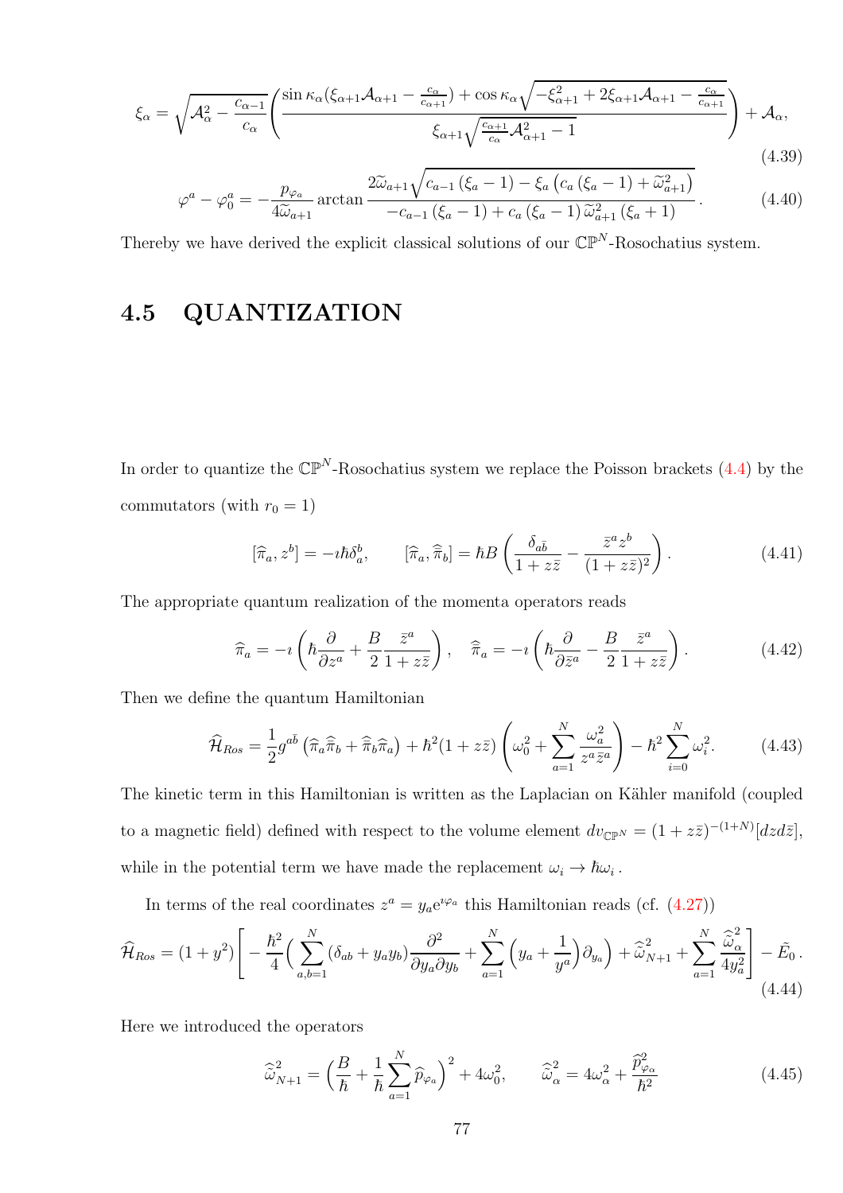$$\xi_\alpha = \sqrt{\mathcal{A}_\alpha^2 - \frac{c_{\alpha-1}}{c_\alpha}} \left( \frac{\sin\kappa_\alpha(\xi_{\alpha+1}\mathcal{A}_{\alpha+1} - \frac{c_\alpha}{c_{\alpha+1}}) + \cos\kappa_\alpha \sqrt{-\xi_{\alpha+1}^2 + 2\xi_{\alpha+1}\mathcal{A}_{\alpha+1} - \frac{c_\alpha}{c_{\alpha+1}}}}{\xi_{\alpha+1}\sqrt{\frac{c_{\alpha+1}}{c_\alpha}\mathcal{A}_{\alpha+1}^2 - 1}} \right) + \mathcal{A}_\alpha, \tag{4.39}$$

$$\varphi^a - \varphi_0^a = -\frac{p_{\varphi_a}}{4\widetilde{\omega}_{a+1}} \arctan \frac{2\widetilde{\omega}_{a+1}\sqrt{c_{a-1}\left(\xi_a - 1\right) - \xi_a\left(c_a\left(\xi_a - 1\right) + \widetilde{\omega}_{a+1}^2\right)}}{-c_{a-1}\left(\xi_a - 1\right) + c_a\left(\xi_a - 1\right)\widetilde{\omega}_{a+1}^2\left(\xi_a + 1\right)}. \tag{4.40}$$

Thereby we have derived the explicit classical solutions of our $\mathbb{CP}^N$-Rosochatius system.

## 4.5 QUANTIZATION

In order to quantize the $\mathbb{CP}^N$-Rosochatius system we replace the Poisson brackets (4.4) by the commutators (with $r_0 = 1$)

$$[\widehat{\pi}_a, z^b] = -\imath\hbar\delta_a^b, \qquad [\widehat{\pi}_a, \widehat{\bar{\pi}}_b] = \hbar B\left(\frac{\delta_{a\bar{b}}}{1 + z\bar{z}} - \frac{\bar{z}^a z^b}{(1 + z\bar{z})^2}\right). \tag{4.41}$$

The appropriate quantum realization of the momenta operators reads

$$\widehat{\pi}_a = -\imath\left(\hbar\frac{\partial}{\partial z^a} + \frac{B}{2}\frac{\bar{z}^a}{1 + z\bar{z}}\right), \quad \widehat{\bar{\pi}}_a = -\imath\left(\hbar\frac{\partial}{\partial \bar{z}^a} - \frac{B}{2}\frac{\bar{z}^a}{1 + z\bar{z}}\right). \tag{4.42}$$

Then we define the quantum Hamiltonian

$$\widehat{\mathcal{H}}_{Ros} = \frac{1}{2}g^{a\bar{b}}\left(\widehat{\pi}_a\widehat{\bar{\pi}}_b + \widehat{\bar{\pi}}_b\widehat{\pi}_a\right) + \hbar^2(1 + z\bar{z})\left(\omega_0^2 + \sum_{a=1}^N \frac{\omega_a^2}{z^a\bar{z}^a}\right) - \hbar^2\sum_{i=0}^N \omega_i^2. \tag{4.43}$$

The kinetic term in this Hamiltonian is written as the Laplacian on Kähler manifold (coupled to a magnetic field) defined with respect to the volume element $dv_{\mathbb{CP}^N} = (1 + z\bar{z})^{-(1+N)}[dzd\bar{z}]$, while in the potential term we have made the replacement $\omega_i \to \hbar\omega_i$.

In terms of the real coordinates $z^a = y_a e^{\imath\varphi_a}$ this Hamiltonian reads (cf. (4.27))

$$\widehat{\mathcal{H}}_{Ros} = (1 + y^2)\left[-\frac{\hbar^2}{4}\Big(\sum_{a,b=1}^N(\delta_{ab} + y_a y_b)\frac{\partial^2}{\partial y_a \partial y_b} + \sum_{a=1}^N\Big(y_a + \frac{1}{y^a}\Big)\partial_{y_a}\Big) + \widehat{\widetilde{\omega}}_{N+1}^2 + \sum_{a=1}^N\frac{\widehat{\widetilde{\omega}}_\alpha^2}{4y_a^2}\right] - \tilde{E}_0\,. \tag{4.44}$$

Here we introduced the operators

$$\widehat{\widetilde{\omega}}_{N+1}^2 = \Big(\frac{B}{\hbar} + \frac{1}{\hbar}\sum_{a=1}^N \widehat{p}_{\varphi_a}\Big)^2 + 4\omega_0^2, \qquad \widehat{\widetilde{\omega}}_\alpha^2 = 4\omega_\alpha^2 + \frac{\widehat{p}_{\varphi_\alpha}^2}{\hbar^2} \tag{4.45}$$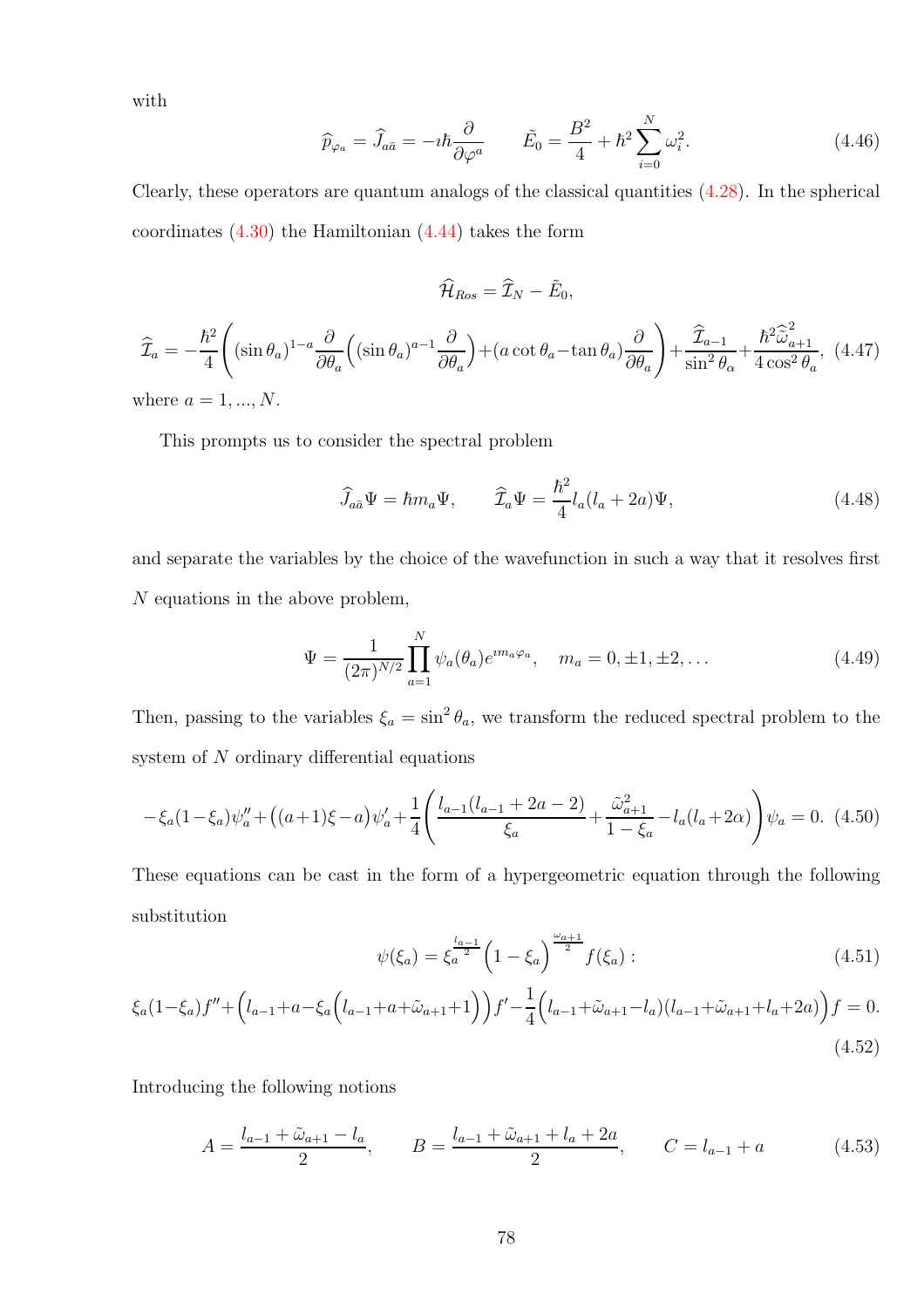with

$$\widehat{p}_{\varphi_a} = \widehat{J}_{a\bar{a}} = -\imath\hbar\frac{\partial}{\partial\varphi^a} \qquad \tilde{E}_0 = \frac{B^2}{4} + \hbar^2\sum_{i=0}^{N}\omega_i^2. \tag{4.46}$$

Clearly, these operators are quantum analogs of the classical quantities (4.28). In the spherical coordinates (4.30) the Hamiltonian (4.44) takes the form

$$\widehat{\mathcal{H}}_{Ros} = \widehat{\mathcal{I}}_N - \tilde{E}_0,$$

$$\widehat{\mathcal{I}}_a = -\frac{\hbar^2}{4}\left((\sin\theta_a)^{1-a}\frac{\partial}{\partial\theta_a}\Big((\sin\theta_a)^{a-1}\frac{\partial}{\partial\theta_a}\Big)+(a\cot\theta_a-\tan\theta_a)\frac{\partial}{\partial\theta_a}\right)+\frac{\widehat{\mathcal{I}}_{a-1}}{\sin^2\theta_\alpha}+\frac{\hbar^2\widehat{\tilde{\omega}}^2_{a+1}}{4\cos^2\theta_a}, \tag{4.47}$$

where $a = 1, ..., N$.

This prompts us to consider the spectral problem

$$\widehat{J}_{a\bar{a}}\Psi = \hbar m_a\Psi, \qquad \widehat{\mathcal{I}}_a\Psi = \frac{\hbar^2}{4}l_a(l_a+2a)\Psi, \tag{4.48}$$

and separate the variables by the choice of the wavefunction in such a way that it resolves first $N$ equations in the above problem,

$$\Psi = \frac{1}{(2\pi)^{N/2}}\prod_{a=1}^{N}\psi_a(\theta_a)e^{\imath m_a\varphi_a}, \quad m_a = 0, \pm 1, \pm 2, \dots \tag{4.49}$$

Then, passing to the variables $\xi_a = \sin^2\theta_a$, we transform the reduced spectral problem to the system of $N$ ordinary differential equations

$$-\xi_a(1-\xi_a)\psi_a''+\big((a+1)\xi-a\big)\psi_a'+\frac{1}{4}\left(\frac{l_{a-1}(l_{a-1}+2a-2)}{\xi_a}+\frac{\tilde{\omega}^2_{a+1}}{1-\xi_a}-l_a(l_a+2\alpha)\right)\psi_a = 0. \tag{4.50}$$

These equations can be cast in the form of a hypergeometric equation through the following substitution

$$\psi(\xi_a) = \xi_a^{\frac{l_{a-1}}{2}}\Big(1-\xi_a\Big)^{\frac{\omega_{a+1}}{2}}f(\xi_a): \tag{4.51}$$

$$\xi_a(1-\xi_a)f''+\Big(l_{a-1}+a-\xi_a\Big(l_{a-1}+a+\tilde{\omega}_{a+1}+1\Big)\Big)f'-\frac{1}{4}\Big(l_{a-1}+\tilde{\omega}_{a+1}-l_a)(l_{a-1}+\tilde{\omega}_{a+1}+l_a+2a)\Big)f = 0. \tag{4.52}$$

Introducing the following notions

$$A = \frac{l_{a-1}+\tilde{\omega}_{a+1}-l_a}{2}, \qquad B = \frac{l_{a-1}+\tilde{\omega}_{a+1}+l_a+2a}{2}, \qquad C = l_{a-1}+a \tag{4.53}$$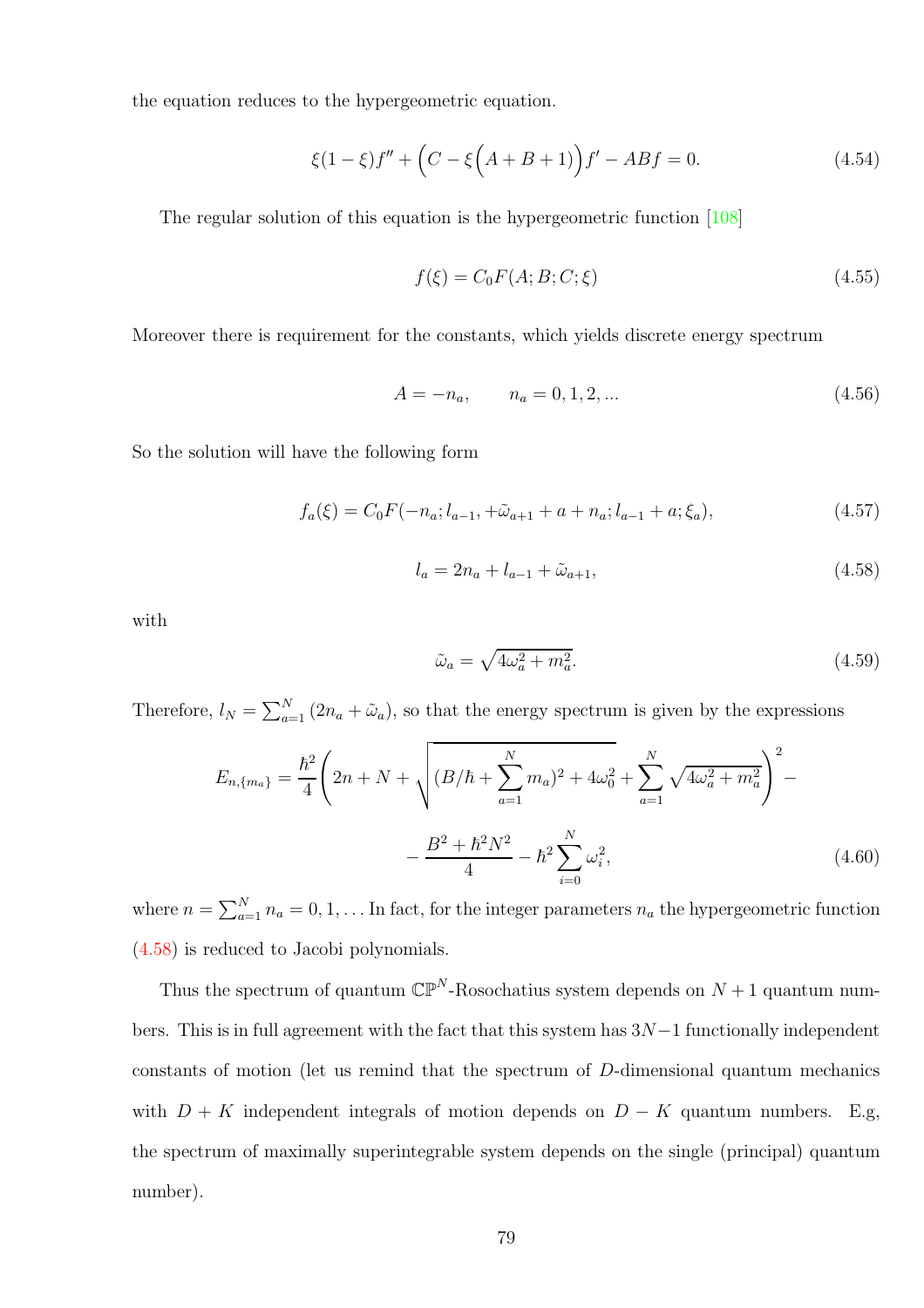the equation reduces to the hypergeometric equation.

$$\xi(1-\xi)f'' + \Big(C - \xi\Big(A+B+1\Big)\Big)f' - ABf = 0. \tag{4.54}$$

The regular solution of this equation is the hypergeometric function [108]

$$f(\xi) = C_0 F(A; B; C; \xi) \tag{4.55}$$

Moreover there is requirement for the constants, which yields discrete energy spectrum

$$A = -n_a, \qquad n_a = 0, 1, 2, ... \tag{4.56}$$

So the solution will have the following form

$$f_a(\xi) = C_0 F(-n_a; l_{a-1}, +\tilde{\omega}_{a+1} + a + n_a; l_{a-1} + a; \xi_a), \tag{4.57}$$

$$l_a = 2n_a + l_{a-1} + \tilde{\omega}_{a+1}, \tag{4.58}$$

with

$$\tilde{\omega}_a = \sqrt{4\omega_a^2 + m_a^2}. \tag{4.59}$$

Therefore, $l_N = \sum_{a=1}^{N}(2n_a + \tilde{\omega}_a)$, so that the energy spectrum is given by the expressions

$$E_{n,\{m_a\}} = \frac{\hbar^2}{4}\left(2n + N + \sqrt{(B/\hbar + \sum_{a=1}^{N} m_a)^2 + 4\omega_0^2} + \sum_{a=1}^{N}\sqrt{4\omega_a^2 + m_a^2}\right)^2 - \\ - \frac{B^2 + \hbar^2 N^2}{4} - \hbar^2 \sum_{i=0}^{N} \omega_i^2, \tag{4.60}$$

where $n = \sum_{a=1}^{N} n_a = 0, 1, \ldots$ In fact, for the integer parameters $n_a$ the hypergeometric function (4.58) is reduced to Jacobi polynomials.

Thus the spectrum of quantum $\mathbb{CP}^N$-Rosochatius system depends on $N+1$ quantum numbers. This is in full agreement with the fact that this system has $3N-1$ functionally independent constants of motion (let us remind that the spectrum of $D$-dimensional quantum mechanics with $D+K$ independent integrals of motion depends on $D-K$ quantum numbers. E.g, the spectrum of maximally superintegrable system depends on the single (principal) quantum number).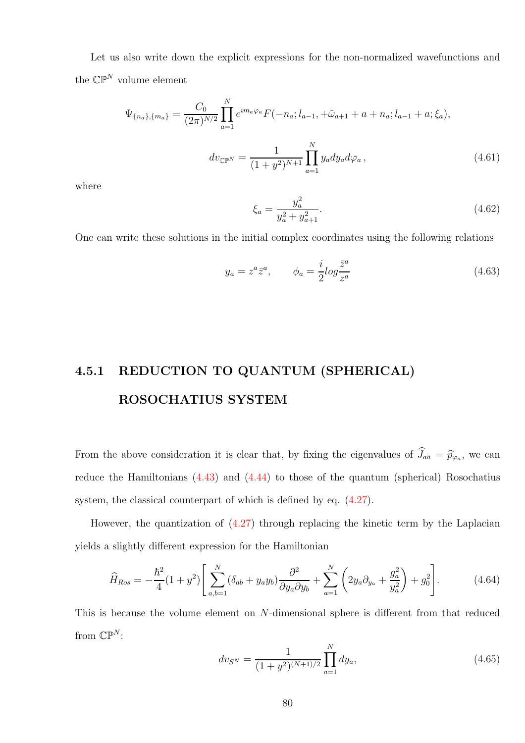Let us also write down the explicit expressions for the non-normalized wavefunctions and the $\mathbb{CP}^N$ volume element

$$\Psi_{\{n_a\},\{m_a\}} = \frac{C_0}{(2\pi)^{N/2}} \prod_{a=1}^{N} e^{\imath m_a \varphi_a} F(-n_a; l_{a-1}, +\tilde{\omega}_{a+1} + a + n_a; l_{a-1} + a; \xi_a),$$

$$dv_{\mathbb{CP}^N} = \frac{1}{(1+y^2)^{N+1}} \prod_{a=1}^{N} y_a dy_a d\varphi_a \,, \tag{4.61}$$

where

$$\xi_a = \frac{y_a^2}{y_a^2 + y_{a+1}^2}. \tag{4.62}$$

One can write these solutions in the initial complex coordinates using the following relations

$$y_a = z^a \bar{z}^a, \qquad \phi_a = \frac{i}{2} log \frac{\bar{z}^a}{z^a} \tag{4.63}$$

### 4.5.1 REDUCTION TO QUANTUM (SPHERICAL) ROSOCHATIUS SYSTEM

From the above consideration it is clear that, by fixing the eigenvalues of $\widehat{J}_{a\bar{a}} = \widehat{p}_{\varphi_a}$, we can reduce the Hamiltonians (4.43) and (4.44) to those of the quantum (spherical) Rosochatius system, the classical counterpart of which is defined by eq. (4.27).

However, the quantization of (4.27) through replacing the kinetic term by the Laplacian yields a slightly different expression for the Hamiltonian

$$\widehat{H}_{Ros} = -\frac{\hbar^2}{4}(1+y^2)\Bigg[\sum_{a,b=1}^{N}(\delta_{ab} + y_a y_b)\frac{\partial^2}{\partial y_a \partial y_b} + \sum_{a=1}^{N}\left(2y_a\partial_{y_a} + \frac{g_a^2}{y_a^2}\right) + g_0^2\Bigg]. \tag{4.64}$$

This is because the volume element on $N$-dimensional sphere is different from that reduced from $\mathbb{CP}^N$:

$$dv_{S^N} = \frac{1}{(1+y^2)^{(N+1)/2}} \prod_{a=1}^{N} dy_a, \tag{4.65}$$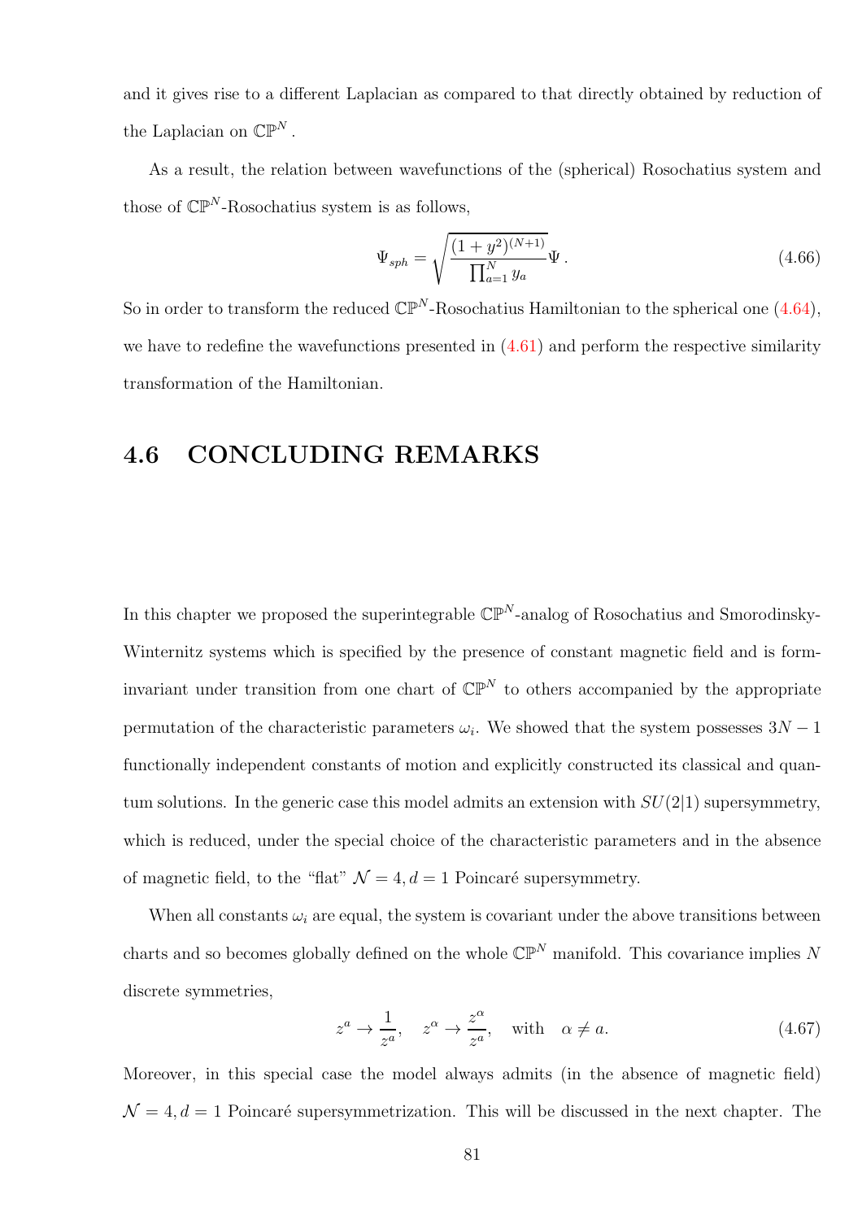and it gives rise to a different Laplacian as compared to that directly obtained by reduction of the Laplacian on $\mathbb{CP}^N$.

As a result, the relation between wavefunctions of the (spherical) Rosochatius system and those of $\mathbb{CP}^N$-Rosochatius system is as follows,

$$\Psi_{sph} = \sqrt{\frac{(1+y^2)^{(N+1)}}{\prod_{a=1}^{N} y_a}}\,\Psi\,. \tag{4.66}$$

So in order to transform the reduced $\mathbb{CP}^N$-Rosochatius Hamiltonian to the spherical one (4.64), we have to redefine the wavefunctions presented in (4.61) and perform the respective similarity transformation of the Hamiltonian.

## 4.6 CONCLUDING REMARKS

In this chapter we proposed the superintegrable $\mathbb{CP}^N$-analog of Rosochatius and Smorodinsky-Winternitz systems which is specified by the presence of constant magnetic field and is form-invariant under transition from one chart of $\mathbb{CP}^N$ to others accompanied by the appropriate permutation of the characteristic parameters $\omega_i$. We showed that the system possesses $3N-1$ functionally independent constants of motion and explicitly constructed its classical and quantum solutions. In the generic case this model admits an extension with $SU(2|1)$ supersymmetry, which is reduced, under the special choice of the characteristic parameters and in the absence of magnetic field, to the "flat" $\mathcal{N}=4, d=1$ Poincaré supersymmetry.

When all constants $\omega_i$ are equal, the system is covariant under the above transitions between charts and so becomes globally defined on the whole $\mathbb{CP}^N$ manifold. This covariance implies $N$ discrete symmetries,

$$z^a \to \frac{1}{z^a}, \quad z^\alpha \to \frac{z^\alpha}{z^a}, \quad \text{with} \quad \alpha \neq a. \tag{4.67}$$

Moreover, in this special case the model always admits (in the absence of magnetic field) $\mathcal{N}=4, d=1$ Poincaré supersymmetrization. This will be discussed in the next chapter. The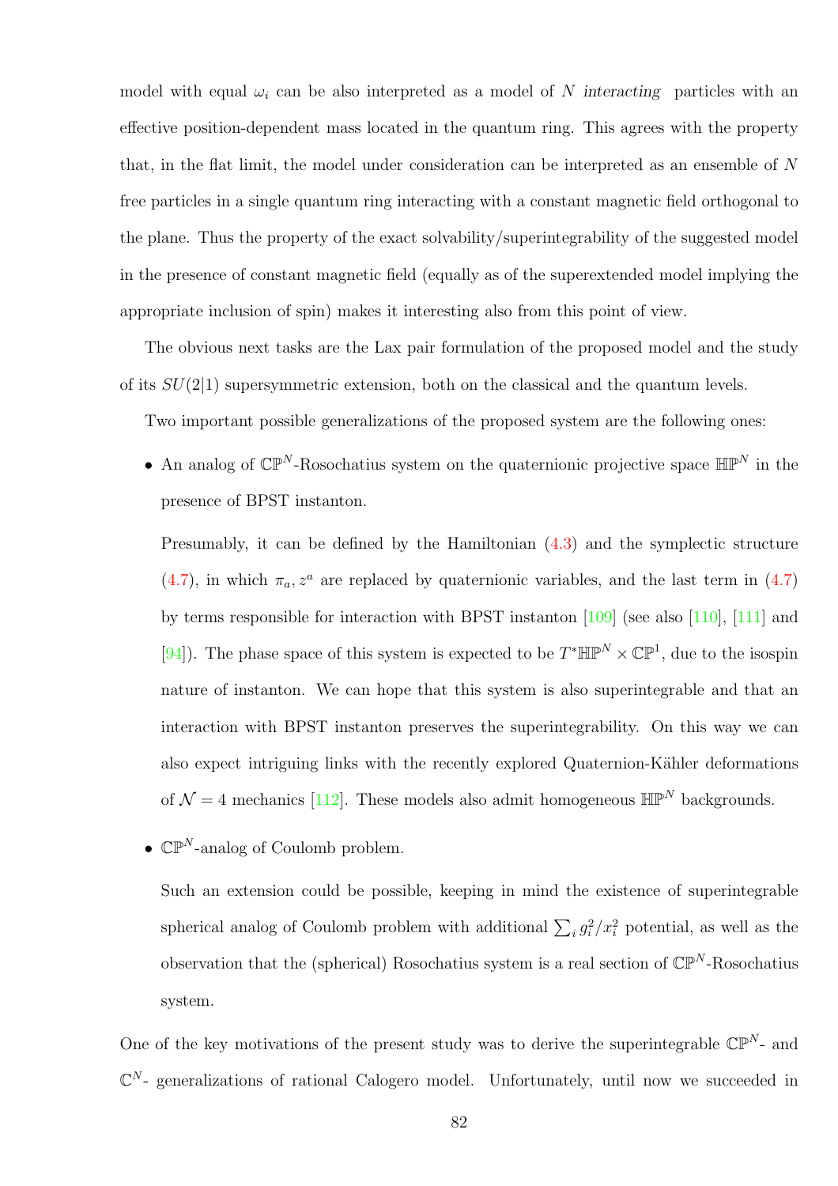model with equal $\omega_i$ can be also interpreted as a model of $N$ *interacting* particles with an effective position-dependent mass located in the quantum ring. This agrees with the property that, in the flat limit, the model under consideration can be interpreted as an ensemble of $N$ free particles in a single quantum ring interacting with a constant magnetic field orthogonal to the plane. Thus the property of the exact solvability/superintegrability of the suggested model in the presence of constant magnetic field (equally as of the superextended model implying the appropriate inclusion of spin) makes it interesting also from this point of view.

The obvious next tasks are the Lax pair formulation of the proposed model and the study of its $SU(2|1)$ supersymmetric extension, both on the classical and the quantum levels.

Two important possible generalizations of the proposed system are the following ones:

- An analog of $\mathbb{CP}^N$-Rosochatius system on the quaternionic projective space $\mathbb{HP}^N$ in the presence of BPST instanton.

  Presumably, it can be defined by the Hamiltonian (4.3) and the symplectic structure (4.7), in which $\pi_a, z^a$ are replaced by quaternionic variables, and the last term in (4.7) by terms responsible for interaction with BPST instanton [109] (see also [110], [111] and [94]). The phase space of this system is expected to be $T^*\mathbb{HP}^N \times \mathbb{CP}^1$, due to the isospin nature of instanton. We can hope that this system is also superintegrable and that an interaction with BPST instanton preserves the superintegrability. On this way we can also expect intriguing links with the recently explored Quaternion-Kähler deformations of $\mathcal{N} = 4$ mechanics [112]. These models also admit homogeneous $\mathbb{HP}^N$ backgrounds.

- $\mathbb{CP}^N$-analog of Coulomb problem.

  Such an extension could be possible, keeping in mind the existence of superintegrable spherical analog of Coulomb problem with additional $\sum_i g_i^2/x_i^2$ potential, as well as the observation that the (spherical) Rosochatius system is a real section of $\mathbb{CP}^N$-Rosochatius system.

One of the key motivations of the present study was to derive the superintegrable $\mathbb{CP}^N$- and $\mathbb{C}^N$- generalizations of rational Calogero model. Unfortunately, until now we succeeded in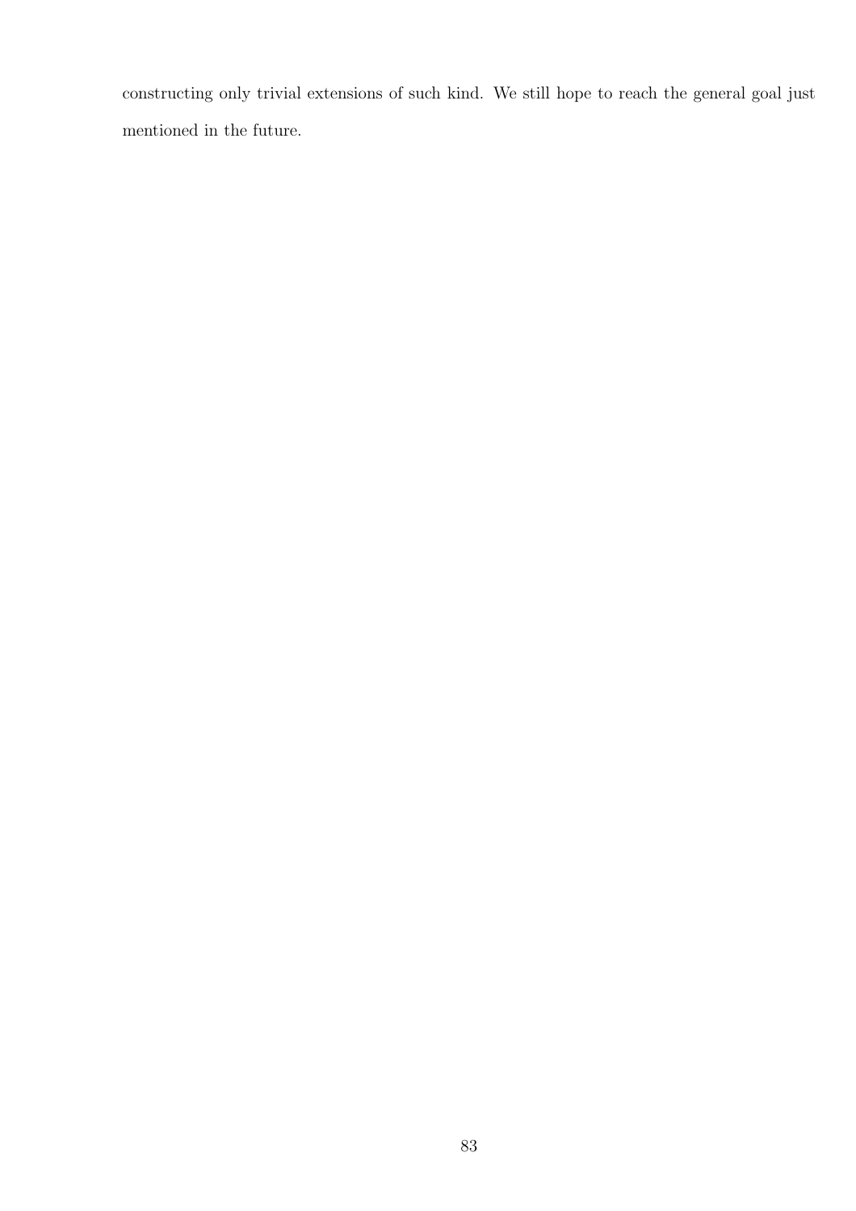constructing only trivial extensions of such kind. We still hope to reach the general goal just mentioned in the future.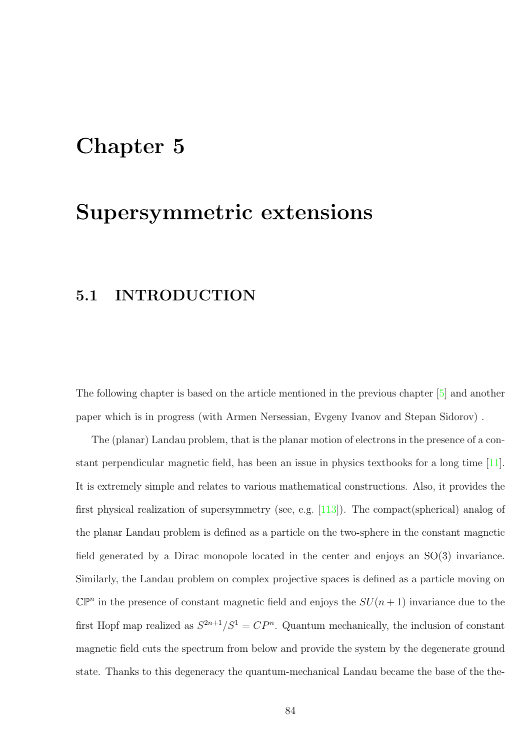# Chapter 5

# Supersymmetric extensions

## 5.1 INTRODUCTION

The following chapter is based on the article mentioned in the previous chapter [5] and another paper which is in progress (with Armen Nersessian, Evgeny Ivanov and Stepan Sidorov) .

The (planar) Landau problem, that is the planar motion of electrons in the presence of a constant perpendicular magnetic field, has been an issue in physics textbooks for a long time [11]. It is extremely simple and relates to various mathematical constructions. Also, it provides the first physical realization of supersymmetry (see, e.g. [113]). The compact(spherical) analog of the planar Landau problem is defined as a particle on the two-sphere in the constant magnetic field generated by a Dirac monopole located in the center and enjoys an SO(3) invariance. Similarly, the Landau problem on complex projective spaces is defined as a particle moving on $\mathbb{CP}^n$ in the presence of constant magnetic field and enjoys the $SU(n+1)$ invariance due to the first Hopf map realized as $S^{2n+1}/S^1 = CP^n$. Quantum mechanically, the inclusion of constant magnetic field cuts the spectrum from below and provide the system by the degenerate ground state. Thanks to this degeneracy the quantum-mechanical Landau became the base of the the-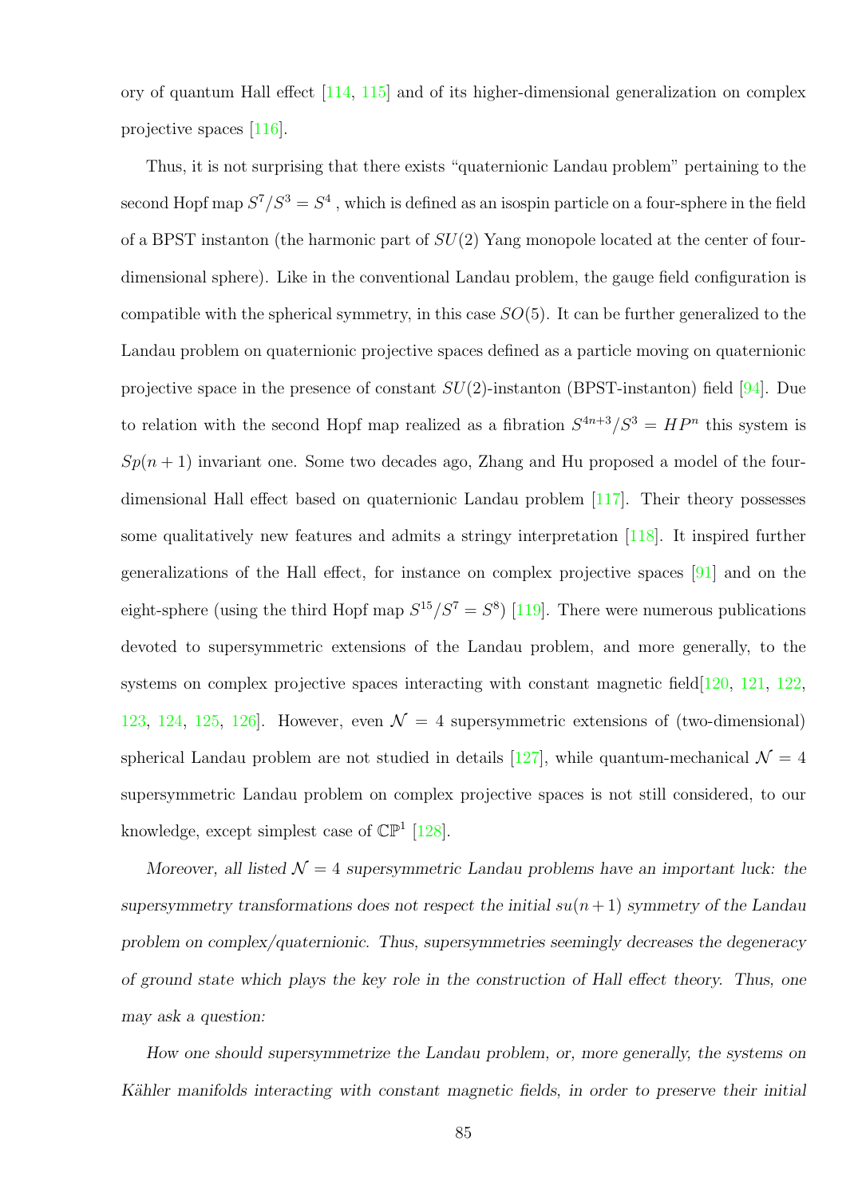ory of quantum Hall effect [114, 115] and of its higher-dimensional generalization on complex projective spaces [116].

Thus, it is not surprising that there exists "quaternionic Landau problem" pertaining to the second Hopf map $S^7/S^3 = S^4$ , which is defined as an isospin particle on a four-sphere in the field of a BPST instanton (the harmonic part of $SU(2)$ Yang monopole located at the center of four-dimensional sphere). Like in the conventional Landau problem, the gauge field configuration is compatible with the spherical symmetry, in this case $SO(5)$. It can be further generalized to the Landau problem on quaternionic projective spaces defined as a particle moving on quaternionic projective space in the presence of constant $SU(2)$-instanton (BPST-instanton) field [94]. Due to relation with the second Hopf map realized as a fibration $S^{4n+3}/S^3 = HP^n$ this system is $Sp(n+1)$ invariant one. Some two decades ago, Zhang and Hu proposed a model of the four-dimensional Hall effect based on quaternionic Landau problem [117]. Their theory possesses some qualitatively new features and admits a stringy interpretation [118]. It inspired further generalizations of the Hall effect, for instance on complex projective spaces [91] and on the eight-sphere (using the third Hopf map $S^{15}/S^7 = S^8$) [119]. There were numerous publications devoted to supersymmetric extensions of the Landau problem, and more generally, to the systems on complex projective spaces interacting with constant magnetic field[120, 121, 122, 123, 124, 125, 126]. However, even $\mathcal{N} = 4$ supersymmetric extensions of (two-dimensional) spherical Landau problem are not studied in details [127], while quantum-mechanical $\mathcal{N} = 4$ supersymmetric Landau problem on complex projective spaces is not still considered, to our knowledge, except simplest case of $\mathbb{CP}^1$ [128].

*Moreover, all listed $\mathcal{N} = 4$ supersymmetric Landau problems have an important luck: the supersymmetry transformations does not respect the initial $su(n+1)$ symmetry of the Landau problem on complex/quaternionic. Thus, supersymmetries seemingly decreases the degeneracy of ground state which plays the key role in the construction of Hall effect theory. Thus, one may ask a question:*

*How one should supersymmetrize the Landau problem, or, more generally, the systems on Kähler manifolds interacting with constant magnetic fields, in order to preserve their initial*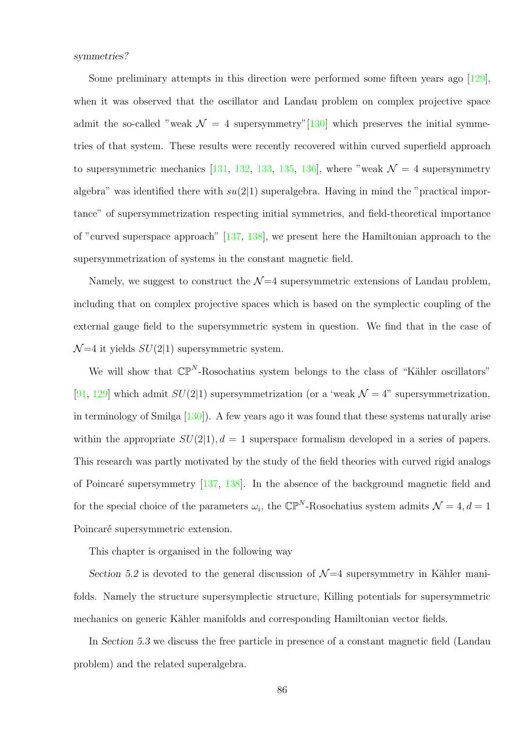*symmetries?*

Some preliminary attempts in this direction were performed some fifteen years ago [129], when it was observed that the oscillator and Landau problem on complex projective space admit the so-called "weak $\mathcal{N} = 4$ supersymmetry"[130] which preserves the initial symmetries of that system. These results were recently recovered within curved superfield approach to supersymmetric mechanics [131, 132, 133, 135, 136], where "weak $\mathcal{N} = 4$ supersymmetry algebra" was identified there with $su(2|1)$ superalgebra. Having in mind the "practical importance" of supersymmetrization respecting initial symmetries, and field-theoretical importance of "curved superspace approach" [137, 138], we present here the Hamiltonian approach to the supersymmetrization of systems in the constant magnetic field.

Namely, we suggest to construct the $\mathcal{N}$=4 supersymmetric extensions of Landau problem, including that on complex projective spaces which is based on the symplectic coupling of the external gauge field to the supersymmetric system in question. We find that in the case of $\mathcal{N}$=4 it yields $SU(2|1)$ supersymmetric system.

We will show that $\mathbb{CP}^N$-Rosochatius system belongs to the class of "Kähler oscillators" [91, 129] which admit $SU(2|1)$ supersymmetrization (or a 'weak $\mathcal{N} = 4$" supersymmetrization, in terminology of Smilga [130]). A few years ago it was found that these systems naturally arise within the appropriate $SU(2|1), d = 1$ superspace formalism developed in a series of papers. This research was partly motivated by the study of the field theories with curved rigid analogs of Poincaré supersymmetry [137, 138]. In the absence of the background magnetic field and for the special choice of the parameters $\omega_i$, the $\mathbb{CP}^N$-Rosochatius system admits $\mathcal{N} = 4, d = 1$ Poincaré supersymmetric extension.

This chapter is organised in the following way

*Section 5.2* is devoted to the general discussion of $\mathcal{N}$=4 supersymmetry in Kähler manifolds. Namely the structure supersymplectic structure, Killing potentials for supersymmetric mechanics on generic Kähler manifolds and corresponding Hamiltonian vector fields.

In *Section 5.3* we discuss the free particle in presence of a constant magnetic field (Landau problem) and the related superalgebra.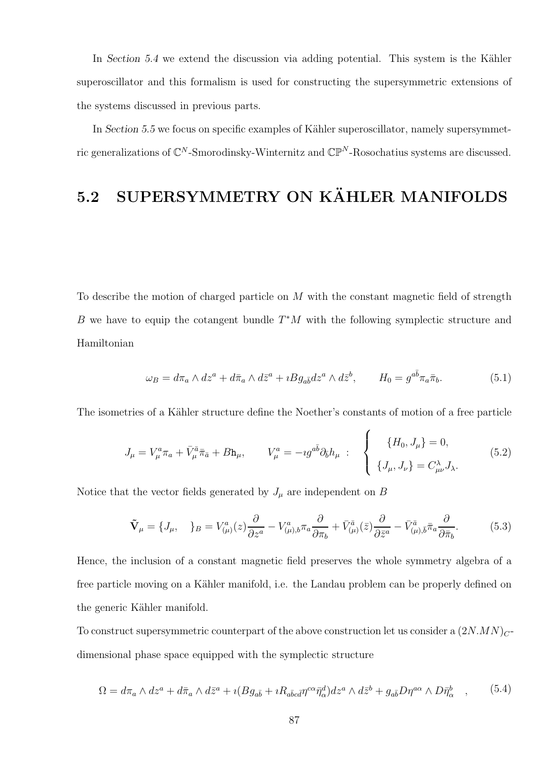In *Section 5.4* we extend the discussion via adding potential. This system is the Kähler superoscillator and this formalism is used for constructing the supersymmetric extensions of the systems discussed in previous parts.

In *Section 5.5* we focus on specific examples of Kähler superoscillator, namely supersymmetric generalizations of $\mathbb{C}^N$-Smorodinsky-Winternitz and $\mathbb{CP}^N$-Rosochatius systems are discussed.

## 5.2 SUPERSYMMETRY ON KÄHLER MANIFOLDS

To describe the motion of charged particle on $M$ with the constant magnetic field of strength $B$ we have to equip the cotangent bundle $T^*M$ with the following symplectic structure and Hamiltonian

$$\omega_B = d\pi_a \wedge dz^a + d\bar{\pi}_a \wedge d\bar{z}^a + \imath B g_{a\bar{b}} dz^a \wedge d\bar{z}^b, \qquad H_0 = g^{a\bar{b}}\pi_a \bar{\pi}_b. \tag{5.1}$$

The isometries of a Kähler structure define the Noether's constants of motion of a free particle

$$J_\mu = V^a_\mu \pi_a + \bar{V}^{\bar{a}}_\mu \bar{\pi}_{\bar{a}} + B\mathrm{h}_\mu, \qquad V^a_\mu = -\imath g^{a\bar{b}}\partial_{\bar{b}} h_\mu \ : \quad \begin{cases} \{H_0, J_\mu\} = 0, \\ \{J_\mu, J_\nu\} = C^\lambda_{\mu\nu} J_\lambda. \end{cases} \tag{5.2}$$

Notice that the vector fields generated by $J_\mu$ are independent on $B$

$$\tilde{\mathbf{V}}_\mu = \{J_\mu, \quad\}_B = V^a_{(\mu)}(z)\frac{\partial}{\partial z^a} - V^a_{(\mu),b}\pi_a \frac{\partial}{\partial \pi_b} + \bar{V}^{\bar{a}}_{(\mu)}(\bar{z})\frac{\partial}{\partial \bar{z}^a} - \bar{V}^{\bar{a}}_{(\mu),\bar{b}}\bar{\pi}_a \frac{\partial}{\partial \bar{\pi}_b}. \tag{5.3}$$

Hence, the inclusion of a constant magnetic field preserves the whole symmetry algebra of a free particle moving on a Kähler manifold, i.e. the Landau problem can be properly defined on the generic Kähler manifold.

To construct supersymmetric counterpart of the above construction let us consider a $(2N.MN)_C$-dimensional phase space equipped with the symplectic structure

$$\Omega = d\pi_a \wedge dz^a + d\bar{\pi}_a \wedge d\bar{z}^a + \imath(B g_{a\bar{b}} + \imath R_{a\bar{b}c\bar{d}}\eta^{c\alpha}\bar{\eta}^d_\alpha) dz^a \wedge d\bar{z}^b + g_{a\bar{b}} D\eta^{a\alpha} \wedge D\bar{\eta}^b_\alpha \quad , \tag{5.4}$$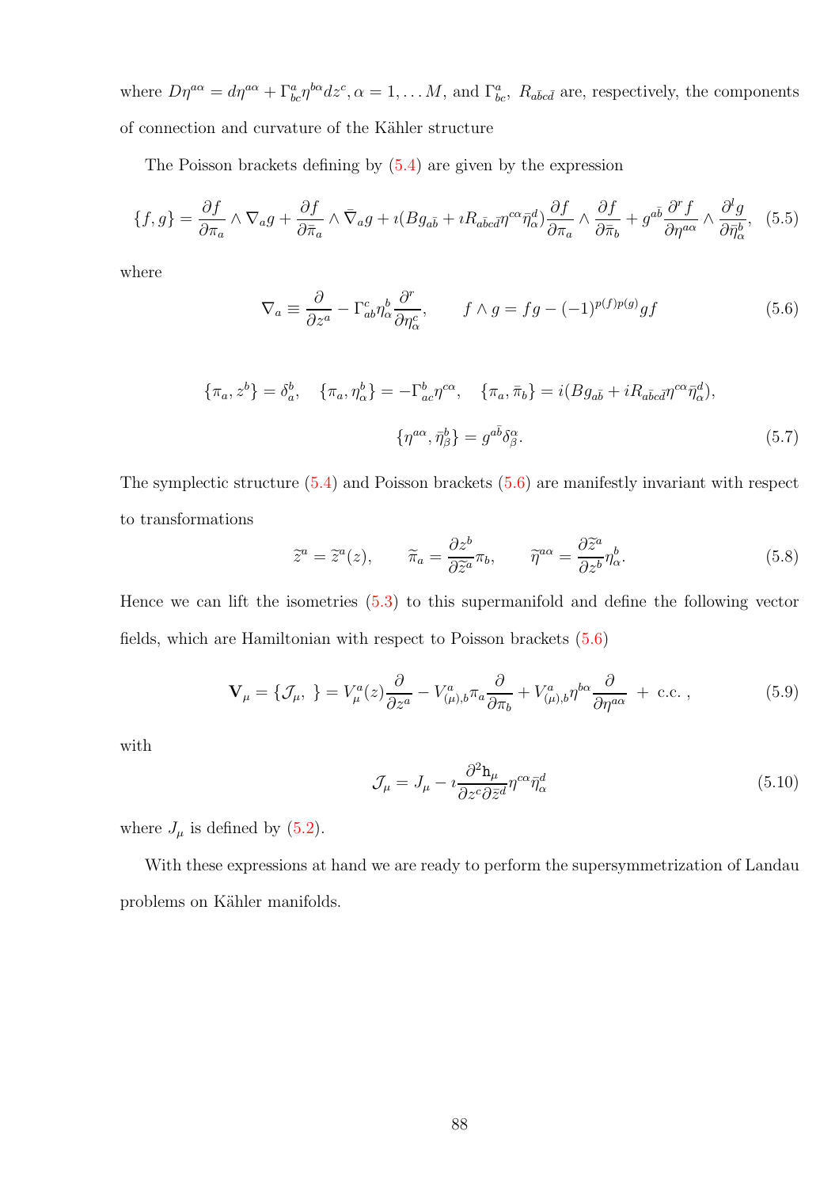where $D\eta^{a\alpha} = d\eta^{a\alpha} + \Gamma^a_{bc}\eta^{b\alpha}dz^c, \alpha = 1, \ldots M$, and $\Gamma^a_{bc}$, $R_{a\bar{b}c\bar{d}}$ are, respectively, the components of connection and curvature of the Kähler structure

The Poisson brackets defining by (5.4) are given by the expression

$$\{f,g\} = \frac{\partial f}{\partial \pi_a} \wedge \nabla_a g + \frac{\partial f}{\partial \bar{\pi}_a} \wedge \bar{\nabla}_a g + \imath(Bg_{a\bar{b}} + \imath R_{a\bar{b}c\bar{d}}\eta^{c\alpha}\bar{\eta}^d_\alpha)\frac{\partial f}{\partial \pi_a} \wedge \frac{\partial f}{\partial \bar{\pi}_b} + g^{a\bar{b}}\frac{\partial^r f}{\partial \eta^{a\alpha}} \wedge \frac{\partial^l g}{\partial \bar{\eta}^b_\alpha}, \quad (5.5)$$

where

$$\nabla_a \equiv \frac{\partial}{\partial z^a} - \Gamma^c_{ab}\eta^b_\alpha\frac{\partial^r}{\partial \eta^c_\alpha}, \qquad f \wedge g = fg - (-1)^{p(f)p(g)}gf \quad (5.6)$$

$$\{\pi_a, z^b\} = \delta^b_a, \quad \{\pi_a, \eta^b_\alpha\} = -\Gamma^b_{ac}\eta^{c\alpha}, \quad \{\pi_a, \bar{\pi}_b\} = i(Bg_{a\bar{b}} + iR_{a\bar{b}c\bar{d}}\eta^{c\alpha}\bar{\eta}^d_\alpha),$$
$$\{\eta^{a\alpha}, \bar{\eta}^b_\beta\} = g^{a\bar{b}}\delta^\alpha_\beta. \quad (5.7)$$

The symplectic structure (5.4) and Poisson brackets (5.6) are manifestly invariant with respect to transformations

$$\widetilde{z}^a = \widetilde{z}^a(z), \qquad \widetilde{\pi}_a = \frac{\partial z^b}{\partial \widetilde{z}^a}\pi_b, \qquad \widetilde{\eta}^{a\alpha} = \frac{\partial \widetilde{z}^a}{\partial z^b}\eta^b_\alpha. \quad (5.8)$$

Hence we can lift the isometries (5.3) to this supermanifold and define the following vector fields, which are Hamiltonian with respect to Poisson brackets (5.6)

$$\mathbf{V}_\mu = \{\mathcal{J}_\mu, \ \} = V^a_\mu(z)\frac{\partial}{\partial z^a} - V^a_{(\mu),b}\pi_a\frac{\partial}{\partial \pi_b} + V^a_{(\mu),b}\eta^{b\alpha}\frac{\partial}{\partial \eta^{a\alpha}} \ + \ \text{c.c.}\ , \quad (5.9)$$

with

$$\mathcal{J}_\mu = J_\mu - \imath\frac{\partial^2 \mathtt{h}_\mu}{\partial z^c \partial \bar{z}^d}\eta^{c\alpha}\bar{\eta}^d_\alpha \quad (5.10)$$

where $J_\mu$ is defined by (5.2).

With these expressions at hand we are ready to perform the supersymmetrization of Landau problems on Kähler manifolds.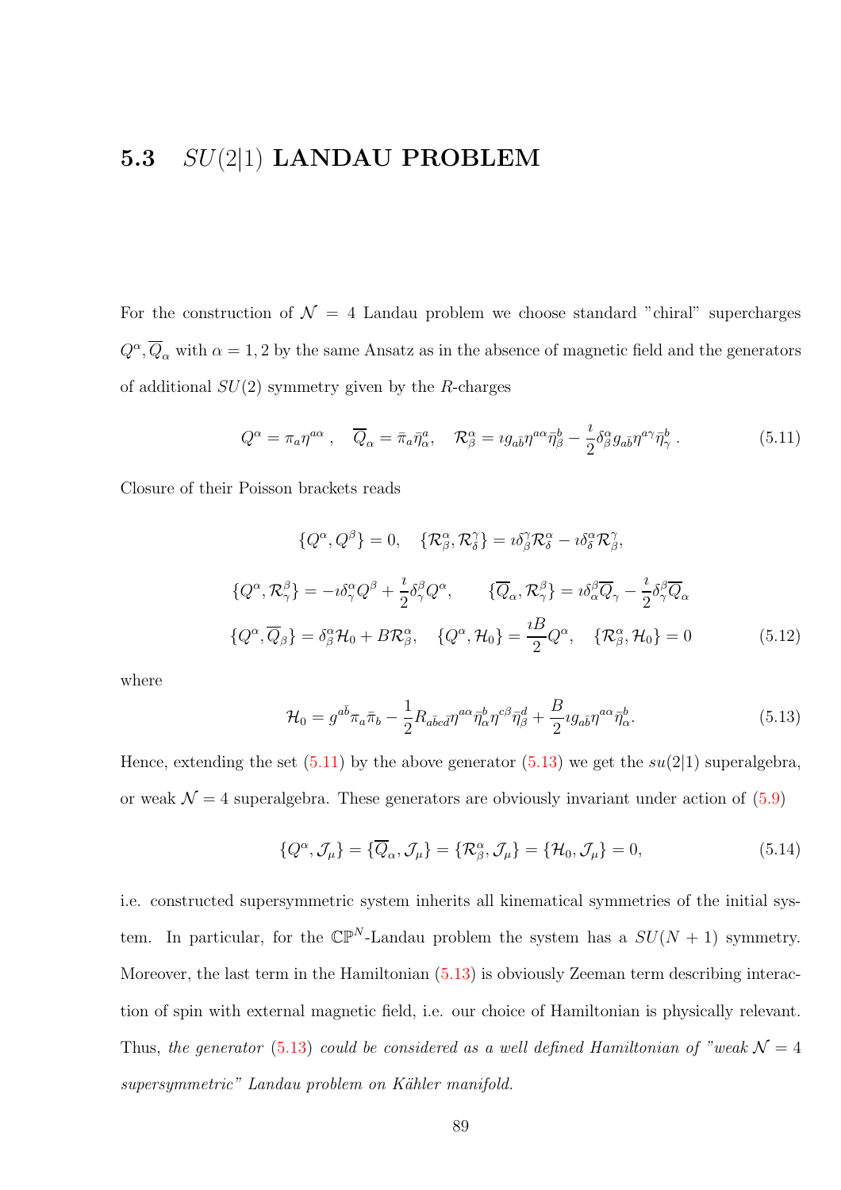## 5.3 $SU(2|1)$ LANDAU PROBLEM

For the construction of $\mathcal{N} = 4$ Landau problem we choose standard "chiral" supercharges $Q^\alpha, \overline{Q}_\alpha$ with $\alpha = 1, 2$ by the same Ansatz as in the absence of magnetic field and the generators of additional $SU(2)$ symmetry given by the $R$-charges

$$Q^\alpha = \pi_a \eta^{a\alpha} , \quad \overline{Q}_\alpha = \bar{\pi}_a \bar{\eta}^a_\alpha, \quad \mathcal{R}^\alpha_\beta = \imath g_{a\bar{b}} \eta^{a\alpha} \bar{\eta}^b_\beta - \frac{\imath}{2} \delta^\alpha_\beta g_{a\bar{b}} \eta^{a\gamma} \bar{\eta}^b_\gamma \, . \tag{5.11}$$

Closure of their Poisson brackets reads

$$\{Q^\alpha, Q^\beta\} = 0, \quad \{\mathcal{R}^\alpha_\beta, \mathcal{R}^\gamma_\delta\} = \imath \delta^\gamma_\beta \mathcal{R}^\alpha_\delta - \imath \delta^\alpha_\delta \mathcal{R}^\gamma_\beta,$$

$$\{Q^\alpha, \mathcal{R}^\beta_\gamma\} = -\imath \delta^\alpha_\gamma Q^\beta + \frac{\imath}{2} \delta^\beta_\gamma Q^\alpha, \qquad \{\overline{Q}_\alpha, \mathcal{R}^\beta_\gamma\} = \imath \delta^\beta_\alpha \overline{Q}_\gamma - \frac{\imath}{2} \delta^\beta_\gamma \overline{Q}_\alpha$$

$$\{Q^\alpha, \overline{Q}_\beta\} = \delta^\alpha_\beta \mathcal{H}_0 + B \mathcal{R}^\alpha_\beta, \quad \{Q^\alpha, \mathcal{H}_0\} = \frac{\imath B}{2} Q^\alpha, \quad \{\mathcal{R}^\alpha_\beta, \mathcal{H}_0\} = 0 \tag{5.12}$$

where

$$\mathcal{H}_0 = g^{a\bar{b}} \pi_a \bar{\pi}_b - \frac{1}{2} R_{a\bar{b}c\bar{d}} \eta^{a\alpha} \bar{\eta}^b_\alpha \eta^{c\beta} \bar{\eta}^d_\beta + \frac{B}{2} \imath g_{a\bar{b}} \eta^{a\alpha} \bar{\eta}^b_\alpha. \tag{5.13}$$

Hence, extending the set (5.11) by the above generator (5.13) we get the $su(2|1)$ superalgebra, or weak $\mathcal{N} = 4$ superalgebra. These generators are obviously invariant under action of (5.9)

$$\{Q^\alpha, \mathcal{J}_\mu\} = \{\overline{Q}_\alpha, \mathcal{J}_\mu\} = \{\mathcal{R}^\alpha_\beta, \mathcal{J}_\mu\} = \{\mathcal{H}_0, \mathcal{J}_\mu\} = 0, \tag{5.14}$$

i.e. constructed supersymmetric system inherits all kinematical symmetries of the initial system. In particular, for the $\mathbb{CP}^N$-Landau problem the system has a $SU(N+1)$ symmetry. Moreover, the last term in the Hamiltonian (5.13) is obviously Zeeman term describing interaction of spin with external magnetic field, i.e. our choice of Hamiltonian is physically relevant. Thus, *the generator* (5.13) *could be considered as a well defined Hamiltonian of "weak $\mathcal{N} = 4$ supersymmetric" Landau problem on Kähler manifold.*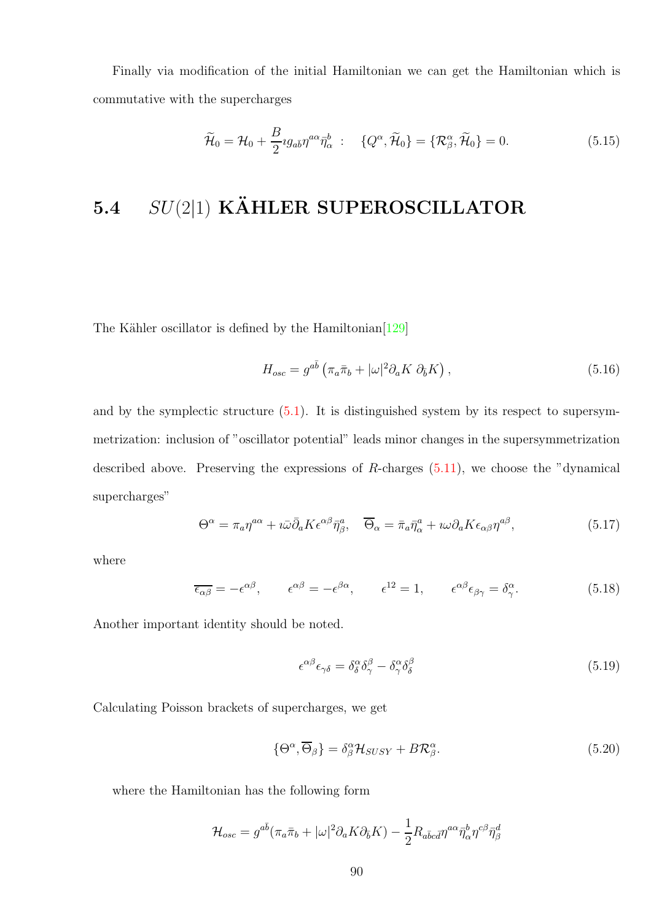Finally via modification of the initial Hamiltonian we can get the Hamiltonian which is commutative with the supercharges

$$
\widetilde{\mathcal{H}}_0 = \mathcal{H}_0 + \frac{B}{2}\imath g_{a\bar{b}}\eta^{a\alpha}\bar{\eta}^b_\alpha \;:\quad \{Q^\alpha, \widetilde{\mathcal{H}}_0\} = \{\mathcal{R}^\alpha_\beta, \widetilde{\mathcal{H}}_0\} = 0. \tag{5.15}
$$

## 5.4 $SU(2|1)$ KÄHLER SUPEROSCILLATOR

The Kähler oscillator is defined by the Hamiltonian[129]

$$
H_{osc} = g^{a\bar{b}}\left(\pi_a\bar{\pi}_b + |\omega|^2\partial_a K\ \partial_{\bar{b}}K\right), \tag{5.16}
$$

and by the symplectic structure (5.1). It is distinguished system by its respect to supersymmetrization: inclusion of "oscillator potential" leads minor changes in the supersymmetrization described above. Preserving the expressions of $R$-charges (5.11), we choose the "dynamical supercharges"

$$
\Theta^\alpha = \pi_a\eta^{a\alpha} + \imath\bar{\omega}\bar{\partial}_a K\epsilon^{\alpha\beta}\bar{\eta}^a_\beta, \quad \overline{\Theta}_\alpha = \bar{\pi}_a\bar{\eta}^a_\alpha + \imath\omega\partial_a K\epsilon_{\alpha\beta}\eta^{a\beta}, \tag{5.17}
$$

where

$$
\overline{\epsilon_{\alpha\beta}} = -\epsilon^{\alpha\beta}, \qquad \epsilon^{\alpha\beta} = -\epsilon^{\beta\alpha}, \qquad \epsilon^{12} = 1, \qquad \epsilon^{\alpha\beta}\epsilon_{\beta\gamma} = \delta^\alpha_\gamma. \tag{5.18}
$$

Another important identity should be noted.

$$
\epsilon^{\alpha\beta}\epsilon_{\gamma\delta} = \delta^\alpha_\delta\delta^\beta_\gamma - \delta^\alpha_\gamma\delta^\beta_\delta \tag{5.19}
$$

Calculating Poisson brackets of supercharges, we get

$$
\{\Theta^\alpha, \overline{\Theta}_\beta\} = \delta^\alpha_\beta\mathcal{H}_{SUSY} + B\mathcal{R}^\alpha_\beta. \tag{5.20}
$$

where the Hamiltonian has the following form

$$
\mathcal{H}_{osc} = g^{a\bar{b}}(\pi_a\bar{\pi}_b + |\omega|^2\partial_a K\partial_{\bar{b}}K) - \frac{1}{2}R_{a\bar{b}c\bar{d}}\eta^{a\alpha}\bar{\eta}^b_\alpha\eta^{c\beta}\bar{\eta}^d_\beta
$$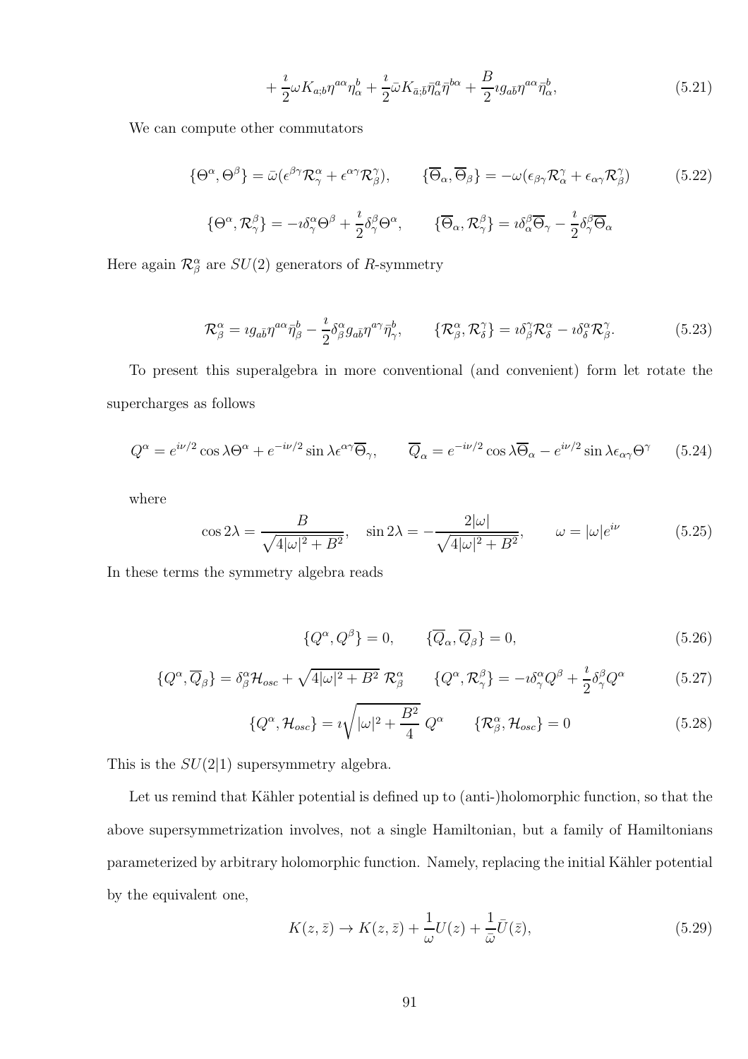$$+\frac{\imath}{2}\omega K_{a;b}\eta^{a\alpha}\eta^b_\alpha+\frac{\imath}{2}\bar\omega K_{\bar a;\bar b}\bar\eta^a_\alpha\bar\eta^{b\alpha}+\frac{B}{2}\imath g_{a\bar b}\eta^{a\alpha}\bar\eta^b_\alpha, \tag{5.21}$$

We can compute other commutators

$$\{\Theta^\alpha,\Theta^\beta\}=\bar\omega(\epsilon^{\beta\gamma}\mathcal{R}^\alpha_\gamma+\epsilon^{\alpha\gamma}\mathcal{R}^\gamma_\beta),\qquad \{\overline\Theta_\alpha,\overline\Theta_\beta\}=-\omega(\epsilon_{\beta\gamma}\mathcal{R}^\gamma_\alpha+\epsilon_{\alpha\gamma}\mathcal{R}^\gamma_\beta) \tag{5.22}$$

$$\{\Theta^\alpha,\mathcal{R}^\beta_\gamma\}=-\imath\delta^\alpha_\gamma\Theta^\beta+\frac{\imath}{2}\delta^\beta_\gamma\Theta^\alpha,\qquad \{\overline\Theta_\alpha,\mathcal{R}^\beta_\gamma\}=\imath\delta^\beta_\alpha\overline\Theta_\gamma-\frac{\imath}{2}\delta^\beta_\gamma\overline\Theta_\alpha$$

Here again $\mathcal{R}^\alpha_\beta$ are $SU(2)$ generators of $R$-symmetry

$$\mathcal{R}^\alpha_\beta=\imath g_{a\bar b}\eta^{a\alpha}\bar\eta^b_\beta-\frac{\imath}{2}\delta^\alpha_\beta g_{a\bar b}\eta^{a\gamma}\bar\eta^b_\gamma,\qquad \{\mathcal{R}^\alpha_\beta,\mathcal{R}^\gamma_\delta\}=\imath\delta^\gamma_\beta\mathcal{R}^\alpha_\delta-\imath\delta^\alpha_\delta\mathcal{R}^\gamma_\beta. \tag{5.23}$$

To present this superalgebra in more conventional (and convenient) form let rotate the supercharges as follows

$$Q^\alpha=e^{i\nu/2}\cos\lambda\Theta^\alpha+e^{-i\nu/2}\sin\lambda\epsilon^{\alpha\gamma}\overline\Theta_\gamma,\qquad \overline Q_\alpha=e^{-i\nu/2}\cos\lambda\overline\Theta_\alpha-e^{i\nu/2}\sin\lambda\epsilon_{\alpha\gamma}\Theta^\gamma \tag{5.24}$$

where

$$\cos 2\lambda=\frac{B}{\sqrt{4|\omega|^2+B^2}},\quad \sin 2\lambda=-\frac{2|\omega|}{\sqrt{4|\omega|^2+B^2}},\qquad \omega=|\omega|e^{i\nu} \tag{5.25}$$

In these terms the symmetry algebra reads

$$\{Q^\alpha,Q^\beta\}=0,\qquad \{\overline Q_\alpha,\overline Q_\beta\}=0, \tag{5.26}$$

$$\{Q^\alpha,\overline Q_\beta\}=\delta^\alpha_\beta\mathcal{H}_{osc}+\sqrt{4|\omega|^2+B^2}\;\mathcal{R}^\alpha_\beta\qquad \{Q^\alpha,\mathcal{R}^\beta_\gamma\}=-\imath\delta^\alpha_\gamma Q^\beta+\frac{\imath}{2}\delta^\beta_\gamma Q^\alpha \tag{5.27}$$

$$\{Q^\alpha,\mathcal{H}_{osc}\}=\imath\sqrt{|\omega|^2+\frac{B^2}{4}}\;Q^\alpha\qquad \{\mathcal{R}^\alpha_\beta,\mathcal{H}_{osc}\}=0 \tag{5.28}$$

This is the $SU(2|1)$ supersymmetry algebra.

Let us remind that Kähler potential is defined up to (anti-)holomorphic function, so that the above supersymmetrization involves, not a single Hamiltonian, but a family of Hamiltonians parameterized by arbitrary holomorphic function. Namely, replacing the initial Kähler potential by the equivalent one,

$$K(z,\bar z)\to K(z,\bar z)+\frac{1}{\omega}U(z)+\frac{1}{\bar\omega}\bar U(\bar z), \tag{5.29}$$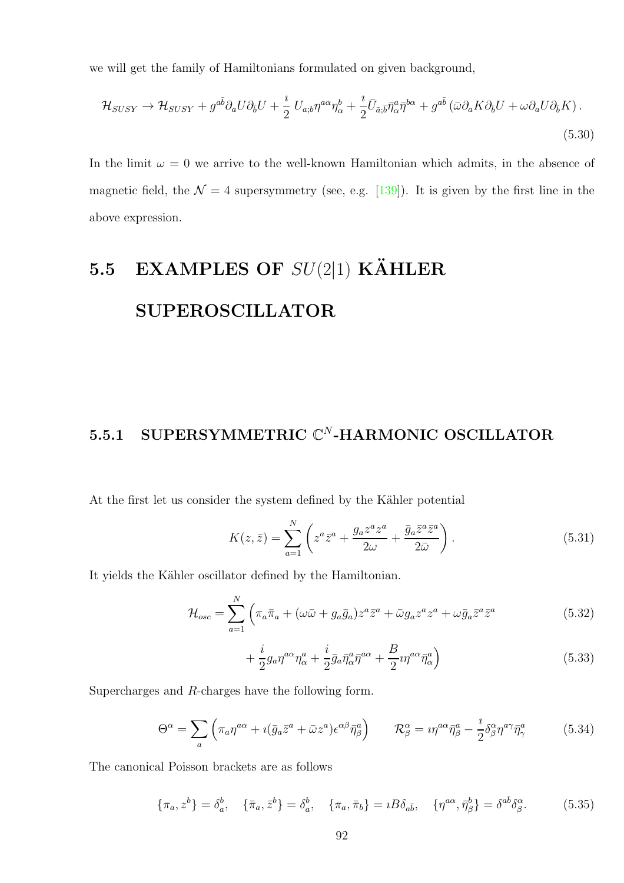we will get the family of Hamiltonians formulated on given background,

$$\mathcal{H}_{SUSY} \to \mathcal{H}_{SUSY} + g^{a\bar{b}}\partial_a U \partial_{\bar{b}} U + \frac{\imath}{2}\, U_{a;b}\eta^{a\alpha}\eta^b_\alpha + \frac{\imath}{2}\bar{U}_{\bar{a};\bar{b}}\bar{\eta}^a_\alpha\bar{\eta}^{b\alpha} + g^{a\bar{b}}\left(\bar{\omega}\partial_a K \partial_{\bar{b}} U + \omega \partial_a U \partial_{\bar{b}} K\right). \tag{5.30}$$

In the limit $\omega = 0$ we arrive to the well-known Hamiltonian which admits, in the absence of magnetic field, the $\mathcal{N} = 4$ supersymmetry (see, e.g. [139]). It is given by the first line in the above expression.

## 5.5 EXAMPLES OF $SU(2|1)$ KÄHLER SUPEROSCILLATOR

### 5.5.1 SUPERSYMMETRIC $\mathbb{C}^N$-HARMONIC OSCILLATOR

At the first let us consider the system defined by the Kähler potential

$$K(z, \bar{z}) = \sum_{a=1}^{N} \left( z^a \bar{z}^a + \frac{g_a z^a z^a}{2\omega} + \frac{\bar{g}_a \bar{z}^a \bar{z}^a}{2\bar{\omega}} \right). \tag{5.31}$$

It yields the Kähler oscillator defined by the Hamiltonian.

$$\mathcal{H}_{osc} = \sum_{a=1}^{N} \Big( \pi_a \bar{\pi}_a + (\omega\bar{\omega} + g_a \bar{g}_a) z^a \bar{z}^a + \bar{\omega} g_a z^a z^a + \omega \bar{g}_a \bar{z}^a \bar{z}^a \tag{5.32}$$

$$+ \frac{i}{2} g_a \eta^{a\alpha}\eta^a_\alpha + \frac{i}{2}\bar{g}_a \bar{\eta}^a_\alpha \bar{\eta}^{a\alpha} + \frac{B}{2}\imath \eta^{a\alpha}\bar{\eta}^a_\alpha \Big) \tag{5.33}$$

Supercharges and $R$-charges have the following form.

$$\Theta^\alpha = \sum_a \left( \pi_a \eta^{a\alpha} + \imath(\bar{g}_a \bar{z}^a + \bar{\omega} z^a)\epsilon^{\alpha\beta}\bar{\eta}^a_\beta \right) \qquad \mathcal{R}^\alpha_\beta = \imath\eta^{a\alpha}\bar{\eta}^a_\beta - \frac{\imath}{2}\delta^\alpha_\beta \eta^{a\gamma}\bar{\eta}^a_\gamma \tag{5.34}$$

The canonical Poisson brackets are as follows

$$\{\pi_a, z^b\} = \delta^b_a, \quad \{\bar{\pi}_a, \bar{z}^b\} = \delta^b_a, \quad \{\pi_a, \bar{\pi}_b\} = \imath B \delta_{a\bar{b}}, \quad \{\eta^{a\alpha}, \bar{\eta}^b_\beta\} = \delta^{a\bar{b}}\delta^\alpha_\beta. \tag{5.35}$$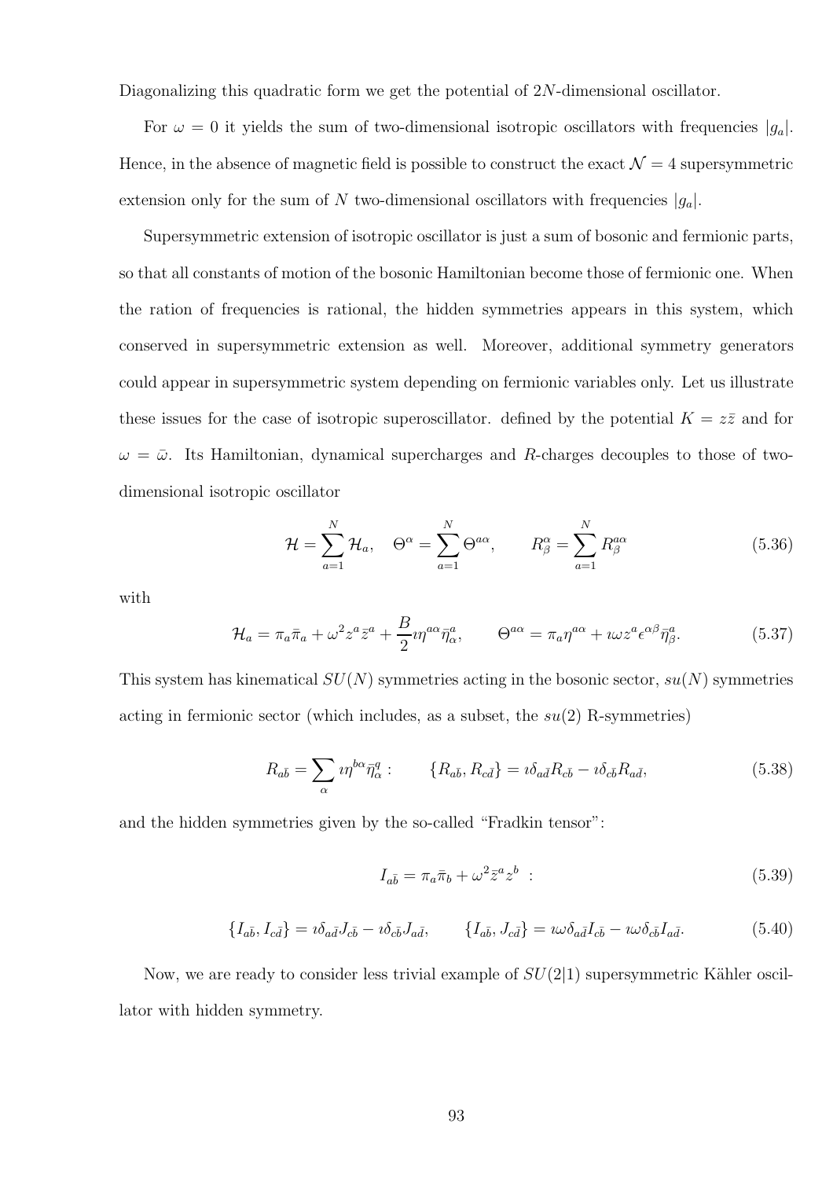Diagonalizing this quadratic form we get the potential of $2N$-dimensional oscillator.

For $\omega = 0$ it yields the sum of two-dimensional isotropic oscillators with frequencies $|g_a|$. Hence, in the absence of magnetic field is possible to construct the exact $\mathcal{N} = 4$ supersymmetric extension only for the sum of $N$ two-dimensional oscillators with frequencies $|g_a|$.

Supersymmetric extension of isotropic oscillator is just a sum of bosonic and fermionic parts, so that all constants of motion of the bosonic Hamiltonian become those of fermionic one. When the ration of frequencies is rational, the hidden symmetries appears in this system, which conserved in supersymmetric extension as well. Moreover, additional symmetry generators could appear in supersymmetric system depending on fermionic variables only. Let us illustrate these issues for the case of isotropic superoscillator. defined by the potential $K = z\bar{z}$ and for $\omega = \bar{\omega}$. Its Hamiltonian, dynamical supercharges and $R$-charges decouples to those of two-dimensional isotropic oscillator

$$\mathcal{H} = \sum_{a=1}^{N} \mathcal{H}_a, \quad \Theta^{\alpha} = \sum_{a=1}^{N} \Theta^{a\alpha}, \qquad R^{\alpha}_{\beta} = \sum_{a=1}^{N} R^{a\alpha}_{\beta} \tag{5.36}$$

with

$$\mathcal{H}_a = \pi_a \bar{\pi}_a + \omega^2 z^a \bar{z}^a + \frac{B}{2} \imath \eta^{a\alpha} \bar{\eta}^a_{\alpha}, \qquad \Theta^{a\alpha} = \pi_a \eta^{a\alpha} + \imath \omega z^a \epsilon^{\alpha\beta} \bar{\eta}^a_{\beta}. \tag{5.37}$$

This system has kinematical $SU(N)$ symmetries acting in the bosonic sector, $su(N)$ symmetries acting in fermionic sector (which includes, as a subset, the $su(2)$ R-symmetries)

$$R_{a\bar{b}} = \sum_{\alpha} \imath \eta^{b\alpha} \bar{\eta}^q_{\alpha} : \qquad \{R_{a\bar{b}}, R_{c\bar{d}}\} = \imath \delta_{a\bar{d}} R_{c\bar{b}} - \imath \delta_{c\bar{b}} R_{a\bar{d}}, \tag{5.38}$$

and the hidden symmetries given by the so-called "Fradkin tensor":

$$I_{a\bar{b}} = \pi_a \bar{\pi}_b + \omega^2 \bar{z}^a z^b \ : \tag{5.39}$$

$$\{I_{a\bar{b}}, I_{c\bar{d}}\} = \imath \delta_{a\bar{d}} J_{c\bar{b}} - \imath \delta_{c\bar{b}} J_{a\bar{d}}, \qquad \{I_{a\bar{b}}, J_{c\bar{d}}\} = \imath \omega \delta_{a\bar{d}} I_{c\bar{b}} - \imath \omega \delta_{c\bar{b}} I_{a\bar{d}}. \tag{5.40}$$

Now, we are ready to consider less trivial example of $SU(2|1)$ supersymmetric Kähler oscillator with hidden symmetry.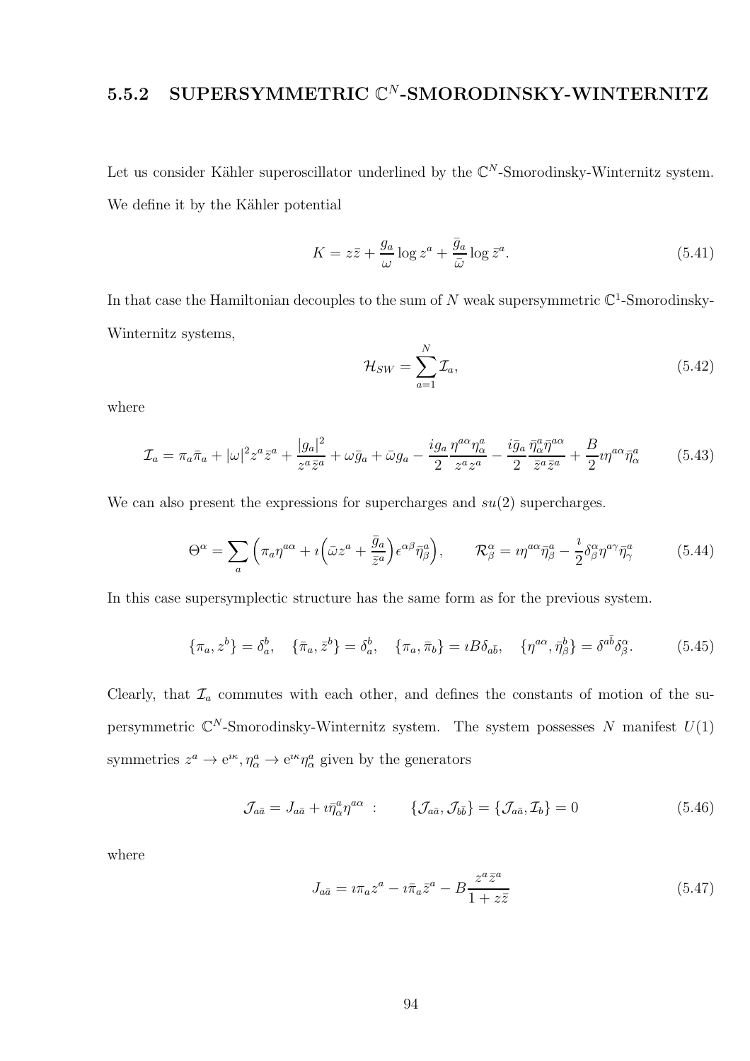### 5.5.2 SUPERSYMMETRIC $\mathbb{C}^N$-SMORODINSKY-WINTERNITZ

Let us consider Kähler superoscillator underlined by the $\mathbb{C}^N$-Smorodinsky-Winternitz system. We define it by the Kähler potential

$$K = z\bar{z} + \frac{g_a}{\omega}\log z^a + \frac{\bar{g}_a}{\bar{\omega}}\log \bar{z}^a. \tag{5.41}$$

In that case the Hamiltonian decouples to the sum of $N$ weak supersymmetric $\mathbb{C}^1$-Smorodinsky-Winternitz systems,

$$\mathcal{H}_{SW} = \sum_{a=1}^{N}\mathcal{I}_a, \tag{5.42}$$

where

$$\mathcal{I}_a = \pi_a\bar{\pi}_a + |\omega|^2 z^a\bar{z}^a + \frac{|g_a|^2}{z^a\bar{z}^a} + \omega\bar{g}_a + \bar{\omega}g_a - \frac{ig_a}{2}\frac{\eta^{a\alpha}\eta^a_\alpha}{z^a z^a} - \frac{i\bar{g}_a}{2}\frac{\bar{\eta}^a_\alpha\bar{\eta}^{a\alpha}}{\bar{z}^a\bar{z}^a} + \frac{B}{2}\imath\eta^{a\alpha}\bar{\eta}^a_\alpha \tag{5.43}$$

We can also present the expressions for supercharges and $su(2)$ supercharges.

$$\Theta^\alpha = \sum_a\Big(\pi_a\eta^{a\alpha} + \imath\Big(\bar{\omega}z^a + \frac{\bar{g}_a}{\bar{z}^a}\Big)\epsilon^{\alpha\beta}\bar{\eta}^a_\beta\Big), \qquad \mathcal{R}^\alpha_\beta = \imath\eta^{a\alpha}\bar{\eta}^a_\beta - \frac{\imath}{2}\delta^\alpha_\beta\eta^{a\gamma}\bar{\eta}^a_\gamma \tag{5.44}$$

In this case supersymplectic structure has the same form as for the previous system.

$$\{\pi_a, z^b\} = \delta^b_a, \quad \{\bar{\pi}_a, \bar{z}^b\} = \delta^b_a, \quad \{\pi_a, \bar{\pi}_b\} = \imath B\delta_{a\bar{b}}, \quad \{\eta^{a\alpha}, \bar{\eta}^b_\beta\} = \delta^{a\bar{b}}\delta^\alpha_\beta. \tag{5.45}$$

Clearly, that $\mathcal{I}_a$ commutes with each other, and defines the constants of motion of the supersymmetric $\mathbb{C}^N$-Smorodinsky-Winternitz system. The system possesses $N$ manifest $U(1)$ symmetries $z^a \to \mathrm{e}^{\imath\kappa}, \eta^a_\alpha \to \mathrm{e}^{\imath\kappa}\eta^a_\alpha$ given by the generators

$$\mathcal{J}_{a\bar{a}} = J_{a\bar{a}} + \imath\bar{\eta}^a_\alpha\eta^{a\alpha} \ : \qquad \{\mathcal{J}_{a\bar{a}}, \mathcal{J}_{b\bar{b}}\} = \{\mathcal{J}_{a\bar{a}}, \mathcal{I}_b\} = 0 \tag{5.46}$$

where

$$J_{a\bar{a}} = \imath\pi_a z^a - \imath\bar{\pi}_a\bar{z}^a - B\frac{z^a\bar{z}^a}{1+z\bar{z}} \tag{5.47}$$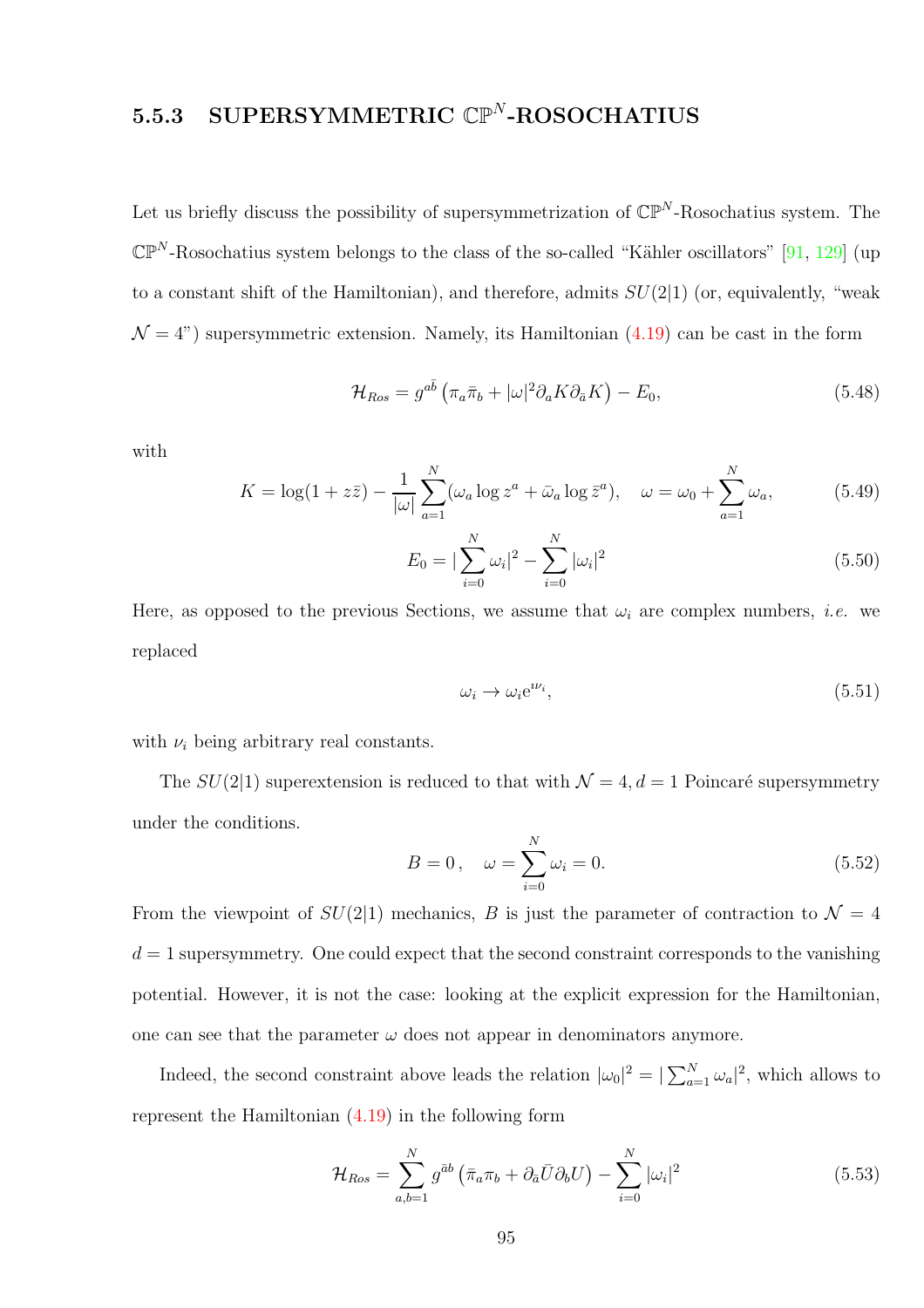### 5.5.3 SUPERSYMMETRIC $\mathbb{CP}^N$-ROSOCHATIUS

Let us briefly discuss the possibility of supersymmetrization of $\mathbb{CP}^N$-Rosochatius system. The $\mathbb{CP}^N$-Rosochatius system belongs to the class of the so-called "Kähler oscillators" [91, 129] (up to a constant shift of the Hamiltonian), and therefore, admits $SU(2|1)$ (or, equivalently, "weak $\mathcal{N}=4$") supersymmetric extension. Namely, its Hamiltonian (4.19) can be cast in the form

$$\mathcal{H}_{Ros} = g^{a\bar{b}}\left(\pi_a\bar{\pi}_b + |\omega|^2\partial_a K\partial_{\bar{a}}K\right) - E_0, \tag{5.48}$$

with

$$K = \log(1+z\bar{z}) - \frac{1}{|\omega|}\sum_{a=1}^{N}(\omega_a\log z^a + \bar{\omega}_a\log\bar{z}^a), \quad \omega = \omega_0 + \sum_{a=1}^{N}\omega_a, \tag{5.49}$$

$$E_0 = |\sum_{i=0}^{N}\omega_i|^2 - \sum_{i=0}^{N}|\omega_i|^2 \tag{5.50}$$

Here, as opposed to the previous Sections, we assume that $\omega_i$ are complex numbers, *i.e.* we replaced

$$\omega_i \to \omega_i e^{\imath\nu_i}, \tag{5.51}$$

with $\nu_i$ being arbitrary real constants.

The $SU(2|1)$ superextension is reduced to that with $\mathcal{N}=4, d=1$ Poincaré supersymmetry under the conditions.

$$B=0\,,\quad \omega = \sum_{i=0}^{N}\omega_i = 0. \tag{5.52}$$

From the viewpoint of $SU(2|1)$ mechanics, $B$ is just the parameter of contraction to $\mathcal{N}=4$ $d=1$ supersymmetry. One could expect that the second constraint corresponds to the vanishing potential. However, it is not the case: looking at the explicit expression for the Hamiltonian, one can see that the parameter $\omega$ does not appear in denominators anymore.

Indeed, the second constraint above leads the relation $|\omega_0|^2 = |\sum_{a=1}^{N}\omega_a|^2$, which allows to represent the Hamiltonian (4.19) in the following form

$$\mathcal{H}_{Ros} = \sum_{a,b=1}^{N} g^{\bar{a}b}\left(\bar{\pi}_a\pi_b + \partial_{\bar{a}}\bar{U}\partial_b U\right) - \sum_{i=0}^{N}|\omega_i|^2 \tag{5.53}$$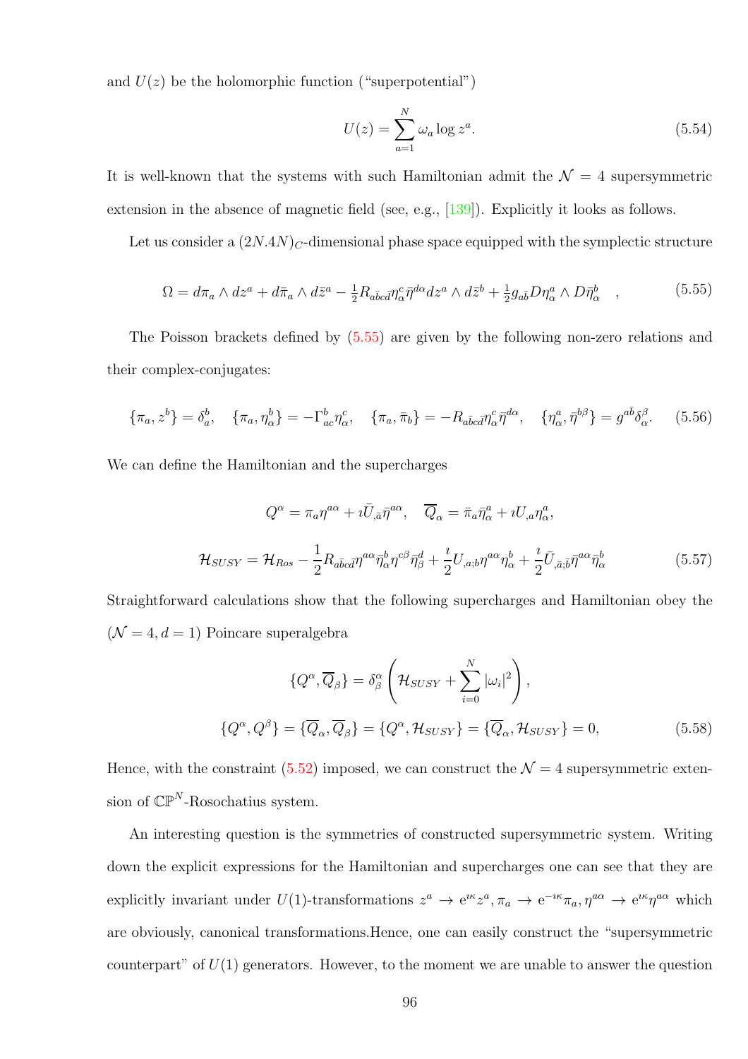and $U(z)$ be the holomorphic function ("superpotential")

$$U(z) = \sum_{a=1}^{N} \omega_a \log z^a. \tag{5.54}$$

It is well-known that the systems with such Hamiltonian admit the $\mathcal{N} = 4$ supersymmetric extension in the absence of magnetic field (see, e.g., [139]). Explicitly it looks as follows.

Let us consider a $(2N.4N)_C$-dimensional phase space equipped with the symplectic structure

$$\Omega = d\pi_a \wedge dz^a + d\bar{\pi}_a \wedge d\bar{z}^a - \tfrac{1}{2} R_{a\bar{b}c\bar{d}} \eta^c_\alpha \bar{\eta}^{d\alpha} dz^a \wedge d\bar{z}^b + \tfrac{1}{2} g_{a\bar{b}} D\eta^a_\alpha \wedge D\bar{\eta}^b_\alpha \quad , \tag{5.55}$$

The Poisson brackets defined by (5.55) are given by the following non-zero relations and their complex-conjugates:

$$\{\pi_a, z^b\} = \delta^b_a, \quad \{\pi_a, \eta^b_\alpha\} = -\Gamma^b_{ac}\eta^c_\alpha, \quad \{\pi_a, \bar{\pi}_b\} = -R_{a\bar{b}c\bar{d}}\eta^c_\alpha \bar{\eta}^{d\alpha}, \quad \{\eta^a_\alpha, \bar{\eta}^{b\beta}\} = g^{a\bar{b}}\delta^\beta_\alpha. \tag{5.56}$$

We can define the Hamiltonian and the supercharges

$$Q^\alpha = \pi_a \eta^{a\alpha} + \imath \bar{U}_{,\bar{a}} \bar{\eta}^{a\alpha}, \quad \overline{Q}_\alpha = \bar{\pi}_a \bar{\eta}^a_\alpha + \imath U_{,a} \eta^a_\alpha,$$

$$\mathcal{H}_{SUSY} = \mathcal{H}_{Ros} - \frac{1}{2} R_{a\bar{b}c\bar{d}} \eta^{a\alpha} \bar{\eta}^b_\alpha \eta^{c\beta} \bar{\eta}^d_\beta + \frac{\imath}{2} U_{,a;b} \eta^{a\alpha} \eta^b_\alpha + \frac{\imath}{2} \bar{U}_{,\bar{a};\bar{b}} \bar{\eta}^{a\alpha} \bar{\eta}^b_\alpha \tag{5.57}$$

Straightforward calculations show that the following supercharges and Hamiltonian obey the $(\mathcal{N} = 4, d = 1)$ Poincare superalgebra

$$\{Q^\alpha, \overline{Q}_\beta\} = \delta^\alpha_\beta \left( \mathcal{H}_{SUSY} + \sum_{i=0}^{N} |\omega_i|^2 \right),$$

$$\{Q^\alpha, Q^\beta\} = \{\overline{Q}_\alpha, \overline{Q}_\beta\} = \{Q^\alpha, \mathcal{H}_{SUSY}\} = \{\overline{Q}_\alpha, \mathcal{H}_{SUSY}\} = 0, \tag{5.58}$$

Hence, with the constraint (5.52) imposed, we can construct the $\mathcal{N} = 4$ supersymmetric extension of $\mathbb{CP}^N$-Rosochatius system.

An interesting question is the symmetries of constructed supersymmetric system. Writing down the explicit expressions for the Hamiltonian and supercharges one can see that they are explicitly invariant under $U(1)$-transformations $z^a \to e^{\imath\kappa} z^a, \pi_a \to e^{-\imath\kappa}\pi_a, \eta^{a\alpha} \to e^{\imath\kappa}\eta^{a\alpha}$ which are obviously, canonical transformations.Hence, one can easily construct the "supersymmetric counterpart" of $U(1)$ generators. However, to the moment we are unable to answer the question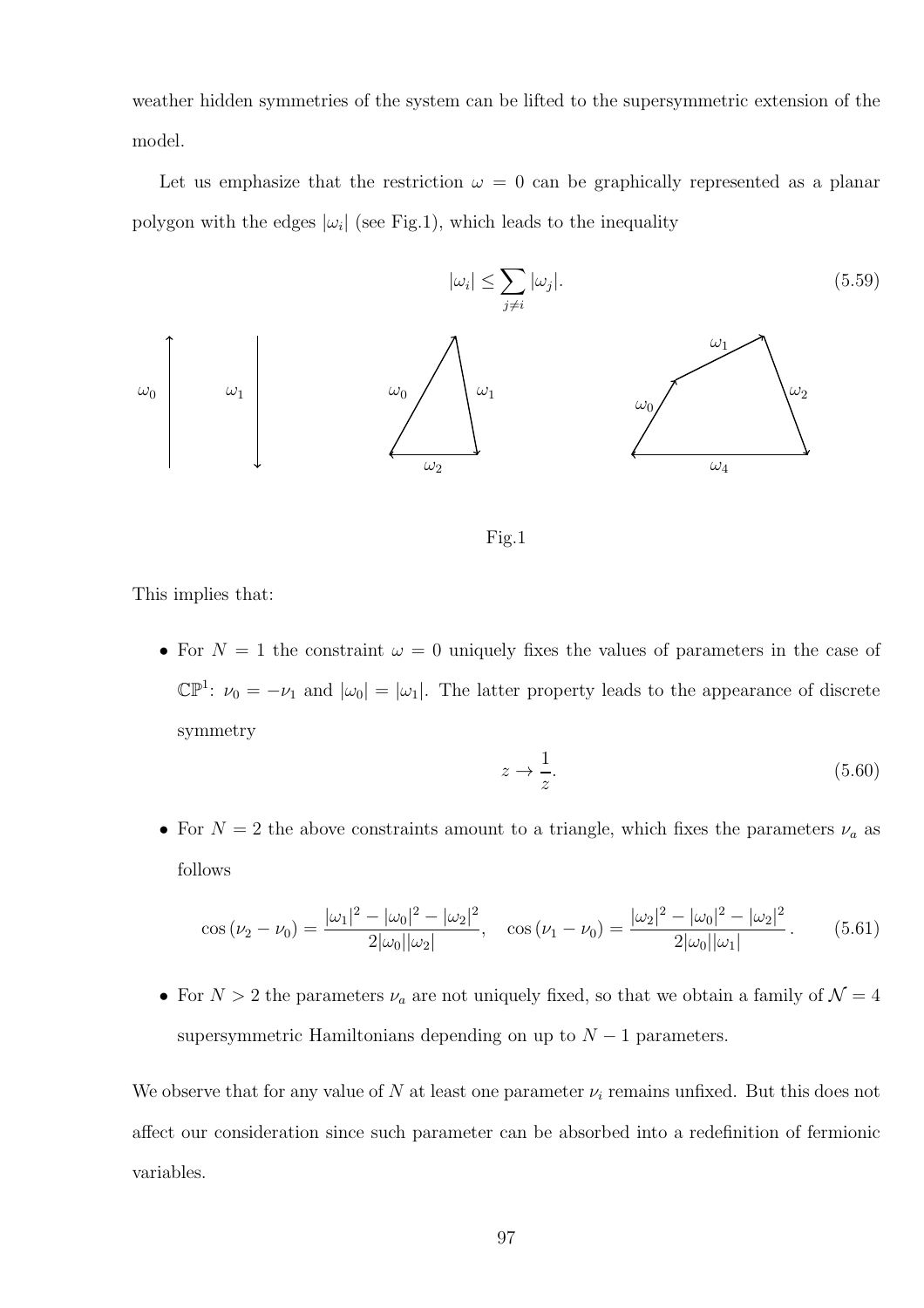weather hidden symmetries of the system can be lifted to the supersymmetric extension of the model.

Let us emphasize that the restriction $\omega = 0$ can be graphically represented as a planar polygon with the edges $|\omega_i|$ (see Fig.1), which leads to the inequality

$$|\omega_i| \leq \sum_{j \neq i} |\omega_j|. \tag{5.59}$$

Fig.1

This implies that:

- For $N = 1$ the constraint $\omega = 0$ uniquely fixes the values of parameters in the case of $\mathbb{CP}^1$: $\nu_0 = -\nu_1$ and $|\omega_0| = |\omega_1|$. The latter property leads to the appearance of discrete symmetry

$$z \rightarrow \frac{1}{z}. \tag{5.60}$$

- For $N = 2$ the above constraints amount to a triangle, which fixes the parameters $\nu_a$ as follows

$$\cos(\nu_2 - \nu_0) = \frac{|\omega_1|^2 - |\omega_0|^2 - |\omega_2|^2}{2|\omega_0||\omega_2|}, \quad \cos(\nu_1 - \nu_0) = \frac{|\omega_2|^2 - |\omega_0|^2 - |\omega_2|^2}{2|\omega_0||\omega_1|}. \tag{5.61}$$

- For $N > 2$ the parameters $\nu_a$ are not uniquely fixed, so that we obtain a family of $\mathcal{N} = 4$ supersymmetric Hamiltonians depending on up to $N - 1$ parameters.

We observe that for any value of $N$ at least one parameter $\nu_i$ remains unfixed. But this does not affect our consideration since such parameter can be absorbed into a redefinition of fermionic variables.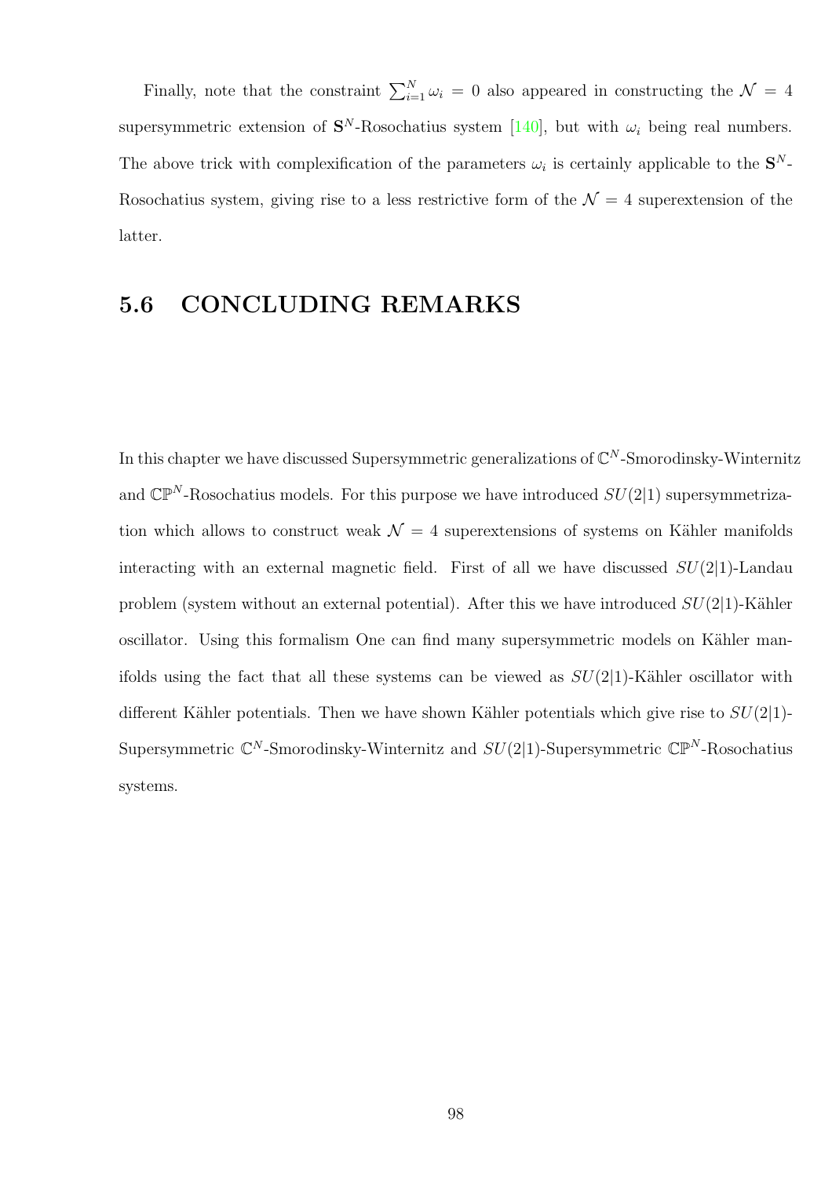Finally, note that the constraint $\sum_{i=1}^{N} \omega_i = 0$ also appeared in constructing the $\mathcal{N} = 4$ supersymmetric extension of $\mathbf{S}^N$-Rosochatius system [140], but with $\omega_i$ being real numbers. The above trick with complexification of the parameters $\omega_i$ is certainly applicable to the $\mathbf{S}^N$-Rosochatius system, giving rise to a less restrictive form of the $\mathcal{N} = 4$ superextension of the latter.

## 5.6 CONCLUDING REMARKS

In this chapter we have discussed Supersymmetric generalizations of $\mathbb{C}^N$-Smorodinsky-Winternitz and $\mathbb{CP}^N$-Rosochatius models. For this purpose we have introduced $SU(2|1)$ supersymmetrization which allows to construct weak $\mathcal{N} = 4$ superextensions of systems on Kähler manifolds interacting with an external magnetic field. First of all we have discussed $SU(2|1)$-Landau problem (system without an external potential). After this we have introduced $SU(2|1)$-Kähler oscillator. Using this formalism One can find many supersymmetric models on Kähler manifolds using the fact that all these systems can be viewed as $SU(2|1)$-Kähler oscillator with different Kähler potentials. Then we have shown Kähler potentials which give rise to $SU(2|1)$-Supersymmetric $\mathbb{C}^N$-Smorodinsky-Winternitz and $SU(2|1)$-Supersymmetric $\mathbb{CP}^N$-Rosochatius systems.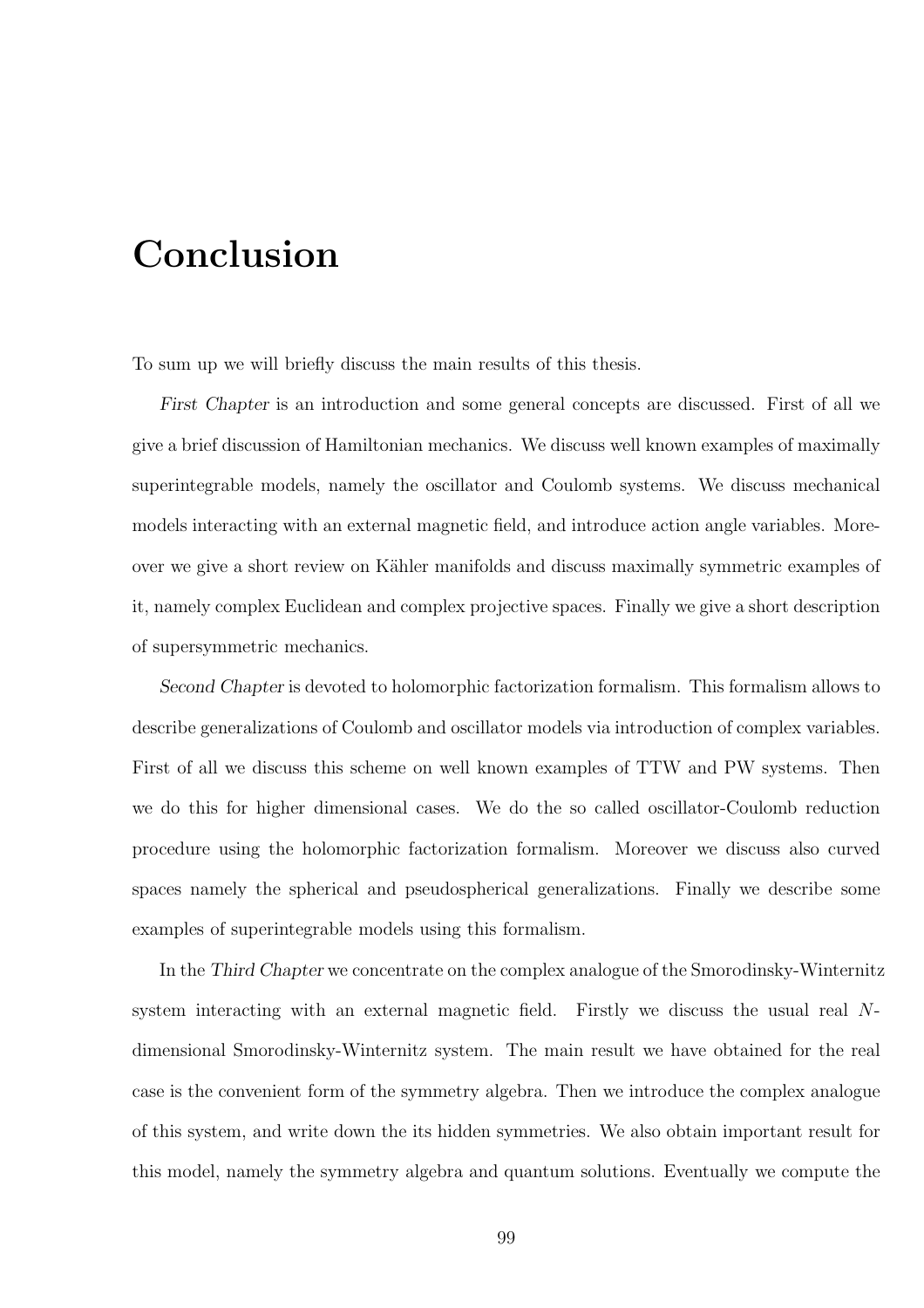# Conclusion

To sum up we will briefly discuss the main results of this thesis.

*First Chapter* is an introduction and some general concepts are discussed. First of all we give a brief discussion of Hamiltonian mechanics. We discuss well known examples of maximally superintegrable models, namely the oscillator and Coulomb systems. We discuss mechanical models interacting with an external magnetic field, and introduce action angle variables. Moreover we give a short review on Kähler manifolds and discuss maximally symmetric examples of it, namely complex Euclidean and complex projective spaces. Finally we give a short description of supersymmetric mechanics.

*Second Chapter* is devoted to holomorphic factorization formalism. This formalism allows to describe generalizations of Coulomb and oscillator models via introduction of complex variables. First of all we discuss this scheme on well known examples of TTW and PW systems. Then we do this for higher dimensional cases. We do the so called oscillator-Coulomb reduction procedure using the holomorphic factorization formalism. Moreover we discuss also curved spaces namely the spherical and pseudospherical generalizations. Finally we describe some examples of superintegrable models using this formalism.

In the *Third Chapter* we concentrate on the complex analogue of the Smorodinsky-Winternitz system interacting with an external magnetic field. Firstly we discuss the usual real $N$-dimensional Smorodinsky-Winternitz system. The main result we have obtained for the real case is the convenient form of the symmetry algebra. Then we introduce the complex analogue of this system, and write down the its hidden symmetries. We also obtain important result for this model, namely the symmetry algebra and quantum solutions. Eventually we compute the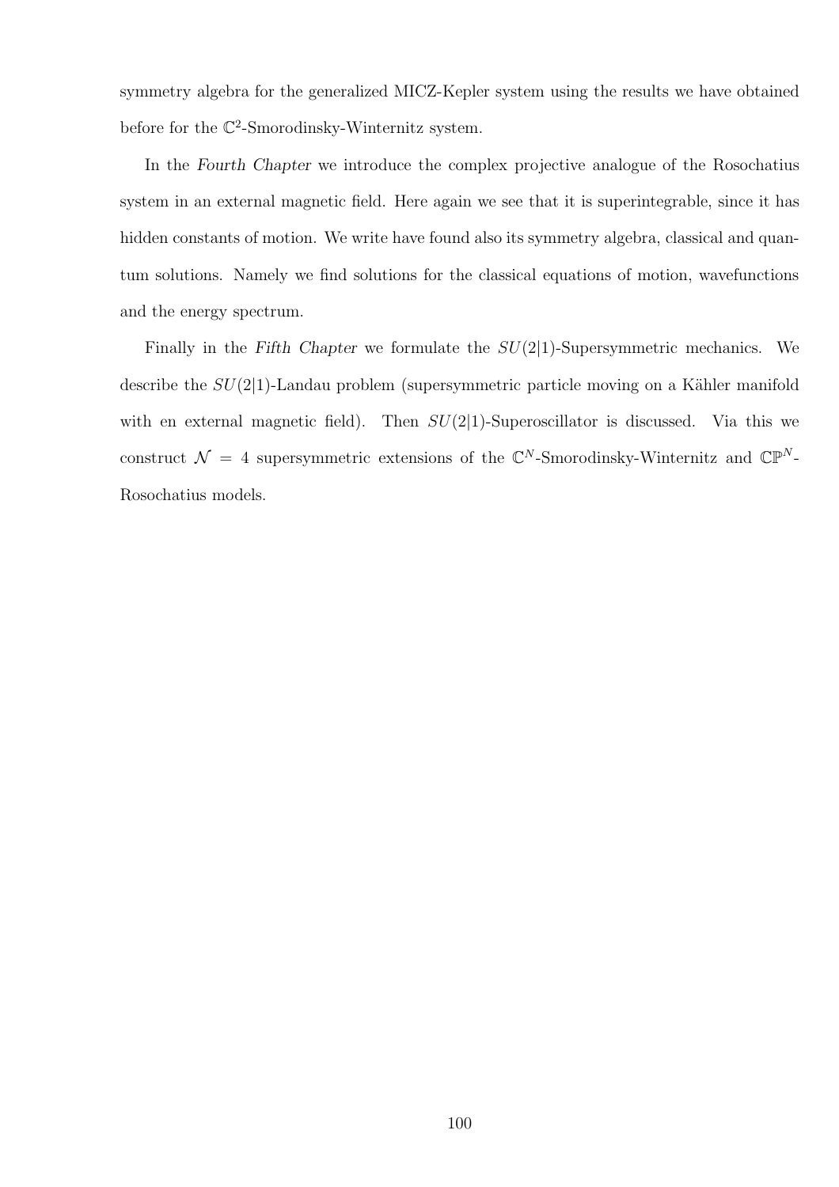symmetry algebra for the generalized MICZ-Kepler system using the results we have obtained before for the $\mathbb{C}^2$-Smorodinsky-Winternitz system.

In the *Fourth Chapter* we introduce the complex projective analogue of the Rosochatius system in an external magnetic field. Here again we see that it is superintegrable, since it has hidden constants of motion. We write have found also its symmetry algebra, classical and quantum solutions. Namely we find solutions for the classical equations of motion, wavefunctions and the energy spectrum.

Finally in the *Fifth Chapter* we formulate the $SU(2|1)$-Supersymmetric mechanics. We describe the $SU(2|1)$-Landau problem (supersymmetric particle moving on a Kähler manifold with en external magnetic field). Then $SU(2|1)$-Superoscillator is discussed. Via this we construct $\mathcal{N} = 4$ supersymmetric extensions of the $\mathbb{C}^N$-Smorodinsky-Winternitz and $\mathbb{CP}^N$-Rosochatius models.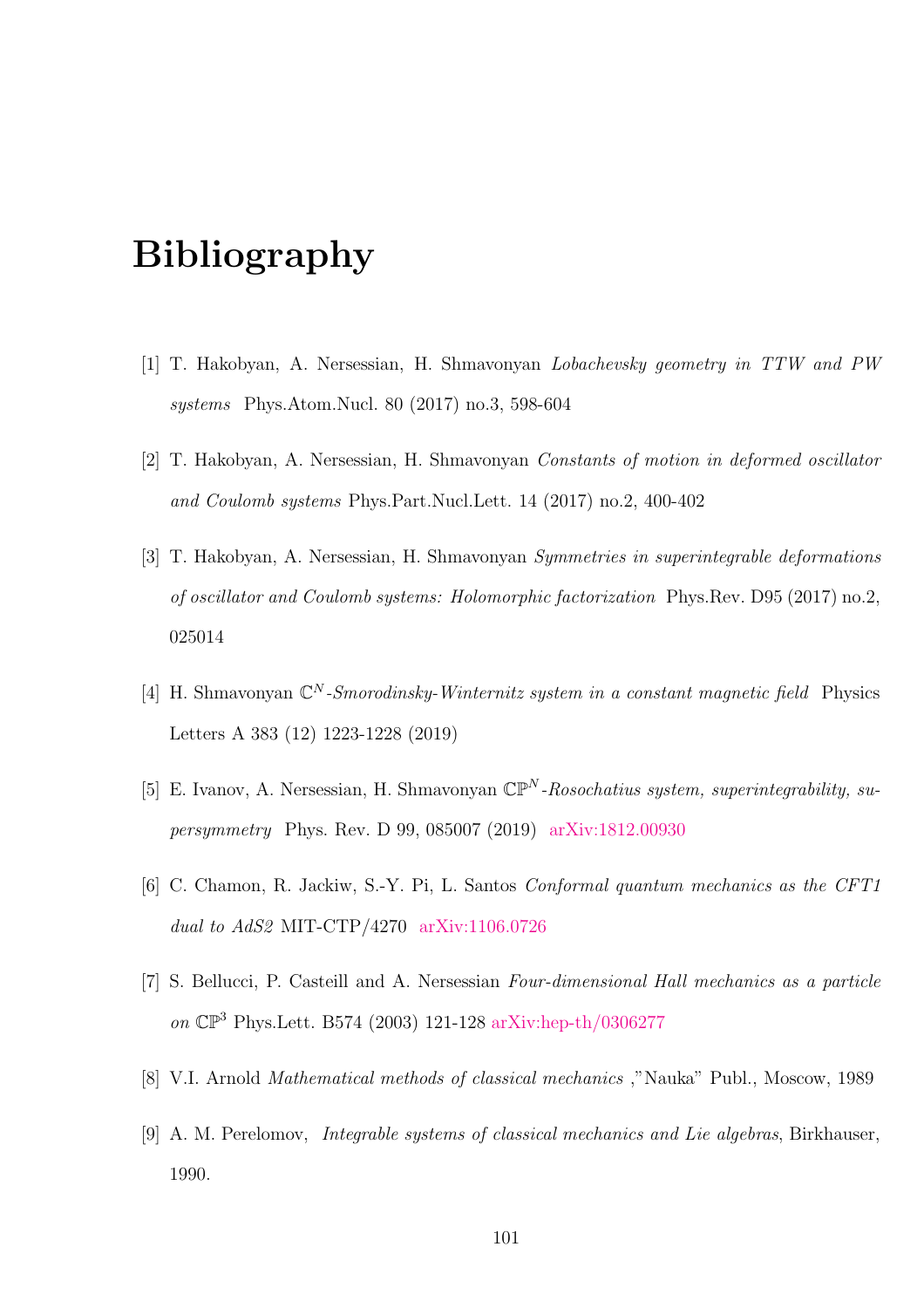# Bibliography

[1] T. Hakobyan, A. Nersessian, H. Shmavonyan *Lobachevsky geometry in TTW and PW systems* Phys.Atom.Nucl. 80 (2017) no.3, 598-604

[2] T. Hakobyan, A. Nersessian, H. Shmavonyan *Constants of motion in deformed oscillator and Coulomb systems* Phys.Part.Nucl.Lett. 14 (2017) no.2, 400-402

[3] T. Hakobyan, A. Nersessian, H. Shmavonyan *Symmetries in superintegrable deformations of oscillator and Coulomb systems: Holomorphic factorization* Phys.Rev. D95 (2017) no.2, 025014

[4] H. Shmavonyan *$\mathbb{C}^N$-Smorodinsky-Winternitz system in a constant magnetic field* Physics Letters A 383 (12) 1223-1228 (2019)

[5] E. Ivanov, A. Nersessian, H. Shmavonyan *$\mathbb{CP}^N$-Rosochatius system, superintegrability, supersymmetry* Phys. Rev. D 99, 085007 (2019) arXiv:1812.00930

[6] C. Chamon, R. Jackiw, S.-Y. Pi, L. Santos *Conformal quantum mechanics as the CFT1 dual to AdS2* MIT-CTP/4270 arXiv:1106.0726

[7] S. Bellucci, P. Casteill and A. Nersessian *Four-dimensional Hall mechanics as a particle on $\mathbb{CP}^3$* Phys.Lett. B574 (2003) 121-128 arXiv:hep-th/0306277

[8] V.I. Arnold *Mathematical methods of classical mechanics* ,"Nauka" Publ., Moscow, 1989

[9] A. M. Perelomov, *Integrable systems of classical mechanics and Lie algebras*, Birkhauser, 1990.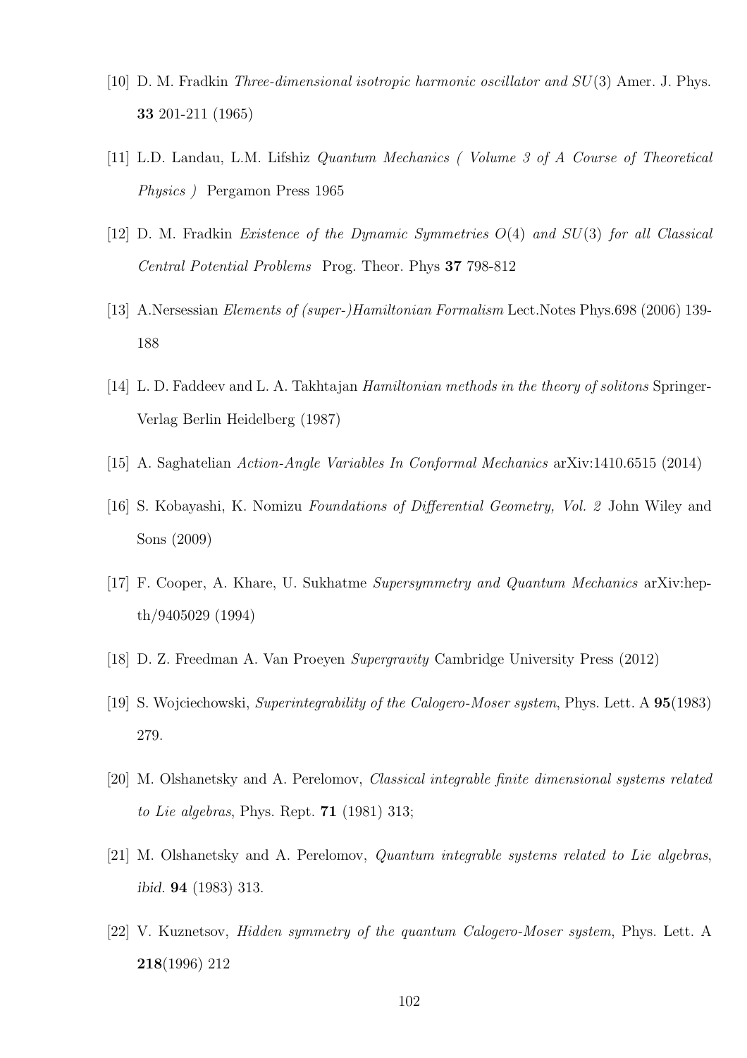[10] D. M. Fradkin *Three-dimensional isotropic harmonic oscillator and $SU(3)$* Amer. J. Phys. **33** 201-211 (1965)

[11] L.D. Landau, L.M. Lifshiz *Quantum Mechanics ( Volume 3 of A Course of Theoretical Physics )* Pergamon Press 1965

[12] D. M. Fradkin *Existence of the Dynamic Symmetries $O(4)$ and $SU(3)$ for all Classical Central Potential Problems* Prog. Theor. Phys **37** 798-812

[13] A.Nersessian *Elements of (super-)Hamiltonian Formalism* Lect.Notes Phys.698 (2006) 139-188

[14] L. D. Faddeev and L. A. Takhtajan *Hamiltonian methods in the theory of solitons* Springer-Verlag Berlin Heidelberg (1987)

[15] A. Saghatelian *Action-Angle Variables In Conformal Mechanics* arXiv:1410.6515 (2014)

[16] S. Kobayashi, K. Nomizu *Foundations of Differential Geometry, Vol. 2* John Wiley and Sons (2009)

[17] F. Cooper, A. Khare, U. Sukhatme *Supersymmetry and Quantum Mechanics* arXiv:hep-th/9405029 (1994)

[18] D. Z. Freedman A. Van Proeyen *Supergravity* Cambridge University Press (2012)

[19] S. Wojciechowski, *Superintegrability of the Calogero-Moser system*, Phys. Lett. A **95**(1983) 279.

[20] M. Olshanetsky and A. Perelomov, *Classical integrable finite dimensional systems related to Lie algebras*, Phys. Rept. **71** (1981) 313;

[21] M. Olshanetsky and A. Perelomov, *Quantum integrable systems related to Lie algebras*, *ibid.* **94** (1983) 313.

[22] V. Kuznetsov, *Hidden symmetry of the quantum Calogero-Moser system*, Phys. Lett. A **218**(1996) 212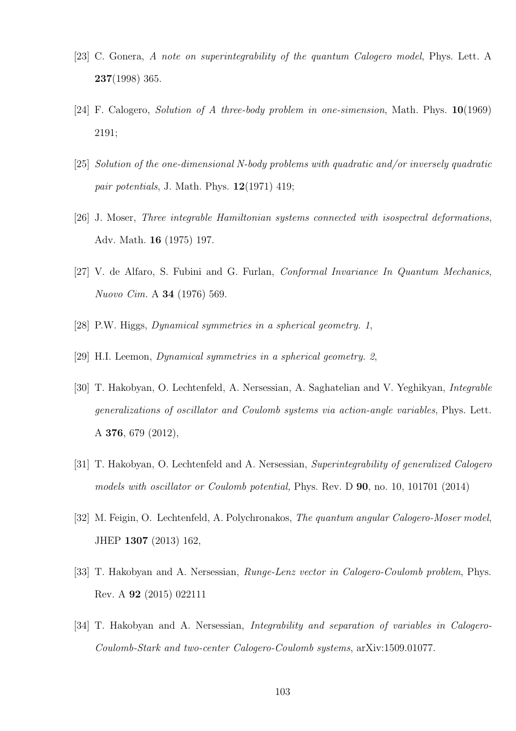[23] C. Gonera, *A note on superintegrability of the quantum Calogero model*, Phys. Lett. A **237**(1998) 365.

[24] F. Calogero, *Solution of A three-body problem in one-simension*, Math. Phys. **10**(1969) 2191;

[25] *Solution of the one-dimensional N-body problems with quadratic and/or inversely quadratic pair potentials*, J. Math. Phys. **12**(1971) 419;

[26] J. Moser, *Three integrable Hamiltonian systems connected with isospectral deformations*, Adv. Math. **16** (1975) 197.

[27] V. de Alfaro, S. Fubini and G. Furlan, *Conformal Invariance In Quantum Mechanics*, *Nuovo Cim.* A **34** (1976) 569.

[28] P.W. Higgs, *Dynamical symmetries in a spherical geometry. 1*,

[29] H.I. Leemon, *Dynamical symmetries in a spherical geometry. 2*,

[30] T. Hakobyan, O. Lechtenfeld, A. Nersessian, A. Saghatelian and V. Yeghikyan, *Integrable generalizations of oscillator and Coulomb systems via action-angle variables*, Phys. Lett. A **376**, 679 (2012),

[31] T. Hakobyan, O. Lechtenfeld and A. Nersessian, *Superintegrability of generalized Calogero models with oscillator or Coulomb potential,* Phys. Rev. D **90**, no. 10, 101701 (2014)

[32] M. Feigin, O. Lechtenfeld, A. Polychronakos, *The quantum angular Calogero-Moser model*, JHEP **1307** (2013) 162,

[33] T. Hakobyan and A. Nersessian, *Runge-Lenz vector in Calogero-Coulomb problem*, Phys. Rev. A **92** (2015) 022111

[34] T. Hakobyan and A. Nersessian, *Integrability and separation of variables in Calogero-Coulomb-Stark and two-center Calogero-Coulomb systems*, arXiv:1509.01077.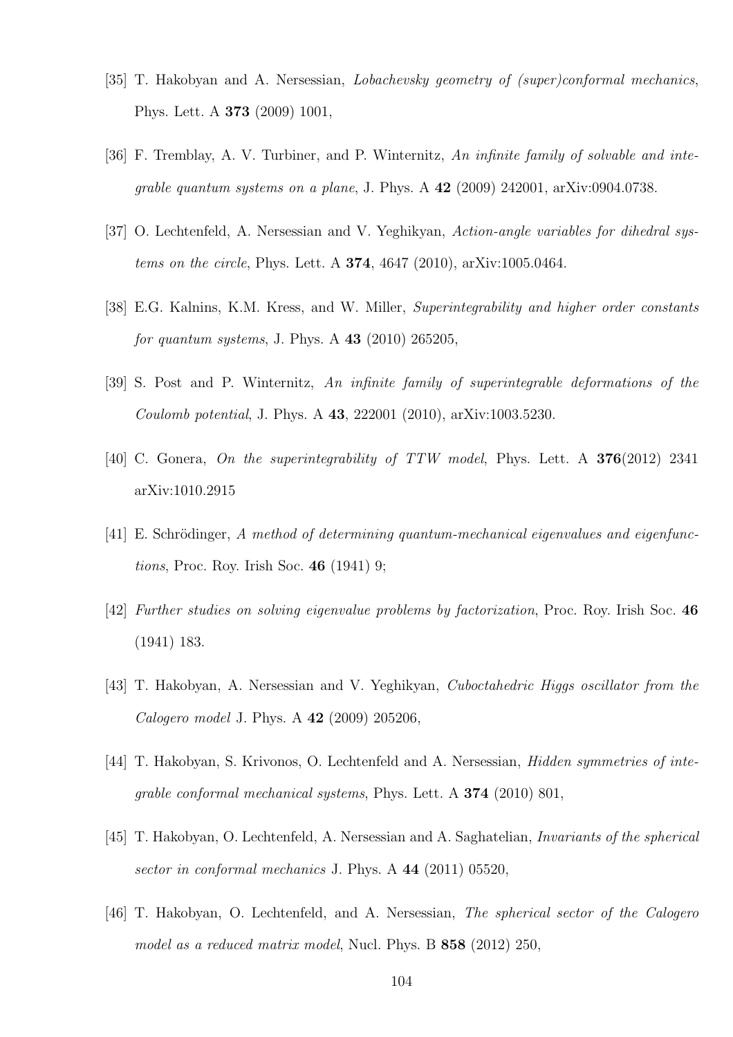[35] T. Hakobyan and A. Nersessian, *Lobachevsky geometry of (super)conformal mechanics*, Phys. Lett. A **373** (2009) 1001,

[36] F. Tremblay, A. V. Turbiner, and P. Winternitz, *An infinite family of solvable and integrable quantum systems on a plane*, J. Phys. A **42** (2009) 242001, arXiv:0904.0738.

[37] O. Lechtenfeld, A. Nersessian and V. Yeghikyan, *Action-angle variables for dihedral systems on the circle*, Phys. Lett. A **374**, 4647 (2010), arXiv:1005.0464.

[38] E.G. Kalnins, K.M. Kress, and W. Miller, *Superintegrability and higher order constants for quantum systems*, J. Phys. A **43** (2010) 265205,

[39] S. Post and P. Winternitz, *An infinite family of superintegrable deformations of the Coulomb potential*, J. Phys. A **43**, 222001 (2010), arXiv:1003.5230.

[40] C. Gonera, *On the superintegrability of TTW model*, Phys. Lett. A **376**(2012) 2341 arXiv:1010.2915

[41] E. Schrödinger, *A method of determining quantum-mechanical eigenvalues and eigenfunctions*, Proc. Roy. Irish Soc. **46** (1941) 9;

[42] *Further studies on solving eigenvalue problems by factorization*, Proc. Roy. Irish Soc. **46** (1941) 183.

[43] T. Hakobyan, A. Nersessian and V. Yeghikyan, *Cuboctahedric Higgs oscillator from the Calogero model* J. Phys. A **42** (2009) 205206,

[44] T. Hakobyan, S. Krivonos, O. Lechtenfeld and A. Nersessian, *Hidden symmetries of integrable conformal mechanical systems*, Phys. Lett. A **374** (2010) 801,

[45] T. Hakobyan, O. Lechtenfeld, A. Nersessian and A. Saghatelian, *Invariants of the spherical sector in conformal mechanics* J. Phys. A **44** (2011) 05520,

[46] T. Hakobyan, O. Lechtenfeld, and A. Nersessian, *The spherical sector of the Calogero model as a reduced matrix model*, Nucl. Phys. B **858** (2012) 250,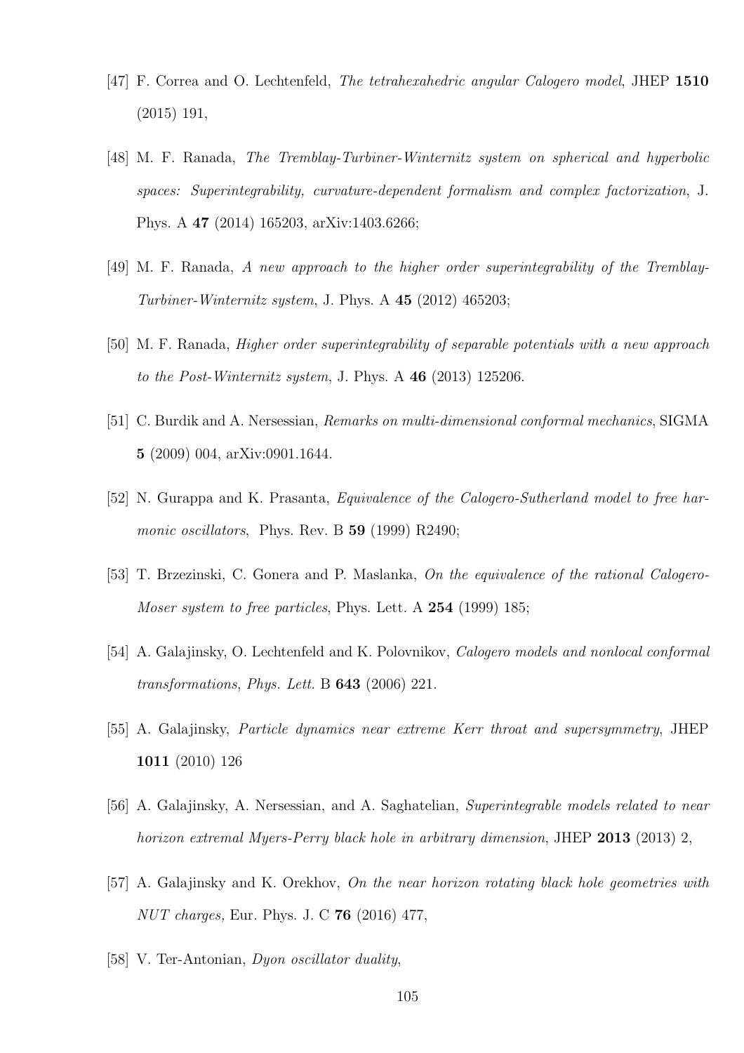[47] F. Correa and O. Lechtenfeld, *The tetrahexahedric angular Calogero model*, JHEP **1510** (2015) 191,

[48] M. F. Ranada, *The Tremblay-Turbiner-Winternitz system on spherical and hyperbolic spaces: Superintegrability, curvature-dependent formalism and complex factorization*, J. Phys. A **47** (2014) 165203, arXiv:1403.6266;

[49] M. F. Ranada, *A new approach to the higher order superintegrability of the Tremblay-Turbiner-Winternitz system*, J. Phys. A **45** (2012) 465203;

[50] M. F. Ranada, *Higher order superintegrability of separable potentials with a new approach to the Post-Winternitz system*, J. Phys. A **46** (2013) 125206.

[51] C. Burdik and A. Nersessian, *Remarks on multi-dimensional conformal mechanics*, SIGMA **5** (2009) 004, arXiv:0901.1644.

[52] N. Gurappa and K. Prasanta, *Equivalence of the Calogero-Sutherland model to free harmonic oscillators*, Phys. Rev. B **59** (1999) R2490;

[53] T. Brzezinski, C. Gonera and P. Maslanka, *On the equivalence of the rational Calogero-Moser system to free particles*, Phys. Lett. A **254** (1999) 185;

[54] A. Galajinsky, O. Lechtenfeld and K. Polovnikov, *Calogero models and nonlocal conformal transformations*, *Phys. Lett.* B **643** (2006) 221.

[55] A. Galajinsky, *Particle dynamics near extreme Kerr throat and supersymmetry*, JHEP **1011** (2010) 126

[56] A. Galajinsky, A. Nersessian, and A. Saghatelian, *Superintegrable models related to near horizon extremal Myers-Perry black hole in arbitrary dimension*, JHEP **2013** (2013) 2,

[57] A. Galajinsky and K. Orekhov, *On the near horizon rotating black hole geometries with NUT charges,* Eur. Phys. J. C **76** (2016) 477,

[58] V. Ter-Antonian, *Dyon oscillator duality*,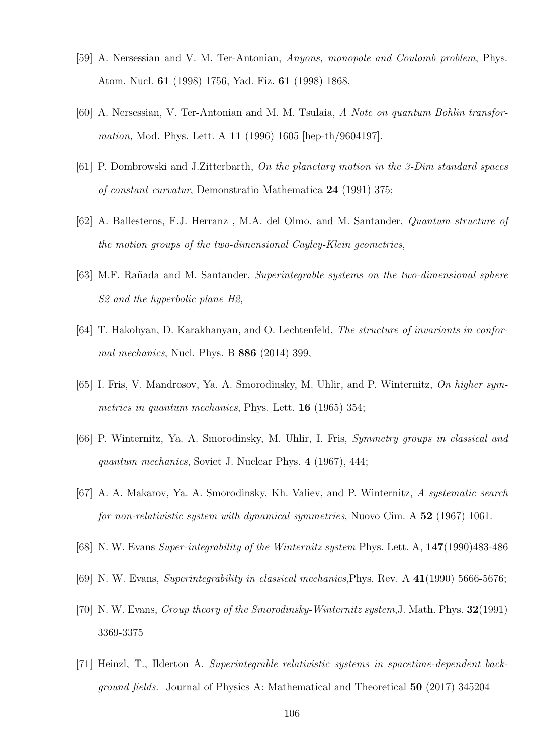[59] A. Nersessian and V. M. Ter-Antonian, *Anyons, monopole and Coulomb problem*, Phys. Atom. Nucl. **61** (1998) 1756, Yad. Fiz. **61** (1998) 1868,

[60] A. Nersessian, V. Ter-Antonian and M. M. Tsulaia, *A Note on quantum Bohlin transformation,* Mod. Phys. Lett. A **11** (1996) 1605 [hep-th/9604197].

[61] P. Dombrowski and J.Zitterbarth, *On the planetary motion in the 3-Dim standard spaces of constant curvatur*, Demonstratio Mathematica **24** (1991) 375;

[62] A. Ballesteros, F.J. Herranz , M.A. del Olmo, and M. Santander, *Quantum structure of the motion groups of the two-dimensional Cayley-Klein geometries*,

[63] M.F. Rañada and M. Santander, *Superintegrable systems on the two-dimensional sphere S2 and the hyperbolic plane H2*,

[64] T. Hakobyan, D. Karakhanyan, and O. Lechtenfeld, *The structure of invariants in conformal mechanics*, Nucl. Phys. B **886** (2014) 399,

[65] I. Fris, V. Mandrosov, Ya. A. Smorodinsky, M. Uhlir, and P. Winternitz, *On higher symmetries in quantum mechanics*, Phys. Lett. **16** (1965) 354;

[66] P. Winternitz, Ya. A. Smorodinsky, M. Uhlir, I. Fris, *Symmetry groups in classical and quantum mechanics*, Soviet J. Nuclear Phys. **4** (1967), 444;

[67] A. A. Makarov, Ya. A. Smorodinsky, Kh. Valiev, and P. Winternitz, *A systematic search for non-relativistic system with dynamical symmetries*, Nuovo Cim. A **52** (1967) 1061.

[68] N. W. Evans *Super-integrability of the Winternitz system* Phys. Lett. A, **147**(1990)483-486

[69] N. W. Evans, *Superintegrability in classical mechanics*,Phys. Rev. A **41**(1990) 5666-5676;

[70] N. W. Evans, *Group theory of the Smorodinsky-Winternitz system*,J. Math. Phys. **32**(1991) 3369-3375

[71] Heinzl, T., Ilderton A. *Superintegrable relativistic systems in spacetime-dependent background fields.* Journal of Physics A: Mathematical and Theoretical **50** (2017) 345204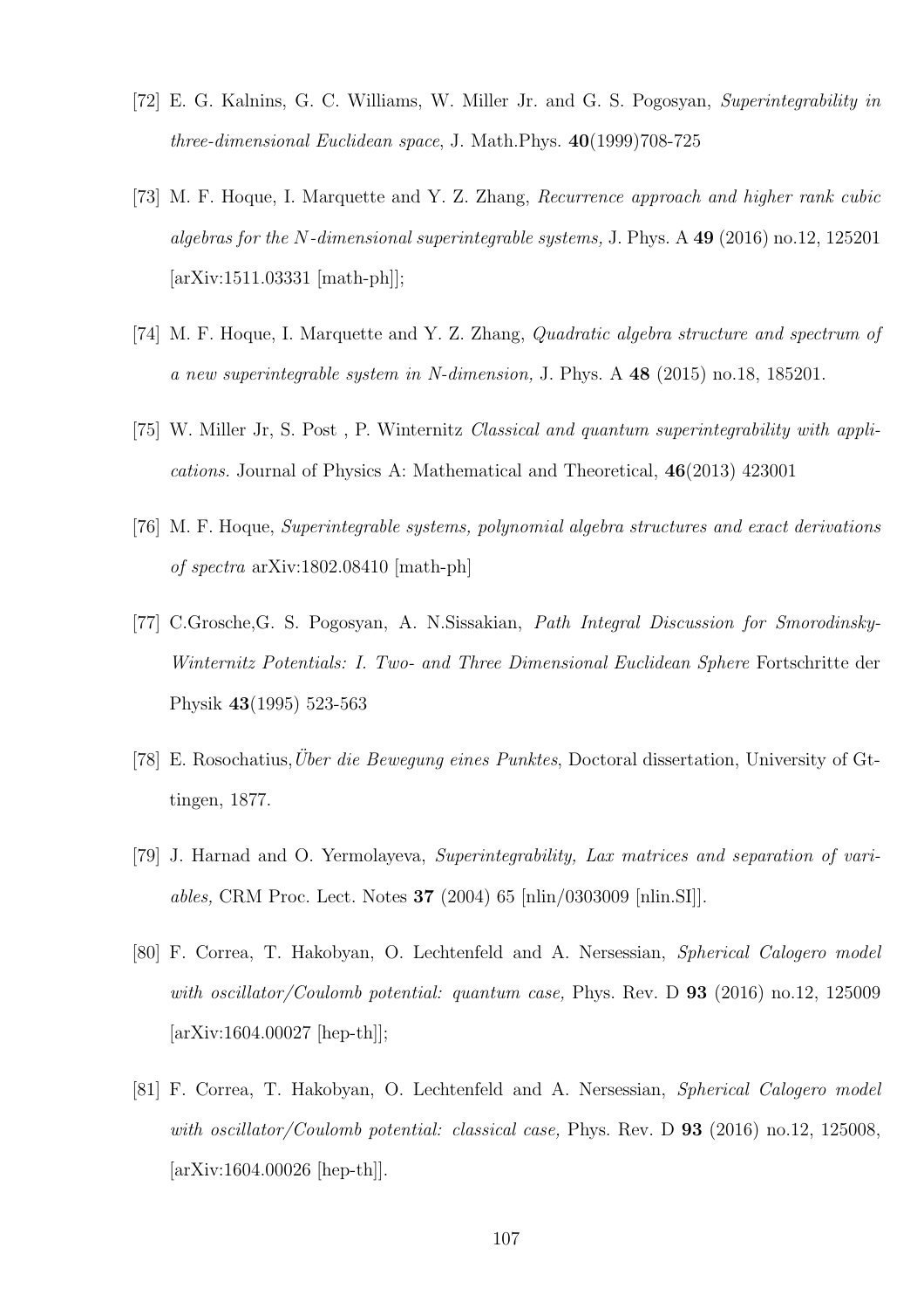[72] E. G. Kalnins, G. C. Williams, W. Miller Jr. and G. S. Pogosyan, *Superintegrability in three-dimensional Euclidean space*, J. Math.Phys. **40**(1999)708-725

[73] M. F. Hoque, I. Marquette and Y. Z. Zhang, *Recurrence approach and higher rank cubic algebras for the $N$-dimensional superintegrable systems,* J. Phys. A **49** (2016) no.12, 125201 [arXiv:1511.03331 [math-ph]];

[74] M. F. Hoque, I. Marquette and Y. Z. Zhang, *Quadratic algebra structure and spectrum of a new superintegrable system in N-dimension,* J. Phys. A **48** (2015) no.18, 185201.

[75] W. Miller Jr, S. Post , P. Winternitz *Classical and quantum superintegrability with applications.* Journal of Physics A: Mathematical and Theoretical, **46**(2013) 423001

[76] M. F. Hoque, *Superintegrable systems, polynomial algebra structures and exact derivations of spectra* arXiv:1802.08410 [math-ph]

[77] C.Grosche,G. S. Pogosyan, A. N.Sissakian, *Path Integral Discussion for Smorodinsky-Winternitz Potentials: I. Two- and Three Dimensional Euclidean Sphere* Fortschritte der Physik **43**(1995) 523-563

[78] E. Rosochatius,*Über die Bewegung eines Punktes*, Doctoral dissertation, University of Gttingen, 1877.

[79] J. Harnad and O. Yermolayeva, *Superintegrability, Lax matrices and separation of variables,* CRM Proc. Lect. Notes **37** (2004) 65 [nlin/0303009 [nlin.SI]].

[80] F. Correa, T. Hakobyan, O. Lechtenfeld and A. Nersessian, *Spherical Calogero model with oscillator/Coulomb potential: quantum case,* Phys. Rev. D **93** (2016) no.12, 125009 [arXiv:1604.00027 [hep-th]];

[81] F. Correa, T. Hakobyan, O. Lechtenfeld and A. Nersessian, *Spherical Calogero model with oscillator/Coulomb potential: classical case,* Phys. Rev. D **93** (2016) no.12, 125008, [arXiv:1604.00026 [hep-th]].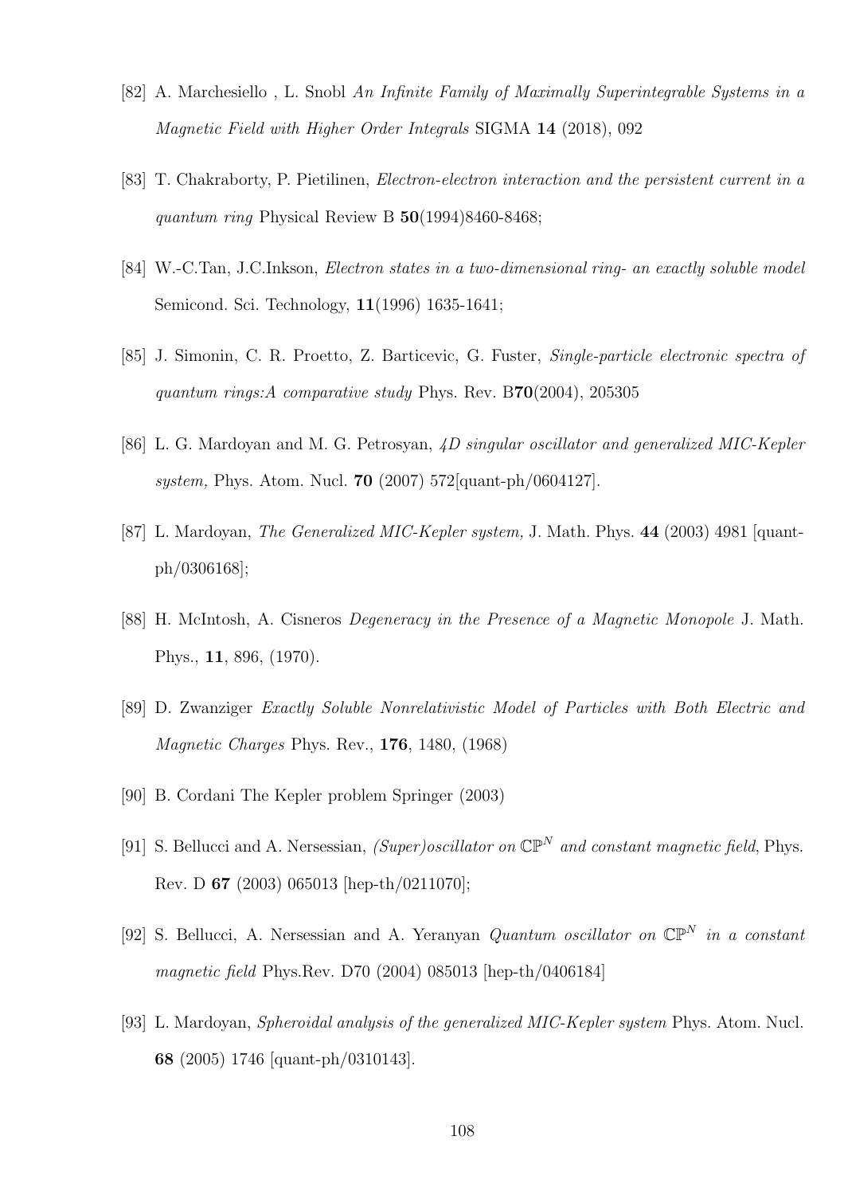[82] A. Marchesiello , L. Snobl *An Infinite Family of Maximally Superintegrable Systems in a Magnetic Field with Higher Order Integrals* SIGMA **14** (2018), 092

[83] T. Chakraborty, P. Pietilinen, *Electron-electron interaction and the persistent current in a quantum ring* Physical Review B **50**(1994)8460-8468;

[84] W.-C.Tan, J.C.Inkson, *Electron states in a two-dimensional ring- an exactly soluble model* Semicond. Sci. Technology, **11**(1996) 1635-1641;

[85] J. Simonin, C. R. Proetto, Z. Barticevic, G. Fuster, *Single-particle electronic spectra of quantum rings:A comparative study* Phys. Rev. B**70**(2004), 205305

[86] L. G. Mardoyan and M. G. Petrosyan, *4D singular oscillator and generalized MIC-Kepler system,* Phys. Atom. Nucl. **70** (2007) 572[quant-ph/0604127].

[87] L. Mardoyan, *The Generalized MIC-Kepler system,* J. Math. Phys. **44** (2003) 4981 [quant-ph/0306168];

[88] H. McIntosh, A. Cisneros *Degeneracy in the Presence of a Magnetic Monopole* J. Math. Phys., **11**, 896, (1970).

[89] D. Zwanziger *Exactly Soluble Nonrelativistic Model of Particles with Both Electric and Magnetic Charges* Phys. Rev., **176**, 1480, (1968)

[90] B. Cordani The Kepler problem Springer (2003)

[91] S. Bellucci and A. Nersessian, *(Super)oscillator on* $\mathbb{CP}^N$ *and constant magnetic field*, Phys. Rev. D **67** (2003) 065013 [hep-th/0211070];

[92] S. Bellucci, A. Nersessian and A. Yeranyan *Quantum oscillator on* $\mathbb{CP}^N$ *in a constant magnetic field* Phys.Rev. D70 (2004) 085013 [hep-th/0406184]

[93] L. Mardoyan, *Spheroidal analysis of the generalized MIC-Kepler system* Phys. Atom. Nucl. **68** (2005) 1746 [quant-ph/0310143].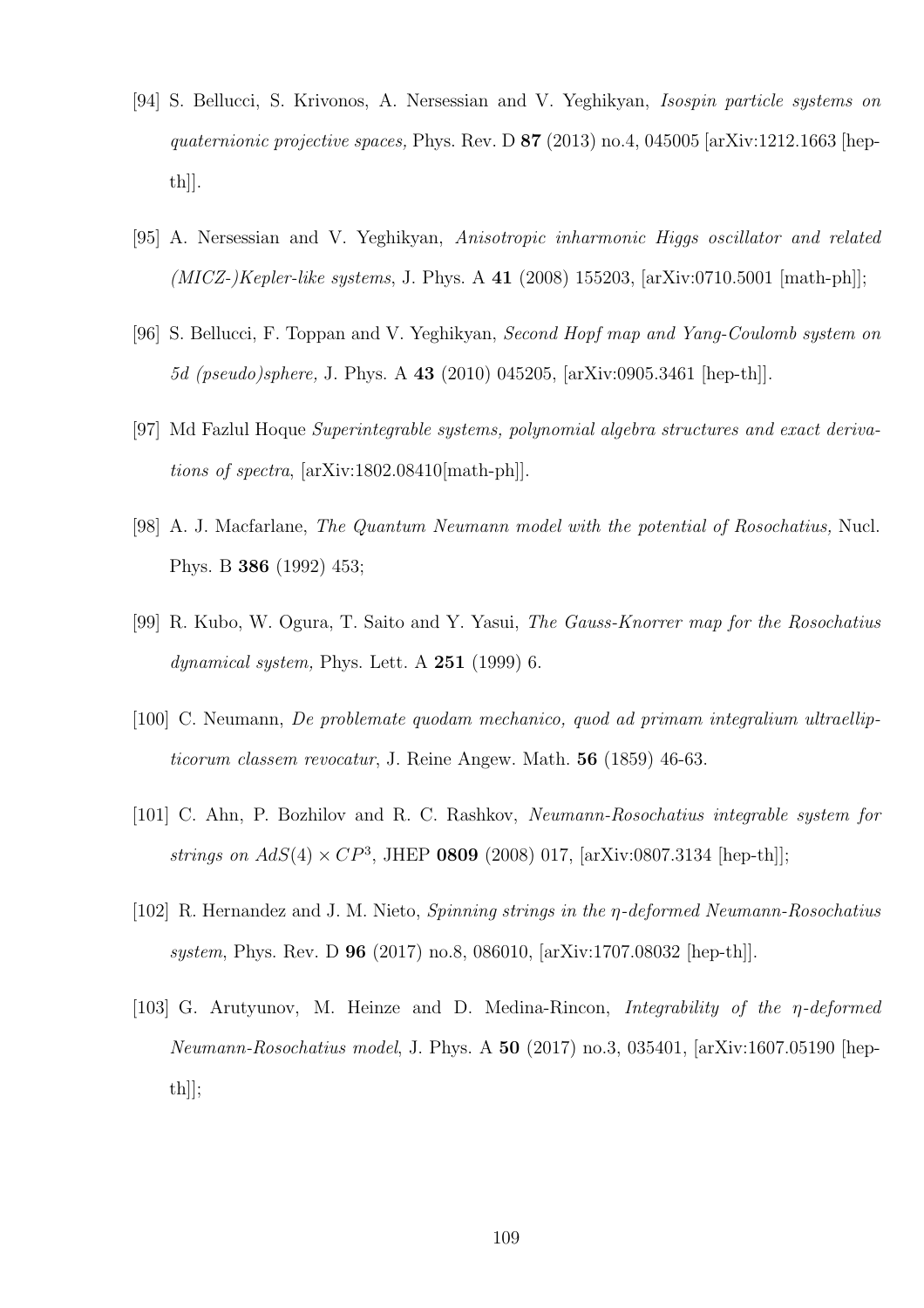[94] S. Bellucci, S. Krivonos, A. Nersessian and V. Yeghikyan, *Isospin particle systems on quaternionic projective spaces,* Phys. Rev. D **87** (2013) no.4, 045005 [arXiv:1212.1663 [hep-th]].

[95] A. Nersessian and V. Yeghikyan, *Anisotropic inharmonic Higgs oscillator and related (MICZ-)Kepler-like systems*, J. Phys. A **41** (2008) 155203, [arXiv:0710.5001 [math-ph]];

[96] S. Bellucci, F. Toppan and V. Yeghikyan, *Second Hopf map and Yang-Coulomb system on 5d (pseudo)sphere,* J. Phys. A **43** (2010) 045205, [arXiv:0905.3461 [hep-th]].

[97] Md Fazlul Hoque *Superintegrable systems, polynomial algebra structures and exact derivations of spectra*, [arXiv:1802.08410[math-ph]].

[98] A. J. Macfarlane, *The Quantum Neumann model with the potential of Rosochatius,* Nucl. Phys. B **386** (1992) 453;

[99] R. Kubo, W. Ogura, T. Saito and Y. Yasui, *The Gauss-Knorrer map for the Rosochatius dynamical system,* Phys. Lett. A **251** (1999) 6.

[100] C. Neumann, *De problemate quodam mechanico, quod ad primam integralium ultraellipticorum classem revocatur*, J. Reine Angew. Math. **56** (1859) 46-63.

[101] C. Ahn, P. Bozhilov and R. C. Rashkov, *Neumann-Rosochatius integrable system for strings on $AdS(4) \times CP^3$*, JHEP **0809** (2008) 017, [arXiv:0807.3134 [hep-th]];

[102] R. Hernandez and J. M. Nieto, *Spinning strings in the $\eta$-deformed Neumann-Rosochatius system*, Phys. Rev. D **96** (2017) no.8, 086010, [arXiv:1707.08032 [hep-th]].

[103] G. Arutyunov, M. Heinze and D. Medina-Rincon, *Integrability of the $\eta$-deformed Neumann-Rosochatius model*, J. Phys. A **50** (2017) no.3, 035401, [arXiv:1607.05190 [hep-th]];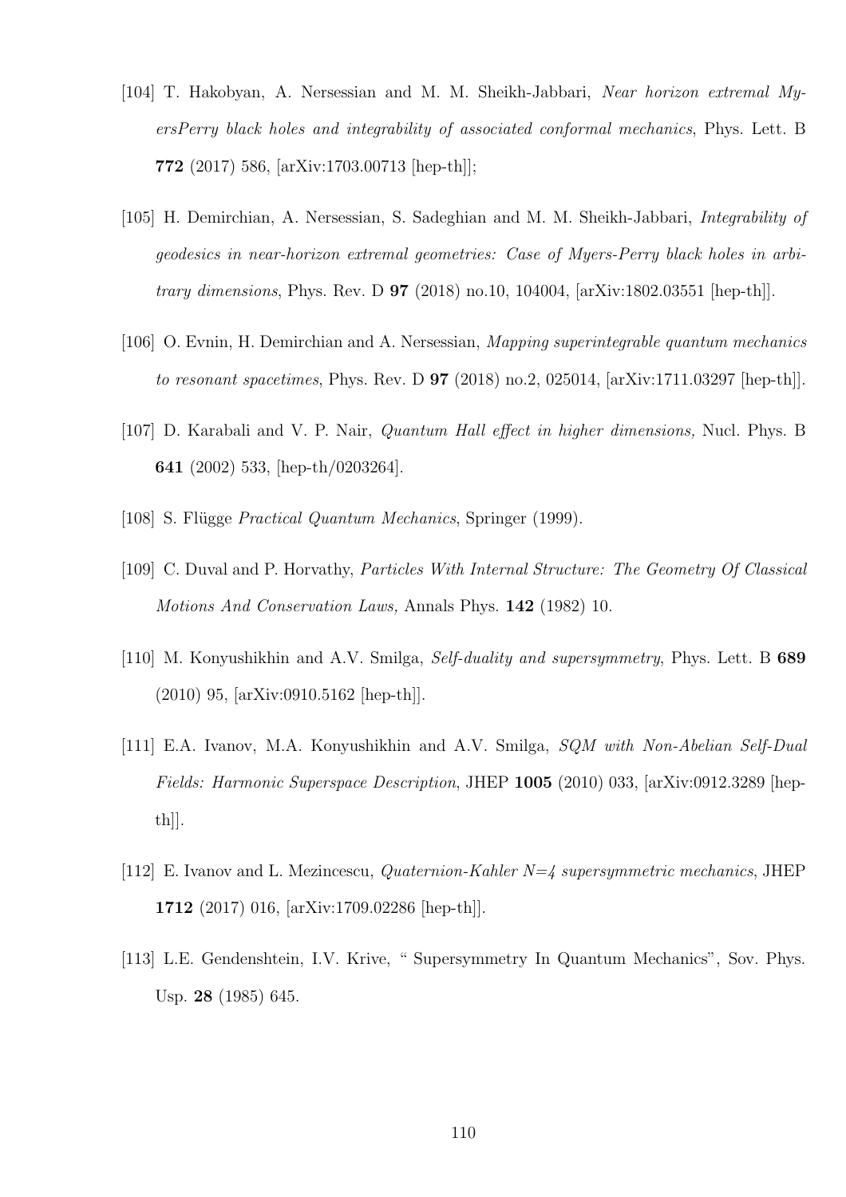[104] T. Hakobyan, A. Nersessian and M. M. Sheikh-Jabbari, *Near horizon extremal MyersPerry black holes and integrability of associated conformal mechanics*, Phys. Lett. B **772** (2017) 586, [arXiv:1703.00713 [hep-th]];

[105] H. Demirchian, A. Nersessian, S. Sadeghian and M. M. Sheikh-Jabbari, *Integrability of geodesics in near-horizon extremal geometries: Case of Myers-Perry black holes in arbitrary dimensions*, Phys. Rev. D **97** (2018) no.10, 104004, [arXiv:1802.03551 [hep-th]].

[106] O. Evnin, H. Demirchian and A. Nersessian, *Mapping superintegrable quantum mechanics to resonant spacetimes*, Phys. Rev. D **97** (2018) no.2, 025014, [arXiv:1711.03297 [hep-th]].

[107] D. Karabali and V. P. Nair, *Quantum Hall effect in higher dimensions,* Nucl. Phys. B **641** (2002) 533, [hep-th/0203264].

[108] S. Flügge *Practical Quantum Mechanics*, Springer (1999).

[109] C. Duval and P. Horvathy, *Particles With Internal Structure: The Geometry Of Classical Motions And Conservation Laws,* Annals Phys. **142** (1982) 10.

[110] M. Konyushikhin and A.V. Smilga, *Self-duality and supersymmetry*, Phys. Lett. B **689** (2010) 95, [arXiv:0910.5162 [hep-th]].

[111] E.A. Ivanov, M.A. Konyushikhin and A.V. Smilga, *SQM with Non-Abelian Self-Dual Fields: Harmonic Superspace Description*, JHEP **1005** (2010) 033, [arXiv:0912.3289 [hep-th]].

[112] E. Ivanov and L. Mezincescu, *Quaternion-Kahler N=4 supersymmetric mechanics*, JHEP **1712** (2017) 016, [arXiv:1709.02286 [hep-th]].

[113] L.E. Gendenshtein, I.V. Krive, " Supersymmetry In Quantum Mechanics", Sov. Phys. Usp. **28** (1985) 645.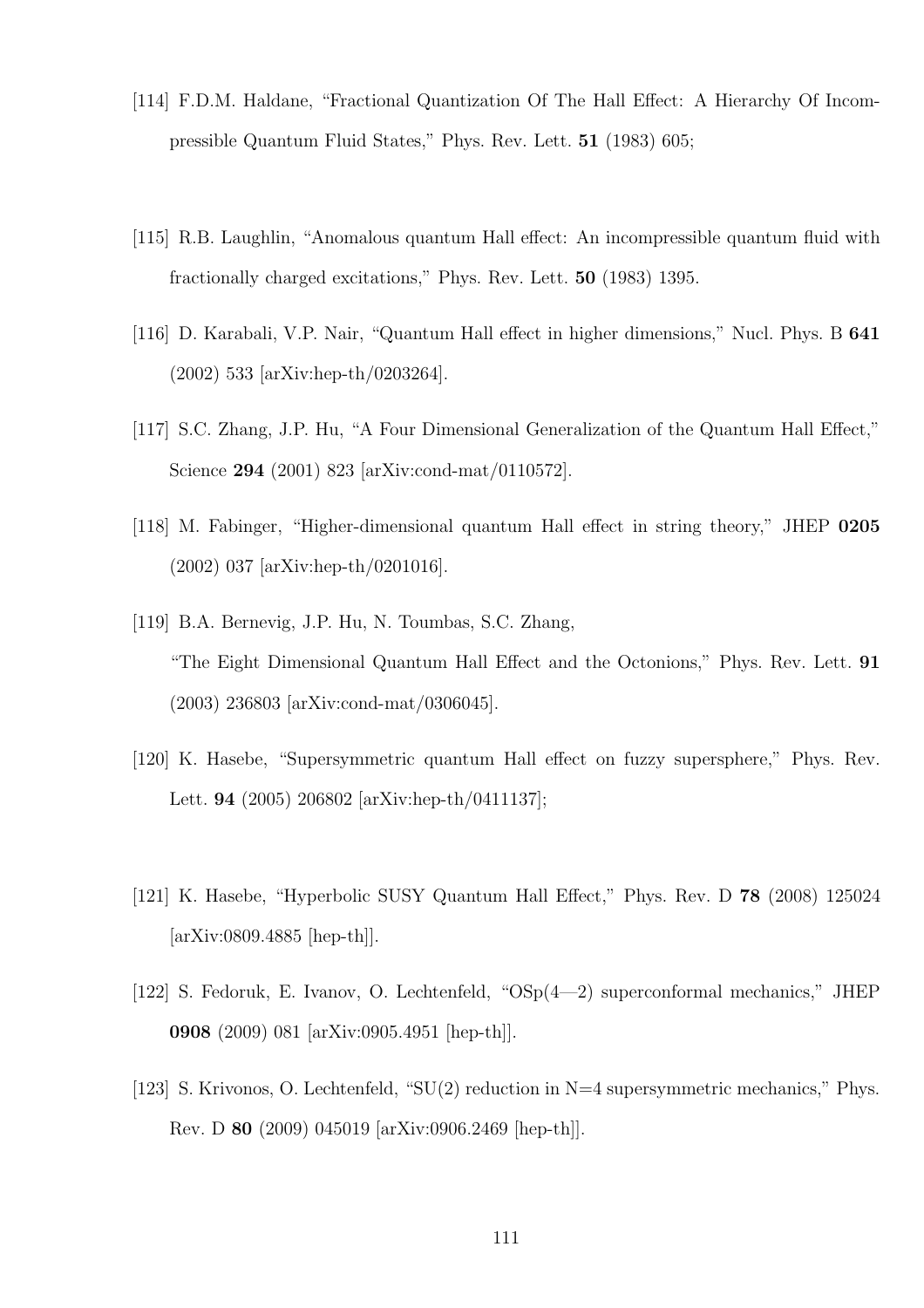[114] F.D.M. Haldane, "Fractional Quantization Of The Hall Effect: A Hierarchy Of Incompressible Quantum Fluid States," Phys. Rev. Lett. **51** (1983) 605;

[115] R.B. Laughlin, "Anomalous quantum Hall effect: An incompressible quantum fluid with fractionally charged excitations," Phys. Rev. Lett. **50** (1983) 1395.

[116] D. Karabali, V.P. Nair, "Quantum Hall effect in higher dimensions," Nucl. Phys. B **641** (2002) 533 [arXiv:hep-th/0203264].

[117] S.C. Zhang, J.P. Hu, "A Four Dimensional Generalization of the Quantum Hall Effect," Science **294** (2001) 823 [arXiv:cond-mat/0110572].

[118] M. Fabinger, "Higher-dimensional quantum Hall effect in string theory," JHEP **0205** (2002) 037 [arXiv:hep-th/0201016].

[119] B.A. Bernevig, J.P. Hu, N. Toumbas, S.C. Zhang, "The Eight Dimensional Quantum Hall Effect and the Octonions," Phys. Rev. Lett. **91** (2003) 236803 [arXiv:cond-mat/0306045].

[120] K. Hasebe, "Supersymmetric quantum Hall effect on fuzzy supersphere," Phys. Rev. Lett. **94** (2005) 206802 [arXiv:hep-th/0411137];

[121] K. Hasebe, "Hyperbolic SUSY Quantum Hall Effect," Phys. Rev. D **78** (2008) 125024 [arXiv:0809.4885 [hep-th]].

[122] S. Fedoruk, E. Ivanov, O. Lechtenfeld, "OSp(4—2) superconformal mechanics," JHEP **0908** (2009) 081 [arXiv:0905.4951 [hep-th]].

[123] S. Krivonos, O. Lechtenfeld, "SU(2) reduction in N=4 supersymmetric mechanics," Phys. Rev. D **80** (2009) 045019 [arXiv:0906.2469 [hep-th]].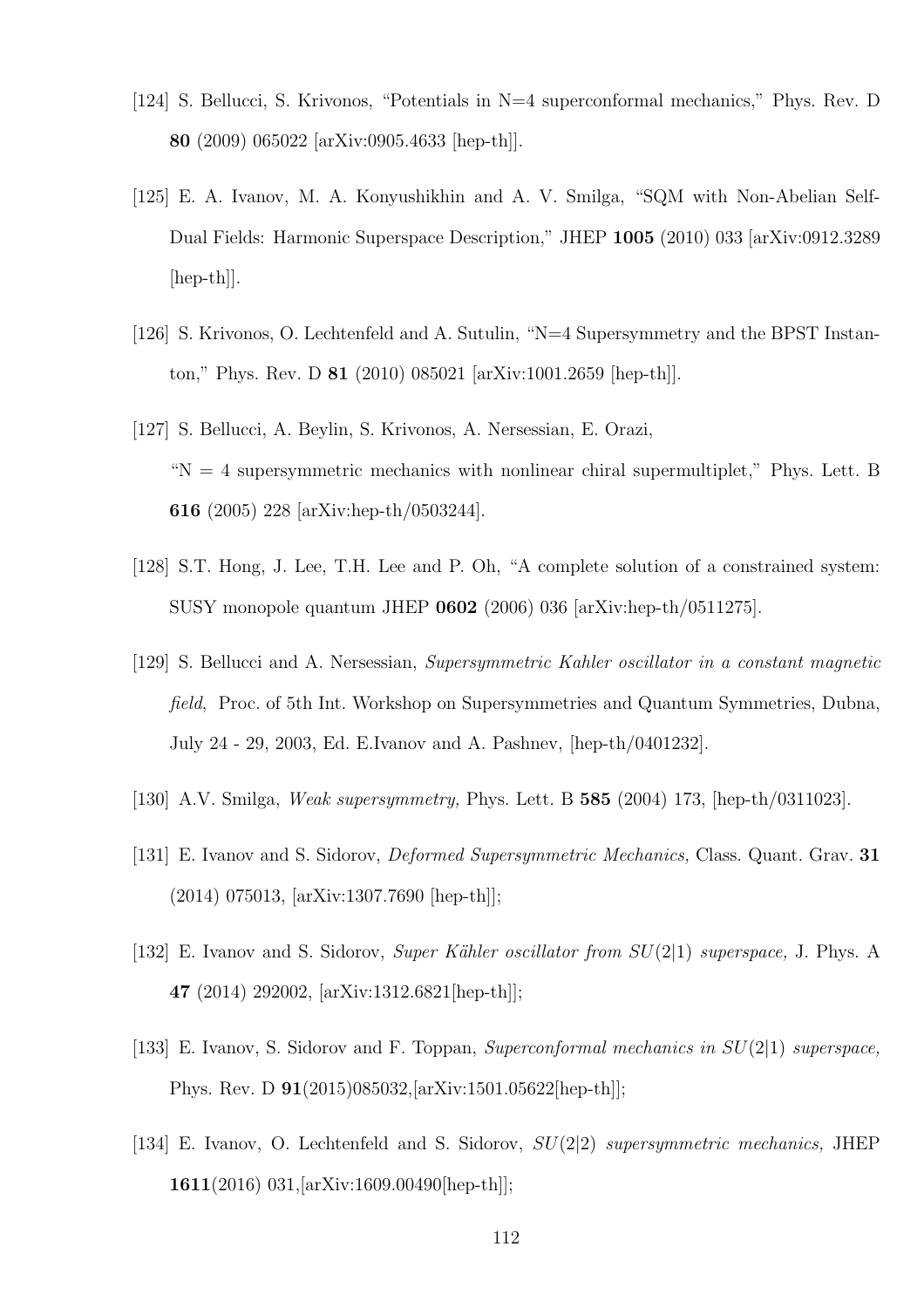[124] S. Bellucci, S. Krivonos, "Potentials in N=4 superconformal mechanics," Phys. Rev. D **80** (2009) 065022 [arXiv:0905.4633 [hep-th]].

[125] E. A. Ivanov, M. A. Konyushikhin and A. V. Smilga, "SQM with Non-Abelian Self-Dual Fields: Harmonic Superspace Description," JHEP **1005** (2010) 033 [arXiv:0912.3289 [hep-th]].

[126] S. Krivonos, O. Lechtenfeld and A. Sutulin, "N=4 Supersymmetry and the BPST Instanton," Phys. Rev. D **81** (2010) 085021 [arXiv:1001.2659 [hep-th]].

[127] S. Bellucci, A. Beylin, S. Krivonos, A. Nersessian, E. Orazi, "N = 4 supersymmetric mechanics with nonlinear chiral supermultiplet," Phys. Lett. B **616** (2005) 228 [arXiv:hep-th/0503244].

[128] S.T. Hong, J. Lee, T.H. Lee and P. Oh, "A complete solution of a constrained system: SUSY monopole quantum JHEP **0602** (2006) 036 [arXiv:hep-th/0511275].

[129] S. Bellucci and A. Nersessian, *Supersymmetric Kahler oscillator in a constant magnetic field*, Proc. of 5th Int. Workshop on Supersymmetries and Quantum Symmetries, Dubna, July 24 - 29, 2003, Ed. E.Ivanov and A. Pashnev, [hep-th/0401232].

[130] A.V. Smilga, *Weak supersymmetry,* Phys. Lett. B **585** (2004) 173, [hep-th/0311023].

[131] E. Ivanov and S. Sidorov, *Deformed Supersymmetric Mechanics,* Class. Quant. Grav. **31** (2014) 075013, [arXiv:1307.7690 [hep-th]];

[132] E. Ivanov and S. Sidorov, *Super Kähler oscillator from $SU(2|1)$ superspace,* J. Phys. A **47** (2014) 292002, [arXiv:1312.6821[hep-th]];

[133] E. Ivanov, S. Sidorov and F. Toppan, *Superconformal mechanics in $SU(2|1)$ superspace,* Phys. Rev. D **91**(2015)085032,[arXiv:1501.05622[hep-th]];

[134] E. Ivanov, O. Lechtenfeld and S. Sidorov, *$SU(2|2)$ supersymmetric mechanics,* JHEP **1611**(2016) 031,[arXiv:1609.00490[hep-th]];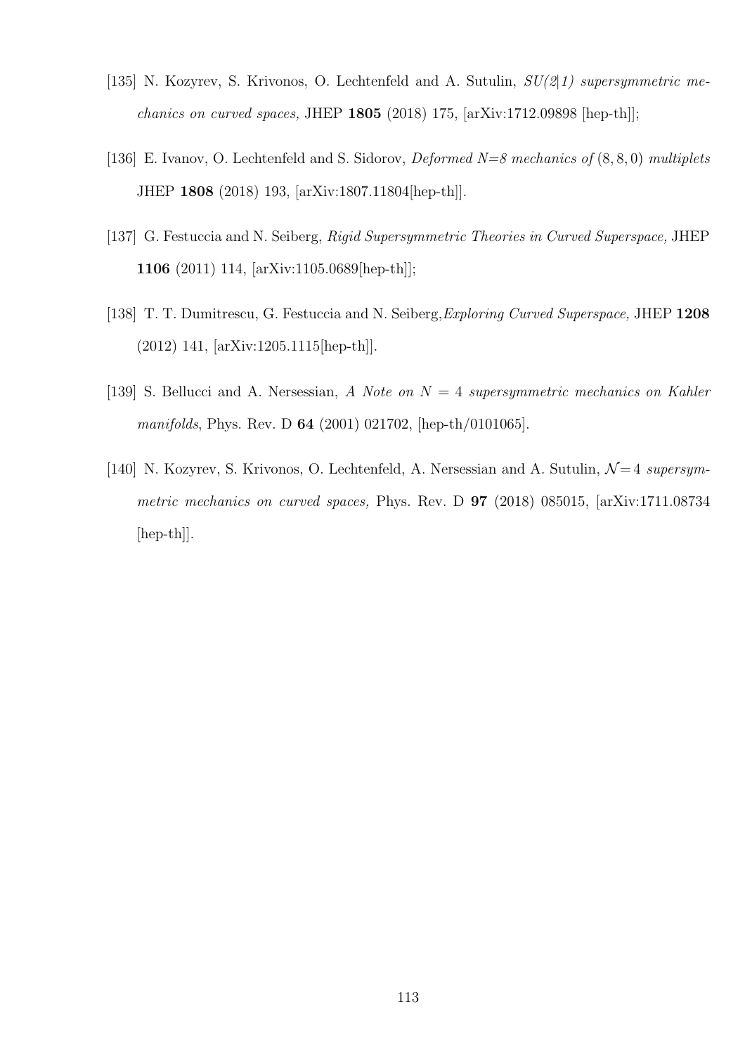[135] N. Kozyrev, S. Krivonos, O. Lechtenfeld and A. Sutulin, *SU(2|1) supersymmetric mechanics on curved spaces,* JHEP **1805** (2018) 175, [arXiv:1712.09898 [hep-th]];

[136] E. Ivanov, O. Lechtenfeld and S. Sidorov, *Deformed N=8 mechanics of* $(8, 8, 0)$ *multiplets* JHEP **1808** (2018) 193, [arXiv:1807.11804[hep-th]].

[137] G. Festuccia and N. Seiberg, *Rigid Supersymmetric Theories in Curved Superspace,* JHEP **1106** (2011) 114, [arXiv:1105.0689[hep-th]];

[138] T. T. Dumitrescu, G. Festuccia and N. Seiberg,*Exploring Curved Superspace,* JHEP **1208** (2012) 141, [arXiv:1205.1115[hep-th]].

[139] S. Bellucci and A. Nersessian, *A Note on* $N = 4$ *supersymmetric mechanics on Kahler manifolds*, Phys. Rev. D **64** (2001) 021702, [hep-th/0101065].

[140] N. Kozyrev, S. Krivonos, O. Lechtenfeld, A. Nersessian and A. Sutulin, $\mathcal{N}=4$ *supersymmetric mechanics on curved spaces,* Phys. Rev. D **97** (2018) 085015, [arXiv:1711.08734 [hep-th]].